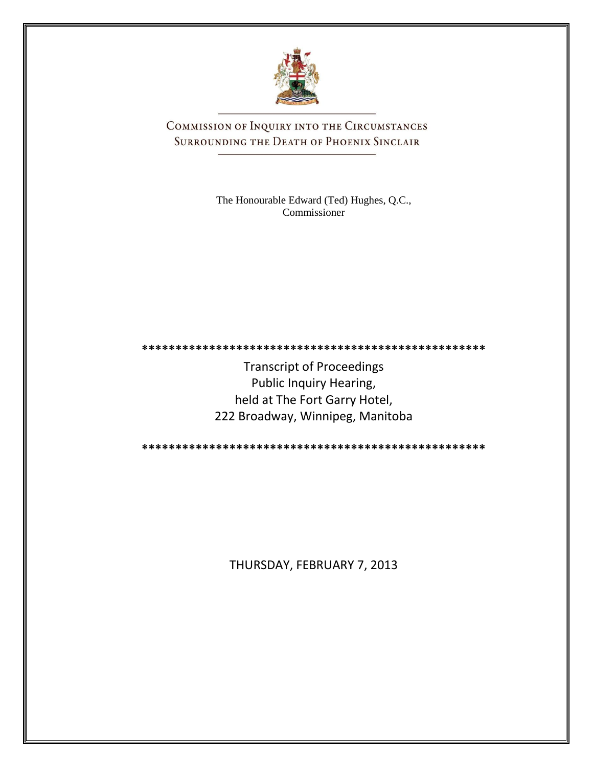# Commission of Inquiry into the Circumstances Surrounding the Death of Phoenix Sinclair

The Honourable Edward (Ted) Hughes, Q.C.,
Commissioner

**************************************************

Transcript of Proceedings
Public Inquiry Hearing,
held at The Fort Garry Hotel,
222 Broadway, Winnipeg, Manitoba

**************************************************

THURSDAY, FEBRUARY 7, 2013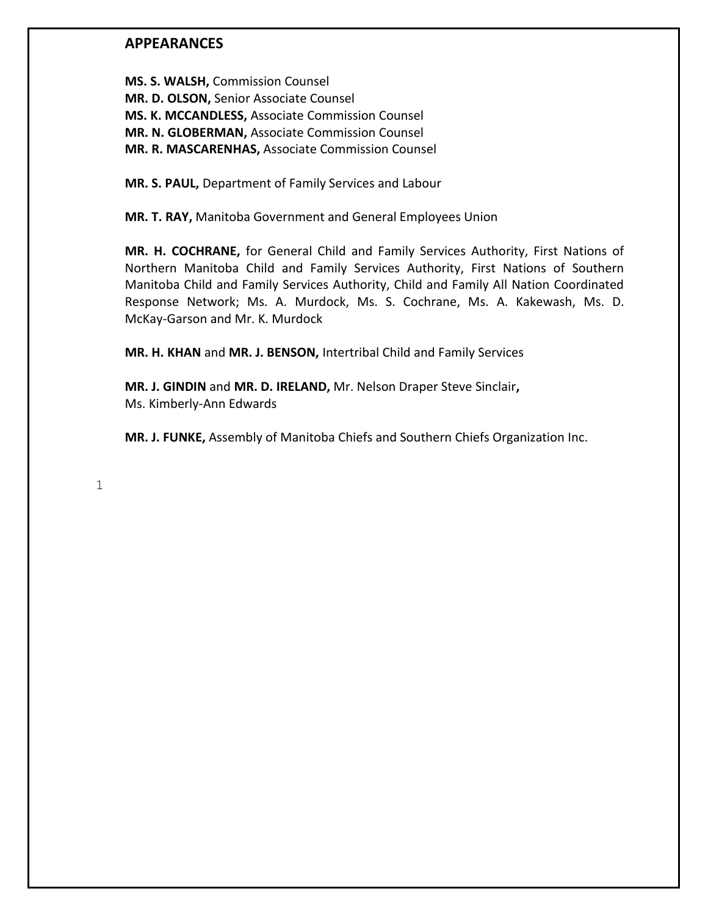## APPEARANCES

**MS. S. WALSH,** Commission Counsel
**MR. D. OLSON,** Senior Associate Counsel
**MS. K. MCCANDLESS,** Associate Commission Counsel
**MR. N. GLOBERMAN,** Associate Commission Counsel
**MR. R. MASCARENHAS,** Associate Commission Counsel

**MR. S. PAUL,** Department of Family Services and Labour

**MR. T. RAY,** Manitoba Government and General Employees Union

**MR. H. COCHRANE,** for General Child and Family Services Authority, First Nations of Northern Manitoba Child and Family Services Authority, First Nations of Southern Manitoba Child and Family Services Authority, Child and Family All Nation Coordinated Response Network; Ms. A. Murdock, Ms. S. Cochrane, Ms. A. Kakewash, Ms. D. McKay-Garson and Mr. K. Murdock

**MR. H. KHAN** and **MR. J. BENSON,** Intertribal Child and Family Services

**MR. J. GINDIN** and **MR. D. IRELAND,** Mr. Nelson Draper Steve Sinclair**,**
Ms. Kimberly-Ann Edwards

**MR. J. FUNKE,** Assembly of Manitoba Chiefs and Southern Chiefs Organization Inc.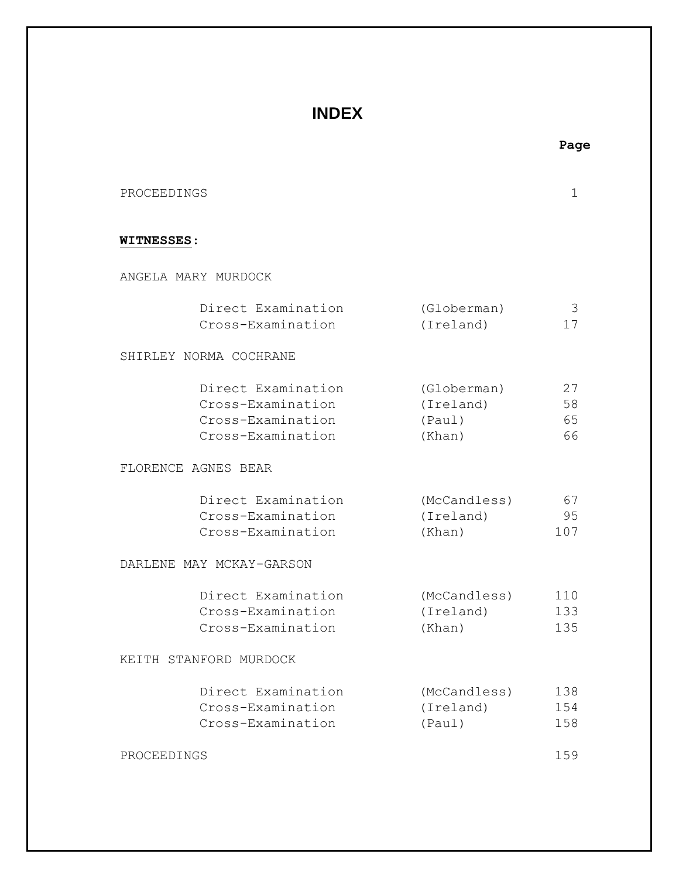# INDEX

| | | Page |
|---|---|---|
| PROCEEDINGS | | 1 |
| **WITNESSES:** | | |
| ANGELA MARY MURDOCK | | |
| Direct Examination | (Globerman) | 3 |
| Cross-Examination | (Ireland) | 17 |
| SHIRLEY NORMA COCHRANE | | |
| Direct Examination | (Globerman) | 27 |
| Cross-Examination | (Ireland) | 58 |
| Cross-Examination | (Paul) | 65 |
| Cross-Examination | (Khan) | 66 |
| FLORENCE AGNES BEAR | | |
| Direct Examination | (McCandless) | 67 |
| Cross-Examination | (Ireland) | 95 |
| Cross-Examination | (Khan) | 107 |
| DARLENE MAY MCKAY-GARSON | | |
| Direct Examination | (McCandless) | 110 |
| Cross-Examination | (Ireland) | 133 |
| Cross-Examination | (Khan) | 135 |
| KEITH STANFORD MURDOCK | | |
| Direct Examination | (McCandless) | 138 |
| Cross-Examination | (Ireland) | 154 |
| Cross-Examination | (Paul) | 158 |
| PROCEEDINGS | | 159 |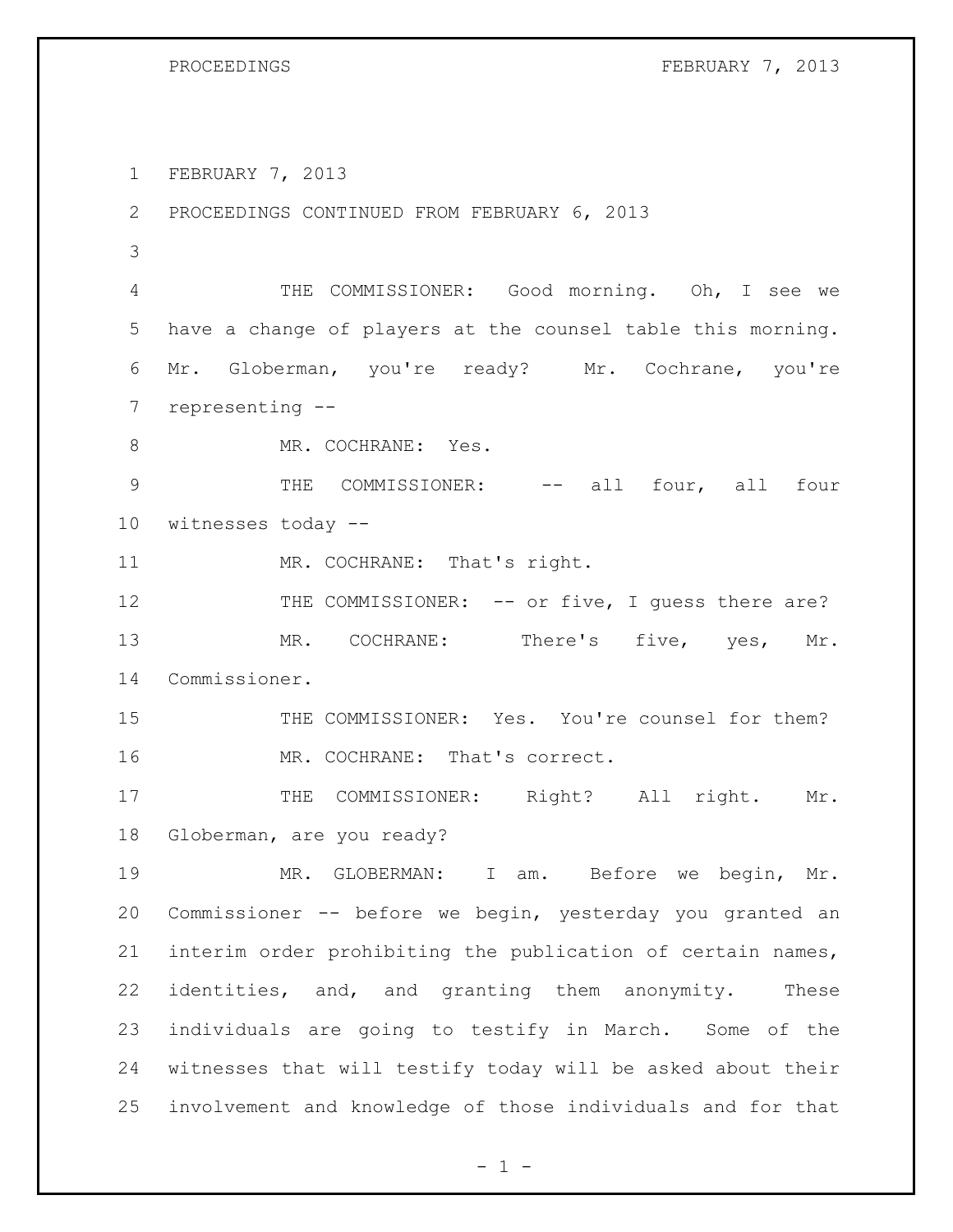FEBRUARY 7, 2013

PROCEEDINGS CONTINUED FROM FEBRUARY 6, 2013

THE COMMISSIONER: Good morning. Oh, I see we have a change of players at the counsel table this morning. Mr. Globerman, you're ready? Mr. Cochrane, you're representing --

MR. COCHRANE: Yes.

THE COMMISSIONER: -- all four, all four witnesses today --

MR. COCHRANE: That's right.

THE COMMISSIONER: -- or five, I guess there are?

MR. COCHRANE: There's five, yes, Mr. Commissioner.

THE COMMISSIONER: Yes. You're counsel for them?

MR. COCHRANE: That's correct.

THE COMMISSIONER: Right? All right. Mr. Globerman, are you ready?

MR. GLOBERMAN: I am. Before we begin, Mr. Commissioner -- before we begin, yesterday you granted an interim order prohibiting the publication of certain names, identities, and, and granting them anonymity. These individuals are going to testify in March. Some of the witnesses that will testify today will be asked about their involvement and knowledge of those individuals and for that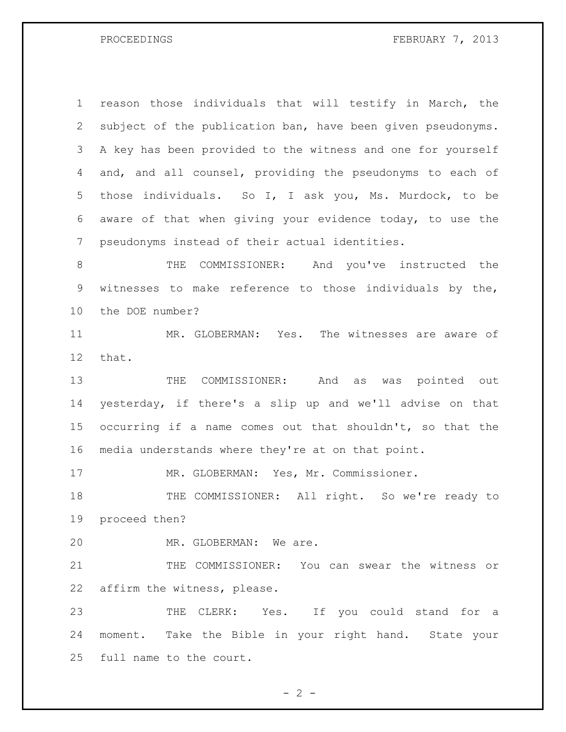1 reason those individuals that will testify in March, the
2 subject of the publication ban, have been given pseudonyms.
3 A key has been provided to the witness and one for yourself
4 and, and all counsel, providing the pseudonyms to each of
5 those individuals. So I, I ask you, Ms. Murdock, to be
6 aware of that when giving your evidence today, to use the
7 pseudonyms instead of their actual identities.

8 THE COMMISSIONER: And you've instructed the
9 witnesses to make reference to those individuals by the,
10 the DOE number?

11 MR. GLOBERMAN: Yes. The witnesses are aware of
12 that.

13 THE COMMISSIONER: And as was pointed out
14 yesterday, if there's a slip up and we'll advise on that
15 occurring if a name comes out that shouldn't, so that the
16 media understands where they're at on that point.

17 MR. GLOBERMAN: Yes, Mr. Commissioner.

18 THE COMMISSIONER: All right. So we're ready to
19 proceed then?

20 MR. GLOBERMAN: We are.

21 THE COMMISSIONER: You can swear the witness or
22 affirm the witness, please.

23 THE CLERK: Yes. If you could stand for a
24 moment. Take the Bible in your right hand. State your
25 full name to the court.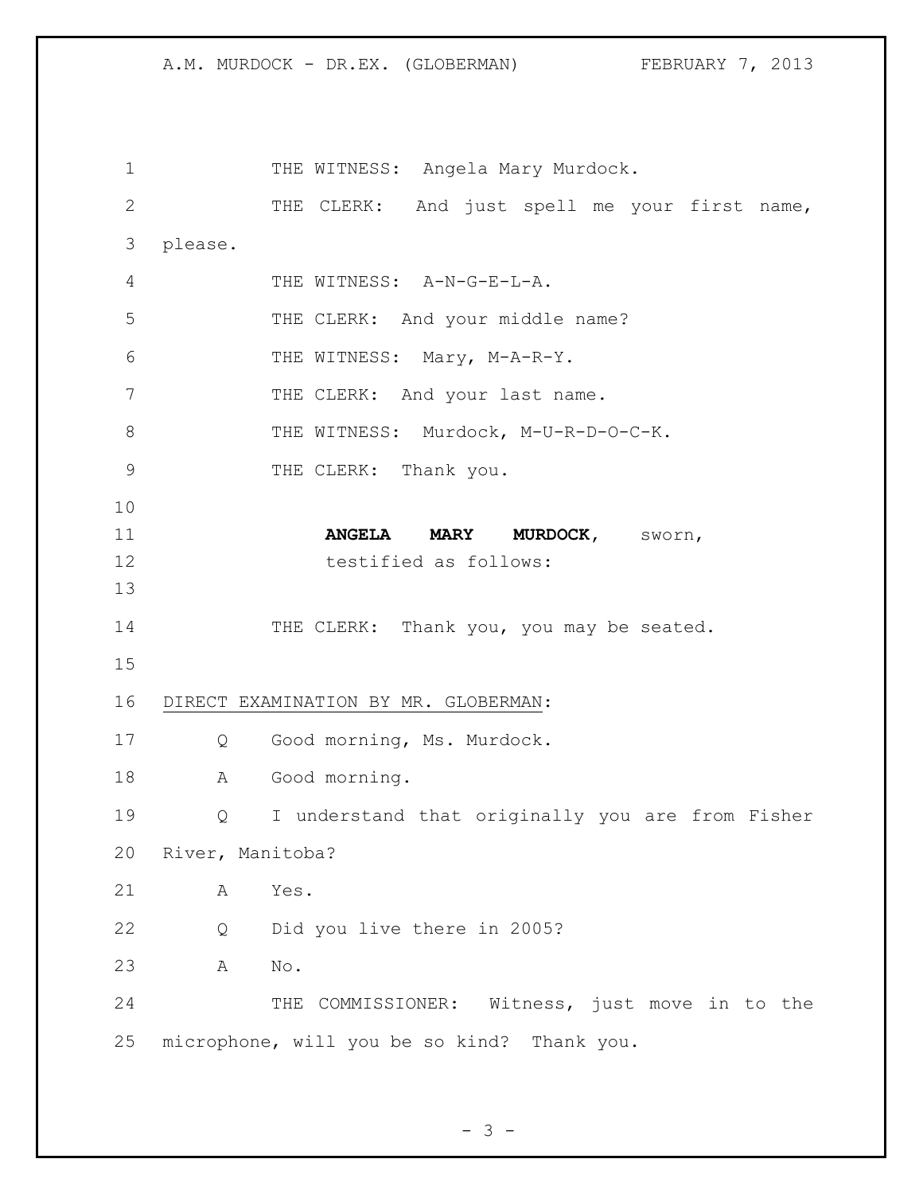THE WITNESS: Angela Mary Murdock.

THE CLERK: And just spell me your first name, please.

THE WITNESS: A-N-G-E-L-A.

THE CLERK: And your middle name?

THE WITNESS: Mary, M-A-R-Y.

THE CLERK: And your last name.

THE WITNESS: Murdock, M-U-R-D-O-C-K.

THE CLERK: Thank you.

**ANGELA MARY MURDOCK**, sworn, testified as follows:

THE CLERK: Thank you, you may be seated.

DIRECT EXAMINATION BY MR. GLOBERMAN:

Q Good morning, Ms. Murdock.

A Good morning.

Q I understand that originally you are from Fisher River, Manitoba?

A Yes.

Q Did you live there in 2005?

A No.

THE COMMISSIONER: Witness, just move in to the microphone, will you be so kind? Thank you.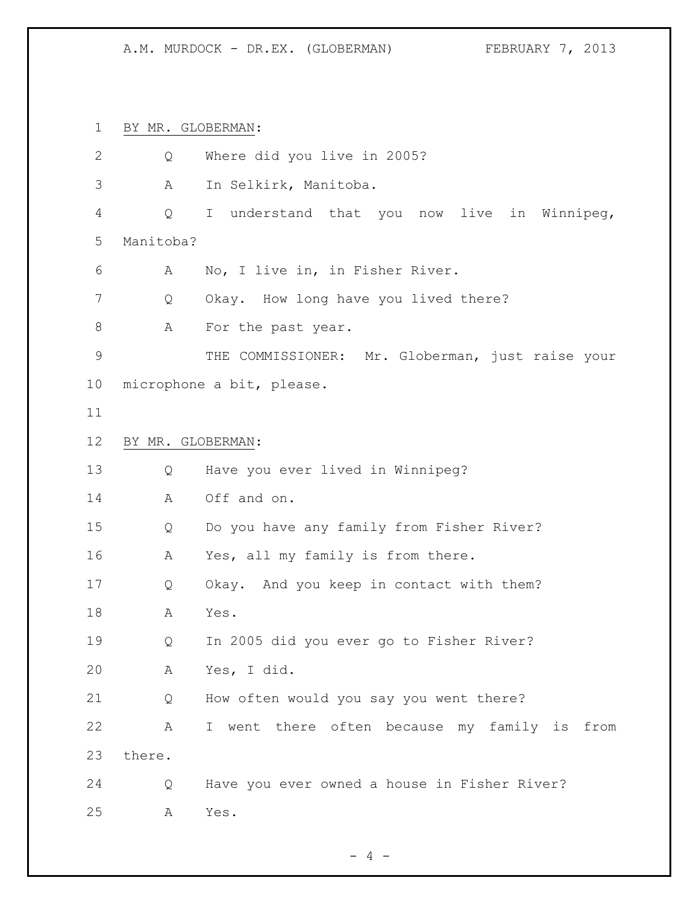BY MR. GLOBERMAN:

Q Where did you live in 2005?

A In Selkirk, Manitoba.

Q I understand that you now live in Winnipeg, Manitoba?

A No, I live in, in Fisher River.

Q Okay. How long have you lived there?

A For the past year.

THE COMMISSIONER: Mr. Globerman, just raise your microphone a bit, please.

BY MR. GLOBERMAN:

Q Have you ever lived in Winnipeg?

A Off and on.

Q Do you have any family from Fisher River?

A Yes, all my family is from there.

Q Okay. And you keep in contact with them?

A Yes.

Q In 2005 did you ever go to Fisher River?

A Yes, I did.

Q How often would you say you went there?

A I went there often because my family is from there.

Q Have you ever owned a house in Fisher River?

A Yes.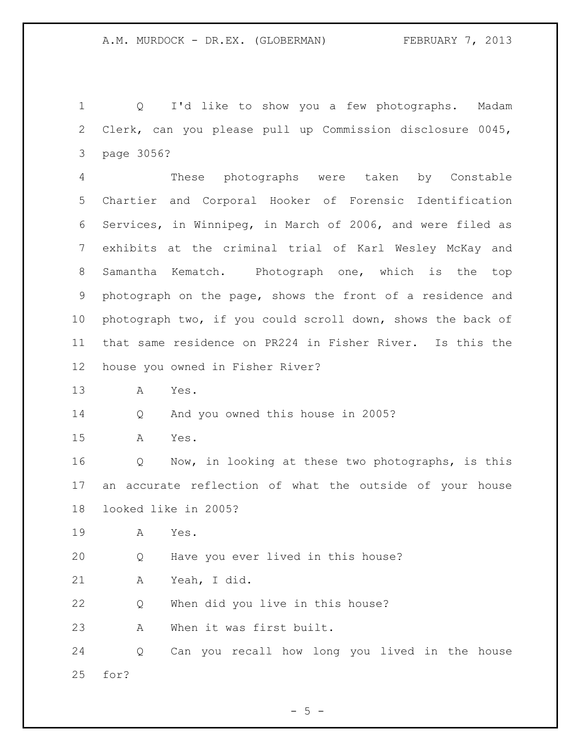Q I'd like to show you a few photographs. Madam Clerk, can you please pull up Commission disclosure 0045, page 3056?

These photographs were taken by Constable Chartier and Corporal Hooker of Forensic Identification Services, in Winnipeg, in March of 2006, and were filed as exhibits at the criminal trial of Karl Wesley McKay and Samantha Kematch. Photograph one, which is the top photograph on the page, shows the front of a residence and photograph two, if you could scroll down, shows the back of that same residence on PR224 in Fisher River. Is this the house you owned in Fisher River?

A Yes.

Q And you owned this house in 2005?

A Yes.

Q Now, in looking at these two photographs, is this an accurate reflection of what the outside of your house looked like in 2005?

A Yes.

Q Have you ever lived in this house?

A Yeah, I did.

Q When did you live in this house?

A When it was first built.

Q Can you recall how long you lived in the house for?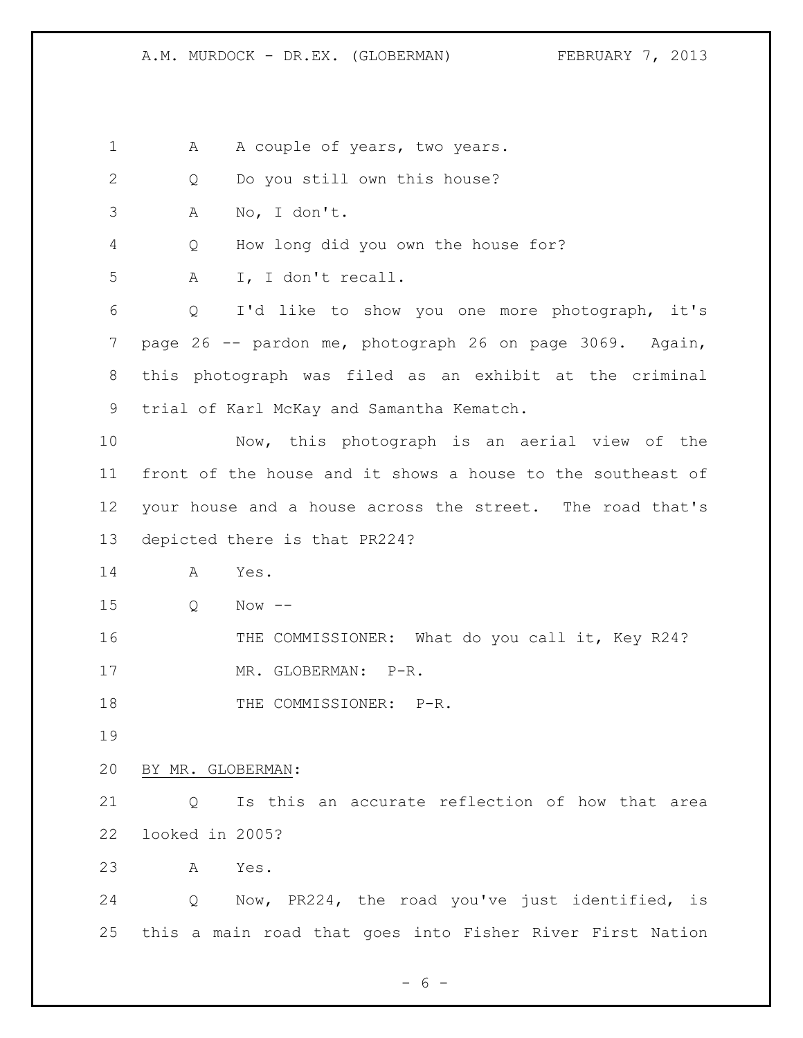A A couple of years, two years.

Q Do you still own this house?

A No, I don't.

Q How long did you own the house for?

A I, I don't recall.

Q I'd like to show you one more photograph, it's page 26 -- pardon me, photograph 26 on page 3069. Again, this photograph was filed as an exhibit at the criminal trial of Karl McKay and Samantha Kematch.

Now, this photograph is an aerial view of the front of the house and it shows a house to the southeast of your house and a house across the street. The road that's depicted there is that PR224?

A Yes.

Q Now --

THE COMMISSIONER: What do you call it, Key R24?

MR. GLOBERMAN: P-R.

THE COMMISSIONER: P-R.

BY MR. GLOBERMAN:

Q Is this an accurate reflection of how that area looked in 2005?

A Yes.

Q Now, PR224, the road you've just identified, is this a main road that goes into Fisher River First Nation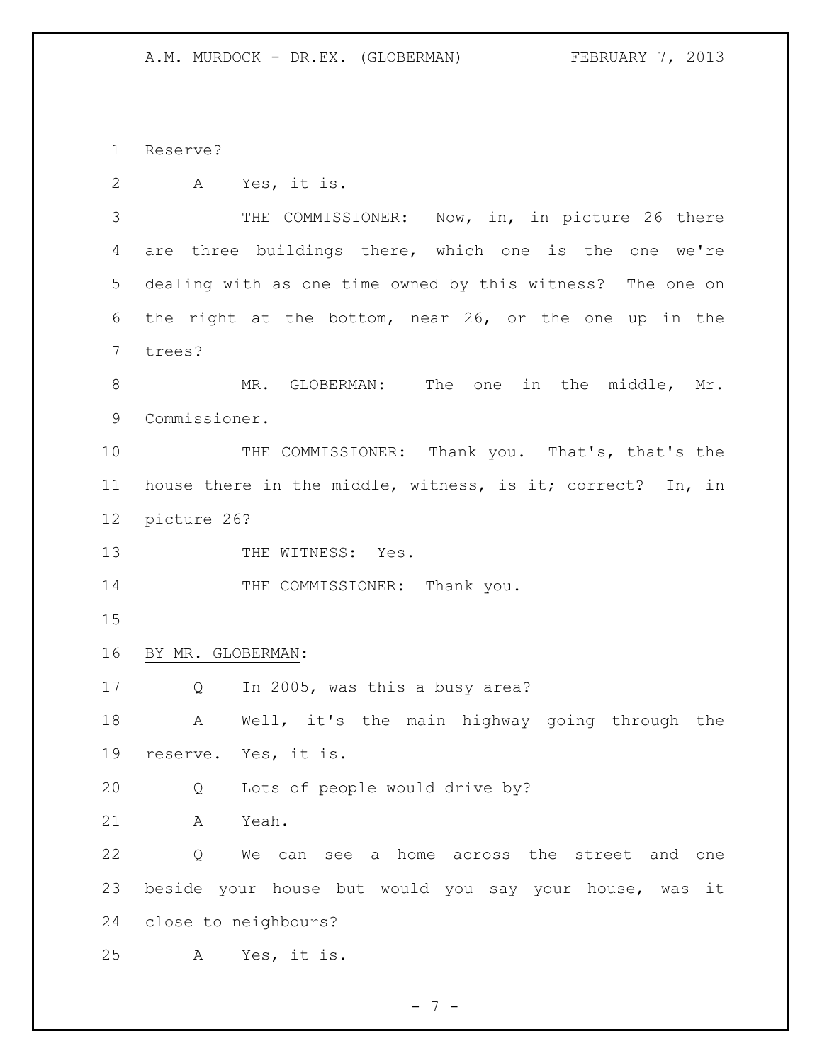Reserve?

A Yes, it is.

THE COMMISSIONER: Now, in, in picture 26 there are three buildings there, which one is the one we're dealing with as one time owned by this witness? The one on the right at the bottom, near 26, or the one up in the trees?

MR. GLOBERMAN: The one in the middle, Mr. Commissioner.

THE COMMISSIONER: Thank you. That's, that's the house there in the middle, witness, is it; correct? In, in picture 26?

THE WITNESS: Yes.

THE COMMISSIONER: Thank you.

BY MR. GLOBERMAN:

Q In 2005, was this a busy area?

A Well, it's the main highway going through the reserve. Yes, it is.

Q Lots of people would drive by?

A Yeah.

Q We can see a home across the street and one beside your house but would you say your house, was it close to neighbours?

A Yes, it is.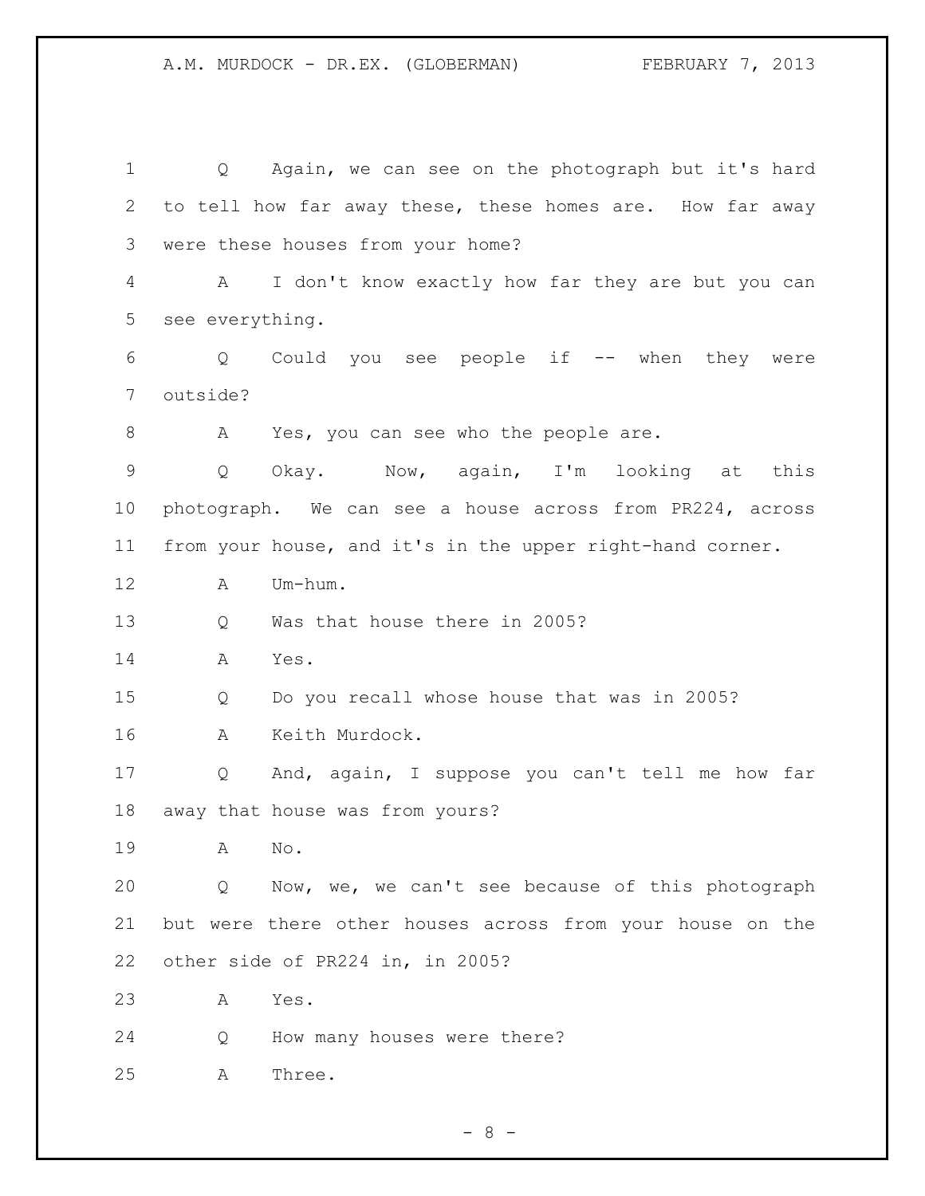Q Again, we can see on the photograph but it's hard to tell how far away these, these homes are. How far away were these houses from your home?

A I don't know exactly how far they are but you can see everything.

Q Could you see people if -- when they were outside?

A Yes, you can see who the people are.

Q Okay. Now, again, I'm looking at this photograph. We can see a house across from PR224, across from your house, and it's in the upper right-hand corner.

A Um-hum.

Q Was that house there in 2005?

A Yes.

Q Do you recall whose house that was in 2005?

A Keith Murdock.

Q And, again, I suppose you can't tell me how far away that house was from yours?

A No.

Q Now, we, we can't see because of this photograph but were there other houses across from your house on the other side of PR224 in, in 2005?

A Yes.

Q How many houses were there?

A Three.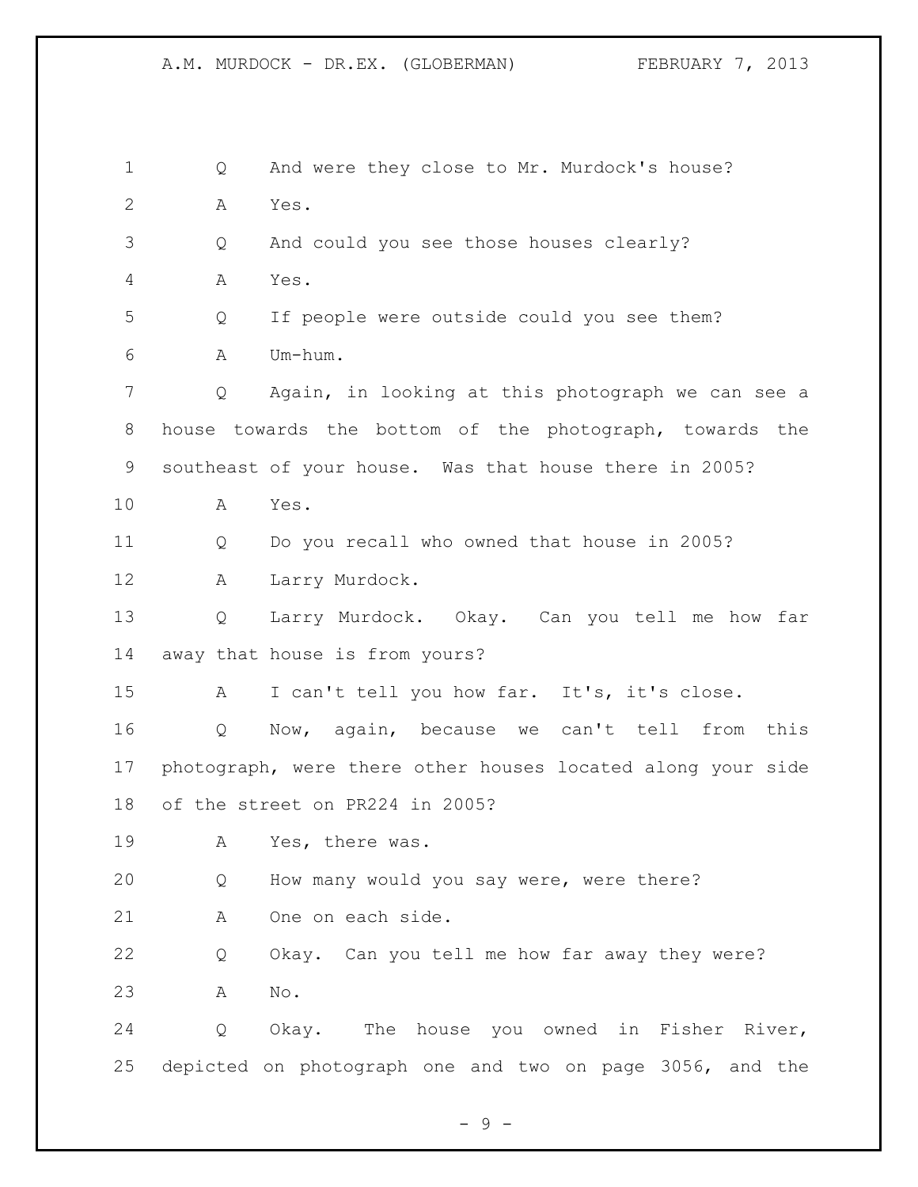1 Q And were they close to Mr. Murdock's house?

2 A Yes.

3 Q And could you see those houses clearly?

4 A Yes.

5 Q If people were outside could you see them?

6 A Um-hum.

7 Q Again, in looking at this photograph we can see a

8 house towards the bottom of the photograph, towards the

9 southeast of your house. Was that house there in 2005?

10 A Yes.

11 Q Do you recall who owned that house in 2005?

12 A Larry Murdock.

13 Q Larry Murdock. Okay. Can you tell me how far

14 away that house is from yours?

15 A I can't tell you how far. It's, it's close.

16 Q Now, again, because we can't tell from this

17 photograph, were there other houses located along your side

18 of the street on PR224 in 2005?

19 A Yes, there was.

20 Q How many would you say were, were there?

21 A One on each side.

22 Q Okay. Can you tell me how far away they were?

23 A No.

24 Q Okay. The house you owned in Fisher River,

25 depicted on photograph one and two on page 3056, and the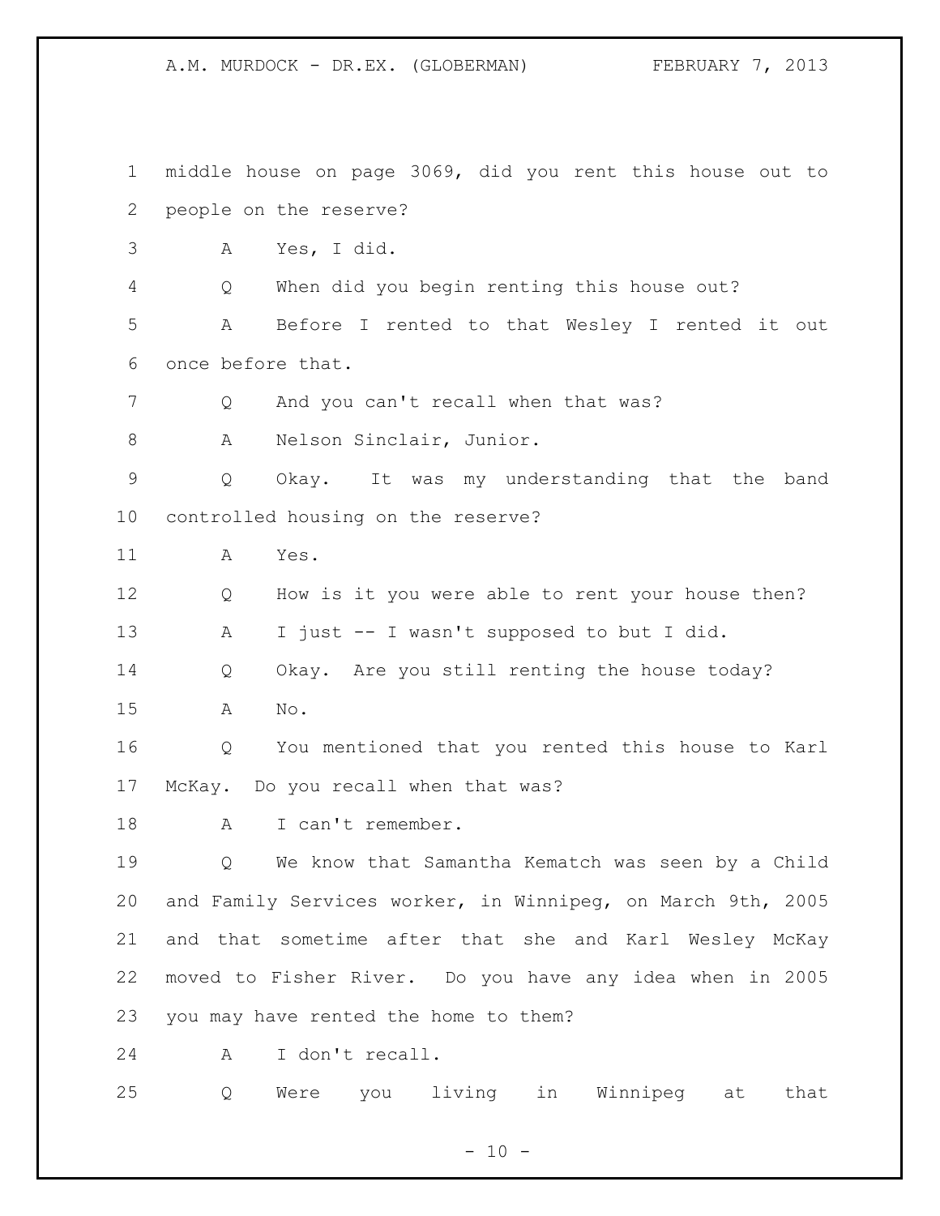middle house on page 3069, did you rent this house out to people on the reserve?

A Yes, I did.

Q When did you begin renting this house out?

A Before I rented to that Wesley I rented it out once before that.

Q And you can't recall when that was?

A Nelson Sinclair, Junior.

Q Okay. It was my understanding that the band controlled housing on the reserve?

A Yes.

Q How is it you were able to rent your house then?

A I just -- I wasn't supposed to but I did.

Q Okay. Are you still renting the house today?

A No.

Q You mentioned that you rented this house to Karl McKay. Do you recall when that was?

A I can't remember.

Q We know that Samantha Kematch was seen by a Child and Family Services worker, in Winnipeg, on March 9th, 2005 and that sometime after that she and Karl Wesley McKay moved to Fisher River. Do you have any idea when in 2005 you may have rented the home to them?

A I don't recall.

Q Were you living in Winnipeg at that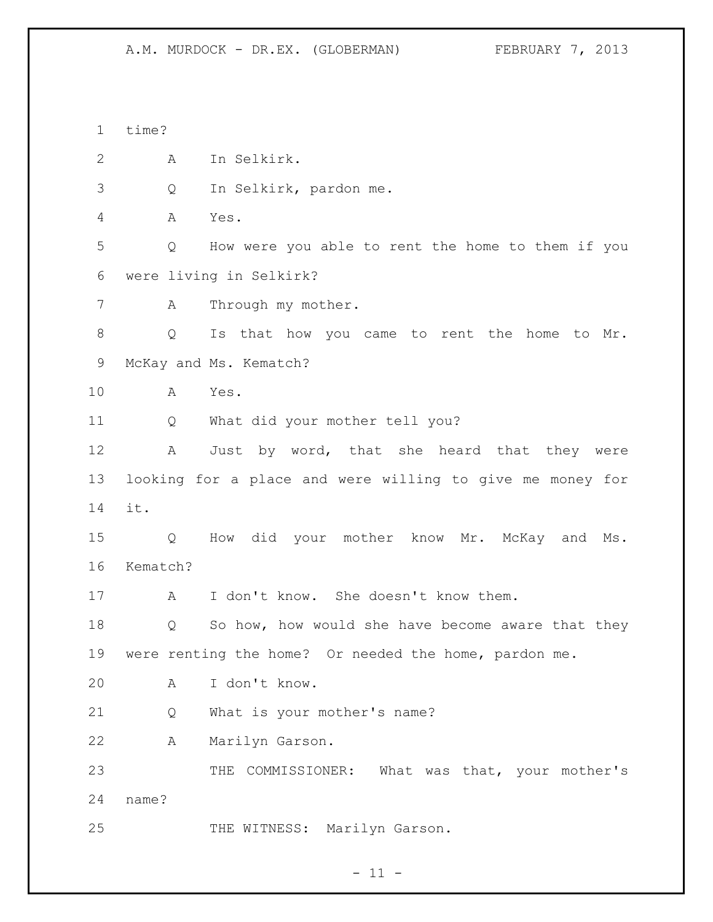time?

A In Selkirk.

Q In Selkirk, pardon me.

A Yes.

Q How were you able to rent the home to them if you were living in Selkirk?

A Through my mother.

Q Is that how you came to rent the home to Mr. McKay and Ms. Kematch?

A Yes.

Q What did your mother tell you?

A Just by word, that she heard that they were looking for a place and were willing to give me money for it.

Q How did your mother know Mr. McKay and Ms. Kematch?

A I don't know. She doesn't know them.

Q So how, how would she have become aware that they were renting the home? Or needed the home, pardon me.

A I don't know.

Q What is your mother's name?

A Marilyn Garson.

THE COMMISSIONER: What was that, your mother's name?

THE WITNESS: Marilyn Garson.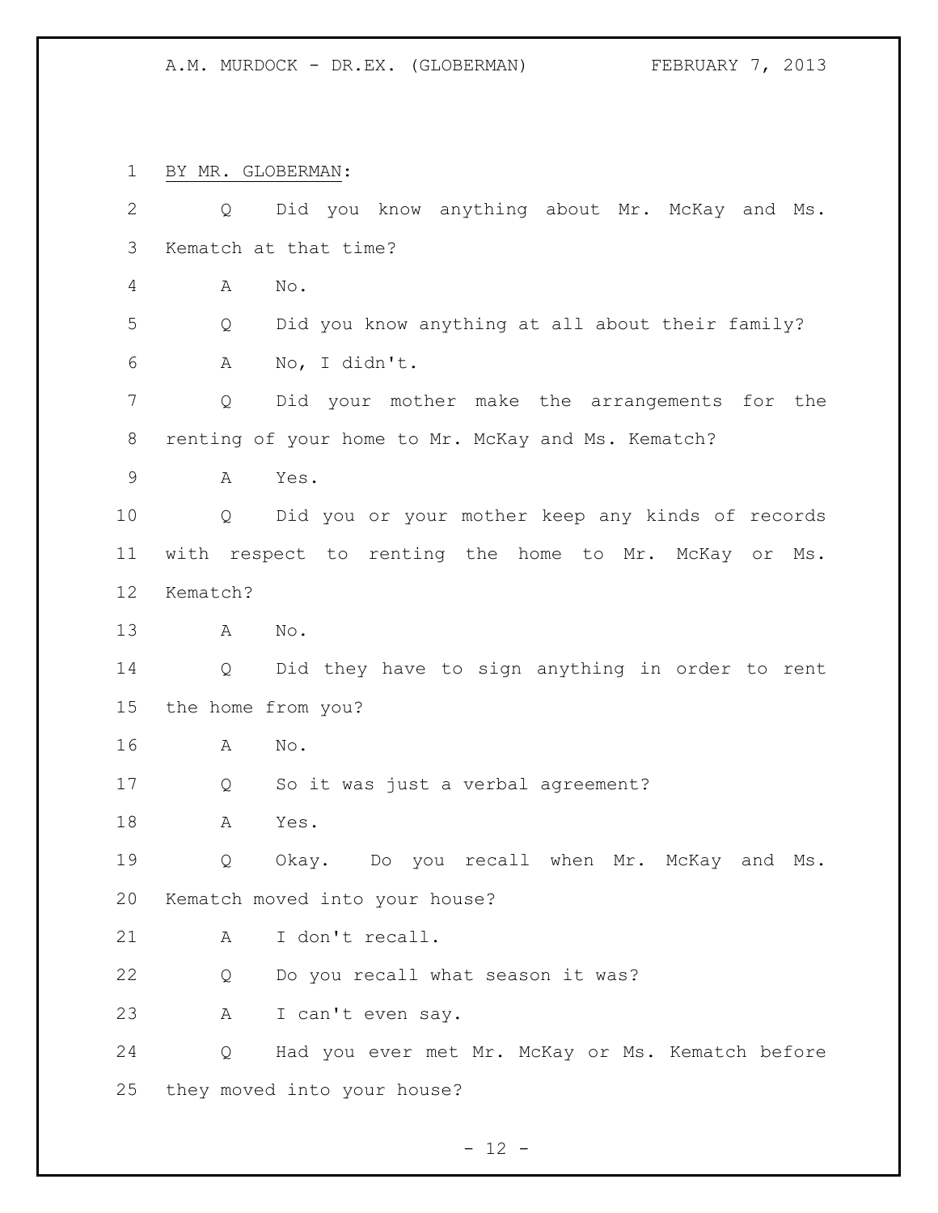BY MR. GLOBERMAN:

Q Did you know anything about Mr. McKay and Ms. Kematch at that time?

A No.

Q Did you know anything at all about their family?

A No, I didn't.

Q Did your mother make the arrangements for the renting of your home to Mr. McKay and Ms. Kematch?

A Yes.

Q Did you or your mother keep any kinds of records with respect to renting the home to Mr. McKay or Ms. Kematch?

A No.

Q Did they have to sign anything in order to rent the home from you?

A No.

Q So it was just a verbal agreement?

A Yes.

Q Okay. Do you recall when Mr. McKay and Ms. Kematch moved into your house?

A I don't recall.

Q Do you recall what season it was?

A I can't even say.

Q Had you ever met Mr. McKay or Ms. Kematch before they moved into your house?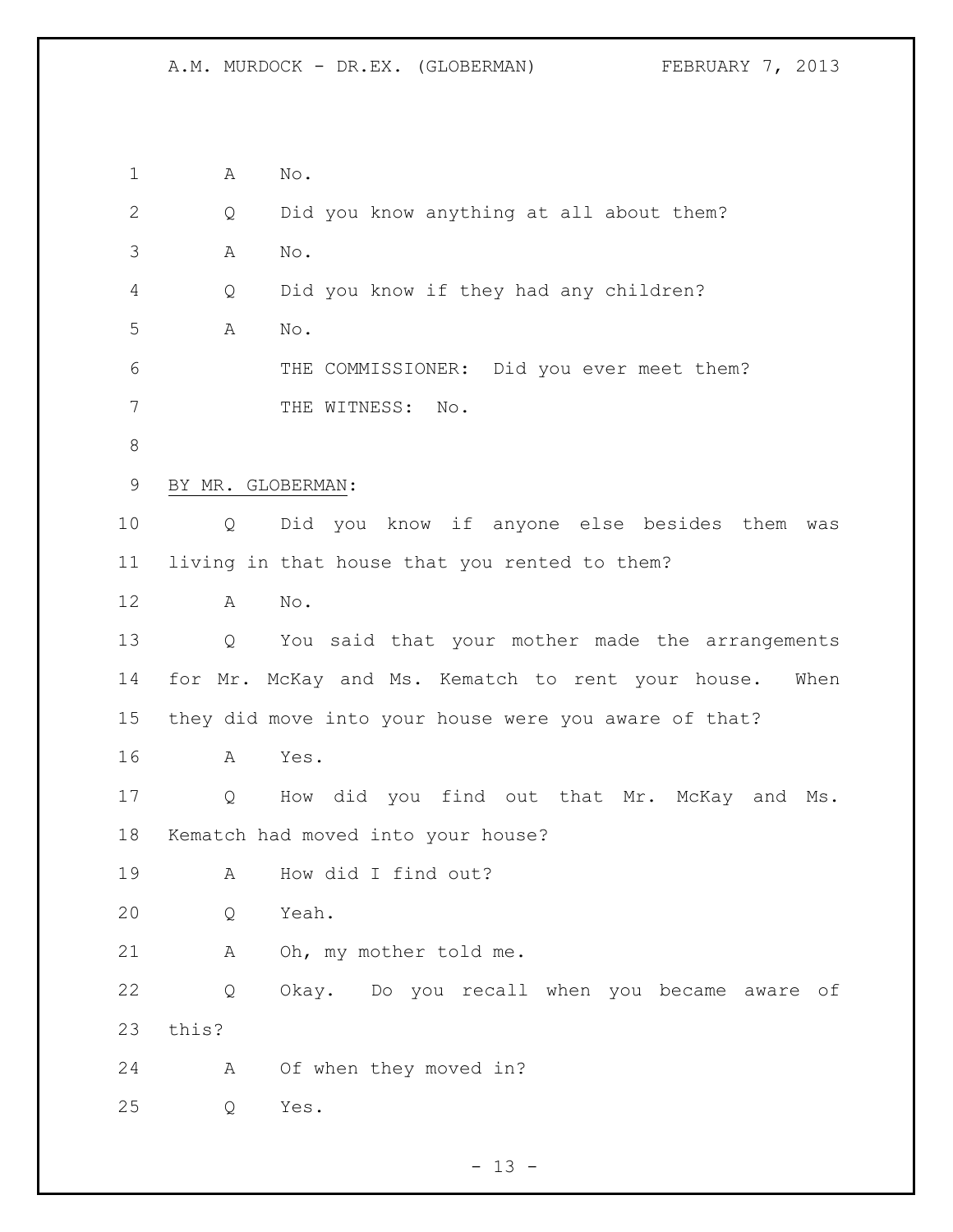A No.

Q Did you know anything at all about them?

A No.

Q Did you know if they had any children?

A No.

THE COMMISSIONER: Did you ever meet them?

THE WITNESS: No.

BY MR. GLOBERMAN:

Q Did you know if anyone else besides them was living in that house that you rented to them?

A No.

Q You said that your mother made the arrangements for Mr. McKay and Ms. Kematch to rent your house. When they did move into your house were you aware of that?

A Yes.

Q How did you find out that Mr. McKay and Ms. Kematch had moved into your house?

A How did I find out?

Q Yeah.

A Oh, my mother told me.

Q Okay. Do you recall when you became aware of this?

A Of when they moved in?

Q Yes.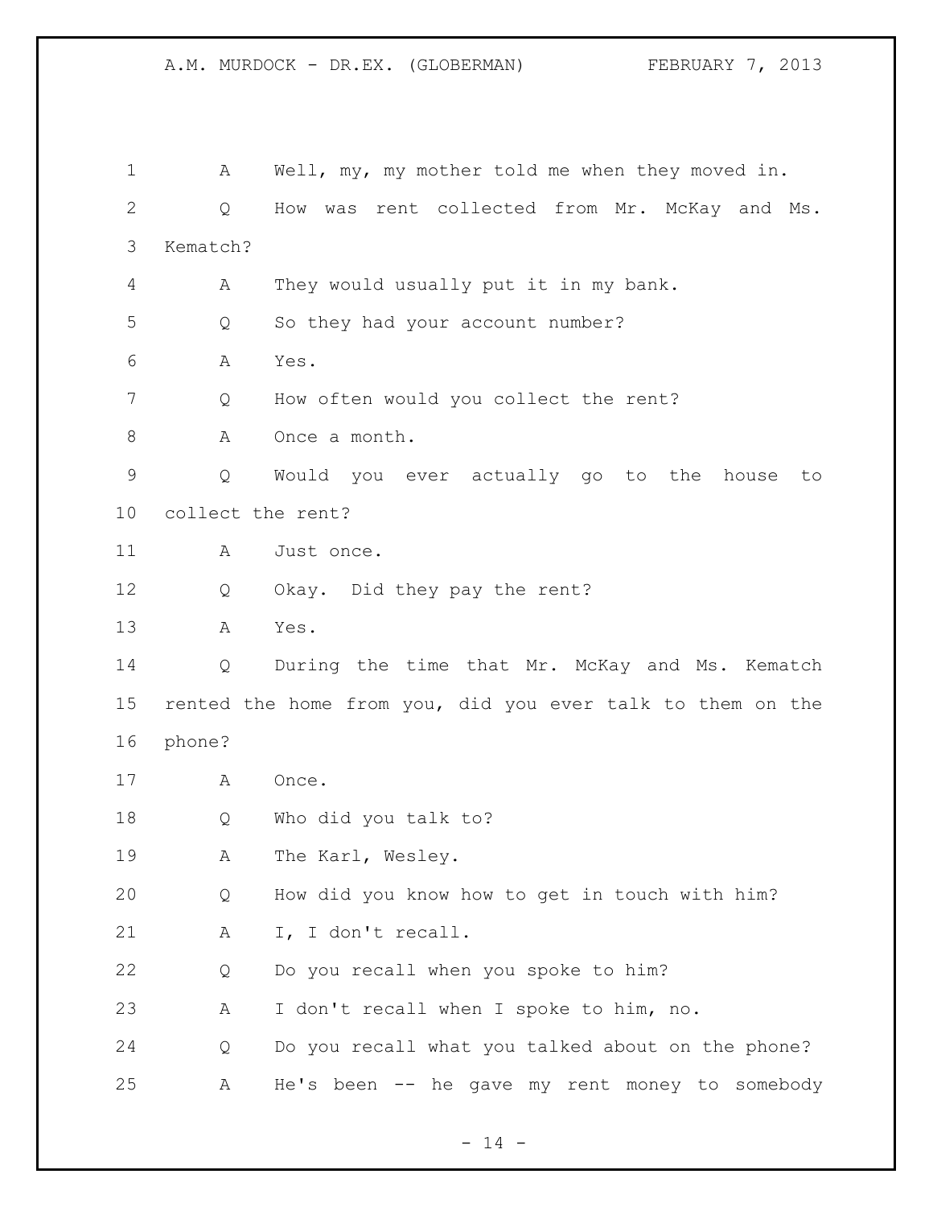1 A Well, my, my mother told me when they moved in.
2 Q How was rent collected from Mr. McKay and Ms.
3 Kematch?
4 A They would usually put it in my bank.
5 Q So they had your account number?
6 A Yes.
7 Q How often would you collect the rent?
8 A Once a month.
9 Q Would you ever actually go to the house to
10 collect the rent?
11 A Just once.
12 Q Okay. Did they pay the rent?
13 A Yes.
14 Q During the time that Mr. McKay and Ms. Kematch
15 rented the home from you, did you ever talk to them on the
16 phone?
17 A Once.
18 Q Who did you talk to?
19 A The Karl, Wesley.
20 Q How did you know how to get in touch with him?
21 A I, I don't recall.
22 Q Do you recall when you spoke to him?
23 A I don't recall when I spoke to him, no.
24 Q Do you recall what you talked about on the phone?
25 A He's been -- he gave my rent money to somebody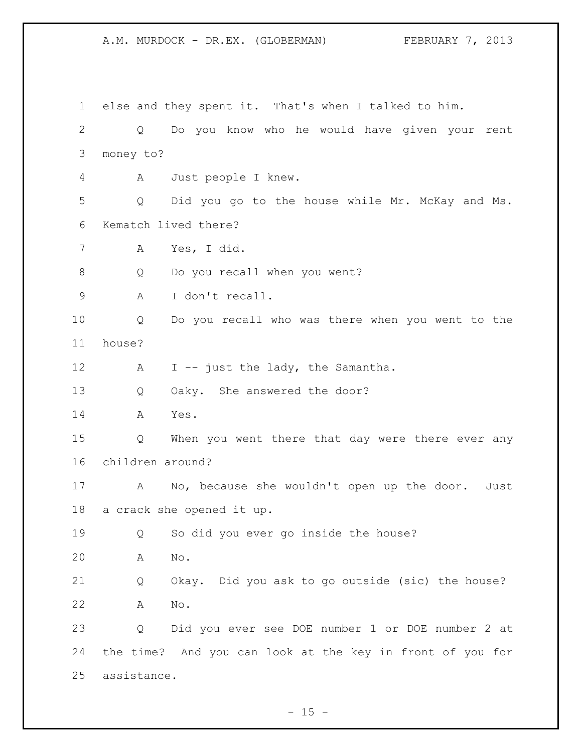else and they spent it. That's when I talked to him.

Q Do you know who he would have given your rent money to?

A Just people I knew.

Q Did you go to the house while Mr. McKay and Ms. Kematch lived there?

A Yes, I did.

Q Do you recall when you went?

A I don't recall.

Q Do you recall who was there when you went to the house?

A I -- just the lady, the Samantha.

Q Oaky. She answered the door?

A Yes.

Q When you went there that day were there ever any children around?

A No, because she wouldn't open up the door. Just a crack she opened it up.

Q So did you ever go inside the house?

A No.

Q Okay. Did you ask to go outside (sic) the house?

A No.

Q Did you ever see DOE number 1 or DOE number 2 at the time? And you can look at the key in front of you for assistance.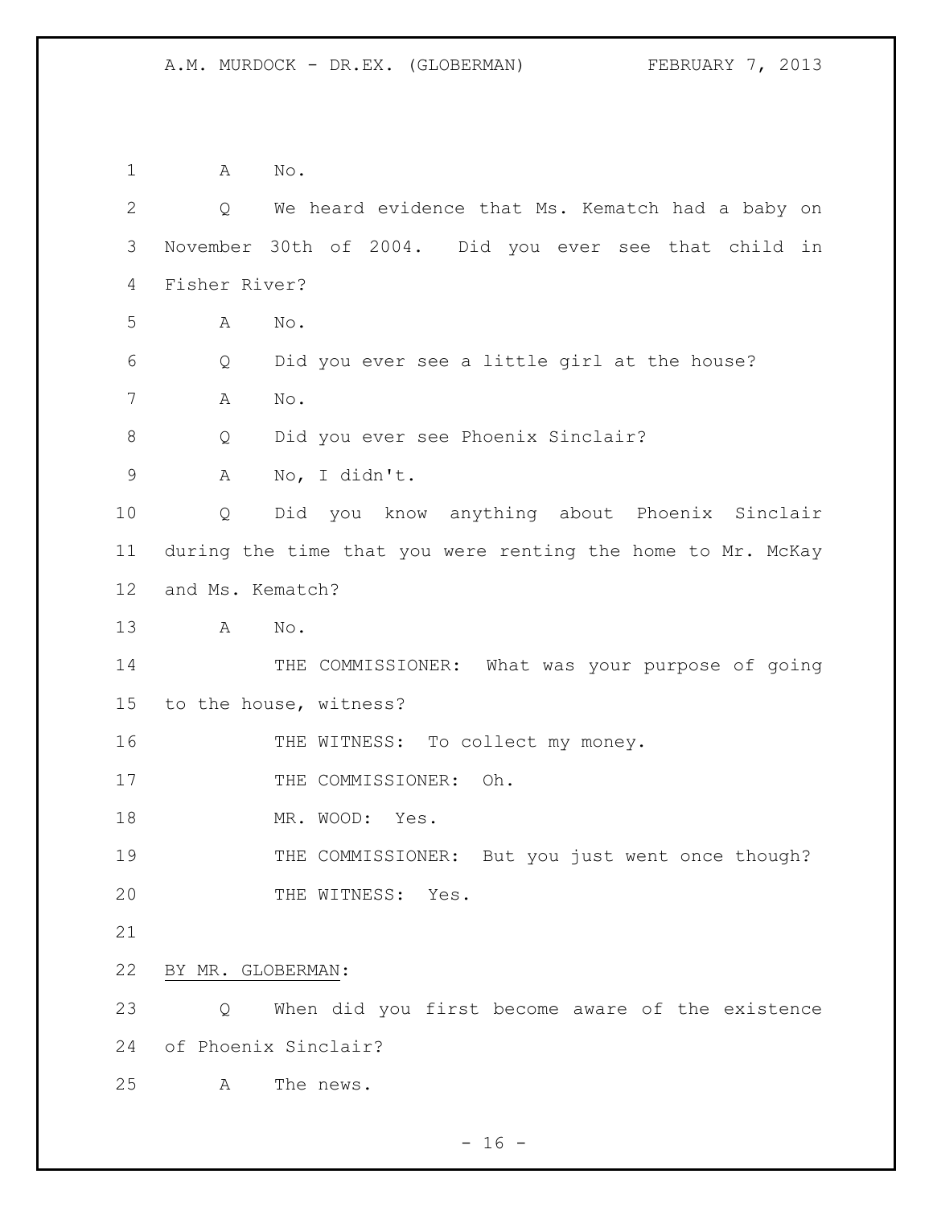A No.

Q We heard evidence that Ms. Kematch had a baby on November 30th of 2004. Did you ever see that child in Fisher River?

A No.

Q Did you ever see a little girl at the house?

A No.

Q Did you ever see Phoenix Sinclair?

A No, I didn't.

Q Did you know anything about Phoenix Sinclair during the time that you were renting the home to Mr. McKay and Ms. Kematch?

A No.

THE COMMISSIONER: What was your purpose of going to the house, witness?

THE WITNESS: To collect my money.

THE COMMISSIONER: Oh.

MR. WOOD: Yes.

THE COMMISSIONER: But you just went once though?

THE WITNESS: Yes.

BY MR. GLOBERMAN:

Q When did you first become aware of the existence of Phoenix Sinclair?

A The news.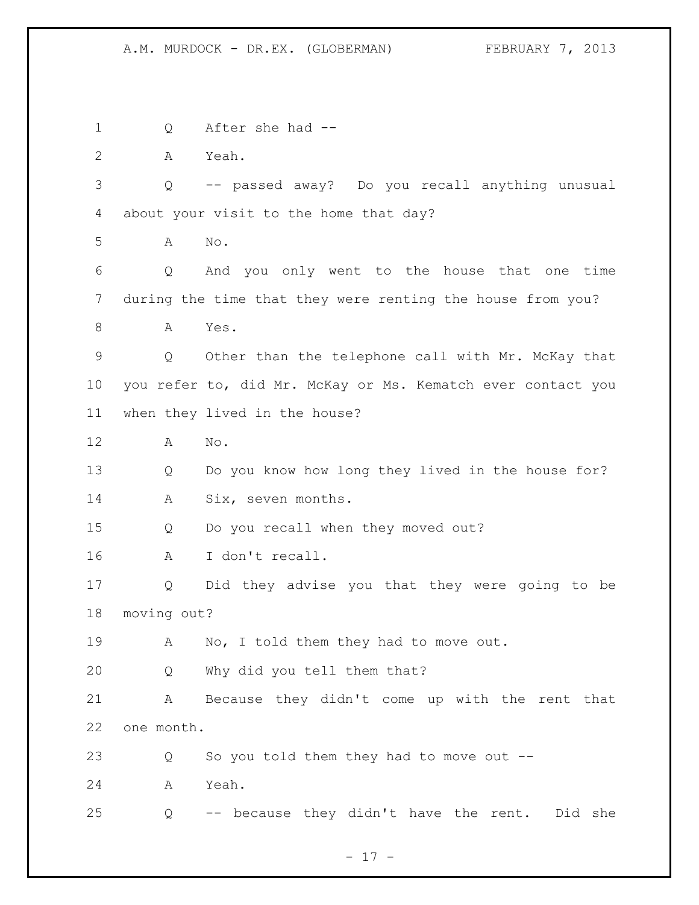1 Q After she had --

2 A Yeah.

3 Q -- passed away? Do you recall anything unusual
4 about your visit to the home that day?

5 A No.

6 Q And you only went to the house that one time
7 during the time that they were renting the house from you?

8 A Yes.

9 Q Other than the telephone call with Mr. McKay that
10 you refer to, did Mr. McKay or Ms. Kematch ever contact you
11 when they lived in the house?

12 A No.

13 Q Do you know how long they lived in the house for?

14 A Six, seven months.

15 Q Do you recall when they moved out?

16 A I don't recall.

17 Q Did they advise you that they were going to be
18 moving out?

19 A No, I told them they had to move out.

20 Q Why did you tell them that?

21 A Because they didn't come up with the rent that
22 one month.

23 Q So you told them they had to move out --

24 A Yeah.

25 Q -- because they didn't have the rent. Did she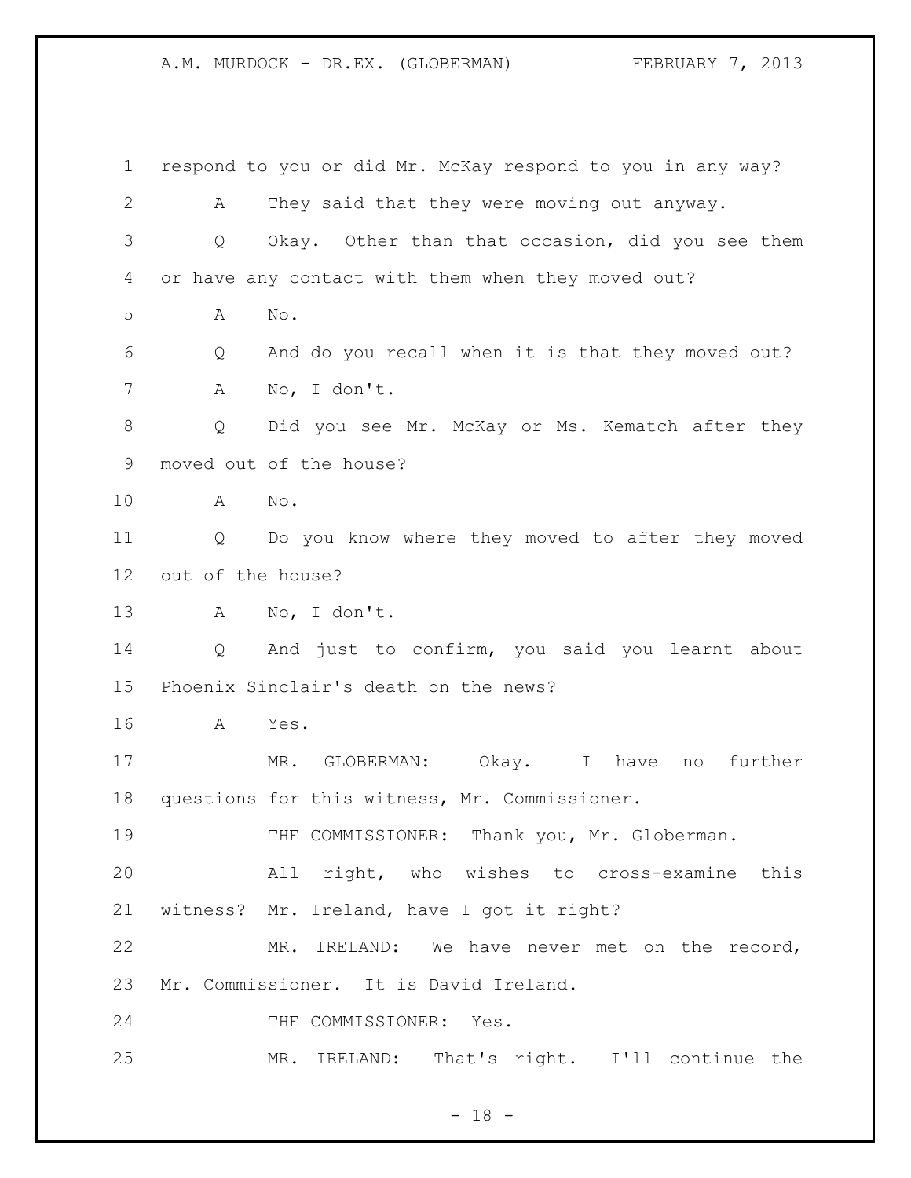respond to you or did Mr. McKay respond to you in any way?

A They said that they were moving out anyway.

Q Okay. Other than that occasion, did you see them or have any contact with them when they moved out?

A No.

Q And do you recall when it is that they moved out?

A No, I don't.

Q Did you see Mr. McKay or Ms. Kematch after they moved out of the house?

A No.

Q Do you know where they moved to after they moved out of the house?

A No, I don't.

Q And just to confirm, you said you learnt about Phoenix Sinclair's death on the news?

A Yes.

MR. GLOBERMAN: Okay. I have no further questions for this witness, Mr. Commissioner.

THE COMMISSIONER: Thank you, Mr. Globerman.

All right, who wishes to cross-examine this witness? Mr. Ireland, have I got it right?

MR. IRELAND: We have never met on the record, Mr. Commissioner. It is David Ireland.

THE COMMISSIONER: Yes.

MR. IRELAND: That's right. I'll continue the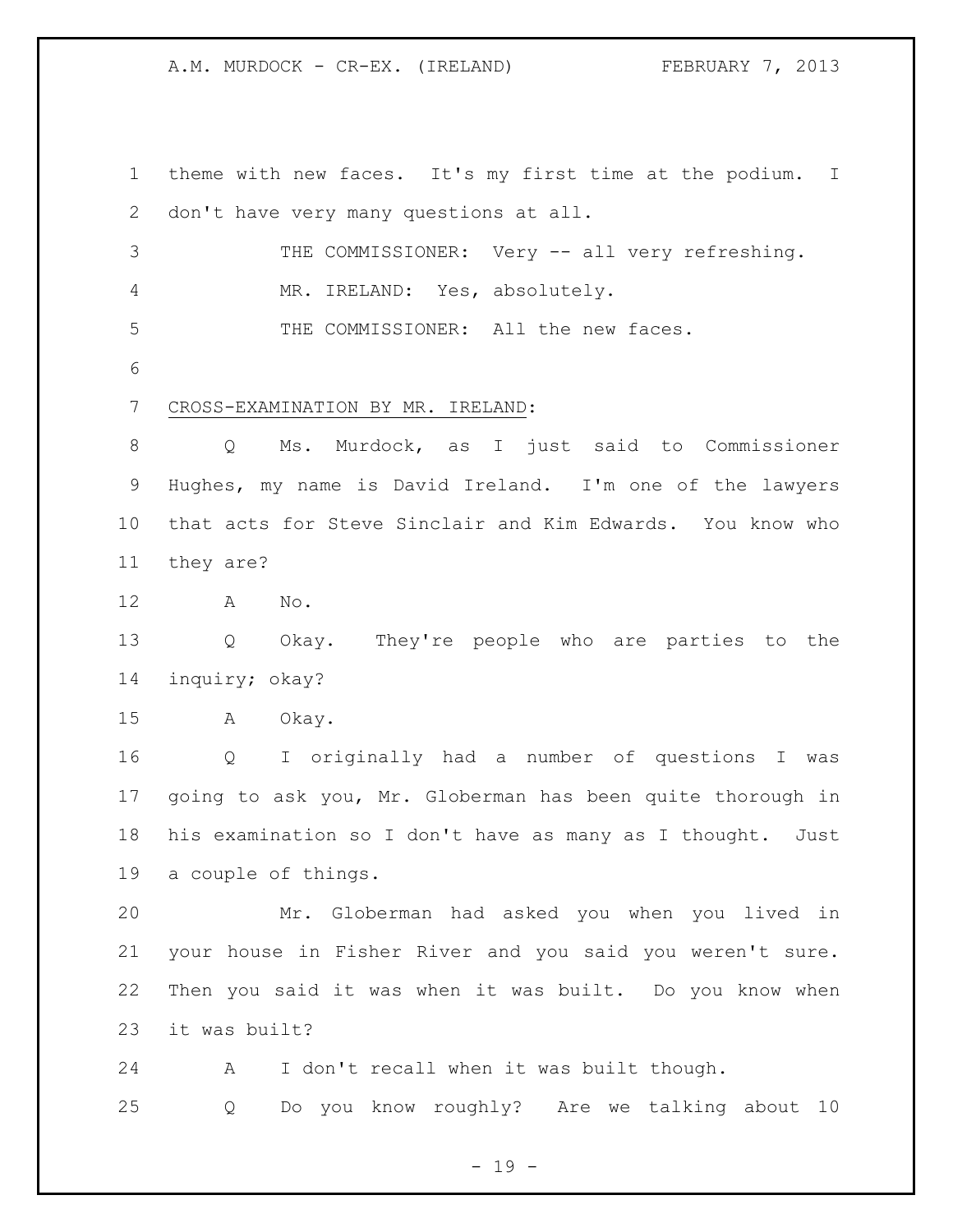theme with new faces. It's my first time at the podium. I don't have very many questions at all.

THE COMMISSIONER: Very -- all very refreshing.

MR. IRELAND: Yes, absolutely.

THE COMMISSIONER: All the new faces.

CROSS-EXAMINATION BY MR. IRELAND:

Q Ms. Murdock, as I just said to Commissioner Hughes, my name is David Ireland. I'm one of the lawyers that acts for Steve Sinclair and Kim Edwards. You know who they are?

A No.

Q Okay. They're people who are parties to the inquiry; okay?

A Okay.

Q I originally had a number of questions I was going to ask you, Mr. Globerman has been quite thorough in his examination so I don't have as many as I thought. Just a couple of things.

Mr. Globerman had asked you when you lived in your house in Fisher River and you said you weren't sure. Then you said it was when it was built. Do you know when it was built?

A I don't recall when it was built though.

Q Do you know roughly? Are we talking about 10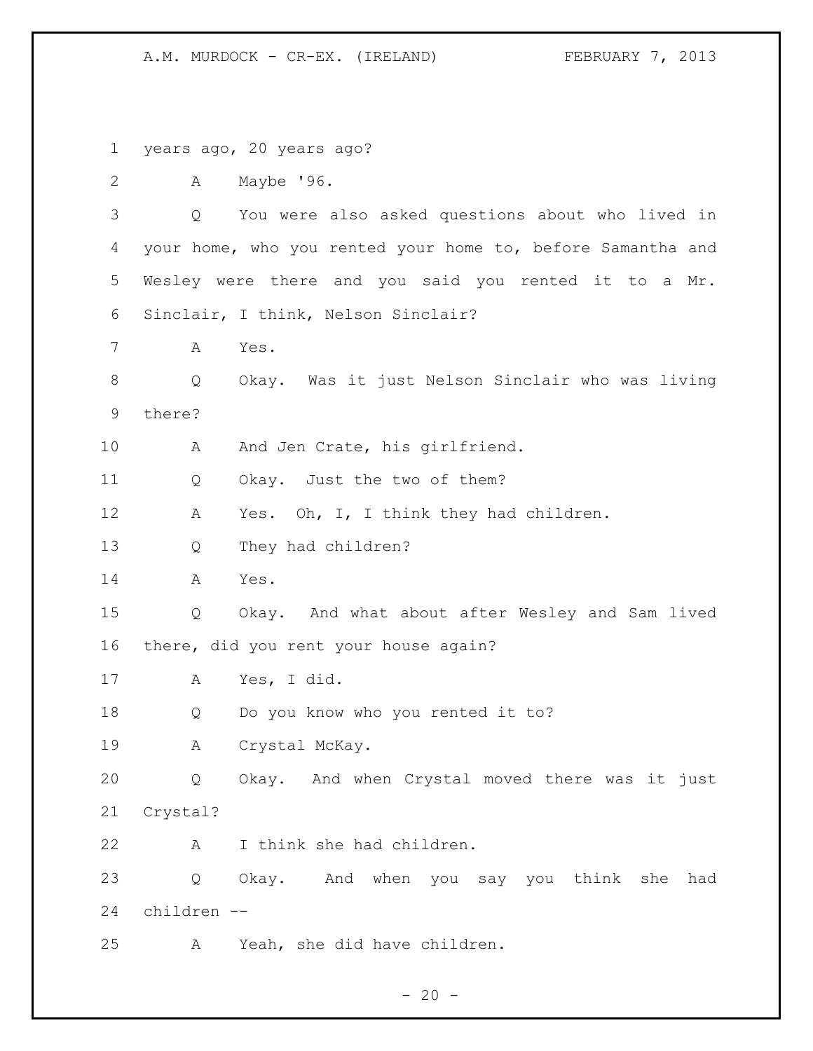years ago, 20 years ago?

A Maybe '96.

Q You were also asked questions about who lived in your home, who you rented your home to, before Samantha and Wesley were there and you said you rented it to a Mr. Sinclair, I think, Nelson Sinclair?

A Yes.

Q Okay. Was it just Nelson Sinclair who was living there?

A And Jen Crate, his girlfriend.

Q Okay. Just the two of them?

A Yes. Oh, I, I think they had children.

Q They had children?

A Yes.

Q Okay. And what about after Wesley and Sam lived there, did you rent your house again?

A Yes, I did.

Q Do you know who you rented it to?

A Crystal McKay.

Q Okay. And when Crystal moved there was it just Crystal?

A I think she had children.

Q Okay. And when you say you think she had children --

A Yeah, she did have children.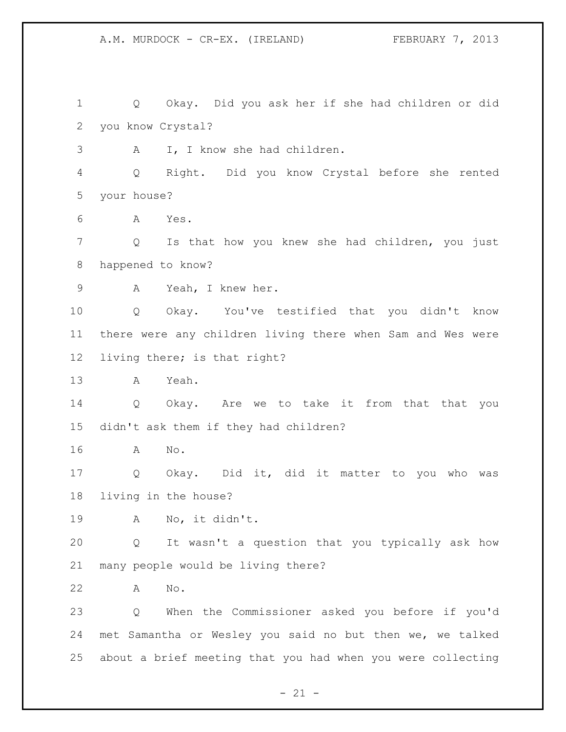Q Okay. Did you ask her if she had children or did you know Crystal?

A I, I know she had children.

Q Right. Did you know Crystal before she rented your house?

A Yes.

Q Is that how you knew she had children, you just happened to know?

A Yeah, I knew her.

Q Okay. You've testified that you didn't know there were any children living there when Sam and Wes were living there; is that right?

A Yeah.

Q Okay. Are we to take it from that that you didn't ask them if they had children?

A No.

Q Okay. Did it, did it matter to you who was living in the house?

A No, it didn't.

Q It wasn't a question that you typically ask how many people would be living there?

A No.

Q When the Commissioner asked you before if you'd met Samantha or Wesley you said no but then we, we talked about a brief meeting that you had when you were collecting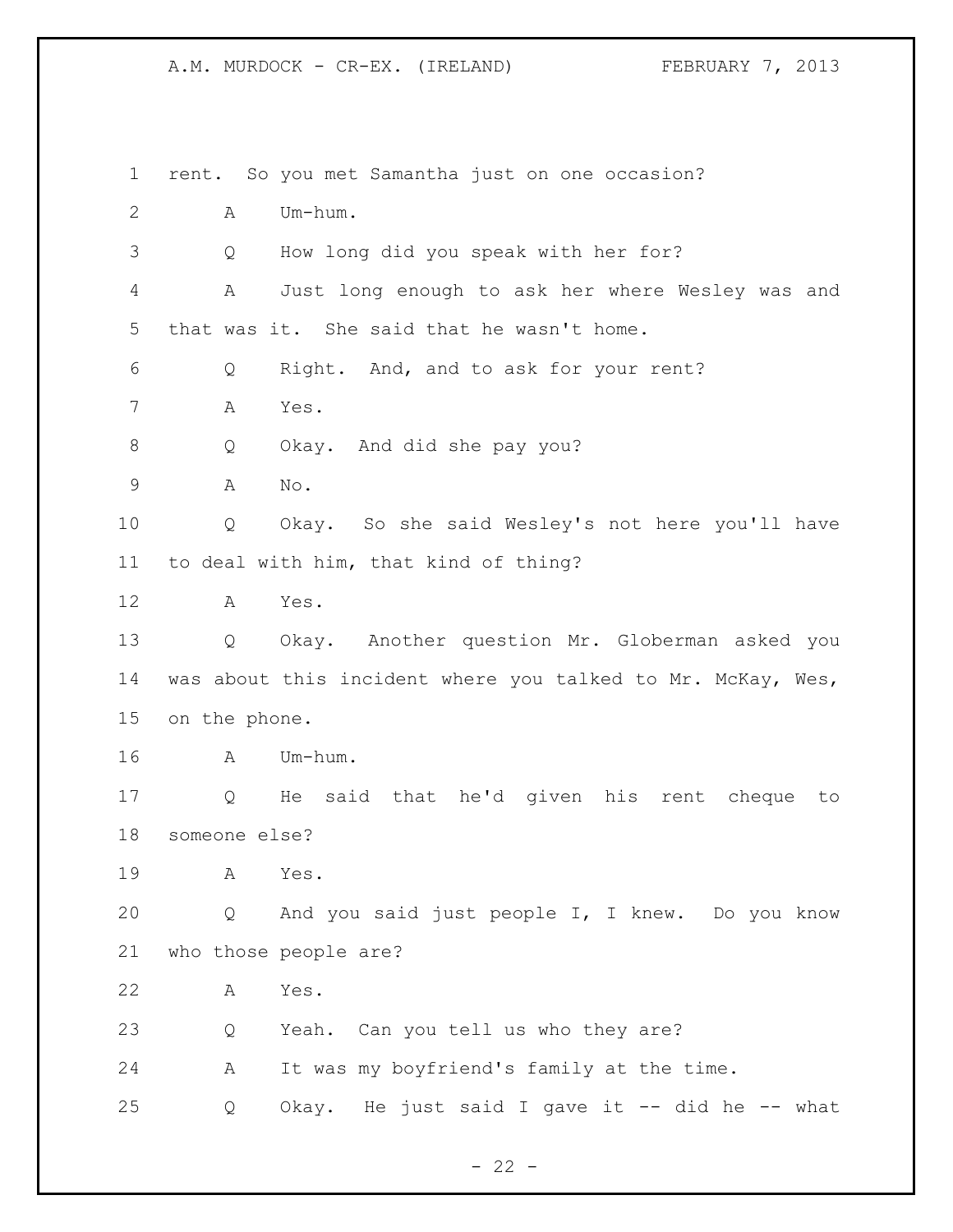rent. So you met Samantha just on one occasion?

A Um-hum.

Q How long did you speak with her for?

A Just long enough to ask her where Wesley was and that was it. She said that he wasn't home.

Q Right. And, and to ask for your rent?

A Yes.

Q Okay. And did she pay you?

A No.

Q Okay. So she said Wesley's not here you'll have to deal with him, that kind of thing?

A Yes.

Q Okay. Another question Mr. Globerman asked you was about this incident where you talked to Mr. McKay, Wes, on the phone.

A Um-hum.

Q He said that he'd given his rent cheque to someone else?

A Yes.

Q And you said just people I, I knew. Do you know who those people are?

A Yes.

Q Yeah. Can you tell us who they are?

A It was my boyfriend's family at the time.

Q Okay. He just said I gave it -- did he -- what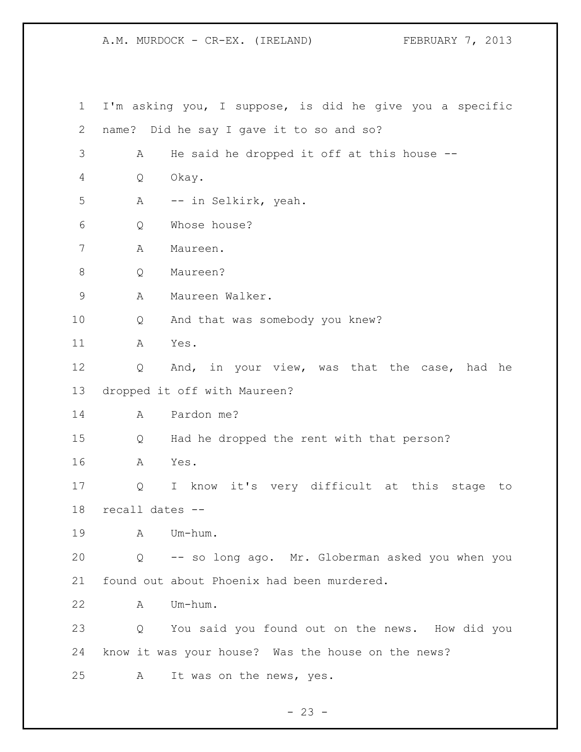I'm asking you, I suppose, is did he give you a specific name? Did he say I gave it to so and so?

A He said he dropped it off at this house --

Q Okay.

A -- in Selkirk, yeah.

Q Whose house?

A Maureen.

Q Maureen?

A Maureen Walker.

Q And that was somebody you knew?

A Yes.

Q And, in your view, was that the case, had he dropped it off with Maureen?

A Pardon me?

Q Had he dropped the rent with that person?

A Yes.

Q I know it's very difficult at this stage to recall dates --

A Um-hum.

Q -- so long ago. Mr. Globerman asked you when you found out about Phoenix had been murdered.

A Um-hum.

Q You said you found out on the news. How did you know it was your house? Was the house on the news?

A It was on the news, yes.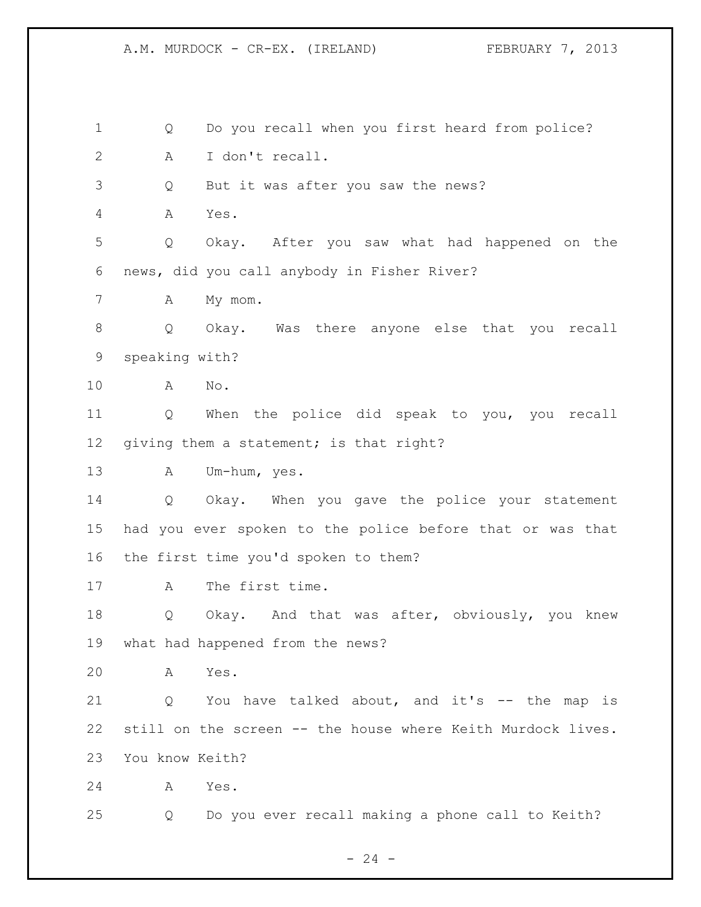1 Q Do you recall when you first heard from police?

2 A I don't recall.

3 Q But it was after you saw the news?

4 A Yes.

5 Q Okay. After you saw what had happened on the

6 news, did you call anybody in Fisher River?

7 A My mom.

8 Q Okay. Was there anyone else that you recall

9 speaking with?

10 A No.

11 Q When the police did speak to you, you recall

12 giving them a statement; is that right?

13 A Um-hum, yes.

14 Q Okay. When you gave the police your statement

15 had you ever spoken to the police before that or was that

16 the first time you'd spoken to them?

17 A The first time.

18 Q Okay. And that was after, obviously, you knew

19 what had happened from the news?

20 A Yes.

21 Q You have talked about, and it's -- the map is

22 still on the screen -- the house where Keith Murdock lives.

23 You know Keith?

24 A Yes.

25 Q Do you ever recall making a phone call to Keith?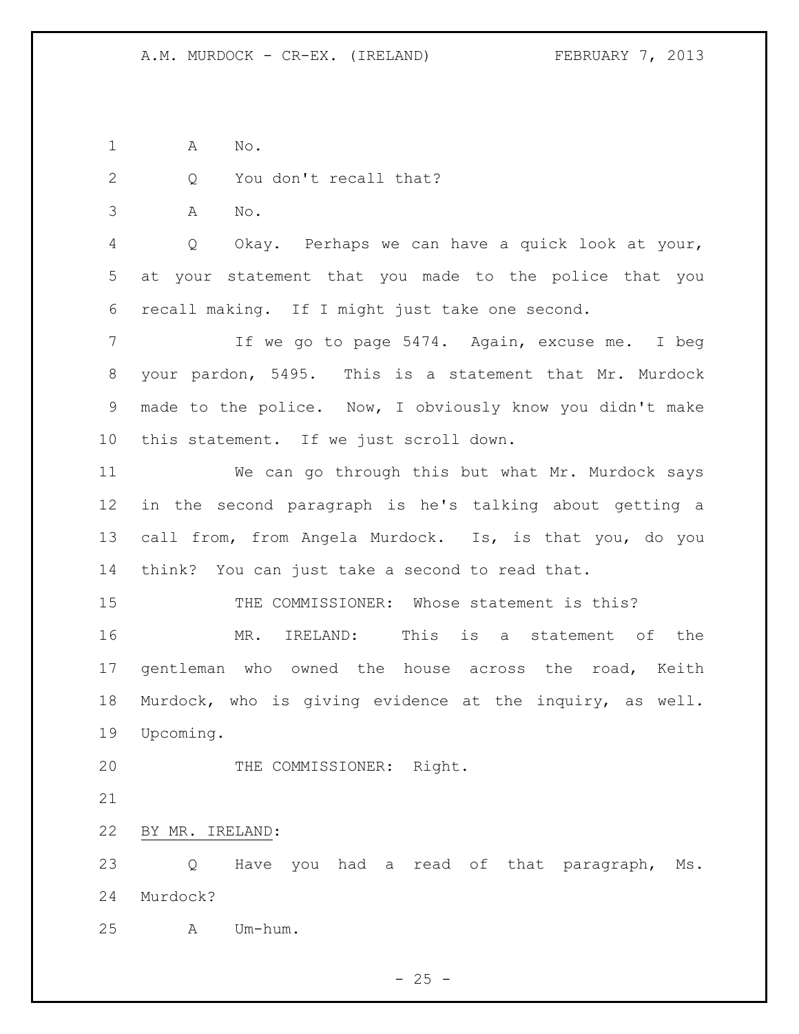A No.

Q You don't recall that?

A No.

Q Okay. Perhaps we can have a quick look at your, at your statement that you made to the police that you recall making. If I might just take one second.

If we go to page 5474. Again, excuse me. I beg your pardon, 5495. This is a statement that Mr. Murdock made to the police. Now, I obviously know you didn't make this statement. If we just scroll down.

We can go through this but what Mr. Murdock says in the second paragraph is he's talking about getting a call from, from Angela Murdock. Is, is that you, do you think? You can just take a second to read that.

THE COMMISSIONER: Whose statement is this?

MR. IRELAND: This is a statement of the gentleman who owned the house across the road, Keith Murdock, who is giving evidence at the inquiry, as well. Upcoming.

THE COMMISSIONER: Right.

BY MR. IRELAND:

Q Have you had a read of that paragraph, Ms. Murdock?

A Um-hum.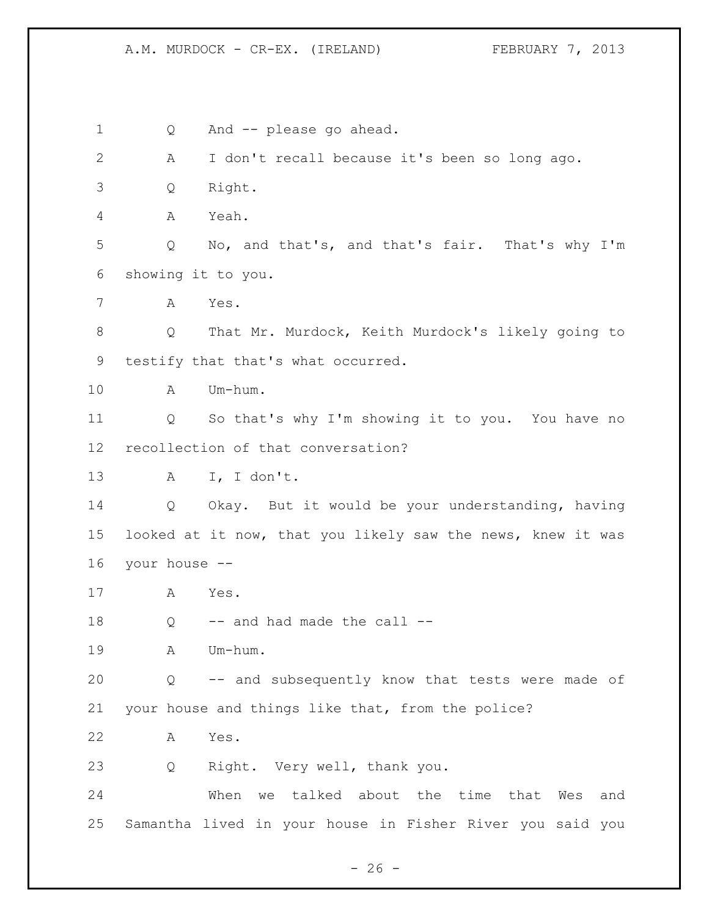1 Q And -- please go ahead.

2 A I don't recall because it's been so long ago.

3 Q Right.

4 A Yeah.

5 Q No, and that's, and that's fair. That's why I'm

6 showing it to you.

7 A Yes.

8 Q That Mr. Murdock, Keith Murdock's likely going to

9 testify that that's what occurred.

10 A Um-hum.

11 Q So that's why I'm showing it to you. You have no

12 recollection of that conversation?

13 A I, I don't.

14 Q Okay. But it would be your understanding, having

15 looked at it now, that you likely saw the news, knew it was

16 your house --

17 A Yes.

18 Q -- and had made the call --

19 A Um-hum.

20 Q -- and subsequently know that tests were made of

21 your house and things like that, from the police?

22 A Yes.

23 Q Right. Very well, thank you.

24 When we talked about the time that Wes and

25 Samantha lived in your house in Fisher River you said you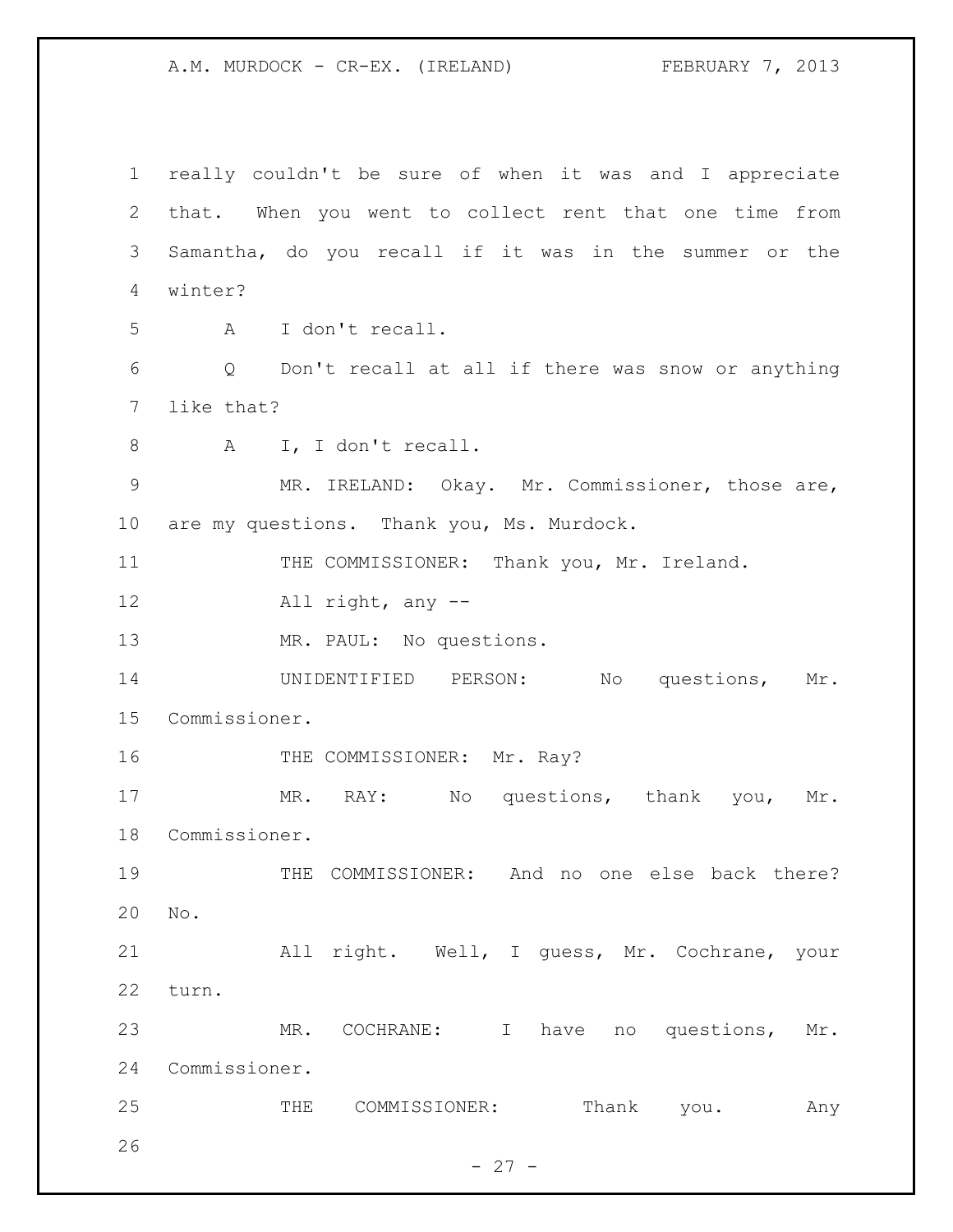really couldn't be sure of when it was and I appreciate that. When you went to collect rent that one time from Samantha, do you recall if it was in the summer or the winter?

A I don't recall.

Q Don't recall at all if there was snow or anything like that?

A I, I don't recall.

MR. IRELAND: Okay. Mr. Commissioner, those are, are my questions. Thank you, Ms. Murdock.

THE COMMISSIONER: Thank you, Mr. Ireland.

All right, any --

MR. PAUL: No questions.

UNIDENTIFIED PERSON: No questions, Mr. Commissioner.

THE COMMISSIONER: Mr. Ray?

MR. RAY: No questions, thank you, Mr. Commissioner.

THE COMMISSIONER: And no one else back there? No.

All right. Well, I guess, Mr. Cochrane, your turn.

MR. COCHRANE: I have no questions, Mr. Commissioner.

THE COMMISSIONER: Thank you. Any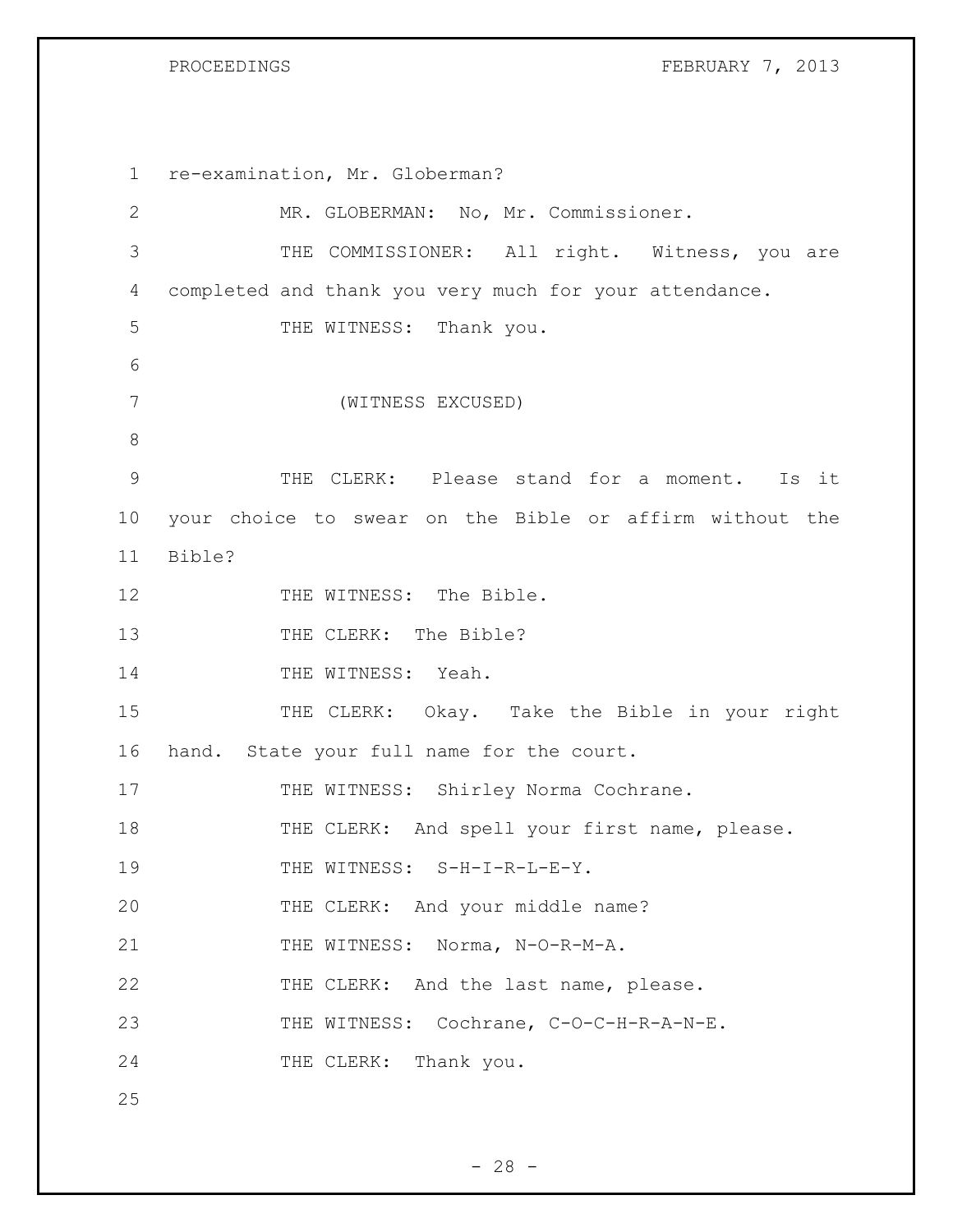re-examination, Mr. Globerman?

MR. GLOBERMAN: No, Mr. Commissioner.

THE COMMISSIONER: All right. Witness, you are completed and thank you very much for your attendance.

THE WITNESS: Thank you.

(WITNESS EXCUSED)

THE CLERK: Please stand for a moment. Is it your choice to swear on the Bible or affirm without the Bible?

THE WITNESS: The Bible.

THE CLERK: The Bible?

THE WITNESS: Yeah.

THE CLERK: Okay. Take the Bible in your right hand. State your full name for the court.

THE WITNESS: Shirley Norma Cochrane.

THE CLERK: And spell your first name, please.

THE WITNESS: S-H-I-R-L-E-Y.

THE CLERK: And your middle name?

THE WITNESS: Norma, N-O-R-M-A.

THE CLERK: And the last name, please.

THE WITNESS: Cochrane, C-O-C-H-R-A-N-E.

THE CLERK: Thank you.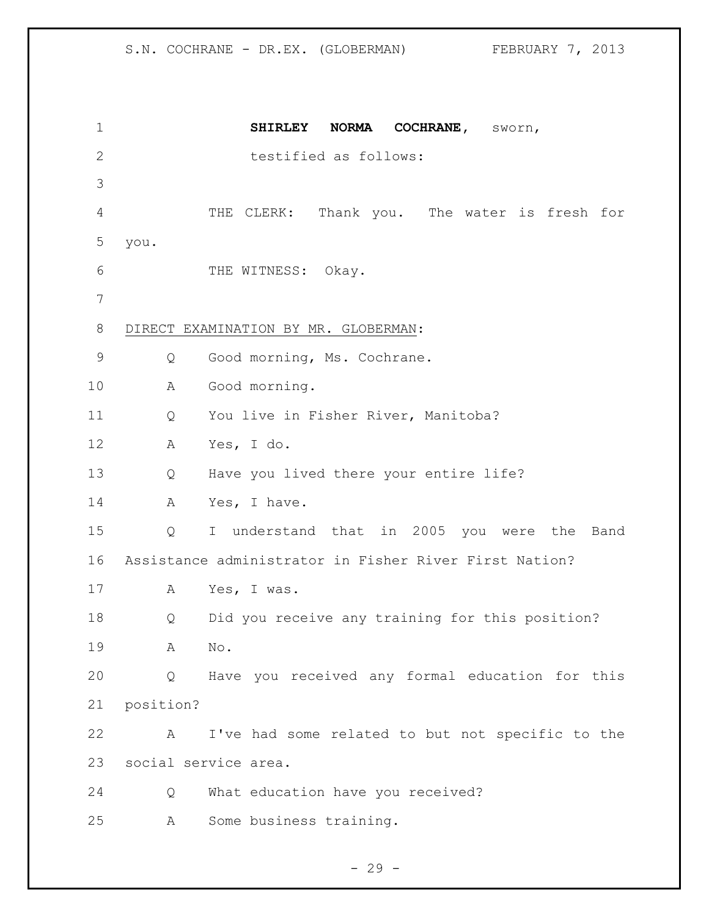**SHIRLEY NORMA COCHRANE**, sworn,
testified as follows:

THE CLERK: Thank you. The water is fresh for you.

THE WITNESS: Okay.

DIRECT EXAMINATION BY MR. GLOBERMAN:

Q Good morning, Ms. Cochrane.

A Good morning.

Q You live in Fisher River, Manitoba?

A Yes, I do.

Q Have you lived there your entire life?

A Yes, I have.

Q I understand that in 2005 you were the Band Assistance administrator in Fisher River First Nation?

A Yes, I was.

Q Did you receive any training for this position?

A No.

Q Have you received any formal education for this position?

A I've had some related to but not specific to the social service area.

Q What education have you received?

A Some business training.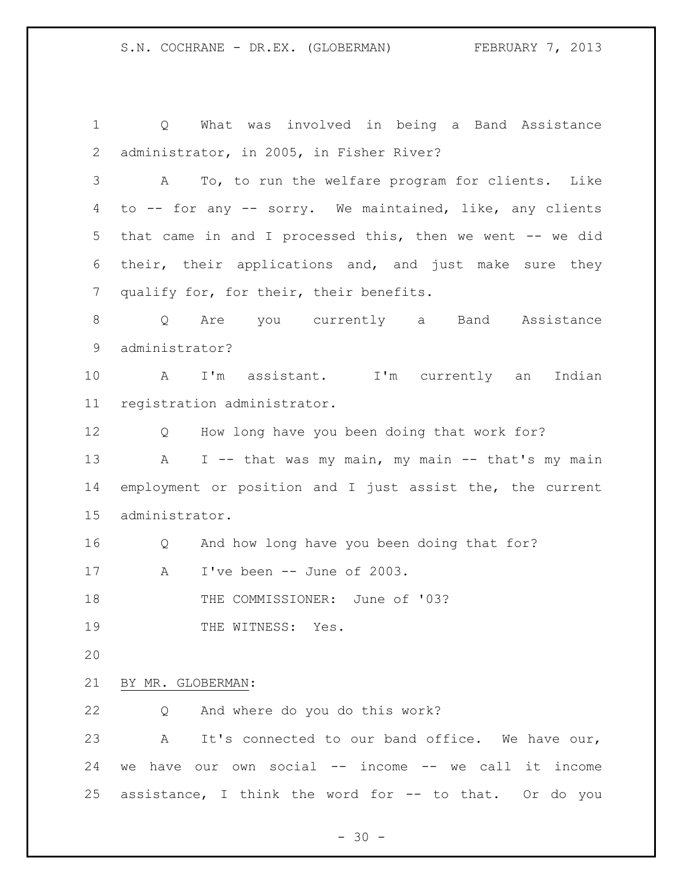Q What was involved in being a Band Assistance administrator, in 2005, in Fisher River?

A To, to run the welfare program for clients. Like to -- for any -- sorry. We maintained, like, any clients that came in and I processed this, then we went -- we did their, their applications and, and just make sure they qualify for, for their, their benefits.

Q Are you currently a Band Assistance administrator?

A I'm assistant. I'm currently an Indian registration administrator.

Q How long have you been doing that work for?

A I -- that was my main, my main -- that's my main employment or position and I just assist the, the current administrator.

Q And how long have you been doing that for?

A I've been -- June of 2003.

THE COMMISSIONER: June of '03?

THE WITNESS: Yes.

BY MR. GLOBERMAN:

Q And where do you do this work?

A It's connected to our band office. We have our, we have our own social -- income -- we call it income assistance, I think the word for -- to that. Or do you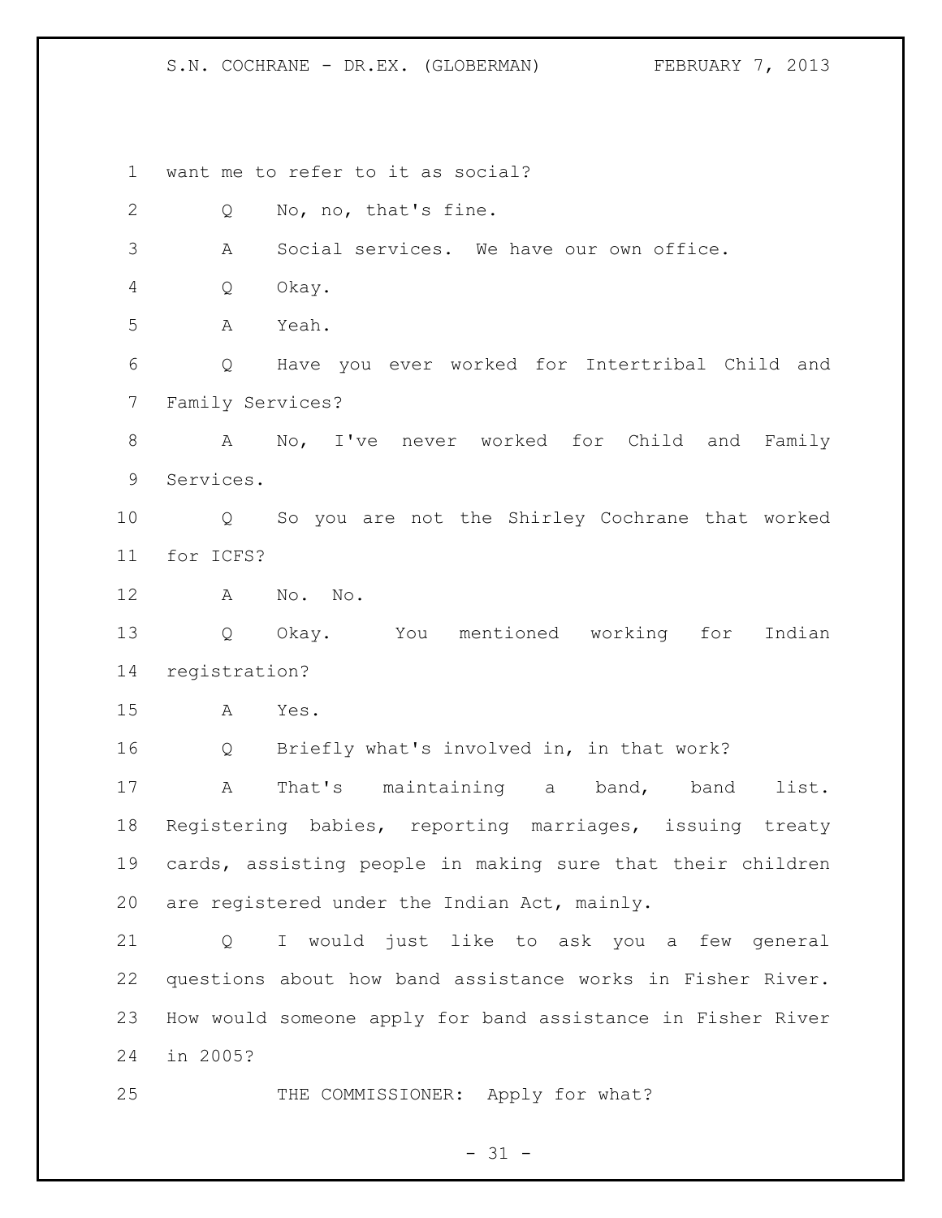want me to refer to it as social?

Q No, no, that's fine.

A Social services. We have our own office.

Q Okay.

A Yeah.

Q Have you ever worked for Intertribal Child and Family Services?

A No, I've never worked for Child and Family Services.

Q So you are not the Shirley Cochrane that worked for ICFS?

A No. No.

Q Okay. You mentioned working for Indian registration?

A Yes.

Q Briefly what's involved in, in that work?

A That's maintaining a band, band list. Registering babies, reporting marriages, issuing treaty cards, assisting people in making sure that their children are registered under the Indian Act, mainly.

Q I would just like to ask you a few general questions about how band assistance works in Fisher River. How would someone apply for band assistance in Fisher River in 2005?

THE COMMISSIONER: Apply for what?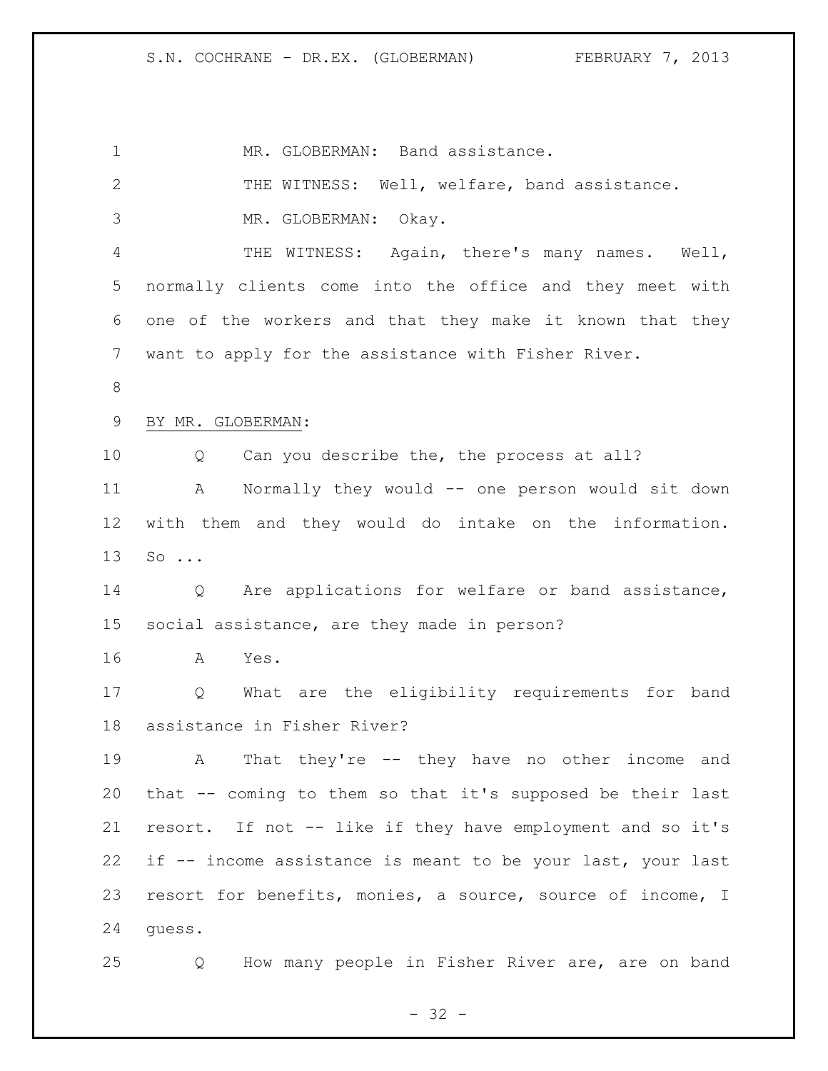MR. GLOBERMAN: Band assistance.

THE WITNESS: Well, welfare, band assistance.

MR. GLOBERMAN: Okay.

THE WITNESS: Again, there's many names. Well, normally clients come into the office and they meet with one of the workers and that they make it known that they want to apply for the assistance with Fisher River.

BY MR. GLOBERMAN:

Q Can you describe the, the process at all?

A Normally they would -- one person would sit down with them and they would do intake on the information. So ...

Q Are applications for welfare or band assistance, social assistance, are they made in person?

A Yes.

Q What are the eligibility requirements for band assistance in Fisher River?

A That they're -- they have no other income and that -- coming to them so that it's supposed be their last resort. If not -- like if they have employment and so it's if -- income assistance is meant to be your last, your last resort for benefits, monies, a source, source of income, I guess.

Q How many people in Fisher River are, are on band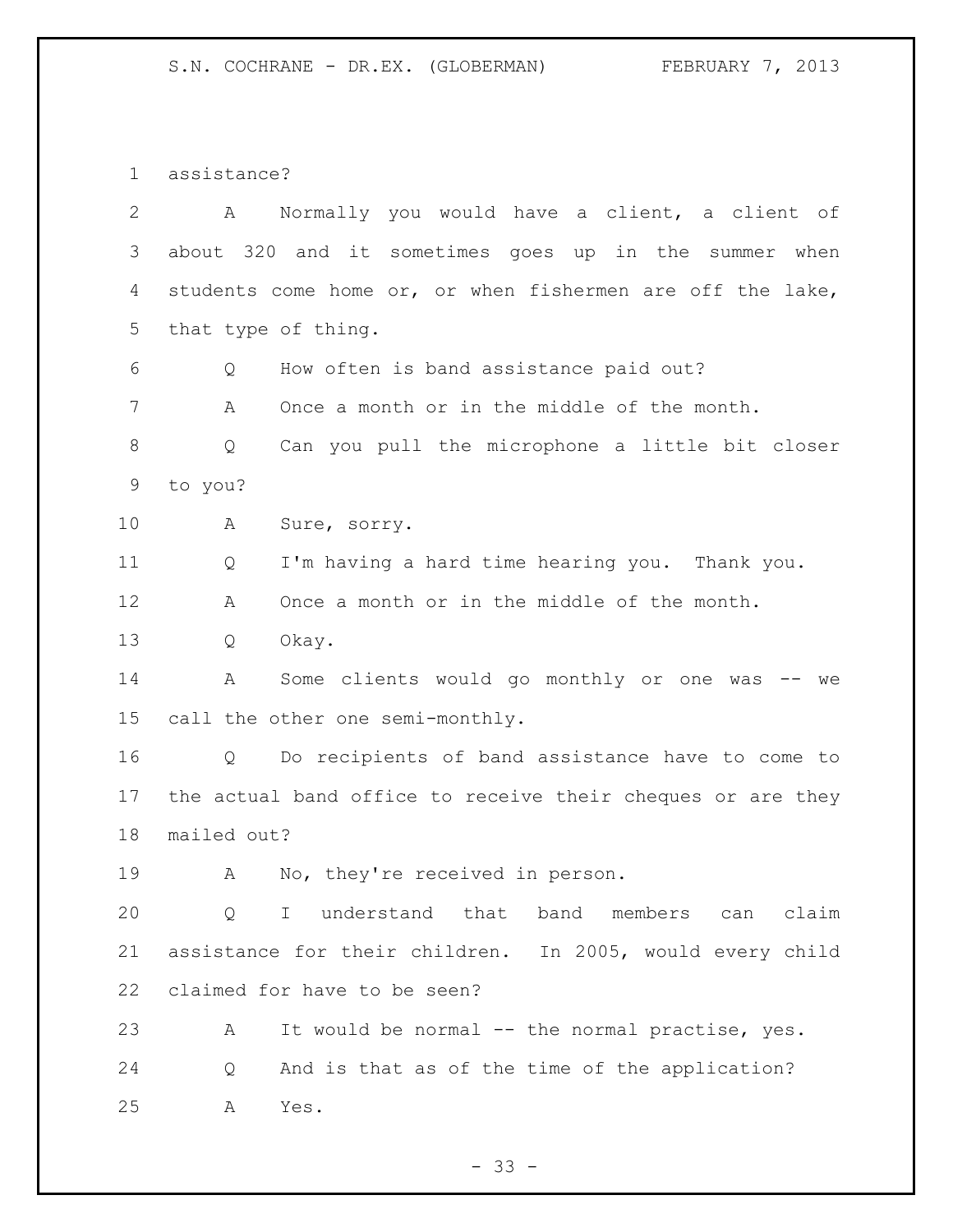assistance?

A Normally you would have a client, a client of about 320 and it sometimes goes up in the summer when students come home or, or when fishermen are off the lake, that type of thing.

Q How often is band assistance paid out?

A Once a month or in the middle of the month.

Q Can you pull the microphone a little bit closer to you?

A Sure, sorry.

Q I'm having a hard time hearing you. Thank you.

A Once a month or in the middle of the month.

Q Okay.

A Some clients would go monthly or one was -- we call the other one semi-monthly.

Q Do recipients of band assistance have to come to the actual band office to receive their cheques or are they mailed out?

A No, they're received in person.

Q I understand that band members can claim assistance for their children. In 2005, would every child claimed for have to be seen?

A It would be normal -- the normal practise, yes.

Q And is that as of the time of the application?

A Yes.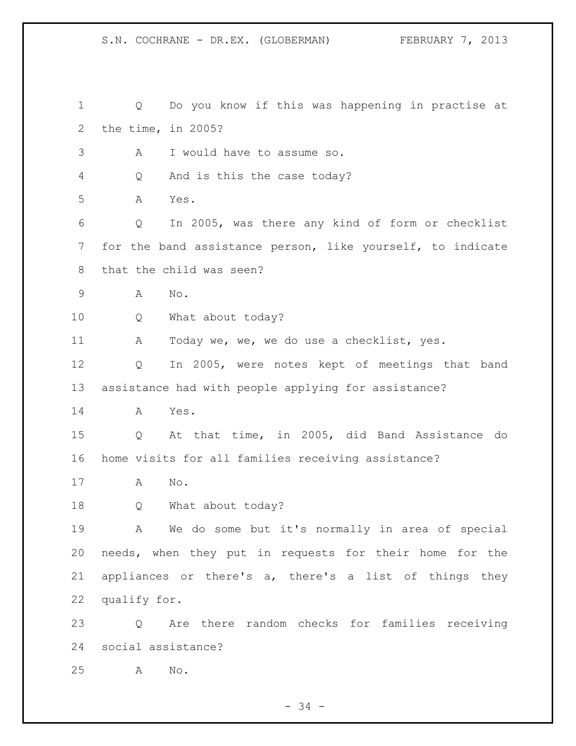Q Do you know if this was happening in practise at the time, in 2005?

A I would have to assume so.

Q And is this the case today?

A Yes.

Q In 2005, was there any kind of form or checklist for the band assistance person, like yourself, to indicate that the child was seen?

A No.

Q What about today?

A Today we, we, we do use a checklist, yes.

Q In 2005, were notes kept of meetings that band assistance had with people applying for assistance?

A Yes.

Q At that time, in 2005, did Band Assistance do home visits for all families receiving assistance?

A No.

Q What about today?

A We do some but it's normally in area of special needs, when they put in requests for their home for the appliances or there's a, there's a list of things they qualify for.

Q Are there random checks for families receiving social assistance?

A No.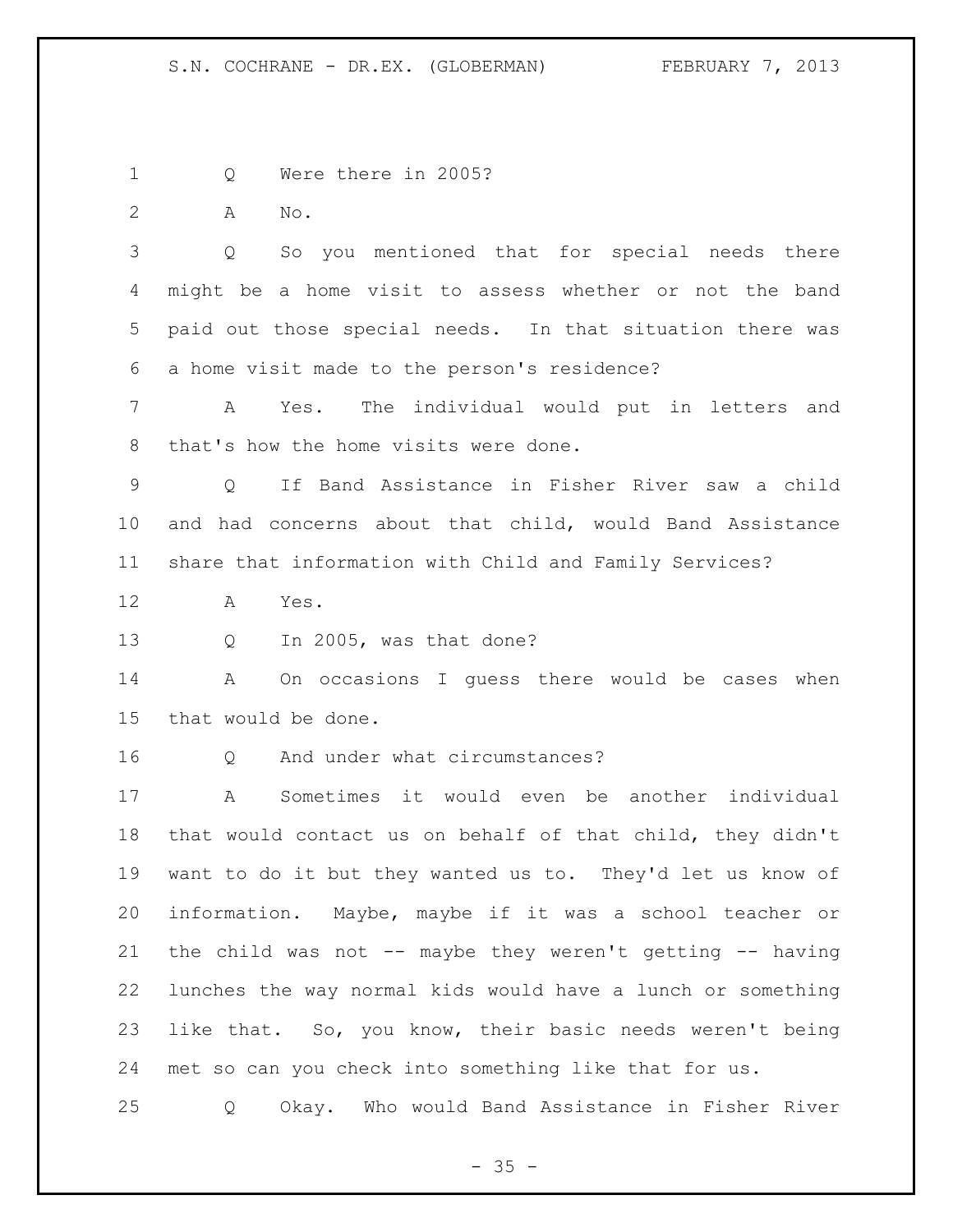Q Were there in 2005?

A No.

Q So you mentioned that for special needs there might be a home visit to assess whether or not the band paid out those special needs. In that situation there was a home visit made to the person's residence?

A Yes. The individual would put in letters and that's how the home visits were done.

Q If Band Assistance in Fisher River saw a child and had concerns about that child, would Band Assistance share that information with Child and Family Services?

A Yes.

Q In 2005, was that done?

A On occasions I guess there would be cases when that would be done.

Q And under what circumstances?

A Sometimes it would even be another individual that would contact us on behalf of that child, they didn't want to do it but they wanted us to. They'd let us know of information. Maybe, maybe if it was a school teacher or the child was not -- maybe they weren't getting -- having lunches the way normal kids would have a lunch or something like that. So, you know, their basic needs weren't being met so can you check into something like that for us.

Q Okay. Who would Band Assistance in Fisher River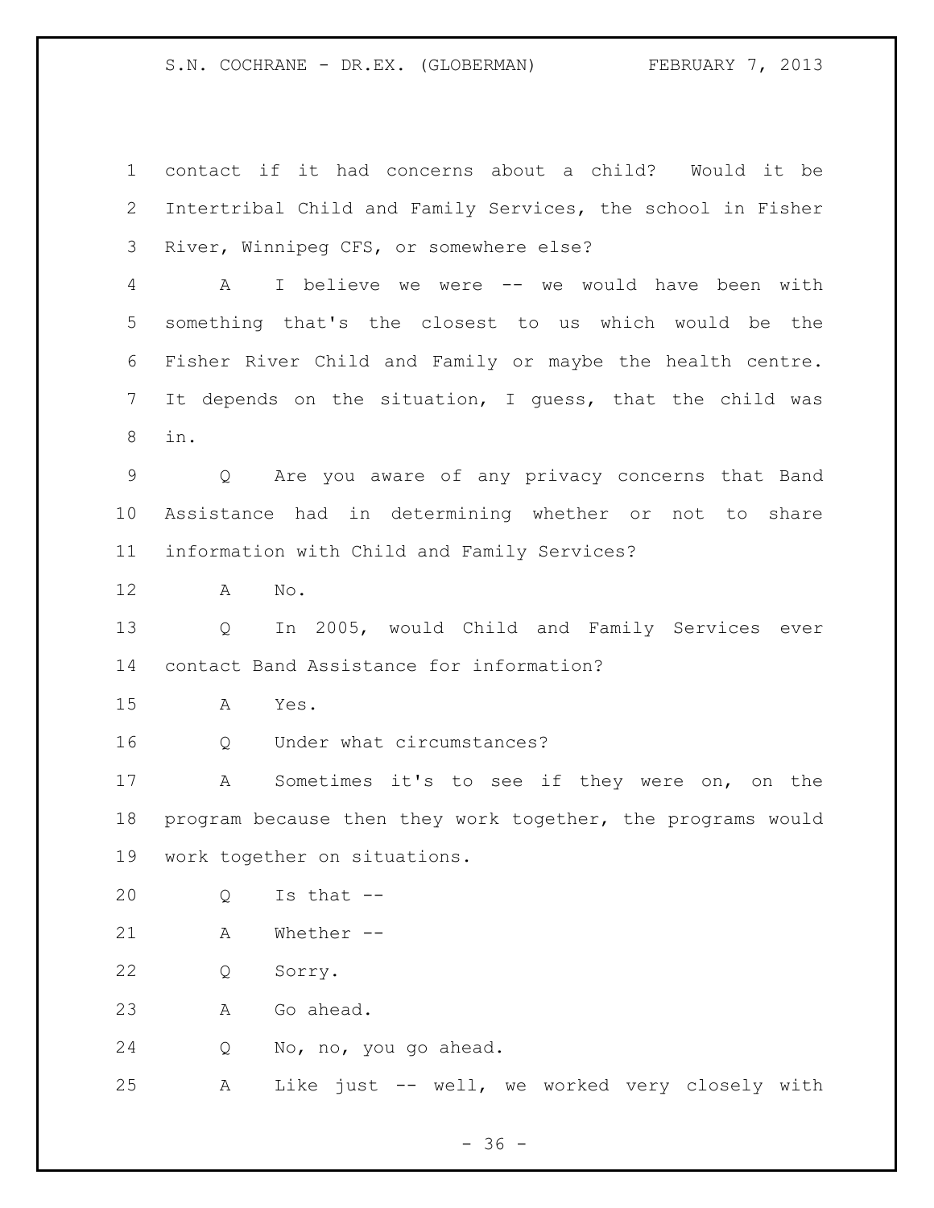contact if it had concerns about a child? Would it be Intertribal Child and Family Services, the school in Fisher River, Winnipeg CFS, or somewhere else?

A I believe we were -- we would have been with something that's the closest to us which would be the Fisher River Child and Family or maybe the health centre. It depends on the situation, I guess, that the child was in.

Q Are you aware of any privacy concerns that Band Assistance had in determining whether or not to share information with Child and Family Services?

A No.

Q In 2005, would Child and Family Services ever contact Band Assistance for information?

A Yes.

Q Under what circumstances?

A Sometimes it's to see if they were on, on the program because then they work together, the programs would work together on situations.

Q Is that --

A Whether --

Q Sorry.

A Go ahead.

Q No, no, you go ahead.

A Like just -- well, we worked very closely with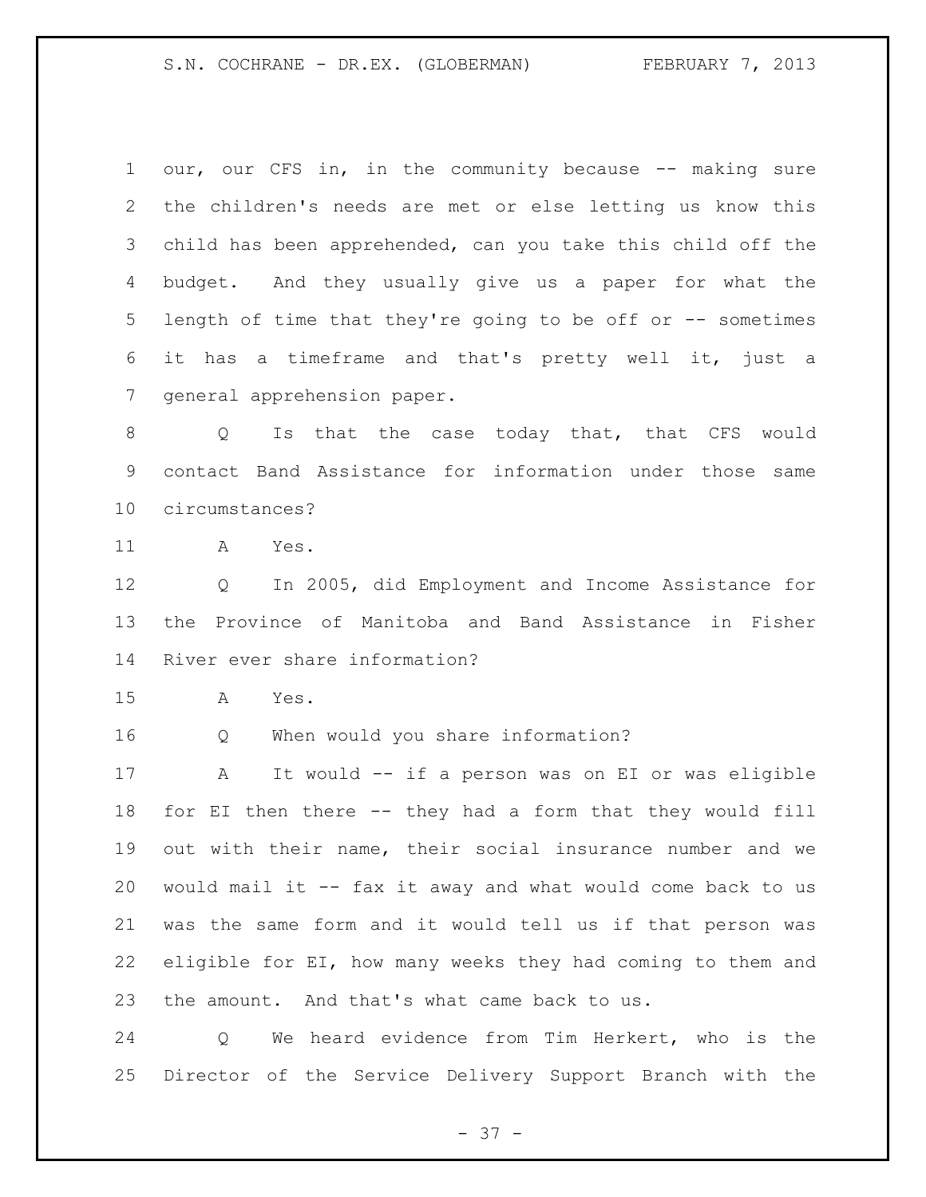our, our CFS in, in the community because -- making sure the children's needs are met or else letting us know this child has been apprehended, can you take this child off the budget. And they usually give us a paper for what the length of time that they're going to be off or -- sometimes it has a timeframe and that's pretty well it, just a general apprehension paper.

Q Is that the case today that, that CFS would contact Band Assistance for information under those same circumstances?

A Yes.

Q In 2005, did Employment and Income Assistance for the Province of Manitoba and Band Assistance in Fisher River ever share information?

A Yes.

Q When would you share information?

A It would -- if a person was on EI or was eligible for EI then there -- they had a form that they would fill out with their name, their social insurance number and we would mail it -- fax it away and what would come back to us was the same form and it would tell us if that person was eligible for EI, how many weeks they had coming to them and the amount. And that's what came back to us.

Q We heard evidence from Tim Herkert, who is the Director of the Service Delivery Support Branch with the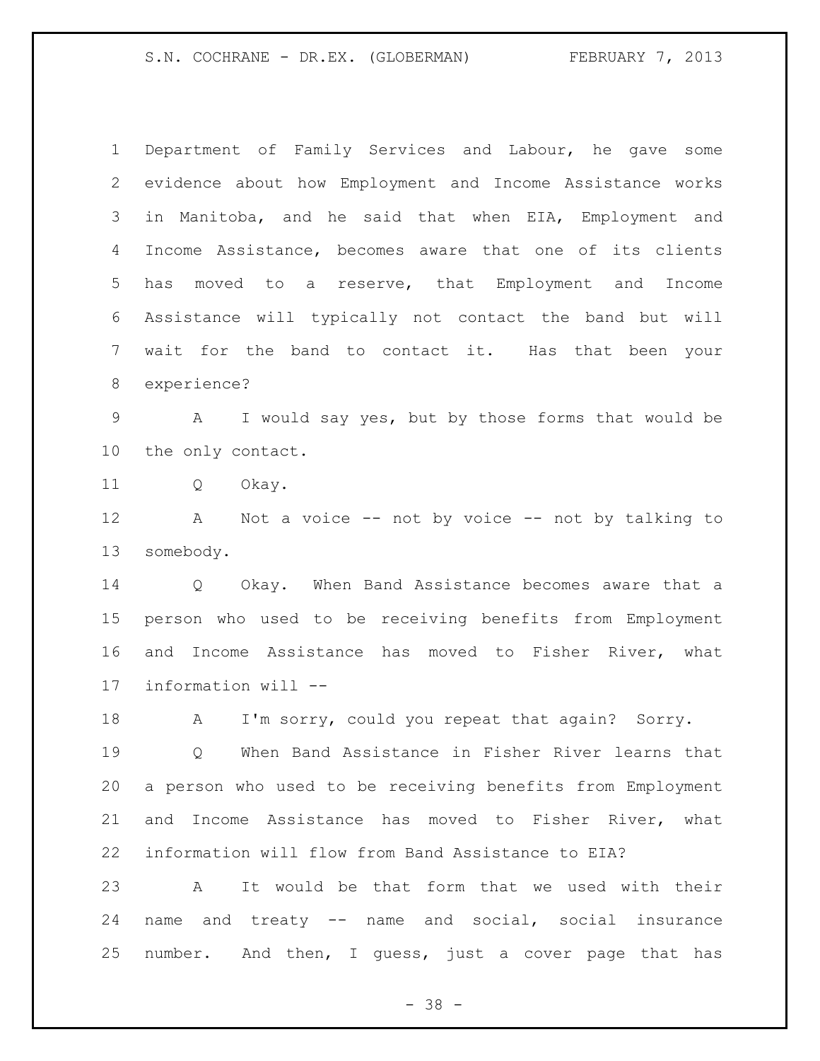Department of Family Services and Labour, he gave some evidence about how Employment and Income Assistance works in Manitoba, and he said that when EIA, Employment and Income Assistance, becomes aware that one of its clients has moved to a reserve, that Employment and Income Assistance will typically not contact the band but will wait for the band to contact it. Has that been your experience?

A I would say yes, but by those forms that would be the only contact.

Q Okay.

A Not a voice -- not by voice -- not by talking to somebody.

Q Okay. When Band Assistance becomes aware that a person who used to be receiving benefits from Employment and Income Assistance has moved to Fisher River, what information will --

A I'm sorry, could you repeat that again? Sorry.

Q When Band Assistance in Fisher River learns that a person who used to be receiving benefits from Employment and Income Assistance has moved to Fisher River, what information will flow from Band Assistance to EIA?

A It would be that form that we used with their name and treaty -- name and social, social insurance number. And then, I guess, just a cover page that has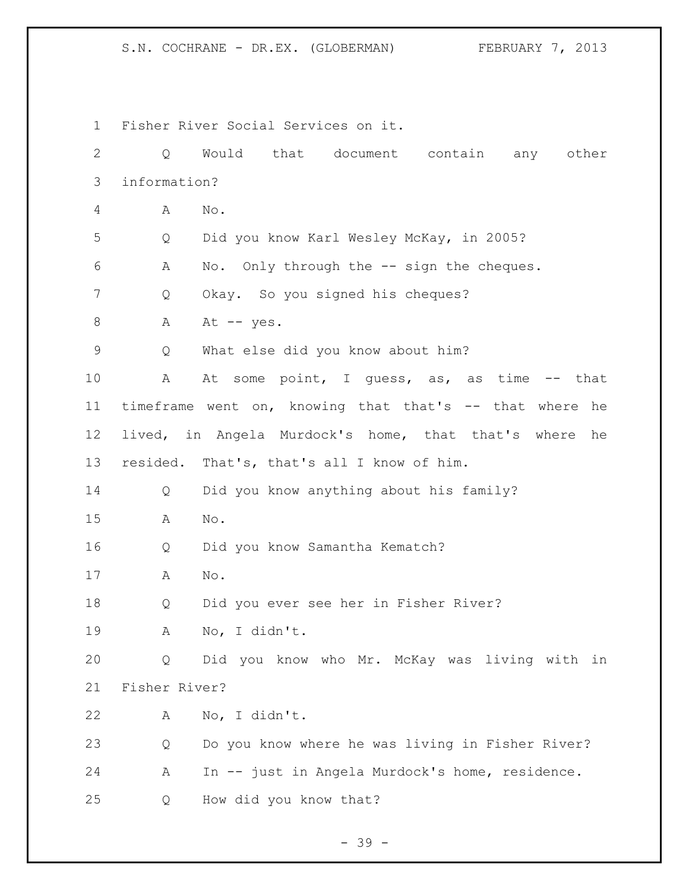Fisher River Social Services on it.

Q Would that document contain any other information?

A No.

Q Did you know Karl Wesley McKay, in 2005?

A No. Only through the -- sign the cheques.

Q Okay. So you signed his cheques?

A At -- yes.

Q What else did you know about him?

A At some point, I guess, as, as time -- that timeframe went on, knowing that that's -- that where he lived, in Angela Murdock's home, that that's where he resided. That's, that's all I know of him.

Q Did you know anything about his family?

A No.

Q Did you know Samantha Kematch?

A No.

Q Did you ever see her in Fisher River?

A No, I didn't.

Q Did you know who Mr. McKay was living with in Fisher River?

A No, I didn't.

Q Do you know where he was living in Fisher River?

A In -- just in Angela Murdock's home, residence.

Q How did you know that?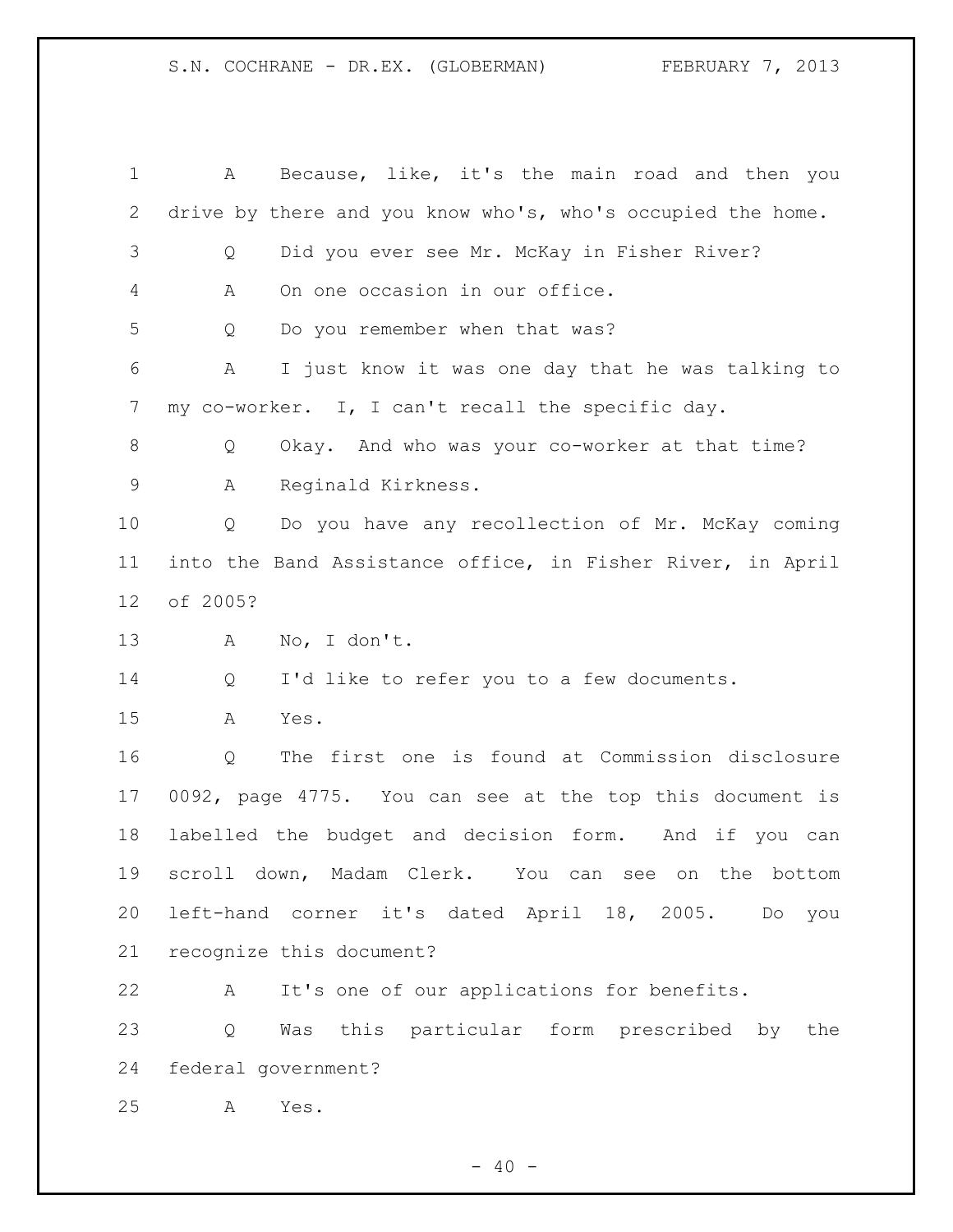A Because, like, it's the main road and then you drive by there and you know who's, who's occupied the home.

Q Did you ever see Mr. McKay in Fisher River?

A On one occasion in our office.

Q Do you remember when that was?

A I just know it was one day that he was talking to my co-worker. I, I can't recall the specific day.

Q Okay. And who was your co-worker at that time?

A Reginald Kirkness.

Q Do you have any recollection of Mr. McKay coming into the Band Assistance office, in Fisher River, in April of 2005?

A No, I don't.

Q I'd like to refer you to a few documents.

A Yes.

Q The first one is found at Commission disclosure 0092, page 4775. You can see at the top this document is labelled the budget and decision form. And if you can scroll down, Madam Clerk. You can see on the bottom left-hand corner it's dated April 18, 2005. Do you recognize this document?

A It's one of our applications for benefits.

Q Was this particular form prescribed by the federal government?

A Yes.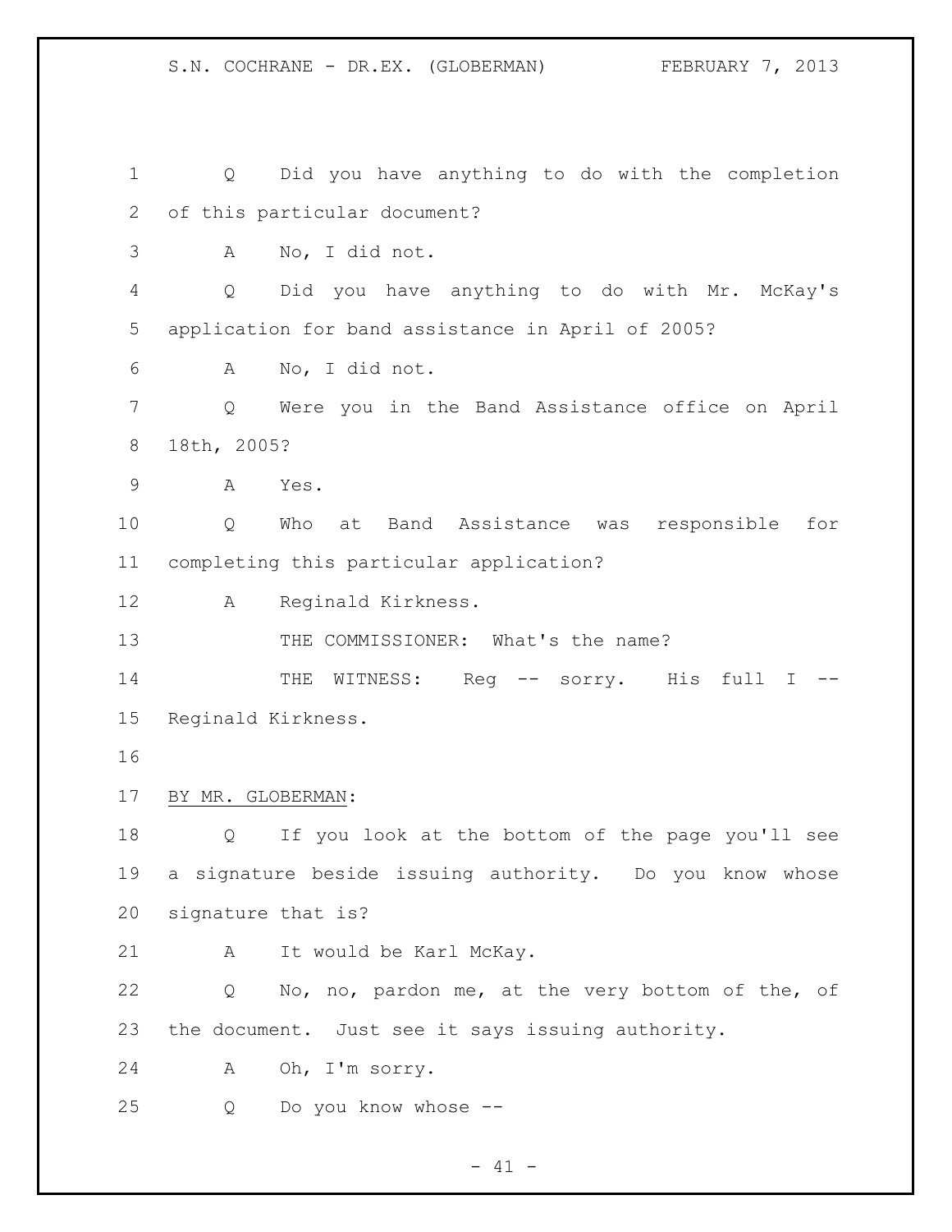Q Did you have anything to do with the completion of this particular document?

A No, I did not.

Q Did you have anything to do with Mr. McKay's application for band assistance in April of 2005?

A No, I did not.

Q Were you in the Band Assistance office on April 18th, 2005?

A Yes.

Q Who at Band Assistance was responsible for completing this particular application?

A Reginald Kirkness.

THE COMMISSIONER: What's the name?

THE WITNESS: Reg -- sorry. His full I -- Reginald Kirkness.

BY MR. GLOBERMAN:

Q If you look at the bottom of the page you'll see a signature beside issuing authority. Do you know whose signature that is?

A It would be Karl McKay.

Q No, no, pardon me, at the very bottom of the, of the document. Just see it says issuing authority.

A Oh, I'm sorry.

Q Do you know whose --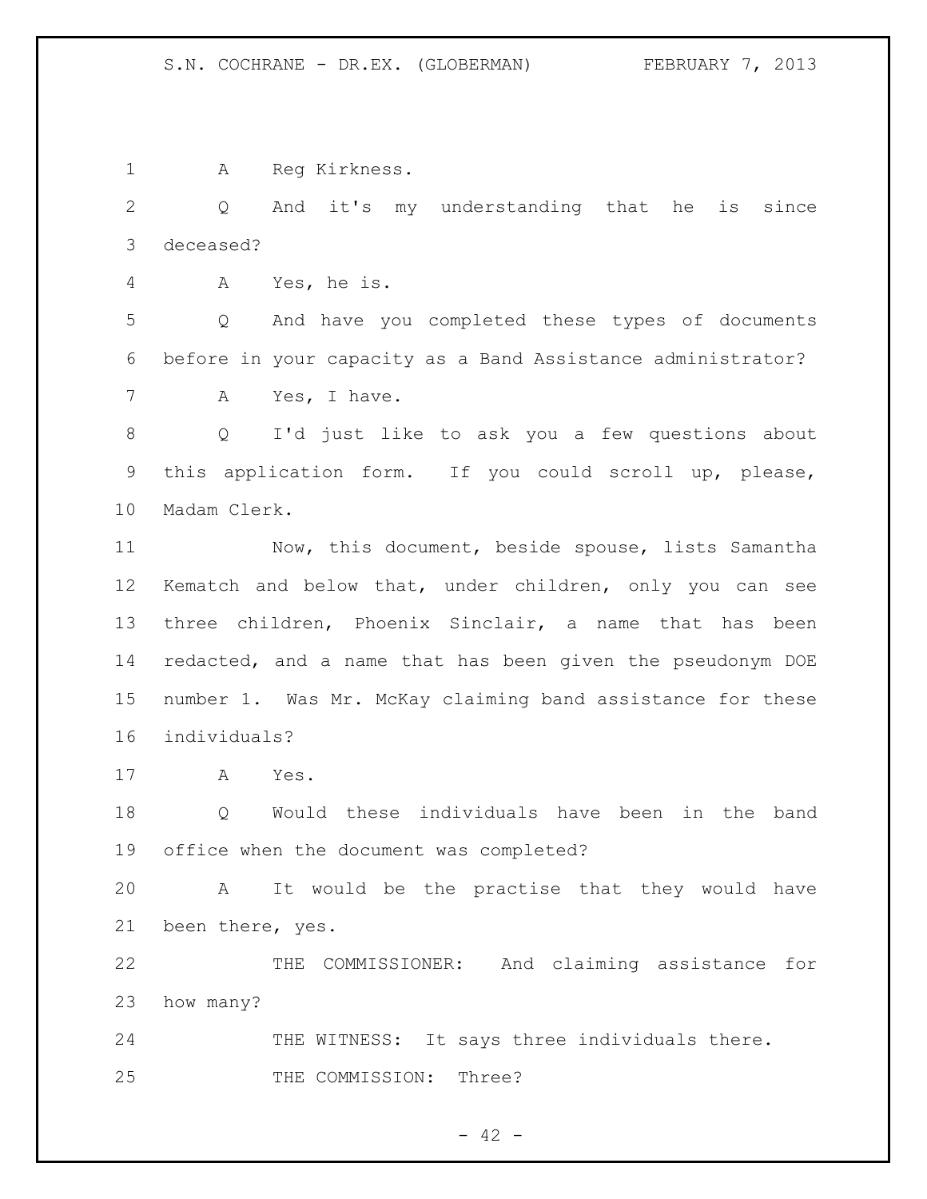A Reg Kirkness.

Q And it's my understanding that he is since deceased?

A Yes, he is.

Q And have you completed these types of documents before in your capacity as a Band Assistance administrator?

A Yes, I have.

Q I'd just like to ask you a few questions about this application form. If you could scroll up, please, Madam Clerk.

Now, this document, beside spouse, lists Samantha Kematch and below that, under children, only you can see three children, Phoenix Sinclair, a name that has been redacted, and a name that has been given the pseudonym DOE number 1. Was Mr. McKay claiming band assistance for these individuals?

A Yes.

Q Would these individuals have been in the band office when the document was completed?

A It would be the practise that they would have been there, yes.

THE COMMISSIONER: And claiming assistance for how many?

THE WITNESS: It says three individuals there.

THE COMMISSION: Three?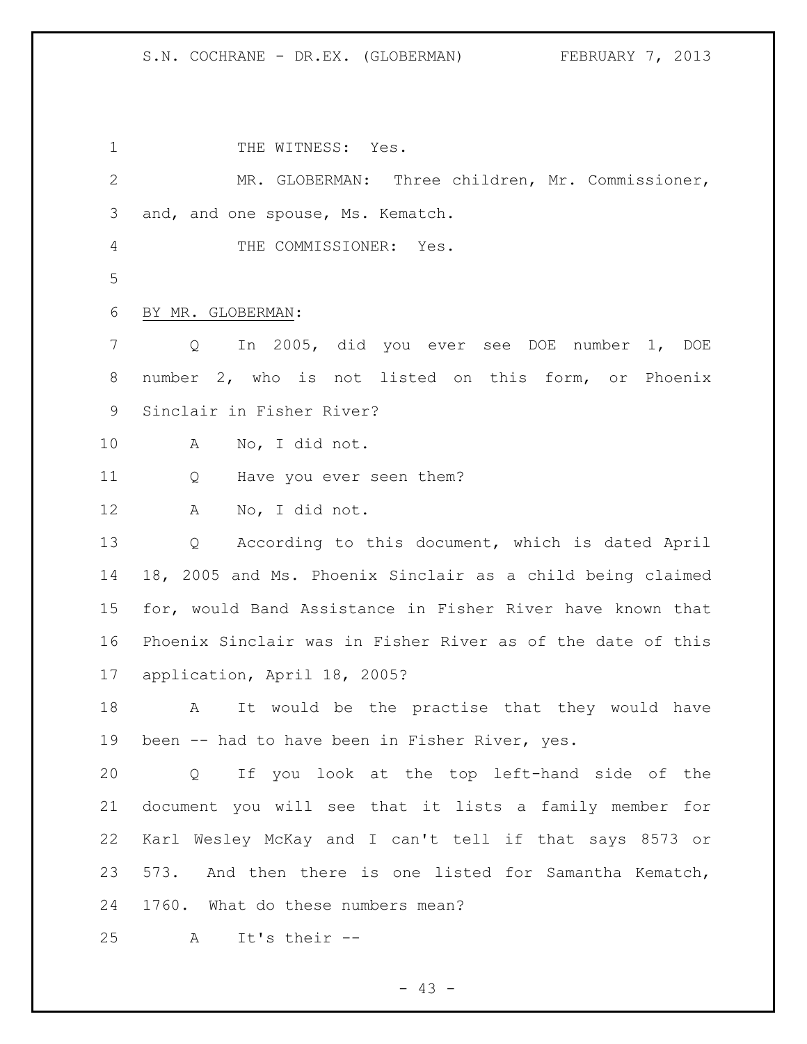THE WITNESS: Yes.

MR. GLOBERMAN: Three children, Mr. Commissioner, and, and one spouse, Ms. Kematch.

THE COMMISSIONER: Yes.

BY MR. GLOBERMAN:

Q In 2005, did you ever see DOE number 1, DOE number 2, who is not listed on this form, or Phoenix Sinclair in Fisher River?

A No, I did not.

Q Have you ever seen them?

A No, I did not.

Q According to this document, which is dated April 18, 2005 and Ms. Phoenix Sinclair as a child being claimed for, would Band Assistance in Fisher River have known that Phoenix Sinclair was in Fisher River as of the date of this application, April 18, 2005?

A It would be the practise that they would have been -- had to have been in Fisher River, yes.

Q If you look at the top left-hand side of the document you will see that it lists a family member for Karl Wesley McKay and I can't tell if that says 8573 or 573. And then there is one listed for Samantha Kematch, 1760. What do these numbers mean?

A It's their --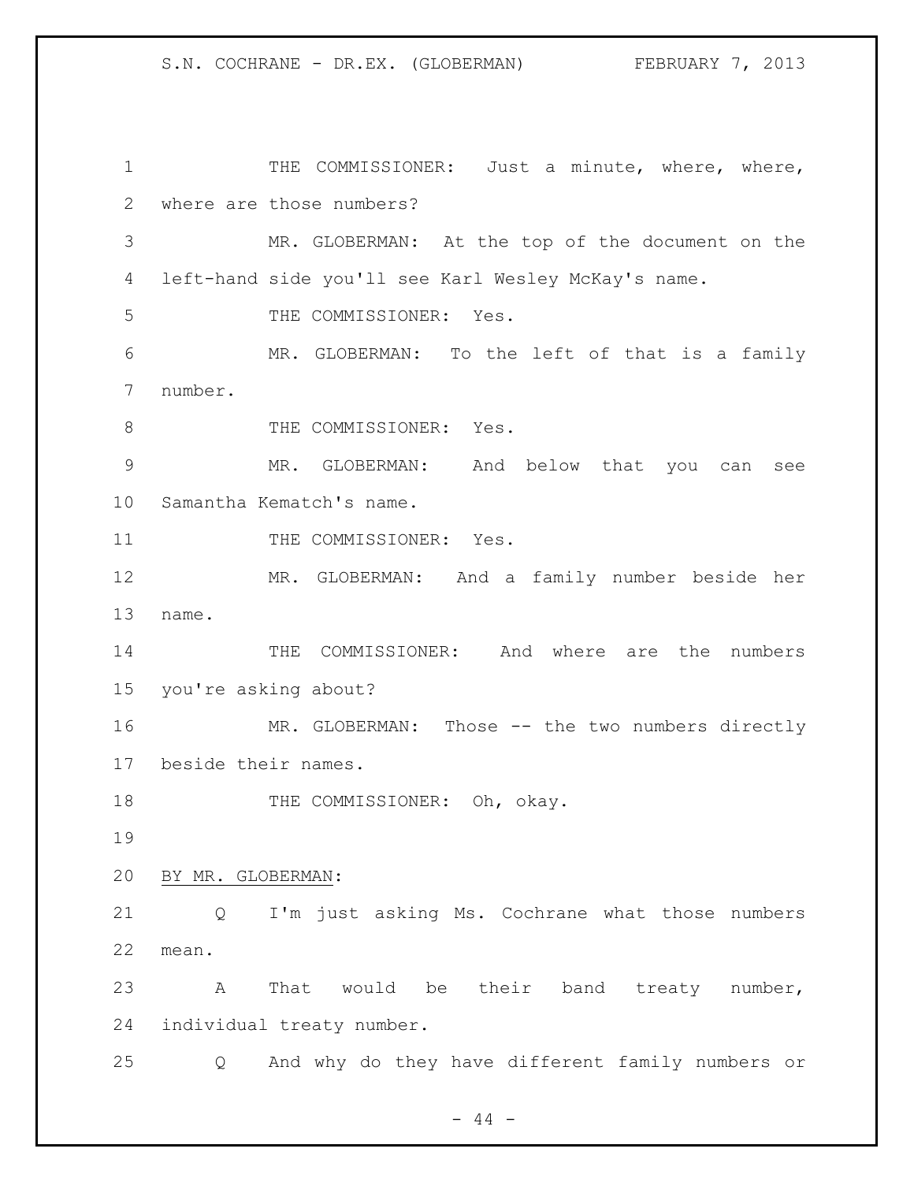THE COMMISSIONER: Just a minute, where, where, where are those numbers?

MR. GLOBERMAN: At the top of the document on the left-hand side you'll see Karl Wesley McKay's name.

THE COMMISSIONER: Yes.

MR. GLOBERMAN: To the left of that is a family number.

THE COMMISSIONER: Yes.

MR. GLOBERMAN: And below that you can see Samantha Kematch's name.

THE COMMISSIONER: Yes.

MR. GLOBERMAN: And a family number beside her name.

THE COMMISSIONER: And where are the numbers you're asking about?

MR. GLOBERMAN: Those -- the two numbers directly beside their names.

THE COMMISSIONER: Oh, okay.

BY MR. GLOBERMAN:

Q I'm just asking Ms. Cochrane what those numbers mean.

A That would be their band treaty number, individual treaty number.

Q And why do they have different family numbers or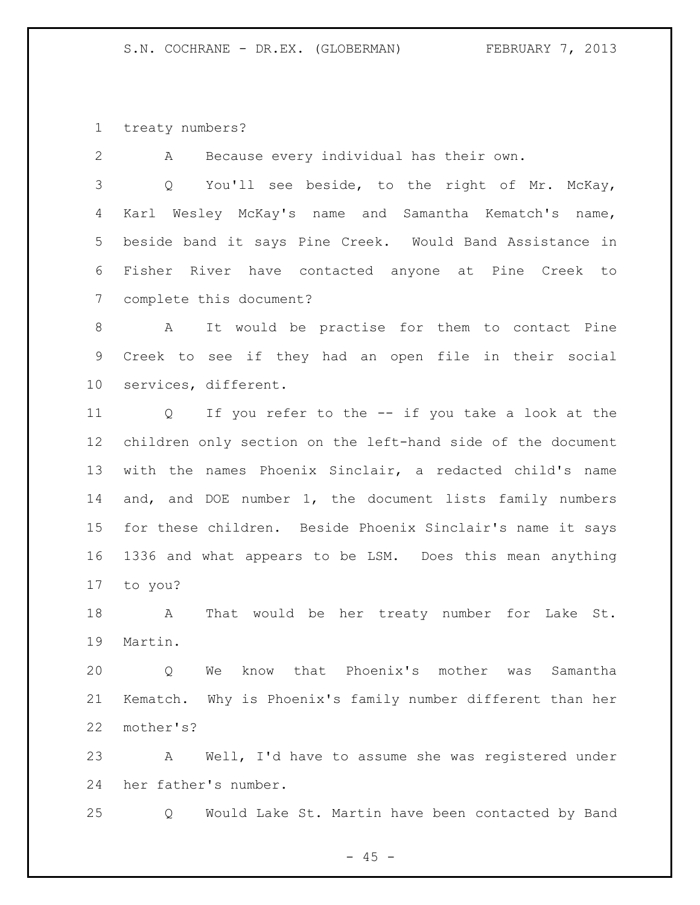treaty numbers?

A Because every individual has their own.

Q You'll see beside, to the right of Mr. McKay, Karl Wesley McKay's name and Samantha Kematch's name, beside band it says Pine Creek. Would Band Assistance in Fisher River have contacted anyone at Pine Creek to complete this document?

A It would be practise for them to contact Pine Creek to see if they had an open file in their social services, different.

Q If you refer to the -- if you take a look at the children only section on the left-hand side of the document with the names Phoenix Sinclair, a redacted child's name and, and DOE number 1, the document lists family numbers for these children. Beside Phoenix Sinclair's name it says 1336 and what appears to be LSM. Does this mean anything to you?

A That would be her treaty number for Lake St. Martin.

Q We know that Phoenix's mother was Samantha Kematch. Why is Phoenix's family number different than her mother's?

A Well, I'd have to assume she was registered under her father's number.

Q Would Lake St. Martin have been contacted by Band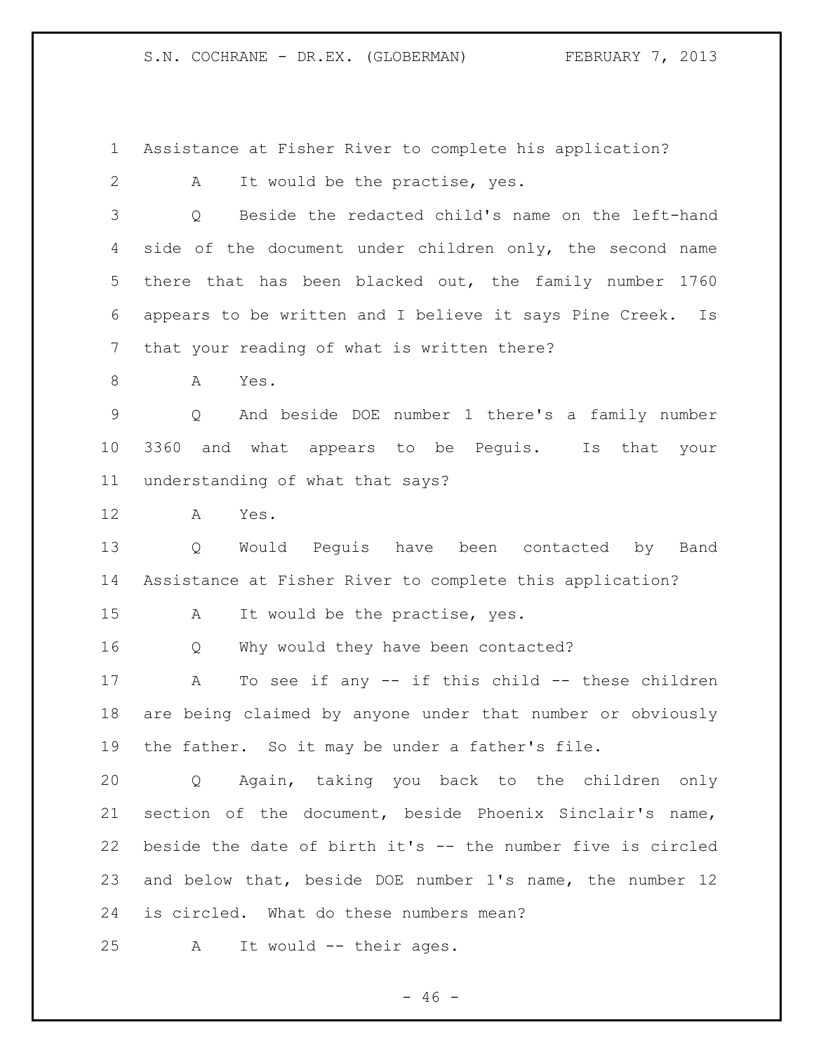Assistance at Fisher River to complete his application?

A It would be the practise, yes.

Q Beside the redacted child's name on the left-hand side of the document under children only, the second name there that has been blacked out, the family number 1760 appears to be written and I believe it says Pine Creek. Is that your reading of what is written there?

A Yes.

Q And beside DOE number 1 there's a family number 3360 and what appears to be Peguis. Is that your understanding of what that says?

A Yes.

Q Would Peguis have been contacted by Band Assistance at Fisher River to complete this application?

A It would be the practise, yes.

Q Why would they have been contacted?

A To see if any -- if this child -- these children are being claimed by anyone under that number or obviously the father. So it may be under a father's file.

Q Again, taking you back to the children only section of the document, beside Phoenix Sinclair's name, beside the date of birth it's -- the number five is circled and below that, beside DOE number 1's name, the number 12 is circled. What do these numbers mean?

A It would -- their ages.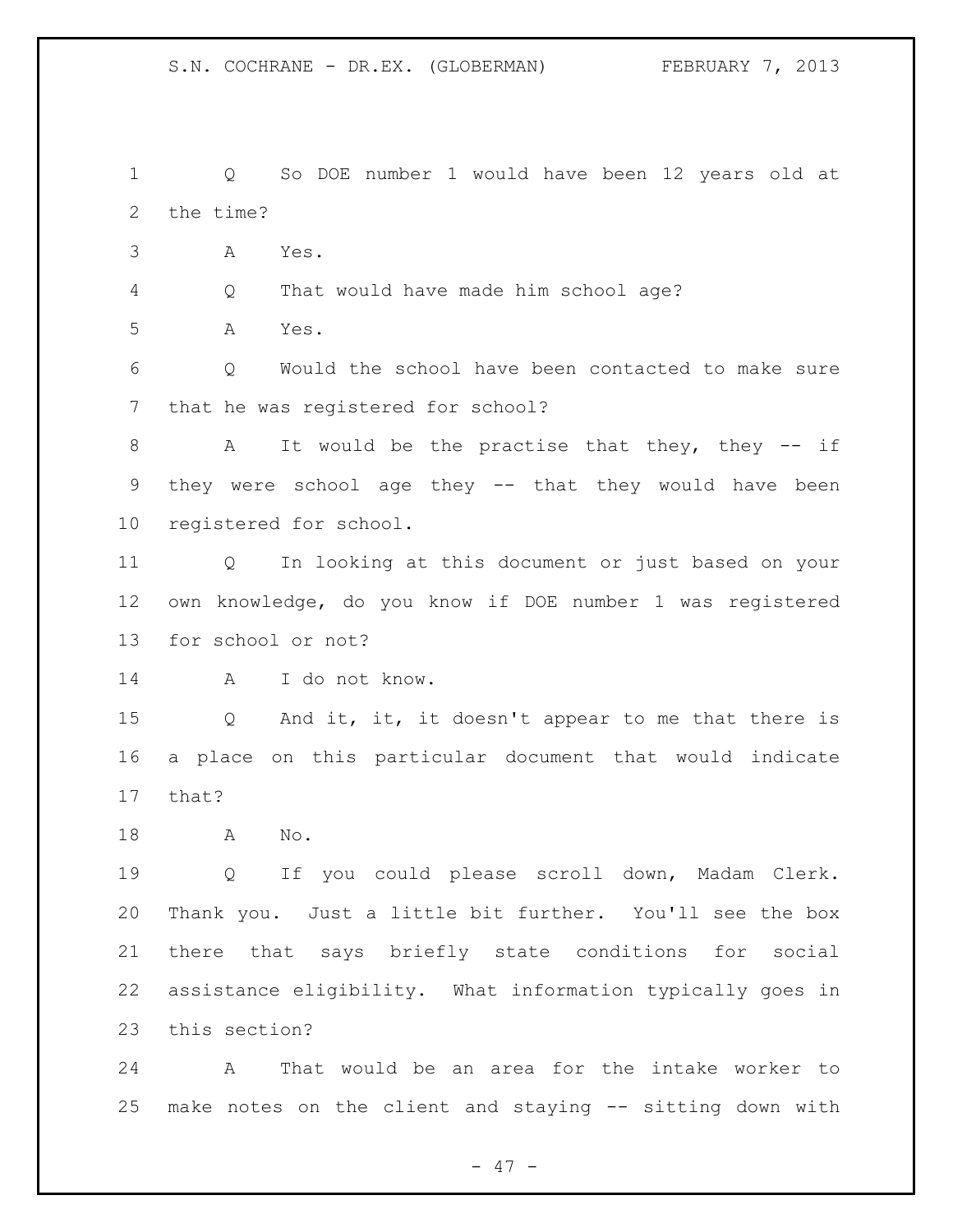1 Q So DOE number 1 would have been 12 years old at
2 the time?
3 A Yes.
4 Q That would have made him school age?
5 A Yes.
6 Q Would the school have been contacted to make sure
7 that he was registered for school?
8 A It would be the practise that they, they -- if
9 they were school age they -- that they would have been
10 registered for school.
11 Q In looking at this document or just based on your
12 own knowledge, do you know if DOE number 1 was registered
13 for school or not?
14 A I do not know.
15 Q And it, it, it doesn't appear to me that there is
16 a place on this particular document that would indicate
17 that?
18 A No.
19 Q If you could please scroll down, Madam Clerk.
20 Thank you. Just a little bit further. You'll see the box
21 there that says briefly state conditions for social
22 assistance eligibility. What information typically goes in
23 this section?
24 A That would be an area for the intake worker to
25 make notes on the client and staying -- sitting down with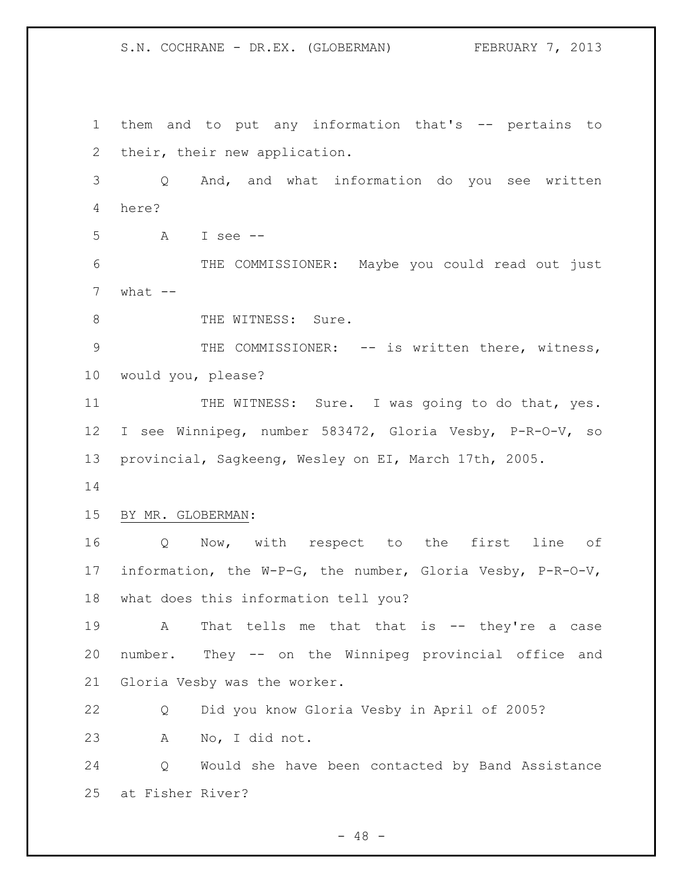them and to put any information that's -- pertains to their, their new application.

Q And, and what information do you see written here?

A I see --

THE COMMISSIONER: Maybe you could read out just what --

THE WITNESS: Sure.

THE COMMISSIONER: -- is written there, witness, would you, please?

THE WITNESS: Sure. I was going to do that, yes. I see Winnipeg, number 583472, Gloria Vesby, P-R-O-V, so provincial, Sagkeeng, Wesley on EI, March 17th, 2005.

BY MR. GLOBERMAN:

Q Now, with respect to the first line of information, the W-P-G, the number, Gloria Vesby, P-R-O-V, what does this information tell you?

A That tells me that that is -- they're a case number. They -- on the Winnipeg provincial office and Gloria Vesby was the worker.

Q Did you know Gloria Vesby in April of 2005?

A No, I did not.

Q Would she have been contacted by Band Assistance at Fisher River?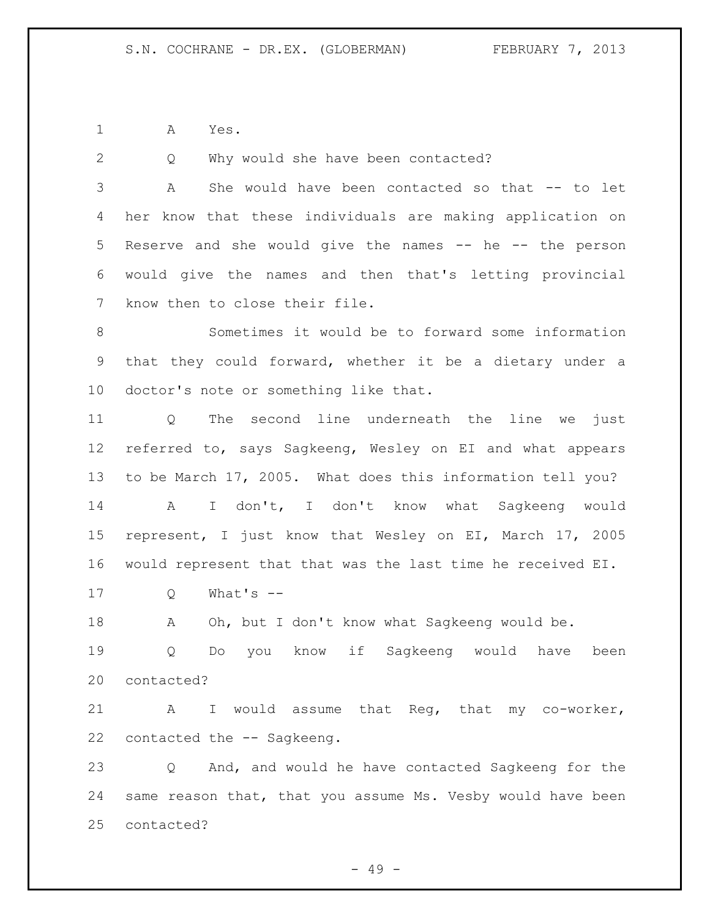A Yes.

Q Why would she have been contacted?

A She would have been contacted so that -- to let her know that these individuals are making application on Reserve and she would give the names -- he -- the person would give the names and then that's letting provincial know then to close their file.

Sometimes it would be to forward some information that they could forward, whether it be a dietary under a doctor's note or something like that.

Q The second line underneath the line we just referred to, says Sagkeeng, Wesley on EI and what appears to be March 17, 2005. What does this information tell you?

A I don't, I don't know what Sagkeeng would represent, I just know that Wesley on EI, March 17, 2005 would represent that that was the last time he received EI.

Q What's --

A Oh, but I don't know what Sagkeeng would be.

Q Do you know if Sagkeeng would have been contacted?

A I would assume that Reg, that my co-worker, contacted the -- Sagkeeng.

Q And, and would he have contacted Sagkeeng for the same reason that, that you assume Ms. Vesby would have been contacted?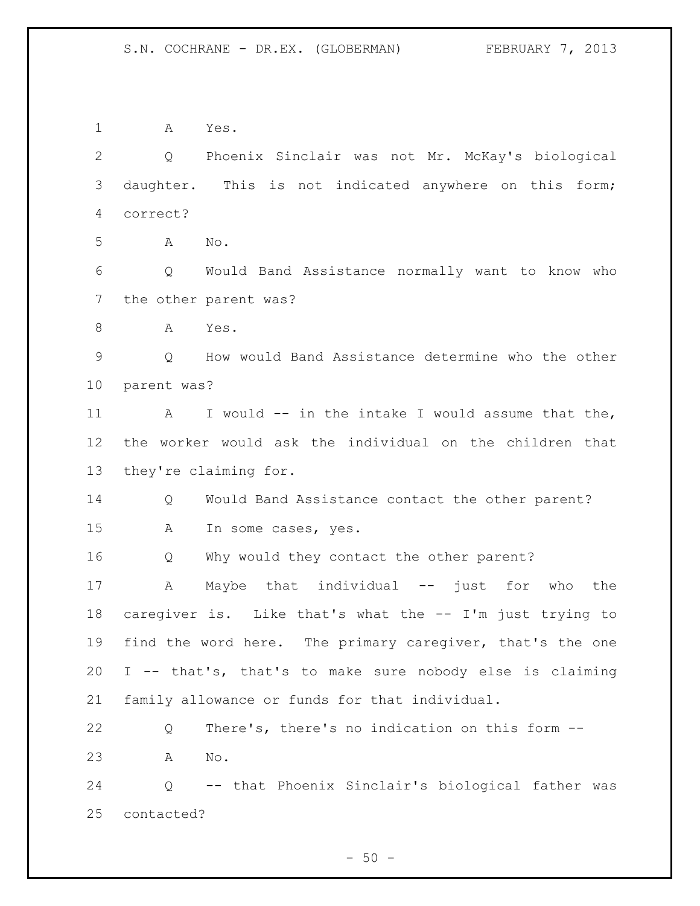1 A Yes.

2 Q Phoenix Sinclair was not Mr. McKay's biological

3 daughter. This is not indicated anywhere on this form;

4 correct?

5 A No.

6 Q Would Band Assistance normally want to know who

7 the other parent was?

8 A Yes.

9 Q How would Band Assistance determine who the other

10 parent was?

11 A I would -- in the intake I would assume that the,

12 the worker would ask the individual on the children that

13 they're claiming for.

14 Q Would Band Assistance contact the other parent?

15 A In some cases, yes.

16 Q Why would they contact the other parent?

17 A Maybe that individual -- just for who the

18 caregiver is. Like that's what the -- I'm just trying to

19 find the word here. The primary caregiver, that's the one

20 I -- that's, that's to make sure nobody else is claiming

21 family allowance or funds for that individual.

22 Q There's, there's no indication on this form --

23 A No.

24 Q -- that Phoenix Sinclair's biological father was

25 contacted?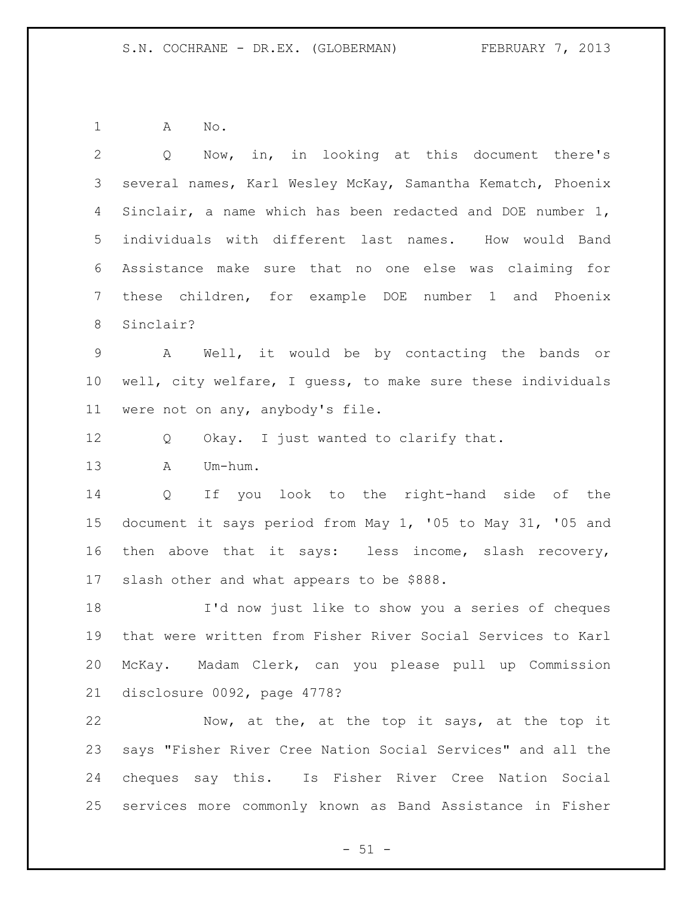A No.

Q Now, in, in looking at this document there's several names, Karl Wesley McKay, Samantha Kematch, Phoenix Sinclair, a name which has been redacted and DOE number 1, individuals with different last names. How would Band Assistance make sure that no one else was claiming for these children, for example DOE number 1 and Phoenix Sinclair?

A Well, it would be by contacting the bands or well, city welfare, I guess, to make sure these individuals were not on any, anybody's file.

Q Okay. I just wanted to clarify that.

A Um-hum.

Q If you look to the right-hand side of the document it says period from May 1, '05 to May 31, '05 and then above that it says: less income, slash recovery, slash other and what appears to be $888.

I'd now just like to show you a series of cheques that were written from Fisher River Social Services to Karl McKay. Madam Clerk, can you please pull up Commission disclosure 0092, page 4778?

Now, at the, at the top it says, at the top it says "Fisher River Cree Nation Social Services" and all the cheques say this. Is Fisher River Cree Nation Social services more commonly known as Band Assistance in Fisher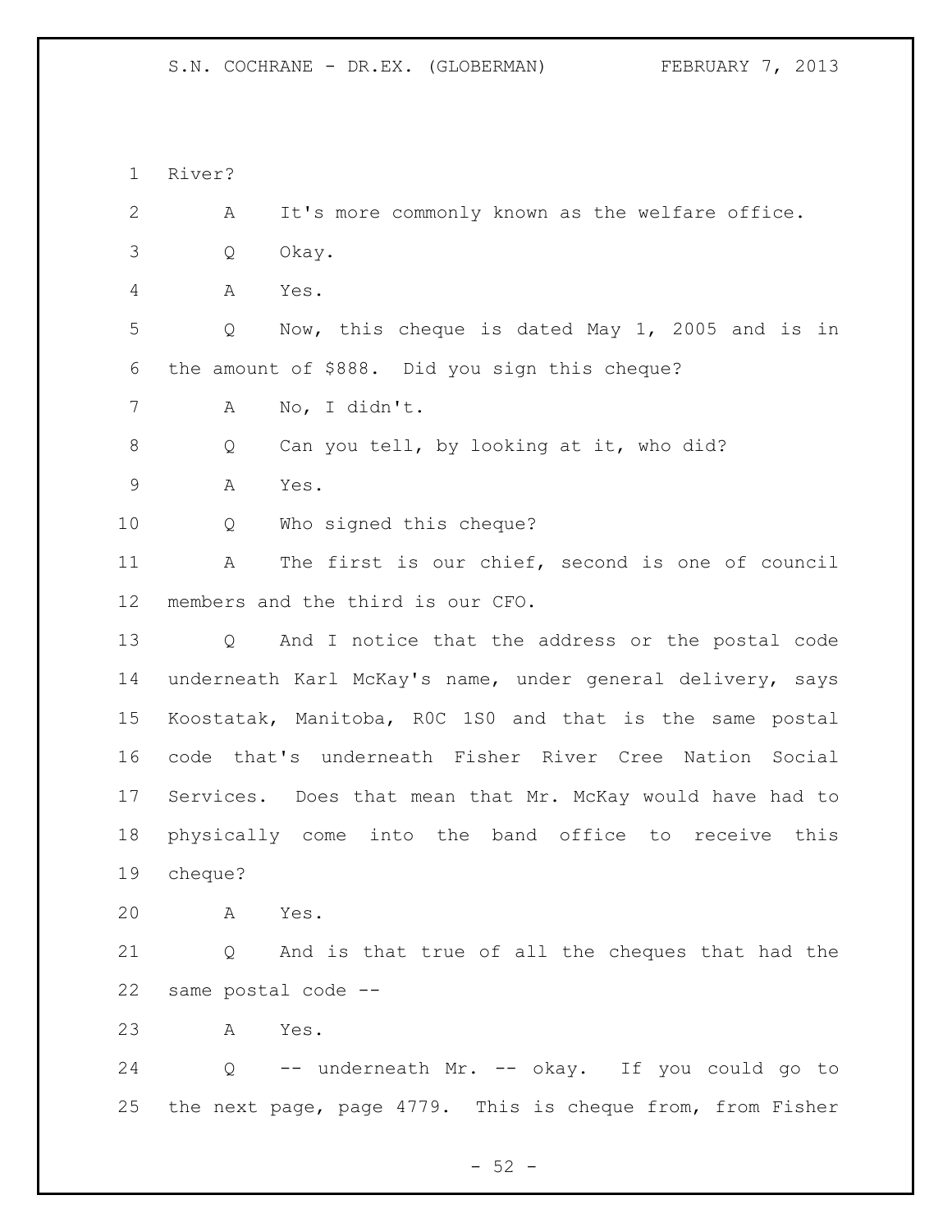River?

A It's more commonly known as the welfare office.

Q Okay.

A Yes.

Q Now, this cheque is dated May 1, 2005 and is in the amount of $888. Did you sign this cheque?

A No, I didn't.

Q Can you tell, by looking at it, who did?

A Yes.

Q Who signed this cheque?

A The first is our chief, second is one of council members and the third is our CFO.

Q And I notice that the address or the postal code underneath Karl McKay's name, under general delivery, says Koostatak, Manitoba, R0C 1S0 and that is the same postal code that's underneath Fisher River Cree Nation Social Services. Does that mean that Mr. McKay would have had to physically come into the band office to receive this cheque?

A Yes.

Q And is that true of all the cheques that had the same postal code --

A Yes.

Q -- underneath Mr. -- okay. If you could go to the next page, page 4779. This is cheque from, from Fisher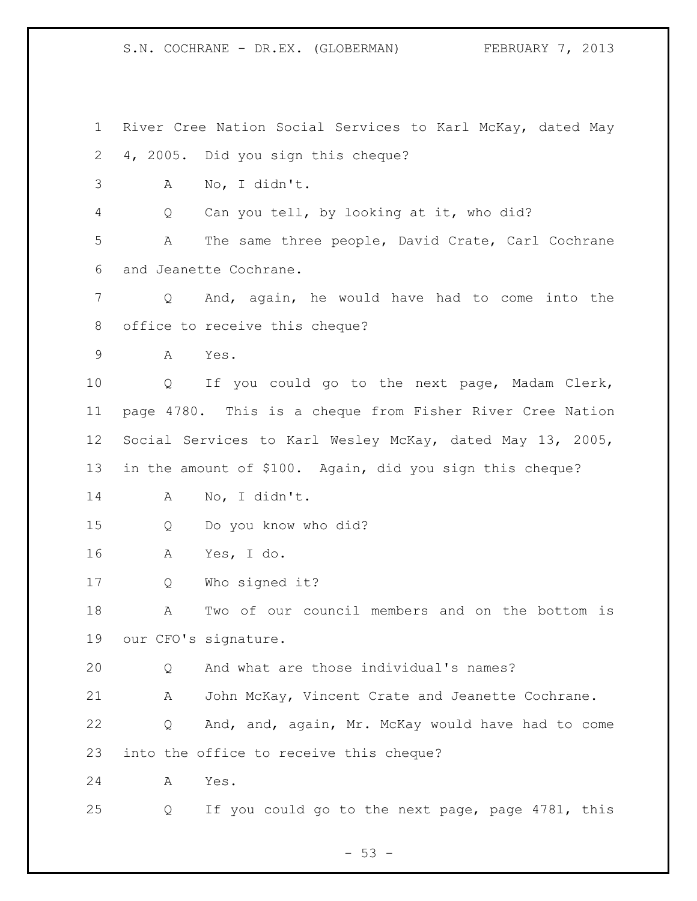River Cree Nation Social Services to Karl McKay, dated May 4, 2005. Did you sign this cheque?

A No, I didn't.

Q Can you tell, by looking at it, who did?

A The same three people, David Crate, Carl Cochrane and Jeanette Cochrane.

Q And, again, he would have had to come into the office to receive this cheque?

A Yes.

Q If you could go to the next page, Madam Clerk, page 4780. This is a cheque from Fisher River Cree Nation Social Services to Karl Wesley McKay, dated May 13, 2005, in the amount of $100. Again, did you sign this cheque?

A No, I didn't.

Q Do you know who did?

A Yes, I do.

Q Who signed it?

A Two of our council members and on the bottom is our CFO's signature.

Q And what are those individual's names?

A John McKay, Vincent Crate and Jeanette Cochrane.

Q And, and, again, Mr. McKay would have had to come into the office to receive this cheque?

A Yes.

Q If you could go to the next page, page 4781, this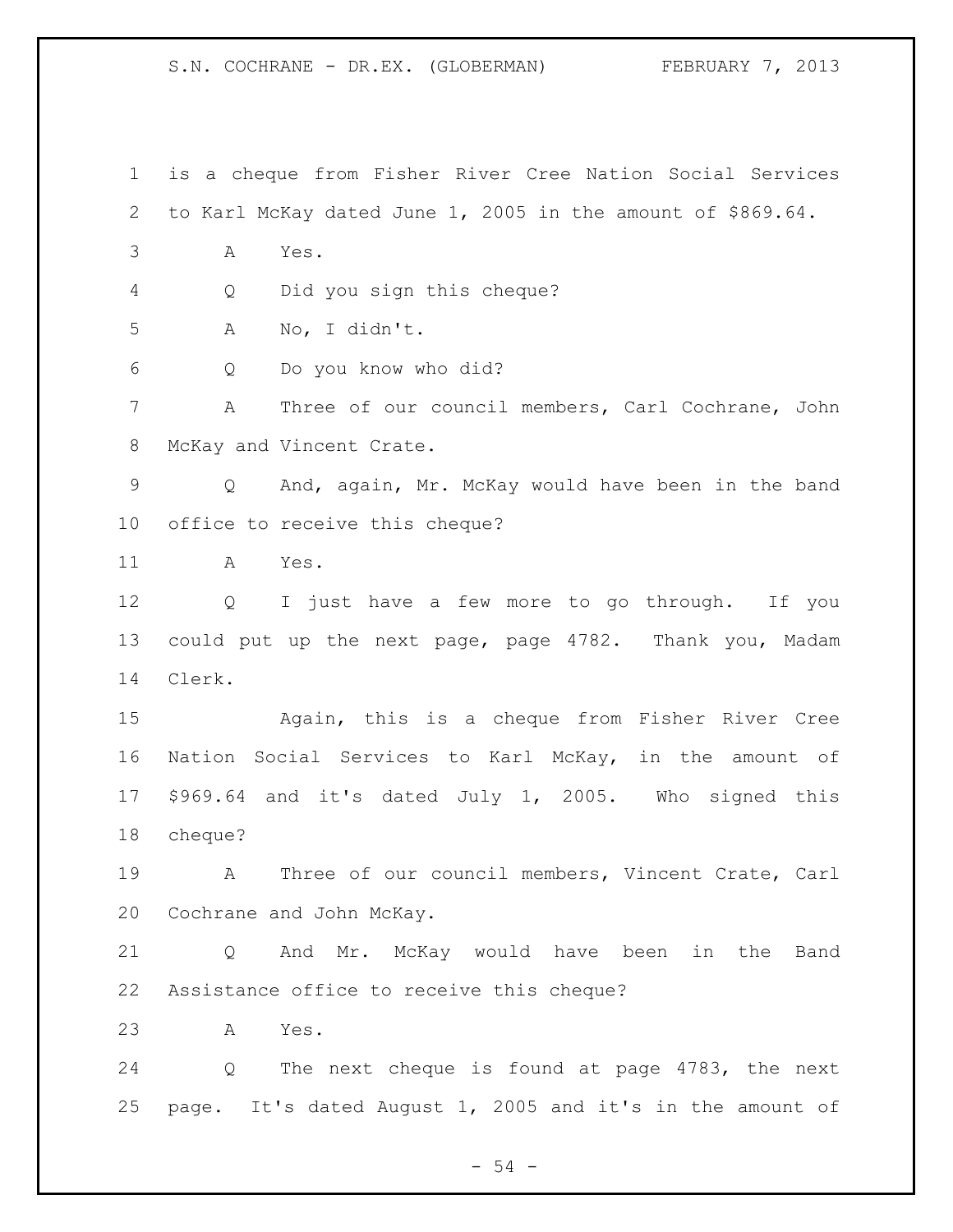is a cheque from Fisher River Cree Nation Social Services to Karl McKay dated June 1, 2005 in the amount of $869.64.

A Yes.

Q Did you sign this cheque?

A No, I didn't.

Q Do you know who did?

A Three of our council members, Carl Cochrane, John McKay and Vincent Crate.

Q And, again, Mr. McKay would have been in the band office to receive this cheque?

A Yes.

Q I just have a few more to go through. If you could put up the next page, page 4782. Thank you, Madam Clerk.

Again, this is a cheque from Fisher River Cree Nation Social Services to Karl McKay, in the amount of $969.64 and it's dated July 1, 2005. Who signed this cheque?

A Three of our council members, Vincent Crate, Carl Cochrane and John McKay.

Q And Mr. McKay would have been in the Band Assistance office to receive this cheque?

A Yes.

Q The next cheque is found at page 4783, the next page. It's dated August 1, 2005 and it's in the amount of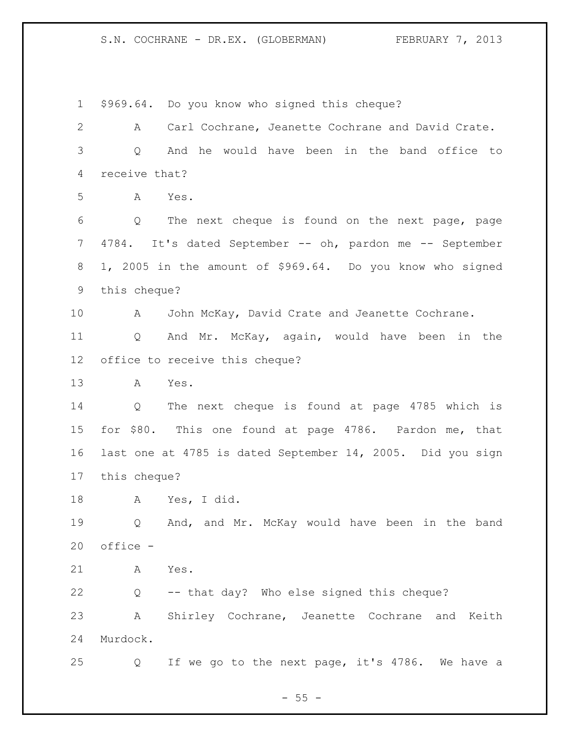$969.64. Do you know who signed this cheque?

A Carl Cochrane, Jeanette Cochrane and David Crate.

Q And he would have been in the band office to receive that?

A Yes.

Q The next cheque is found on the next page, page 4784. It's dated September -- oh, pardon me -- September 1, 2005 in the amount of $969.64. Do you know who signed this cheque?

A John McKay, David Crate and Jeanette Cochrane.

Q And Mr. McKay, again, would have been in the office to receive this cheque?

A Yes.

Q The next cheque is found at page 4785 which is for $80. This one found at page 4786. Pardon me, that last one at 4785 is dated September 14, 2005. Did you sign this cheque?

A Yes, I did.

Q And, and Mr. McKay would have been in the band office -

A Yes.

Q -- that day? Who else signed this cheque?

A Shirley Cochrane, Jeanette Cochrane and Keith Murdock.

Q If we go to the next page, it's 4786. We have a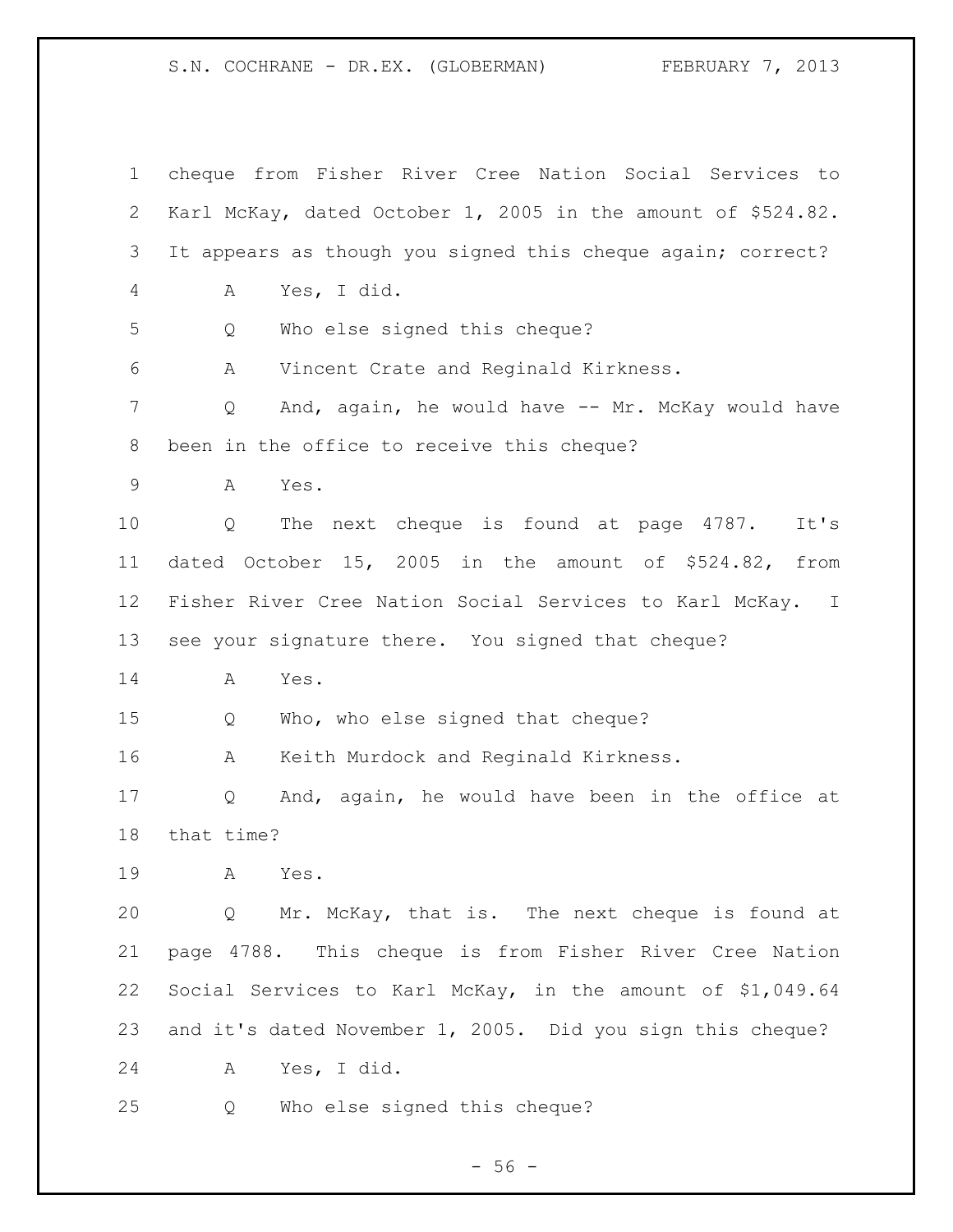cheque from Fisher River Cree Nation Social Services to Karl McKay, dated October 1, 2005 in the amount of $524.82. It appears as though you signed this cheque again; correct?

A Yes, I did.

Q Who else signed this cheque?

A Vincent Crate and Reginald Kirkness.

Q And, again, he would have -- Mr. McKay would have been in the office to receive this cheque?

A Yes.

Q The next cheque is found at page 4787. It's dated October 15, 2005 in the amount of $524.82, from Fisher River Cree Nation Social Services to Karl McKay. I see your signature there. You signed that cheque?

A Yes.

Q Who, who else signed that cheque?

A Keith Murdock and Reginald Kirkness.

Q And, again, he would have been in the office at that time?

A Yes.

Q Mr. McKay, that is. The next cheque is found at page 4788. This cheque is from Fisher River Cree Nation Social Services to Karl McKay, in the amount of $1,049.64 and it's dated November 1, 2005. Did you sign this cheque?

A Yes, I did.

Q Who else signed this cheque?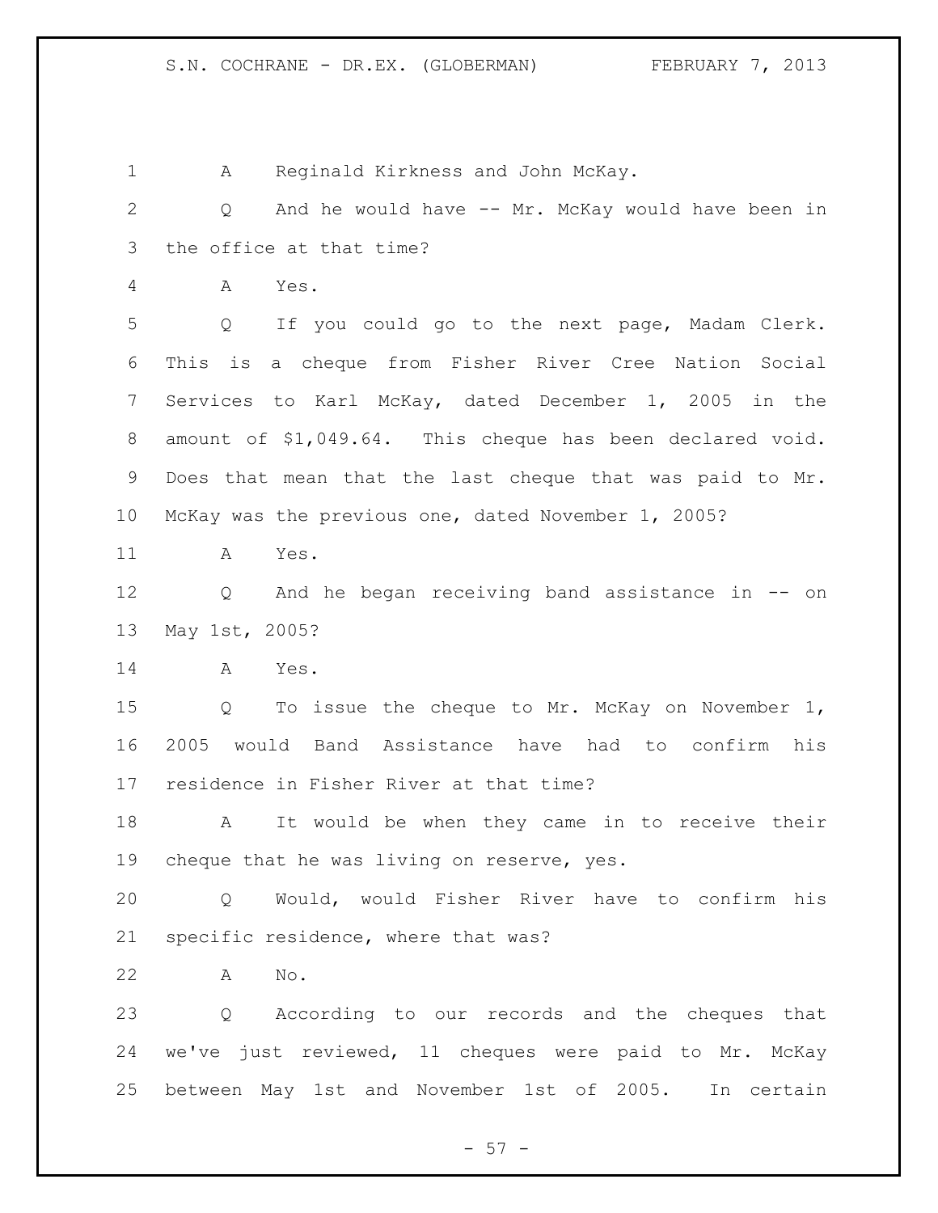1 A Reginald Kirkness and John McKay.

2 Q And he would have -- Mr. McKay would have been in

3 the office at that time?

4 A Yes.

5 Q If you could go to the next page, Madam Clerk.

6 This is a cheque from Fisher River Cree Nation Social

7 Services to Karl McKay, dated December 1, 2005 in the

8 amount of $1,049.64. This cheque has been declared void.

9 Does that mean that the last cheque that was paid to Mr.

10 McKay was the previous one, dated November 1, 2005?

11 A Yes.

12 Q And he began receiving band assistance in -- on

13 May 1st, 2005?

14 A Yes.

15 Q To issue the cheque to Mr. McKay on November 1,

16 2005 would Band Assistance have had to confirm his

17 residence in Fisher River at that time?

18 A It would be when they came in to receive their

19 cheque that he was living on reserve, yes.

20 Q Would, would Fisher River have to confirm his

21 specific residence, where that was?

22 A No.

23 Q According to our records and the cheques that

24 we've just reviewed, 11 cheques were paid to Mr. McKay

25 between May 1st and November 1st of 2005. In certain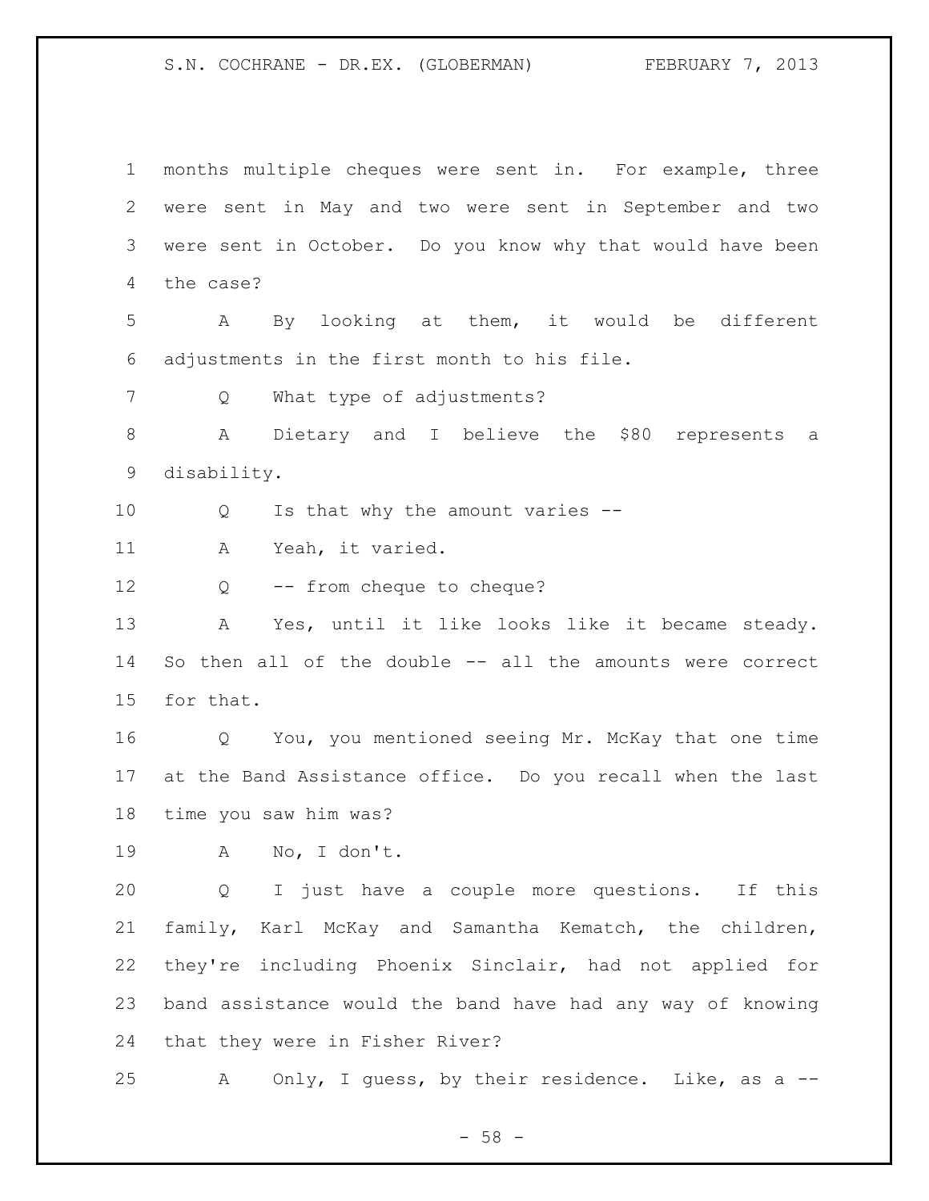months multiple cheques were sent in. For example, three were sent in May and two were sent in September and two were sent in October. Do you know why that would have been the case?

A By looking at them, it would be different adjustments in the first month to his file.

Q What type of adjustments?

A Dietary and I believe the $80 represents a disability.

Q Is that why the amount varies --

A Yeah, it varied.

Q -- from cheque to cheque?

A Yes, until it like looks like it became steady. So then all of the double -- all the amounts were correct for that.

Q You, you mentioned seeing Mr. McKay that one time at the Band Assistance office. Do you recall when the last time you saw him was?

A No, I don't.

Q I just have a couple more questions. If this family, Karl McKay and Samantha Kematch, the children, they're including Phoenix Sinclair, had not applied for band assistance would the band have had any way of knowing that they were in Fisher River?

A Only, I guess, by their residence. Like, as a --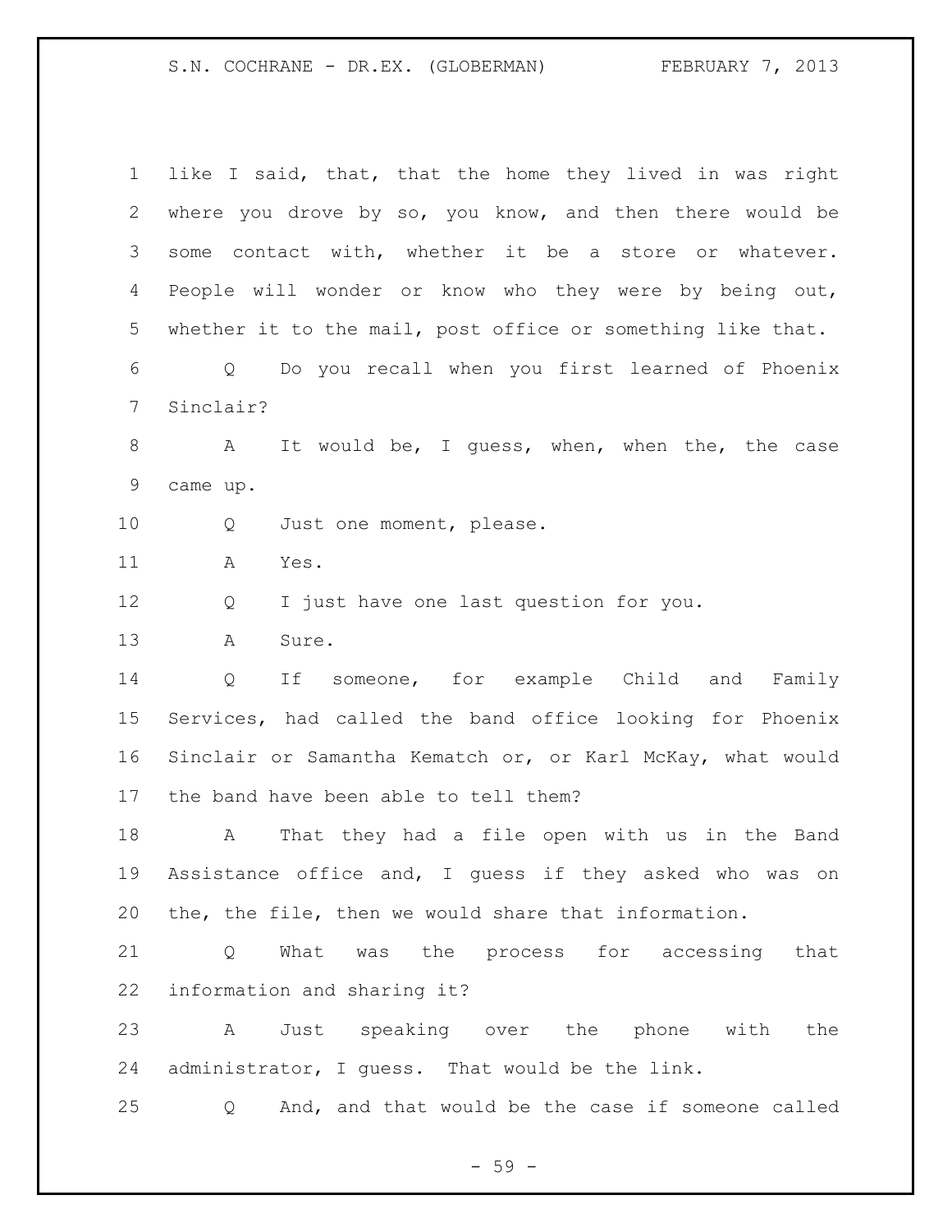like I said, that, that the home they lived in was right where you drove by so, you know, and then there would be some contact with, whether it be a store or whatever. People will wonder or know who they were by being out, whether it to the mail, post office or something like that.

Q Do you recall when you first learned of Phoenix Sinclair?

A It would be, I guess, when, when the, the case came up.

Q Just one moment, please.

A Yes.

Q I just have one last question for you.

A Sure.

Q If someone, for example Child and Family Services, had called the band office looking for Phoenix Sinclair or Samantha Kematch or, or Karl McKay, what would the band have been able to tell them?

A That they had a file open with us in the Band Assistance office and, I guess if they asked who was on the, the file, then we would share that information.

Q What was the process for accessing that information and sharing it?

A Just speaking over the phone with the administrator, I guess. That would be the link.

Q And, and that would be the case if someone called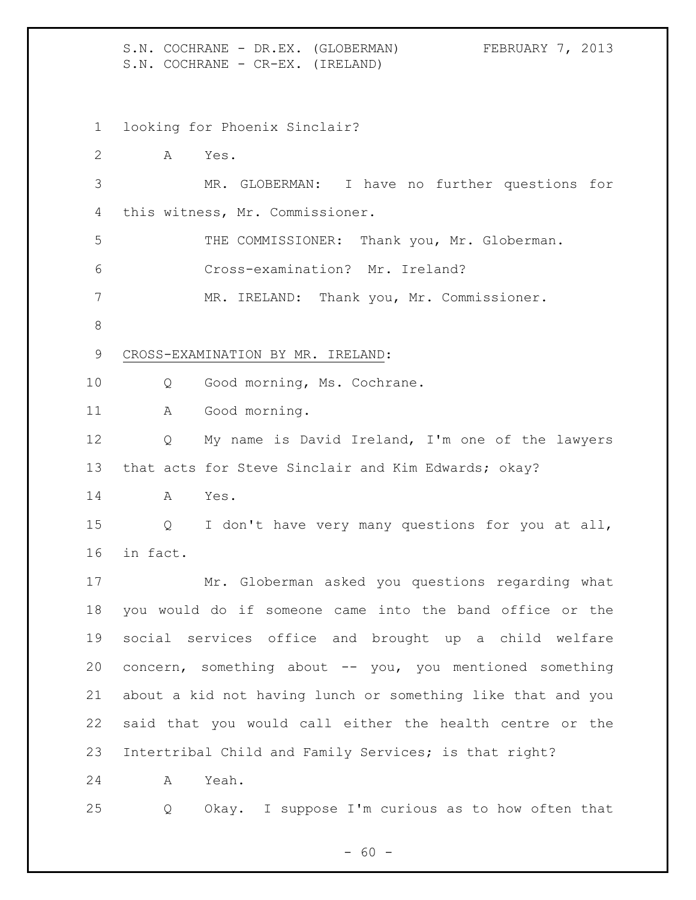looking for Phoenix Sinclair?

A Yes.

MR. GLOBERMAN: I have no further questions for this witness, Mr. Commissioner.

THE COMMISSIONER: Thank you, Mr. Globerman.

Cross-examination? Mr. Ireland?

MR. IRELAND: Thank you, Mr. Commissioner.

CROSS-EXAMINATION BY MR. IRELAND:

Q Good morning, Ms. Cochrane.

A Good morning.

Q My name is David Ireland, I'm one of the lawyers that acts for Steve Sinclair and Kim Edwards; okay?

A Yes.

Q I don't have very many questions for you at all, in fact.

Mr. Globerman asked you questions regarding what you would do if someone came into the band office or the social services office and brought up a child welfare concern, something about -- you, you mentioned something about a kid not having lunch or something like that and you said that you would call either the health centre or the Intertribal Child and Family Services; is that right?

A Yeah.

Q Okay. I suppose I'm curious as to how often that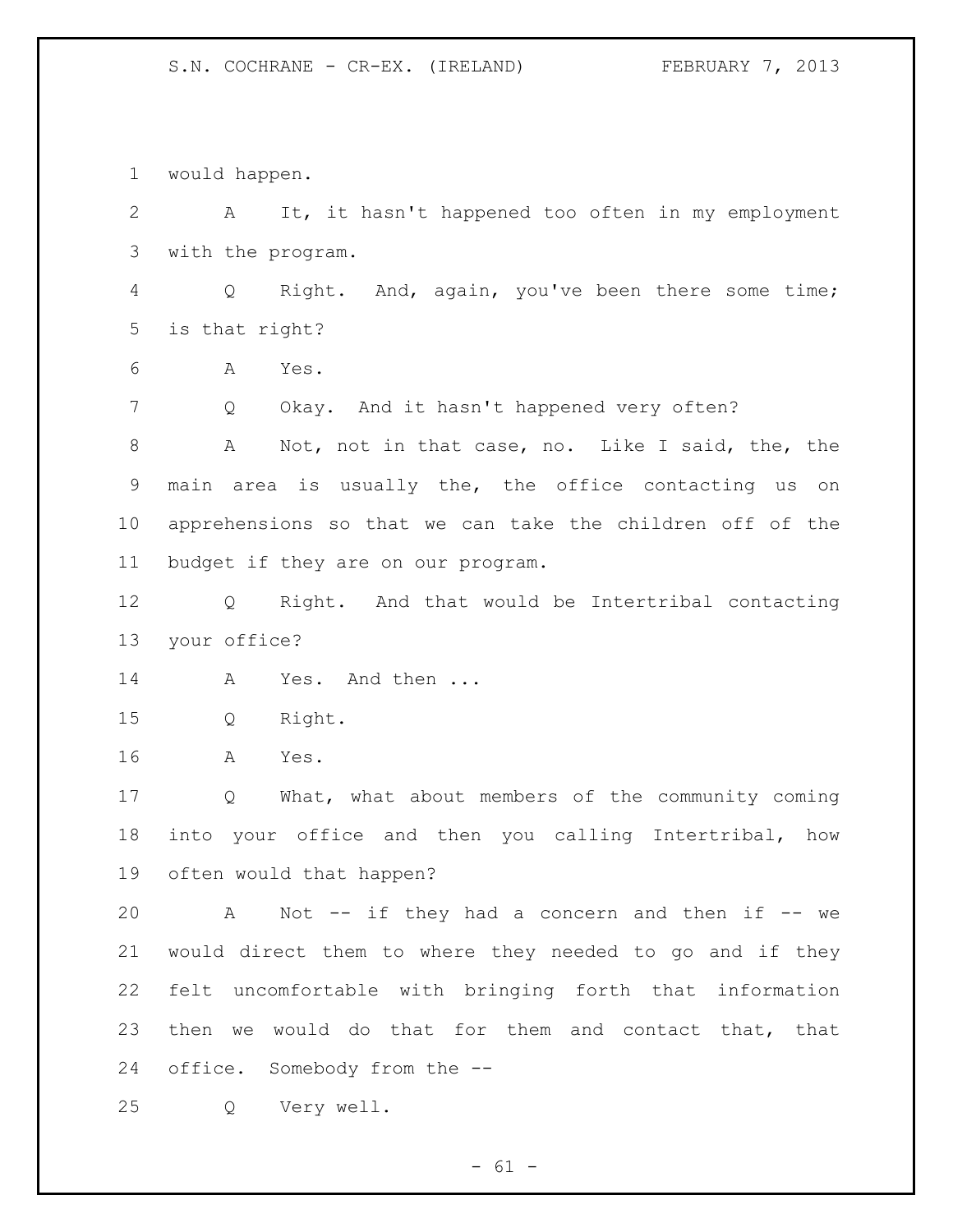would happen.

A It, it hasn't happened too often in my employment with the program.

Q Right. And, again, you've been there some time; is that right?

A Yes.

Q Okay. And it hasn't happened very often?

A Not, not in that case, no. Like I said, the, the main area is usually the, the office contacting us on apprehensions so that we can take the children off of the budget if they are on our program.

Q Right. And that would be Intertribal contacting your office?

A Yes. And then ...

Q Right.

A Yes.

Q What, what about members of the community coming into your office and then you calling Intertribal, how often would that happen?

A Not -- if they had a concern and then if -- we would direct them to where they needed to go and if they felt uncomfortable with bringing forth that information then we would do that for them and contact that, that office. Somebody from the --

Q Very well.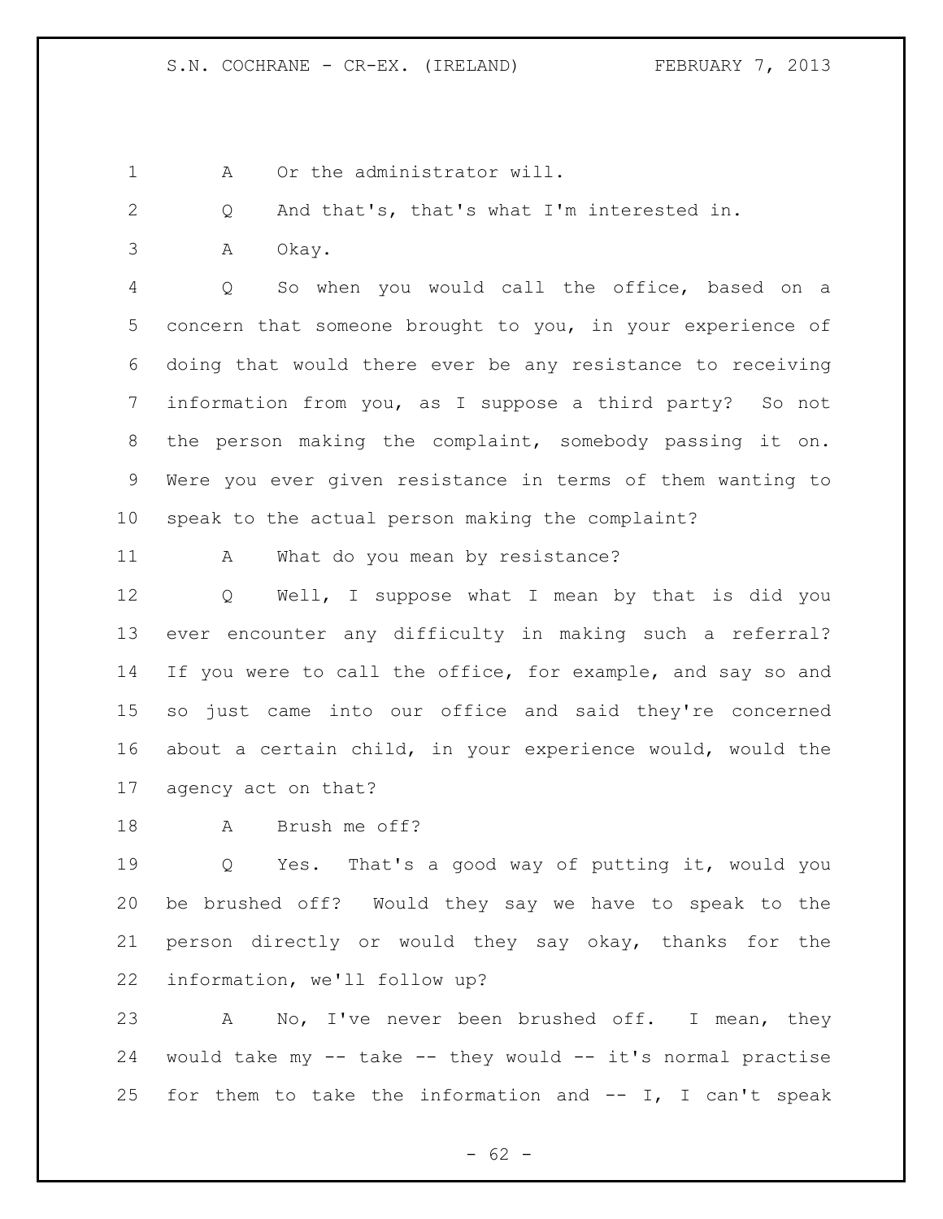A Or the administrator will.

Q And that's, that's what I'm interested in.

A Okay.

Q So when you would call the office, based on a concern that someone brought to you, in your experience of doing that would there ever be any resistance to receiving information from you, as I suppose a third party? So not the person making the complaint, somebody passing it on. Were you ever given resistance in terms of them wanting to speak to the actual person making the complaint?

A What do you mean by resistance?

Q Well, I suppose what I mean by that is did you ever encounter any difficulty in making such a referral? If you were to call the office, for example, and say so and so just came into our office and said they're concerned about a certain child, in your experience would, would the agency act on that?

A Brush me off?

Q Yes. That's a good way of putting it, would you be brushed off? Would they say we have to speak to the person directly or would they say okay, thanks for the information, we'll follow up?

A No, I've never been brushed off. I mean, they would take my -- take -- they would -- it's normal practise for them to take the information and -- I, I can't speak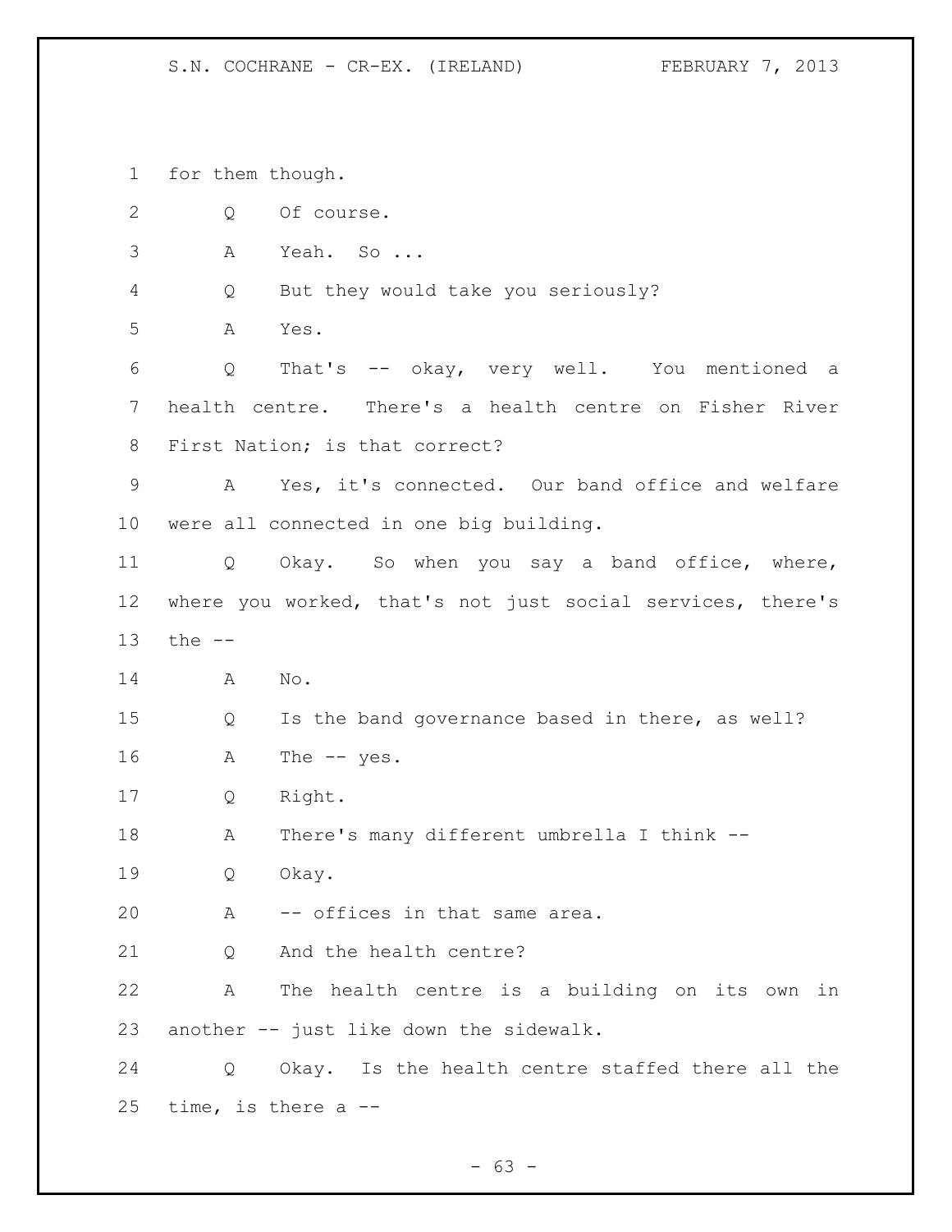1 for them though.

2 Q Of course.

3 A Yeah. So ...

4 Q But they would take you seriously?

5 A Yes.

6 Q That's -- okay, very well. You mentioned a

7 health centre. There's a health centre on Fisher River

8 First Nation; is that correct?

9 A Yes, it's connected. Our band office and welfare

10 were all connected in one big building.

11 Q Okay. So when you say a band office, where,

12 where you worked, that's not just social services, there's

13 the --

14 A No.

15 Q Is the band governance based in there, as well?

16 A The -- yes.

17 Q Right.

18 A There's many different umbrella I think --

19 Q Okay.

20 A -- offices in that same area.

21 Q And the health centre?

22 A The health centre is a building on its own in

23 another -- just like down the sidewalk.

24 Q Okay. Is the health centre staffed there all the

25 time, is there a --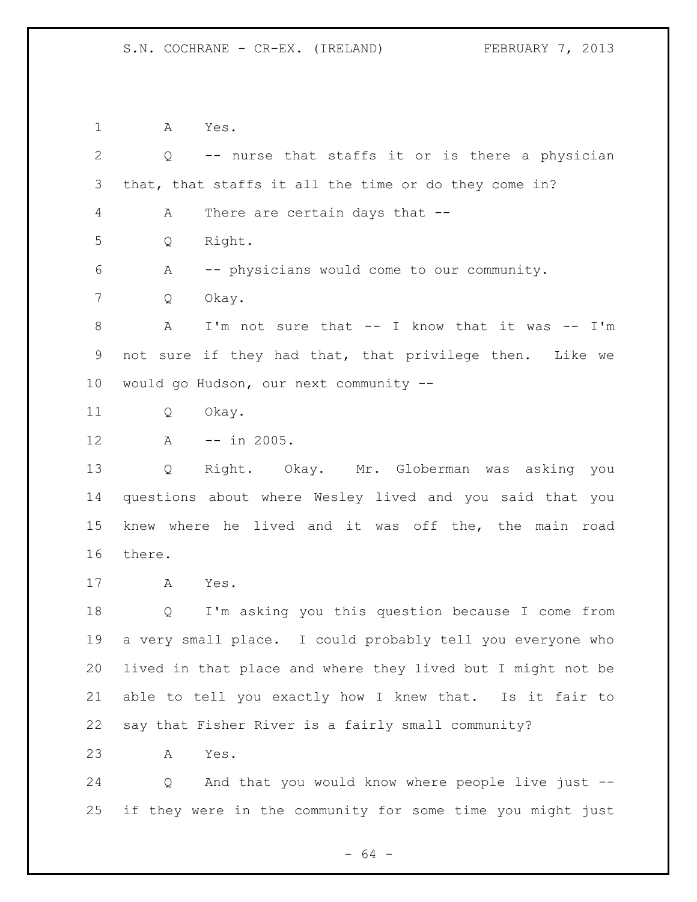1 A Yes.

2 Q -- nurse that staffs it or is there a physician

3 that, that staffs it all the time or do they come in?

4 A There are certain days that --

5 Q Right.

6 A -- physicians would come to our community.

7 Q Okay.

8 A I'm not sure that -- I know that it was -- I'm

9 not sure if they had that, that privilege then. Like we

10 would go Hudson, our next community --

11 Q Okay.

12 A -- in 2005.

13 Q Right. Okay. Mr. Globerman was asking you

14 questions about where Wesley lived and you said that you

15 knew where he lived and it was off the, the main road

16 there.

17 A Yes.

18 Q I'm asking you this question because I come from

19 a very small place. I could probably tell you everyone who

20 lived in that place and where they lived but I might not be

21 able to tell you exactly how I knew that. Is it fair to

22 say that Fisher River is a fairly small community?

23 A Yes.

24 Q And that you would know where people live just --

25 if they were in the community for some time you might just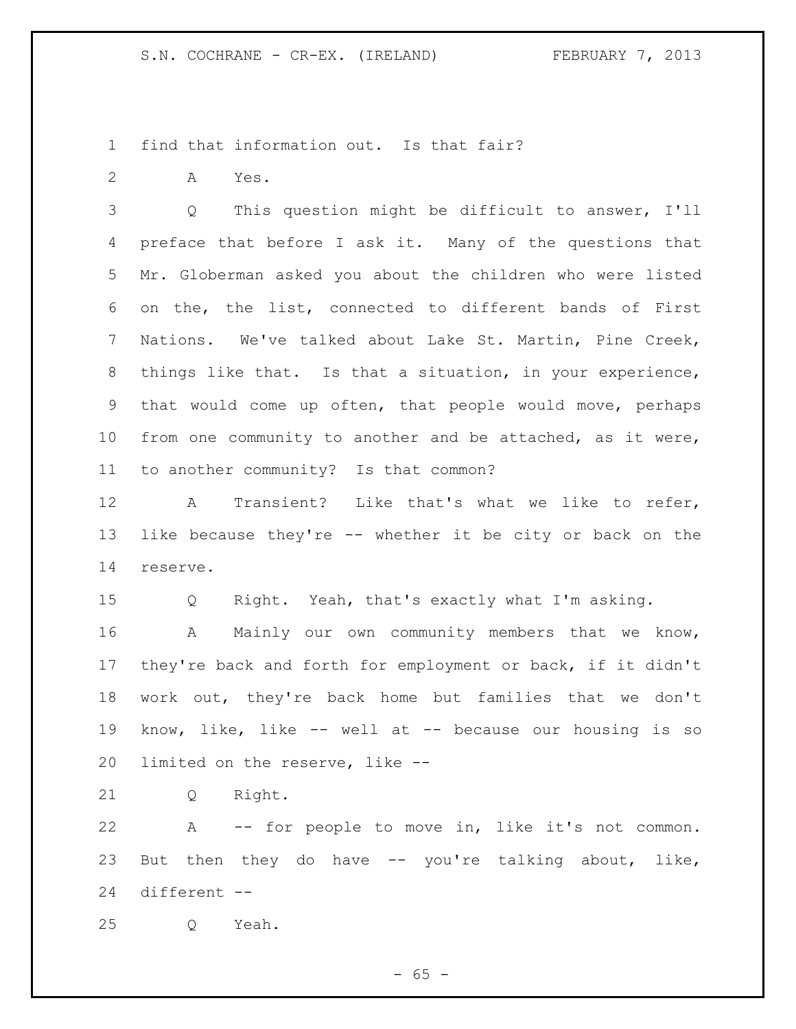find that information out. Is that fair?

A Yes.

Q This question might be difficult to answer, I'll preface that before I ask it. Many of the questions that Mr. Globerman asked you about the children who were listed on the, the list, connected to different bands of First Nations. We've talked about Lake St. Martin, Pine Creek, things like that. Is that a situation, in your experience, that would come up often, that people would move, perhaps from one community to another and be attached, as it were, to another community? Is that common?

A Transient? Like that's what we like to refer, like because they're -- whether it be city or back on the reserve.

Q Right. Yeah, that's exactly what I'm asking.

A Mainly our own community members that we know, they're back and forth for employment or back, if it didn't work out, they're back home but families that we don't know, like, like -- well at -- because our housing is so limited on the reserve, like --

Q Right.

A -- for people to move in, like it's not common. But then they do have -- you're talking about, like, different --

Q Yeah.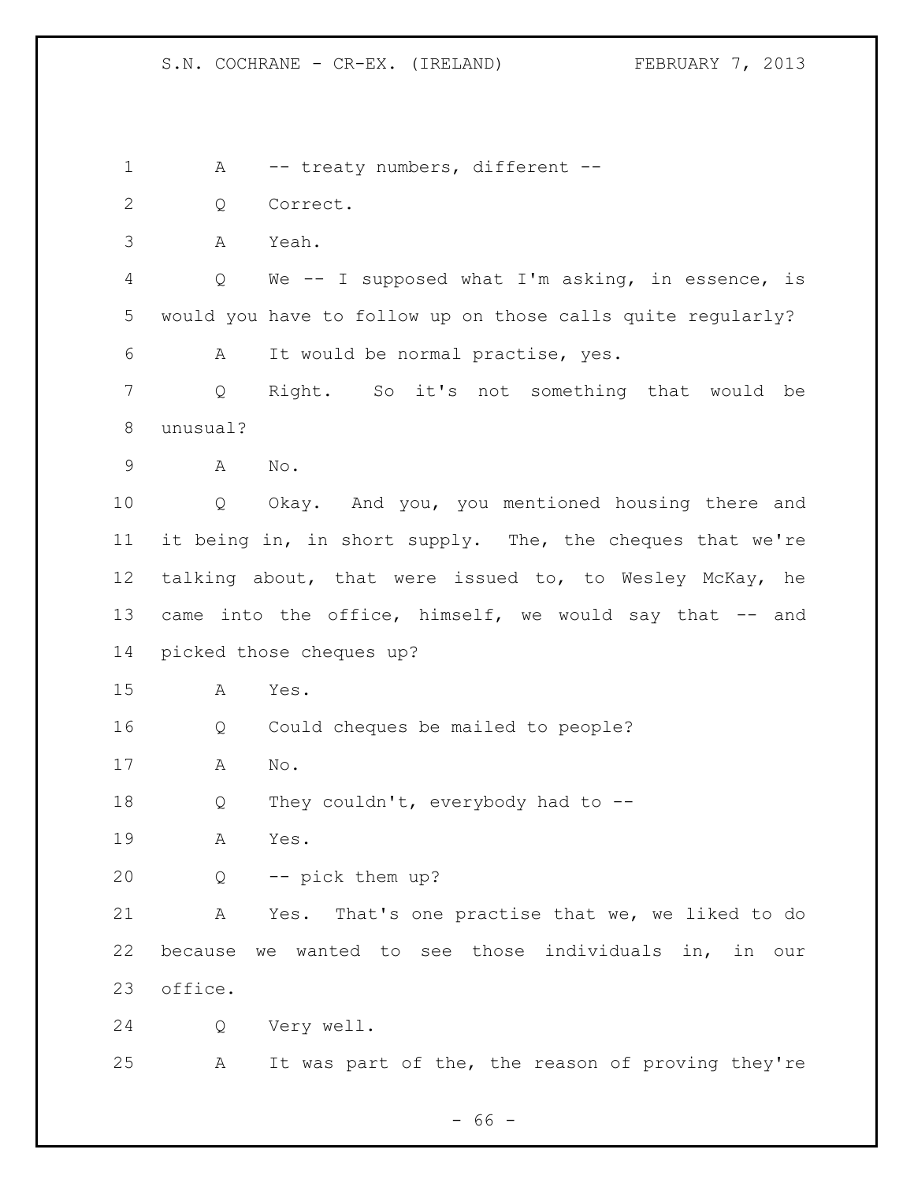A -- treaty numbers, different --

Q Correct.

A Yeah.

Q We -- I supposed what I'm asking, in essence, is would you have to follow up on those calls quite regularly?

A It would be normal practise, yes.

Q Right. So it's not something that would be unusual?

A No.

Q Okay. And you, you mentioned housing there and it being in, in short supply. The, the cheques that we're talking about, that were issued to, to Wesley McKay, he came into the office, himself, we would say that -- and picked those cheques up?

A Yes.

Q Could cheques be mailed to people?

A No.

Q They couldn't, everybody had to --

A Yes.

Q -- pick them up?

A Yes. That's one practise that we, we liked to do because we wanted to see those individuals in, in our office.

Q Very well.

A It was part of the, the reason of proving they're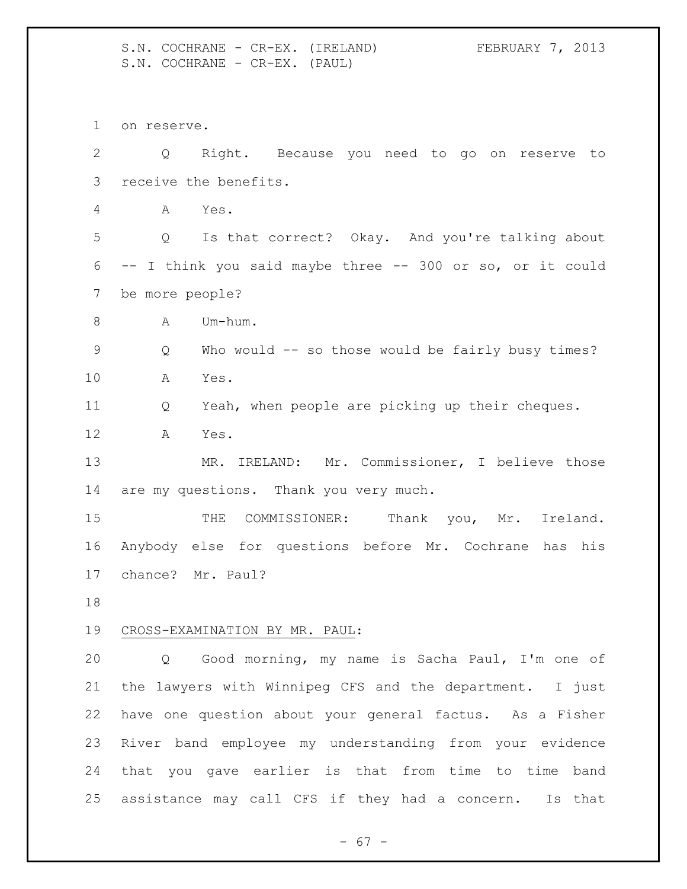on reserve.

Q Right. Because you need to go on reserve to receive the benefits.

A Yes.

Q Is that correct? Okay. And you're talking about -- I think you said maybe three -- 300 or so, or it could be more people?

A Um-hum.

Q Who would -- so those would be fairly busy times?

A Yes.

Q Yeah, when people are picking up their cheques.

A Yes.

MR. IRELAND: Mr. Commissioner, I believe those are my questions. Thank you very much.

THE COMMISSIONER: Thank you, Mr. Ireland. Anybody else for questions before Mr. Cochrane has his chance? Mr. Paul?

CROSS-EXAMINATION BY MR. PAUL:

Q Good morning, my name is Sacha Paul, I'm one of the lawyers with Winnipeg CFS and the department. I just have one question about your general factus. As a Fisher River band employee my understanding from your evidence that you gave earlier is that from time to time band assistance may call CFS if they had a concern. Is that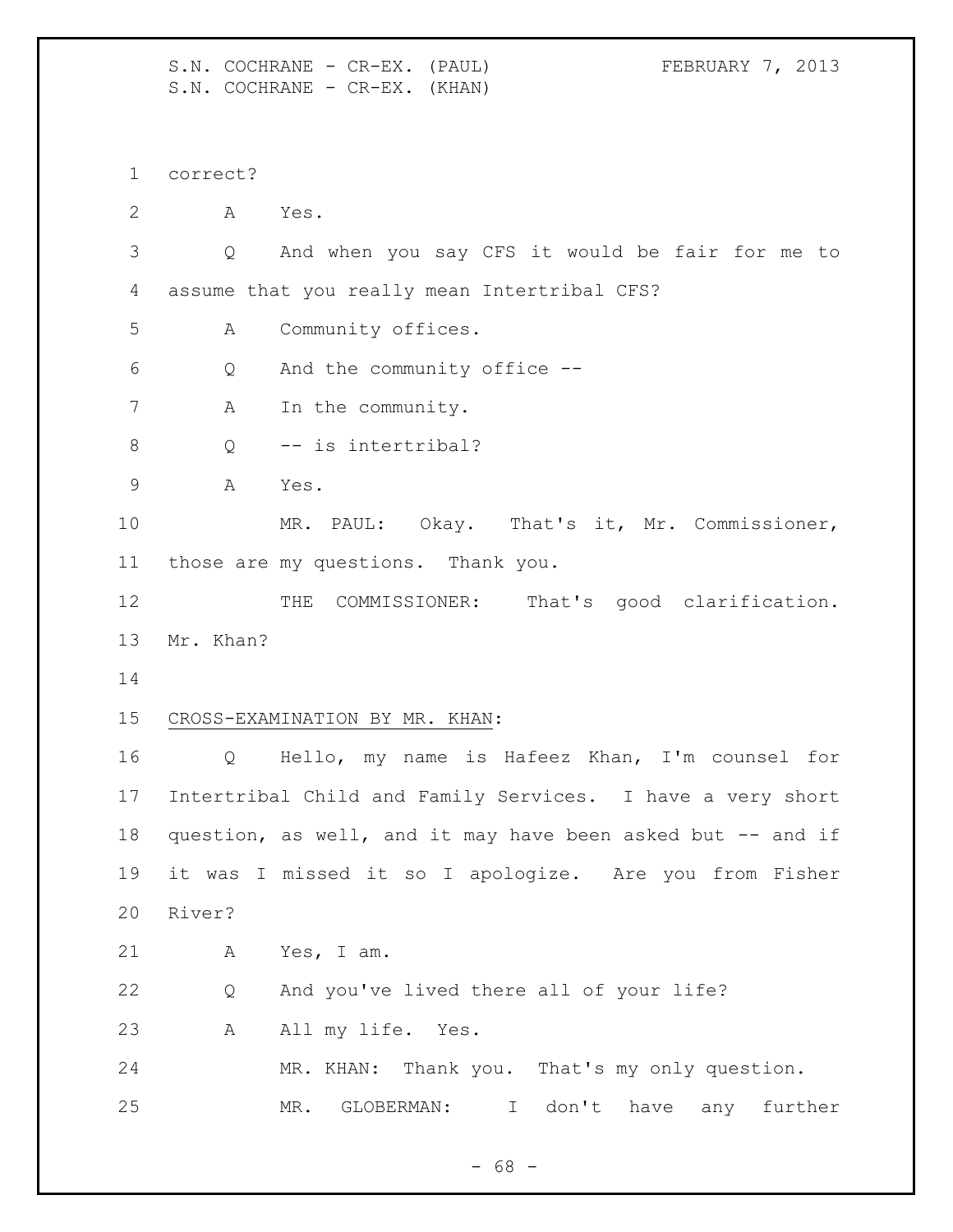correct?

A Yes.

Q And when you say CFS it would be fair for me to assume that you really mean Intertribal CFS?

A Community offices.

Q And the community office --

A In the community.

Q -- is intertribal?

A Yes.

MR. PAUL: Okay. That's it, Mr. Commissioner, those are my questions. Thank you.

THE COMMISSIONER: That's good clarification. Mr. Khan?

CROSS-EXAMINATION BY MR. KHAN:

Q Hello, my name is Hafeez Khan, I'm counsel for Intertribal Child and Family Services. I have a very short question, as well, and it may have been asked but -- and if it was I missed it so I apologize. Are you from Fisher River?

A Yes, I am.

Q And you've lived there all of your life?

A All my life. Yes.

MR. KHAN: Thank you. That's my only question.

MR. GLOBERMAN: I don't have any further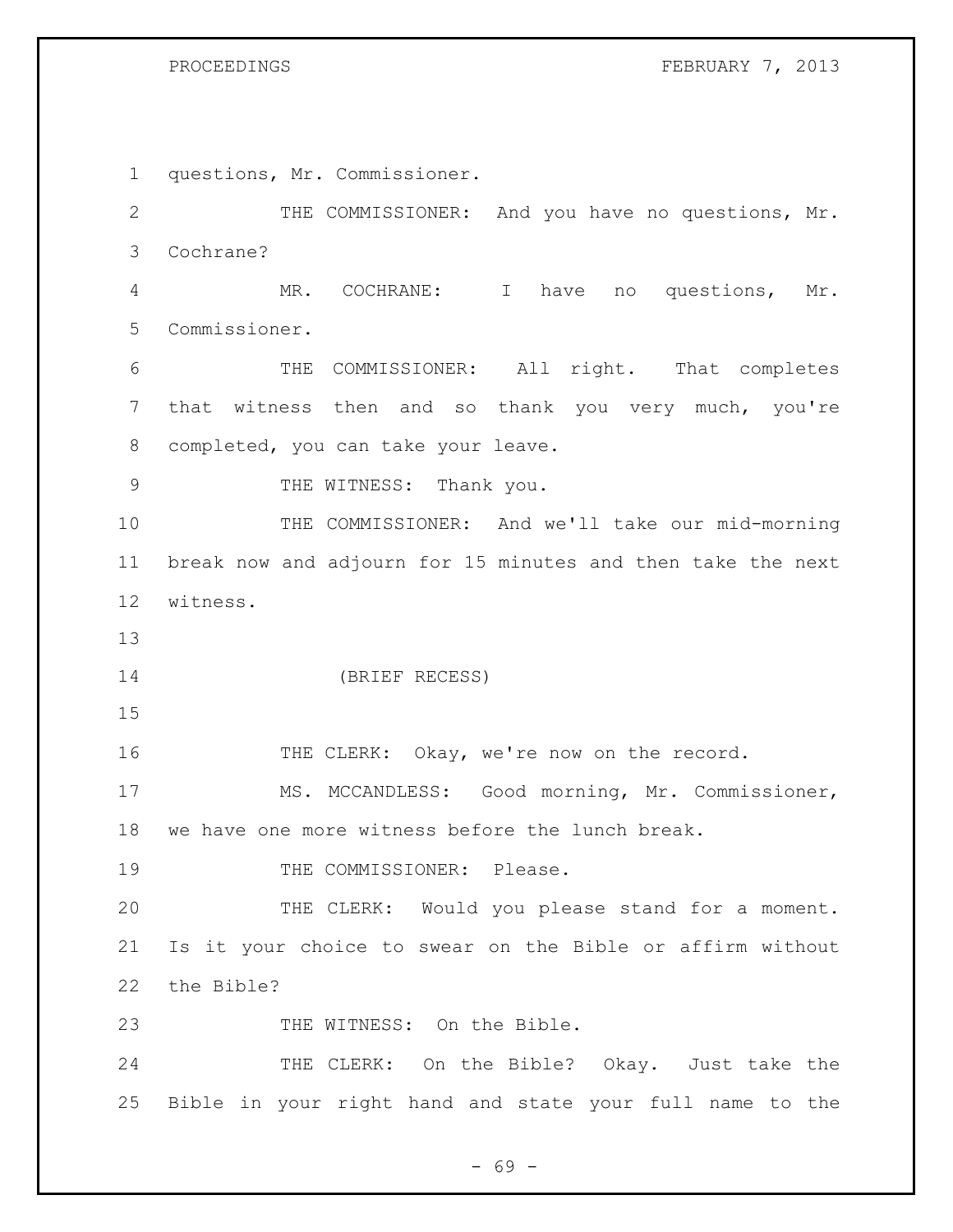questions, Mr. Commissioner.

THE COMMISSIONER: And you have no questions, Mr. Cochrane?

MR. COCHRANE: I have no questions, Mr. Commissioner.

THE COMMISSIONER: All right. That completes that witness then and so thank you very much, you're completed, you can take your leave.

THE WITNESS: Thank you.

THE COMMISSIONER: And we'll take our mid-morning break now and adjourn for 15 minutes and then take the next witness.

(BRIEF RECESS)

THE CLERK: Okay, we're now on the record.

MS. MCCANDLESS: Good morning, Mr. Commissioner, we have one more witness before the lunch break.

THE COMMISSIONER: Please.

THE CLERK: Would you please stand for a moment. Is it your choice to swear on the Bible or affirm without the Bible?

THE WITNESS: On the Bible.

THE CLERK: On the Bible? Okay. Just take the Bible in your right hand and state your full name to the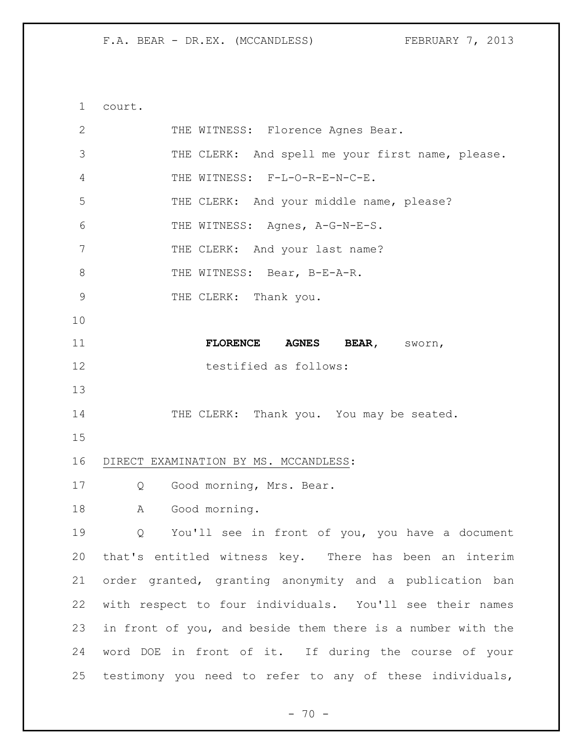court.

THE WITNESS: Florence Agnes Bear.

THE CLERK: And spell me your first name, please.

THE WITNESS: F-L-O-R-E-N-C-E.

THE CLERK: And your middle name, please?

THE WITNESS: Agnes, A-G-N-E-S.

THE CLERK: And your last name?

THE WITNESS: Bear, B-E-A-R.

THE CLERK: Thank you.

**FLORENCE AGNES BEAR**, sworn, testified as follows:

THE CLERK: Thank you. You may be seated.

DIRECT EXAMINATION BY MS. MCCANDLESS:

Q Good morning, Mrs. Bear.

A Good morning.

Q You'll see in front of you, you have a document that's entitled witness key. There has been an interim order granted, granting anonymity and a publication ban with respect to four individuals. You'll see their names in front of you, and beside them there is a number with the word DOE in front of it. If during the course of your testimony you need to refer to any of these individuals,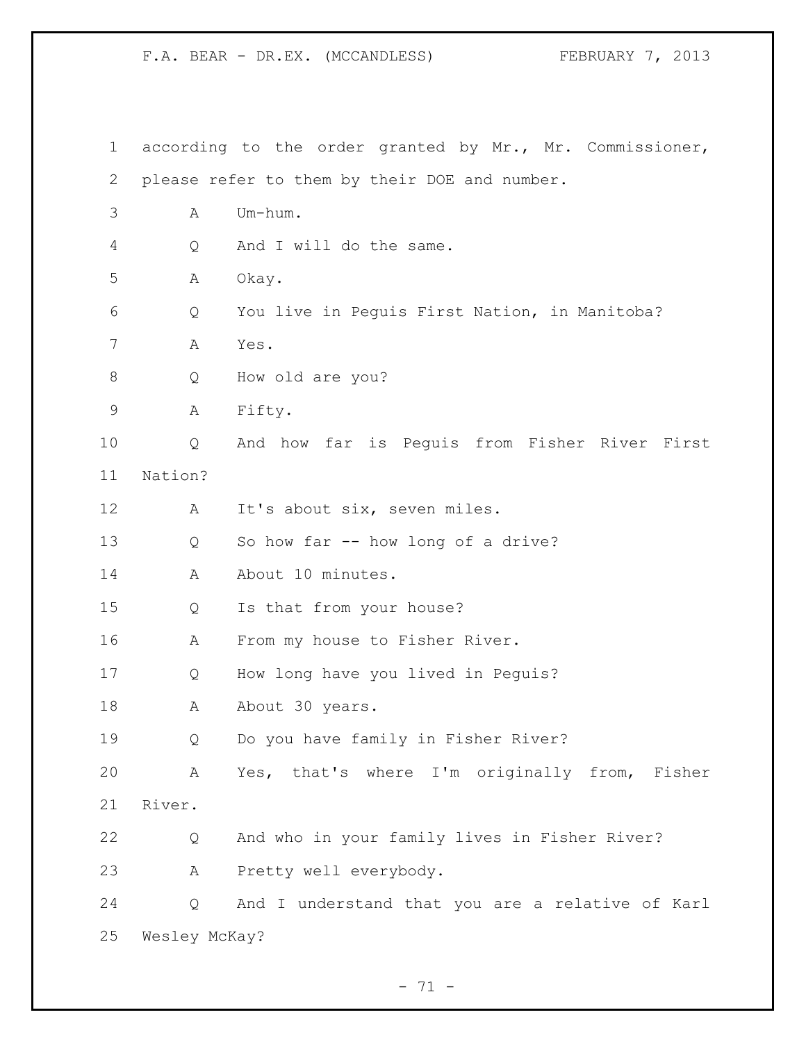according to the order granted by Mr., Mr. Commissioner, please refer to them by their DOE and number.

A Um-hum.

Q And I will do the same.

A Okay.

Q You live in Peguis First Nation, in Manitoba?

A Yes.

Q How old are you?

A Fifty.

Q And how far is Peguis from Fisher River First Nation?

A It's about six, seven miles.

Q So how far -- how long of a drive?

A About 10 minutes.

Q Is that from your house?

A From my house to Fisher River.

Q How long have you lived in Peguis?

A About 30 years.

Q Do you have family in Fisher River?

A Yes, that's where I'm originally from, Fisher River.

Q And who in your family lives in Fisher River?

A Pretty well everybody.

Q And I understand that you are a relative of Karl Wesley McKay?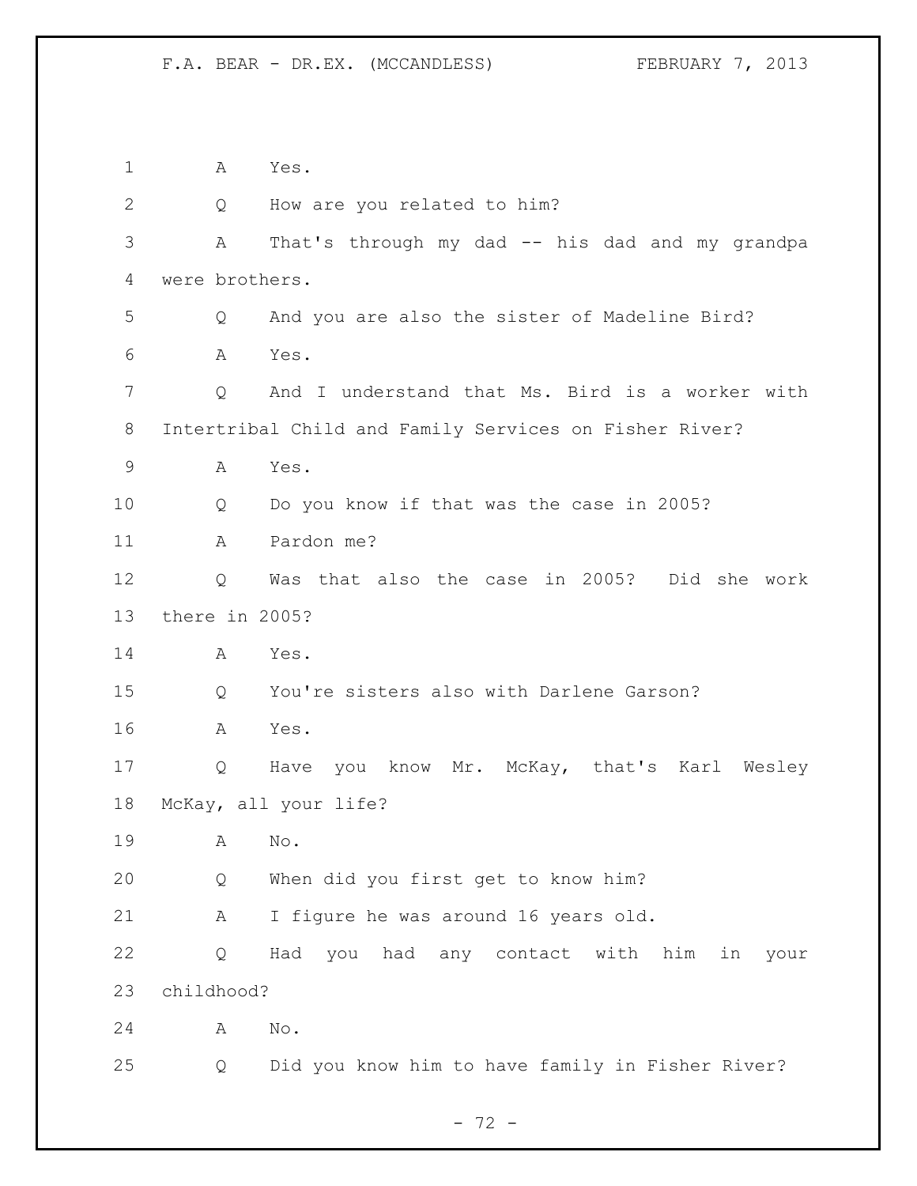1 A Yes.

2 Q How are you related to him?

3 A That's through my dad -- his dad and my grandpa

4 were brothers.

5 Q And you are also the sister of Madeline Bird?

6 A Yes.

7 Q And I understand that Ms. Bird is a worker with

8 Intertribal Child and Family Services on Fisher River?

9 A Yes.

10 Q Do you know if that was the case in 2005?

11 A Pardon me?

12 Q Was that also the case in 2005? Did she work

13 there in 2005?

14 A Yes.

15 Q You're sisters also with Darlene Garson?

16 A Yes.

17 Q Have you know Mr. McKay, that's Karl Wesley

18 McKay, all your life?

19 A No.

20 Q When did you first get to know him?

21 A I figure he was around 16 years old.

22 Q Had you had any contact with him in your

23 childhood?

24 A No.

25 Q Did you know him to have family in Fisher River?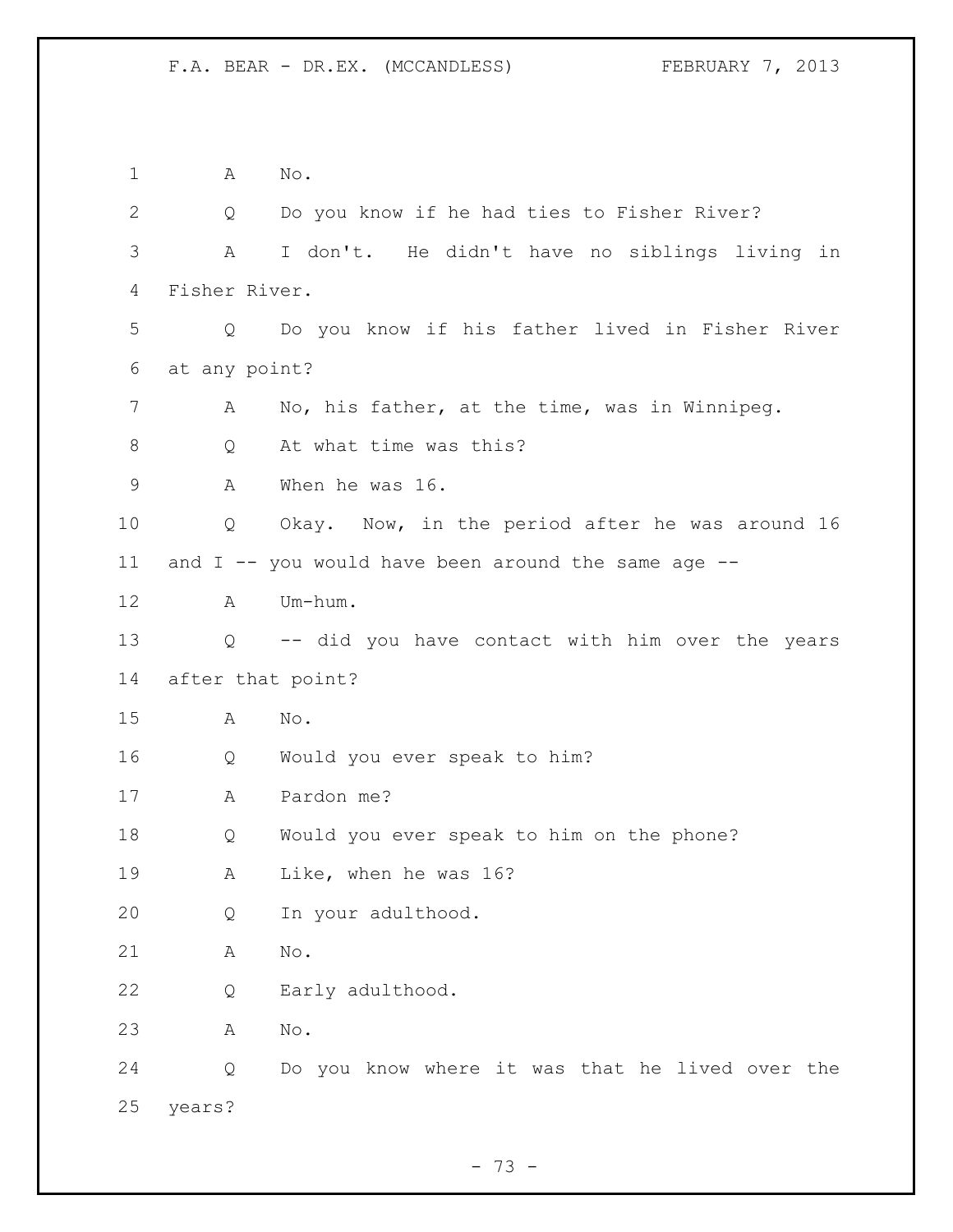A No.

Q Do you know if he had ties to Fisher River?

A I don't. He didn't have no siblings living in Fisher River.

Q Do you know if his father lived in Fisher River at any point?

A No, his father, at the time, was in Winnipeg.

Q At what time was this?

A When he was 16.

Q Okay. Now, in the period after he was around 16 and I -- you would have been around the same age --

A Um-hum.

Q -- did you have contact with him over the years after that point?

A No.

Q Would you ever speak to him?

A Pardon me?

Q Would you ever speak to him on the phone?

A Like, when he was 16?

Q In your adulthood.

A No.

Q Early adulthood.

A No.

Q Do you know where it was that he lived over the years?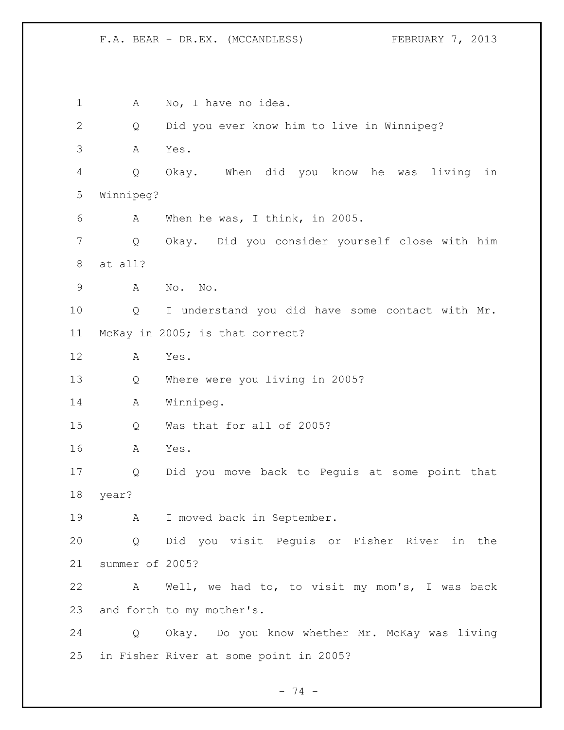A No, I have no idea.

Q Did you ever know him to live in Winnipeg?

A Yes.

Q Okay. When did you know he was living in Winnipeg?

A When he was, I think, in 2005.

Q Okay. Did you consider yourself close with him at all?

A No. No.

Q I understand you did have some contact with Mr. McKay in 2005; is that correct?

A Yes.

Q Where were you living in 2005?

A Winnipeg.

Q Was that for all of 2005?

A Yes.

Q Did you move back to Peguis at some point that year?

A I moved back in September.

Q Did you visit Peguis or Fisher River in the summer of 2005?

A Well, we had to, to visit my mom's, I was back and forth to my mother's.

Q Okay. Do you know whether Mr. McKay was living in Fisher River at some point in 2005?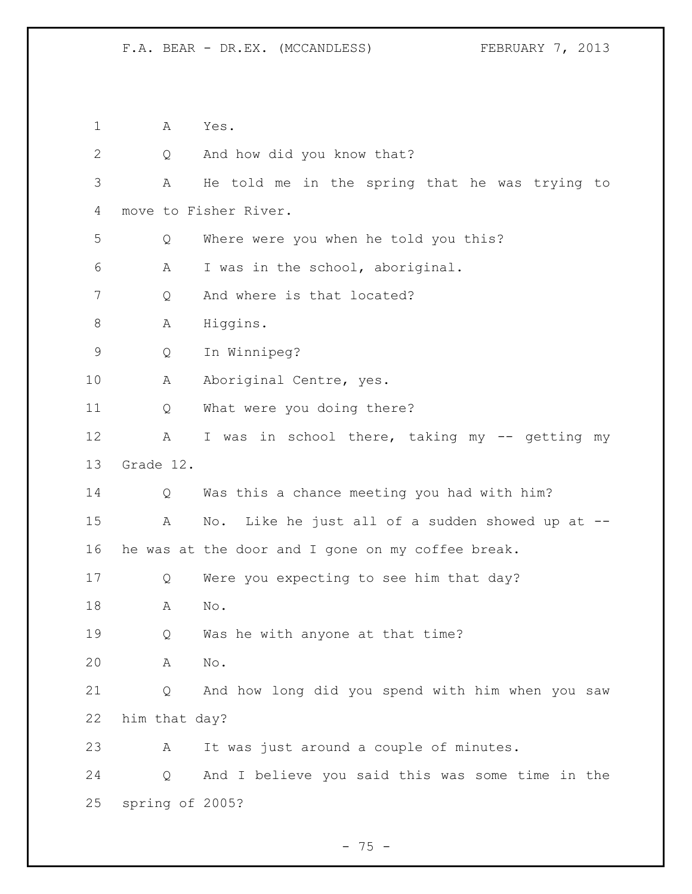1 A Yes.

2 Q And how did you know that?

3 A He told me in the spring that he was trying to

4 move to Fisher River.

5 Q Where were you when he told you this?

6 A I was in the school, aboriginal.

7 Q And where is that located?

8 A Higgins.

9 Q In Winnipeg?

10 A Aboriginal Centre, yes.

11 Q What were you doing there?

12 A I was in school there, taking my -- getting my

13 Grade 12.

14 Q Was this a chance meeting you had with him?

15 A No. Like he just all of a sudden showed up at --

16 he was at the door and I gone on my coffee break.

17 Q Were you expecting to see him that day?

18 A No.

19 Q Was he with anyone at that time?

20 A No.

21 Q And how long did you spend with him when you saw

22 him that day?

23 A It was just around a couple of minutes.

24 Q And I believe you said this was some time in the

25 spring of 2005?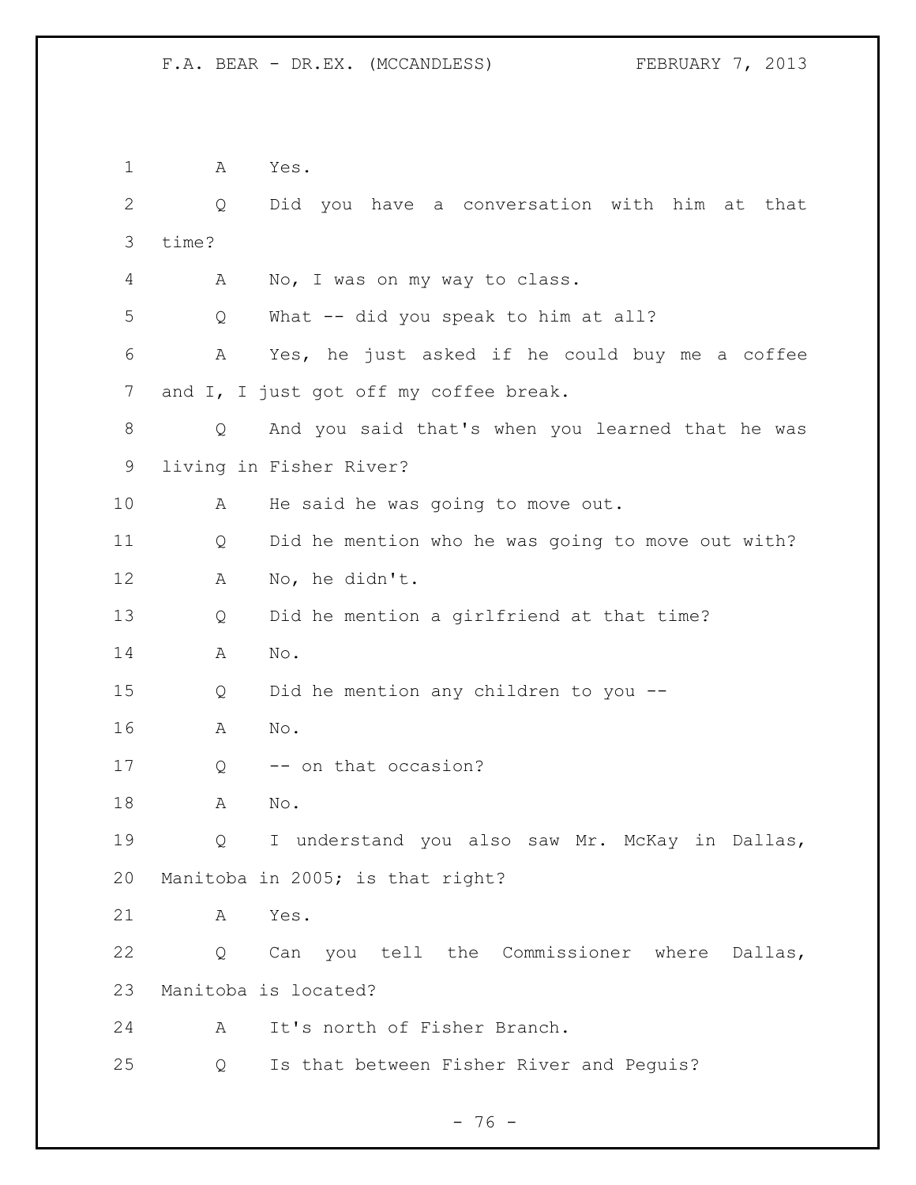1 A Yes.

2 Q Did you have a conversation with him at that

3 time?

4 A No, I was on my way to class.

5 Q What -- did you speak to him at all?

6 A Yes, he just asked if he could buy me a coffee

7 and I, I just got off my coffee break.

8 Q And you said that's when you learned that he was

9 living in Fisher River?

10 A He said he was going to move out.

11 Q Did he mention who he was going to move out with?

12 A No, he didn't.

13 Q Did he mention a girlfriend at that time?

14 A No.

15 Q Did he mention any children to you --

16 A No.

17 Q -- on that occasion?

18 A No.

19 Q I understand you also saw Mr. McKay in Dallas,

20 Manitoba in 2005; is that right?

21 A Yes.

22 Q Can you tell the Commissioner where Dallas,

23 Manitoba is located?

24 A It's north of Fisher Branch.

25 Q Is that between Fisher River and Peguis?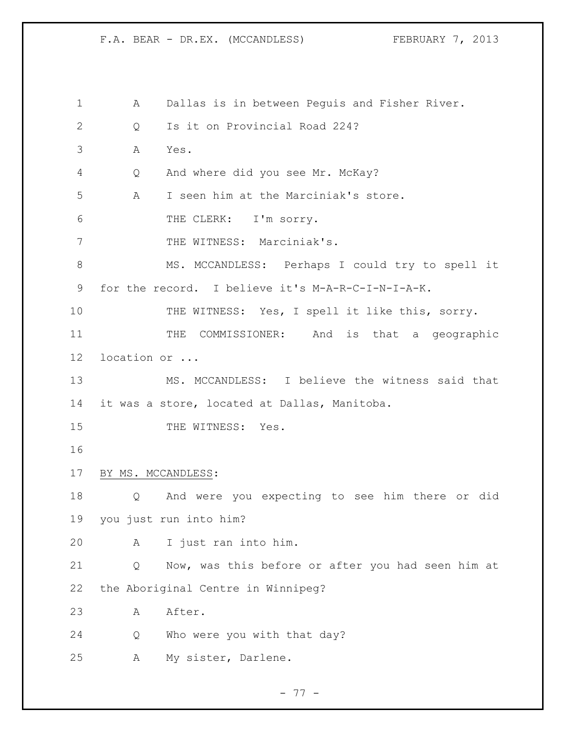A Dallas is in between Peguis and Fisher River.

Q Is it on Provincial Road 224?

A Yes.

Q And where did you see Mr. McKay?

A I seen him at the Marciniak's store.

THE CLERK: I'm sorry.

THE WITNESS: Marciniak's.

MS. MCCANDLESS: Perhaps I could try to spell it for the record. I believe it's M-A-R-C-I-N-I-A-K.

THE WITNESS: Yes, I spell it like this, sorry.

THE COMMISSIONER: And is that a geographic location or ...

MS. MCCANDLESS: I believe the witness said that it was a store, located at Dallas, Manitoba.

THE WITNESS: Yes.

BY MS. MCCANDLESS:

Q And were you expecting to see him there or did you just run into him?

A I just ran into him.

Q Now, was this before or after you had seen him at the Aboriginal Centre in Winnipeg?

A After.

Q Who were you with that day?

A My sister, Darlene.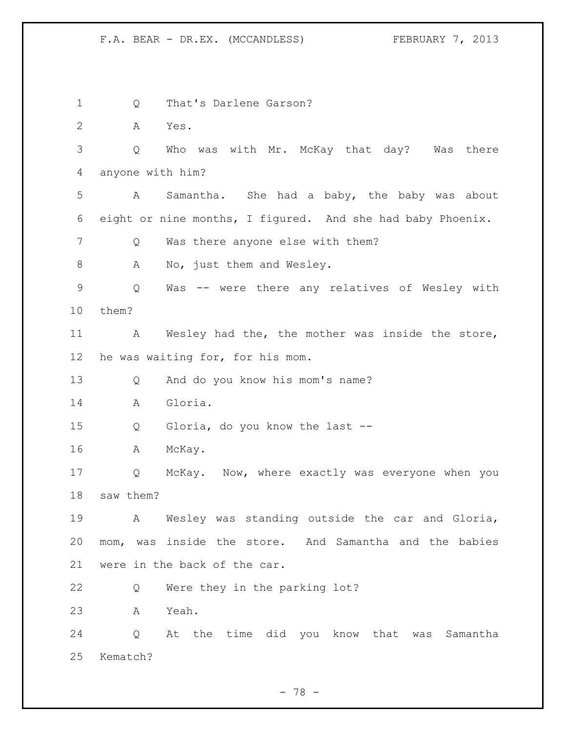Q That's Darlene Garson?

A Yes.

Q Who was with Mr. McKay that day? Was there anyone with him?

A Samantha. She had a baby, the baby was about eight or nine months, I figured. And she had baby Phoenix.

Q Was there anyone else with them?

A No, just them and Wesley.

Q Was -- were there any relatives of Wesley with them?

A Wesley had the, the mother was inside the store, he was waiting for, for his mom.

Q And do you know his mom's name?

A Gloria.

Q Gloria, do you know the last --

A McKay.

Q McKay. Now, where exactly was everyone when you saw them?

A Wesley was standing outside the car and Gloria, mom, was inside the store. And Samantha and the babies were in the back of the car.

Q Were they in the parking lot?

A Yeah.

Q At the time did you know that was Samantha Kematch?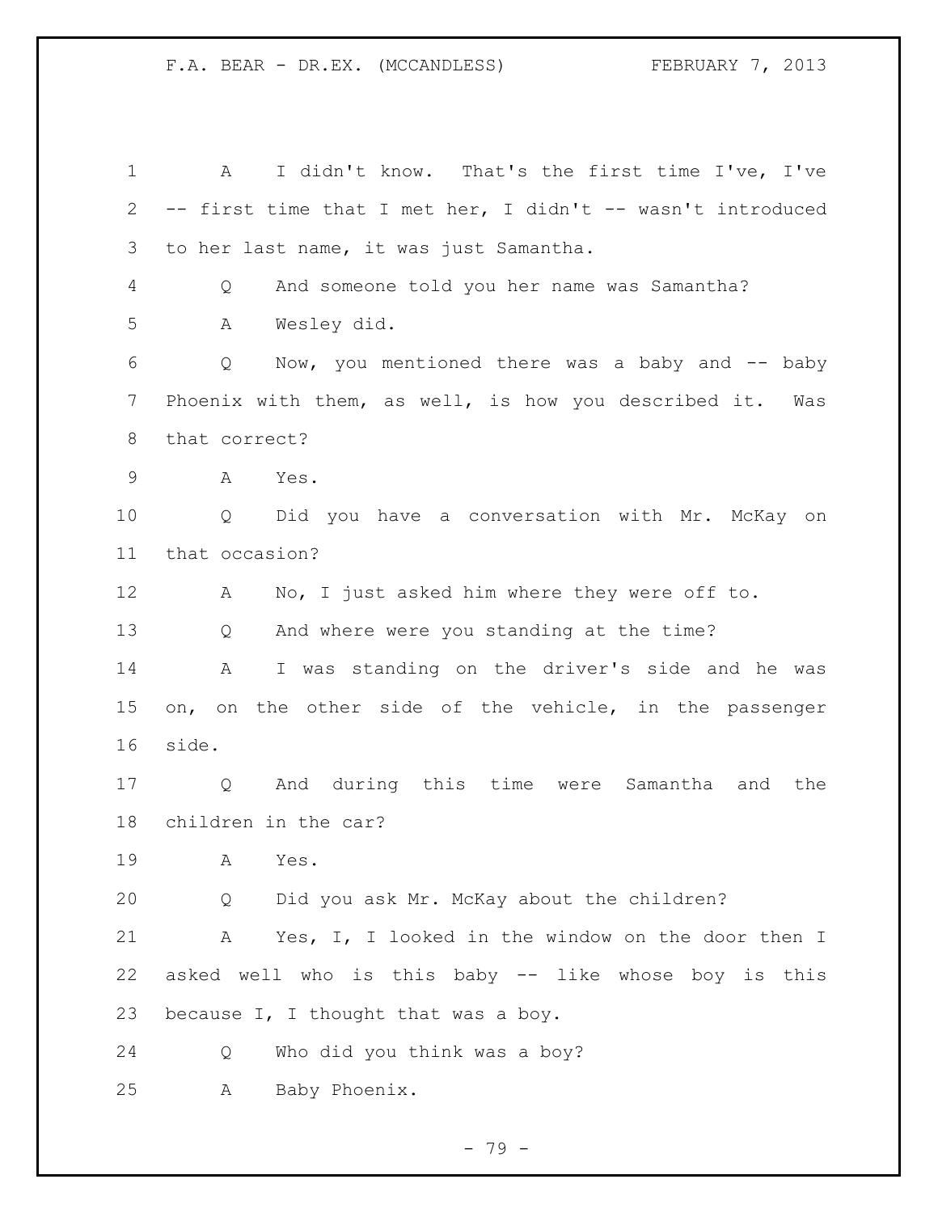A I didn't know. That's the first time I've, I've -- first time that I met her, I didn't -- wasn't introduced to her last name, it was just Samantha.

Q And someone told you her name was Samantha?

A Wesley did.

Q Now, you mentioned there was a baby and -- baby Phoenix with them, as well, is how you described it. Was that correct?

A Yes.

Q Did you have a conversation with Mr. McKay on that occasion?

A No, I just asked him where they were off to.

Q And where were you standing at the time?

A I was standing on the driver's side and he was on, on the other side of the vehicle, in the passenger side.

Q And during this time were Samantha and the children in the car?

A Yes.

Q Did you ask Mr. McKay about the children?

A Yes, I, I looked in the window on the door then I asked well who is this baby -- like whose boy is this because I, I thought that was a boy.

Q Who did you think was a boy?

A Baby Phoenix.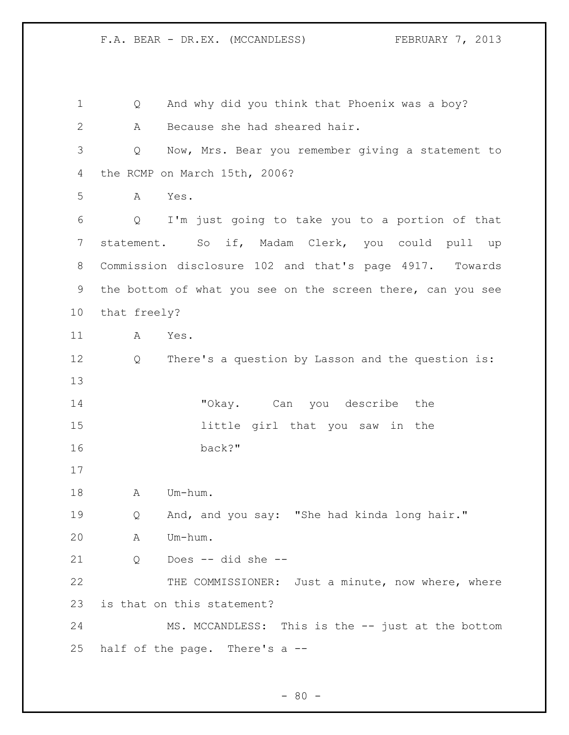Q And why did you think that Phoenix was a boy?

A Because she had sheared hair.

Q Now, Mrs. Bear you remember giving a statement to the RCMP on March 15th, 2006?

A Yes.

Q I'm just going to take you to a portion of that statement. So if, Madam Clerk, you could pull up Commission disclosure 102 and that's page 4917. Towards the bottom of what you see on the screen there, can you see that freely?

A Yes.

Q There's a question by Lasson and the question is:

> "Okay. Can you describe the little girl that you saw in the back?"

A Um-hum.

Q And, and you say: "She had kinda long hair."

A Um-hum.

Q Does -- did she --

THE COMMISSIONER: Just a minute, now where, where is that on this statement?

MS. MCCANDLESS: This is the -- just at the bottom half of the page. There's a --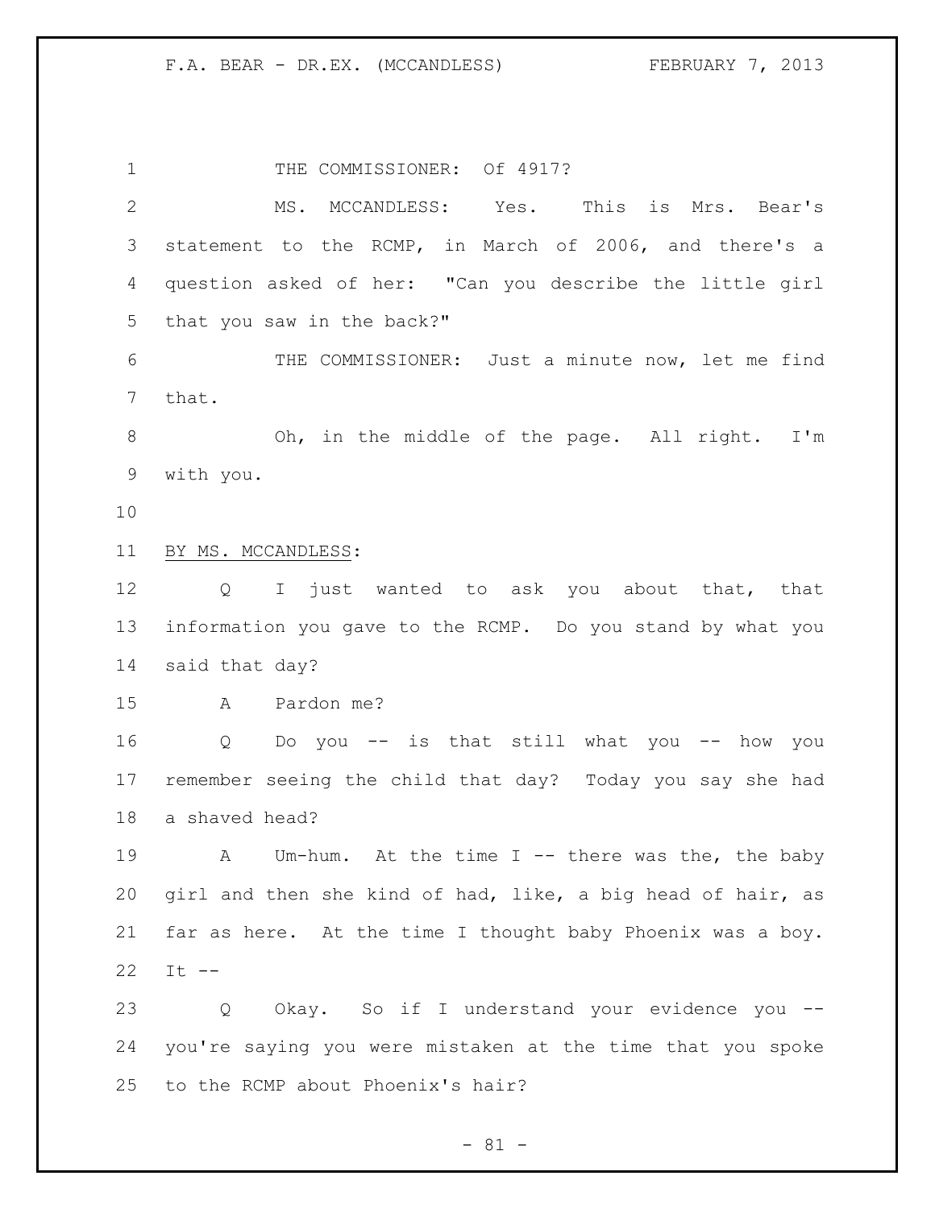THE COMMISSIONER: Of 4917?

MS. MCCANDLESS: Yes. This is Mrs. Bear's statement to the RCMP, in March of 2006, and there's a question asked of her: "Can you describe the little girl that you saw in the back?"

THE COMMISSIONER: Just a minute now, let me find that.

Oh, in the middle of the page. All right. I'm with you.

BY MS. MCCANDLESS:

Q I just wanted to ask you about that, that information you gave to the RCMP. Do you stand by what you said that day?

A Pardon me?

Q Do you -- is that still what you -- how you remember seeing the child that day? Today you say she had a shaved head?

A Um-hum. At the time I -- there was the, the baby girl and then she kind of had, like, a big head of hair, as far as here. At the time I thought baby Phoenix was a boy. It --

Q Okay. So if I understand your evidence you -- you're saying you were mistaken at the time that you spoke to the RCMP about Phoenix's hair?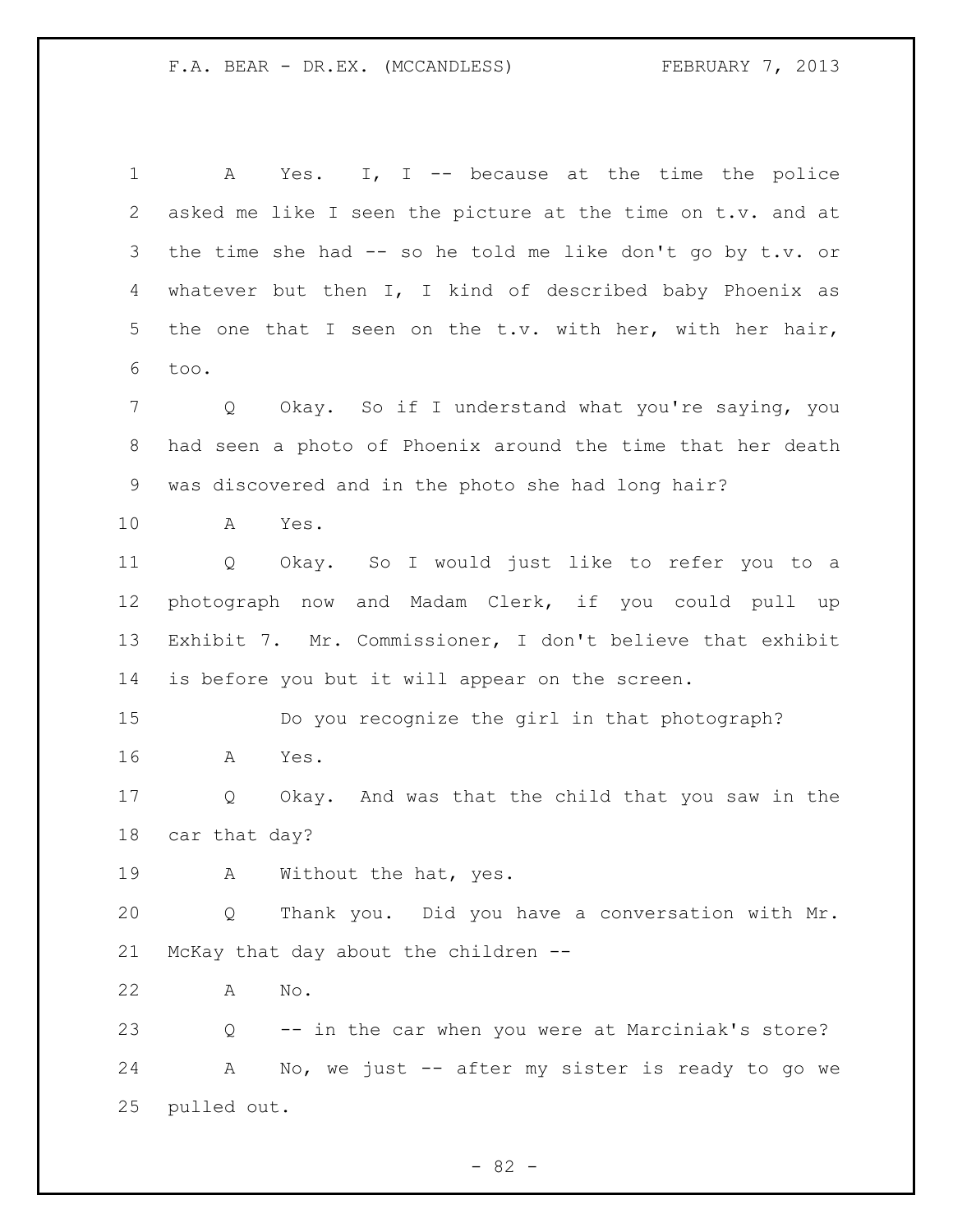A Yes. I, I -- because at the time the police asked me like I seen the picture at the time on t.v. and at the time she had -- so he told me like don't go by t.v. or whatever but then I, I kind of described baby Phoenix as the one that I seen on the t.v. with her, with her hair, too.

Q Okay. So if I understand what you're saying, you had seen a photo of Phoenix around the time that her death was discovered and in the photo she had long hair?

A Yes.

Q Okay. So I would just like to refer you to a photograph now and Madam Clerk, if you could pull up Exhibit 7. Mr. Commissioner, I don't believe that exhibit is before you but it will appear on the screen.

Do you recognize the girl in that photograph?

A Yes.

Q Okay. And was that the child that you saw in the car that day?

A Without the hat, yes.

Q Thank you. Did you have a conversation with Mr. McKay that day about the children --

A No.

Q -- in the car when you were at Marciniak's store?

A No, we just -- after my sister is ready to go we pulled out.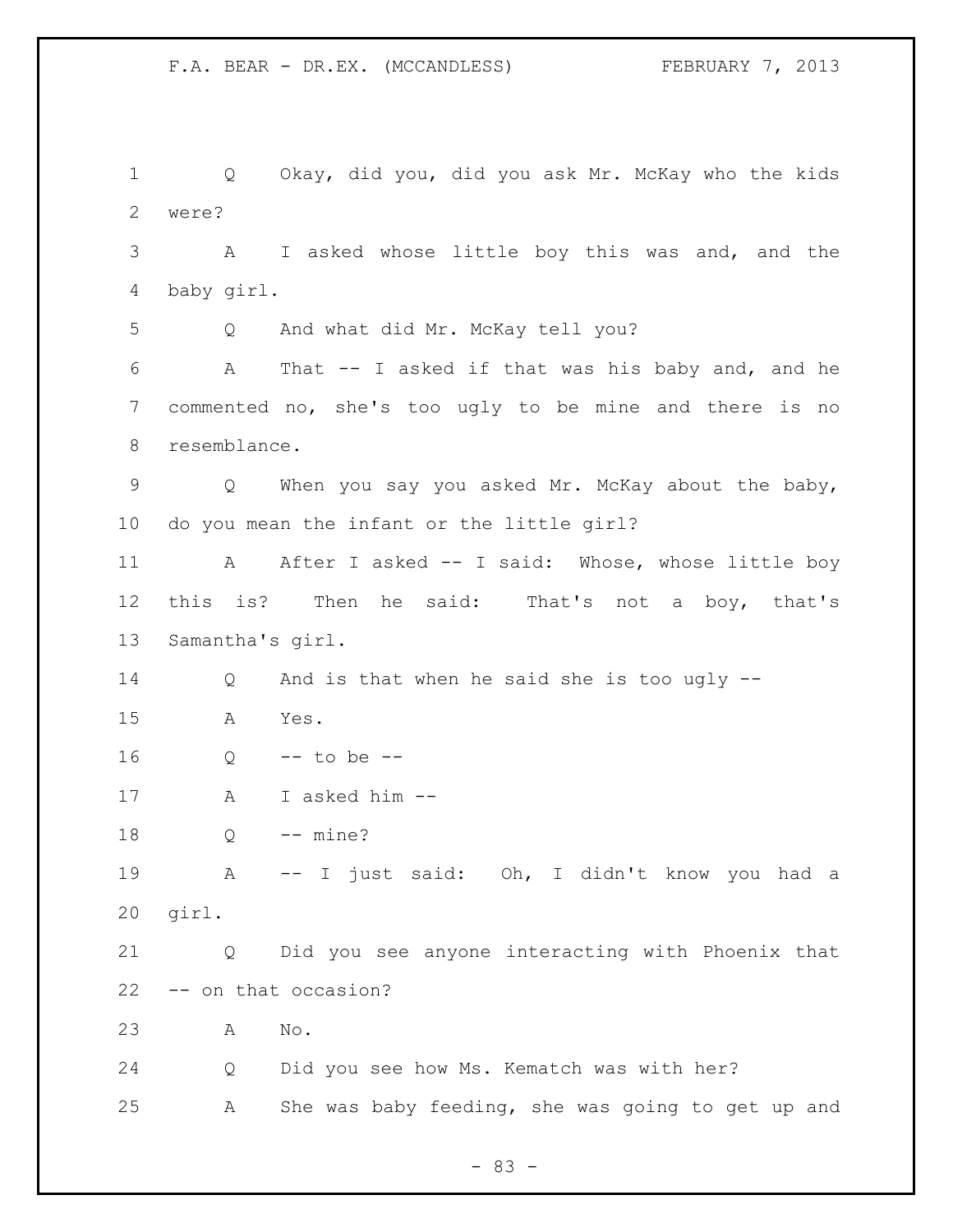Q Okay, did you, did you ask Mr. McKay who the kids were?

A I asked whose little boy this was and, and the baby girl.

Q And what did Mr. McKay tell you?

A That -- I asked if that was his baby and, and he commented no, she's too ugly to be mine and there is no resemblance.

Q When you say you asked Mr. McKay about the baby, do you mean the infant or the little girl?

A After I asked -- I said: Whose, whose little boy this is? Then he said: That's not a boy, that's Samantha's girl.

Q And is that when he said she is too ugly --

A Yes.

Q -- to be --

A I asked him --

Q -- mine?

A -- I just said: Oh, I didn't know you had a girl.

Q Did you see anyone interacting with Phoenix that -- on that occasion?

A No.

Q Did you see how Ms. Kematch was with her?

A She was baby feeding, she was going to get up and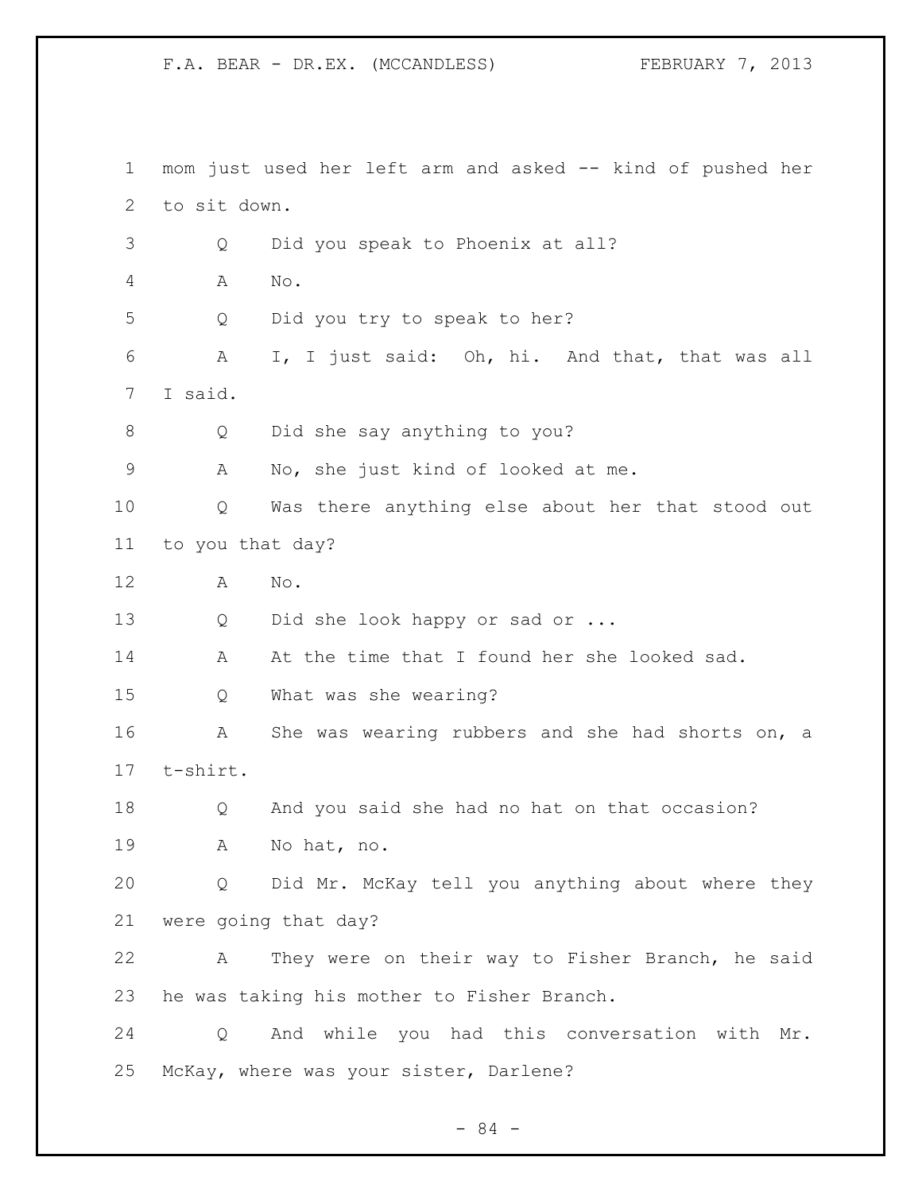mom just used her left arm and asked -- kind of pushed her to sit down.

Q Did you speak to Phoenix at all?

A No.

Q Did you try to speak to her?

A I, I just said: Oh, hi. And that, that was all I said.

Q Did she say anything to you?

A No, she just kind of looked at me.

Q Was there anything else about her that stood out to you that day?

A No.

Q Did she look happy or sad or ...

A At the time that I found her she looked sad.

Q What was she wearing?

A She was wearing rubbers and she had shorts on, a t-shirt.

Q And you said she had no hat on that occasion?

A No hat, no.

Q Did Mr. McKay tell you anything about where they were going that day?

A They were on their way to Fisher Branch, he said he was taking his mother to Fisher Branch.

Q And while you had this conversation with Mr. McKay, where was your sister, Darlene?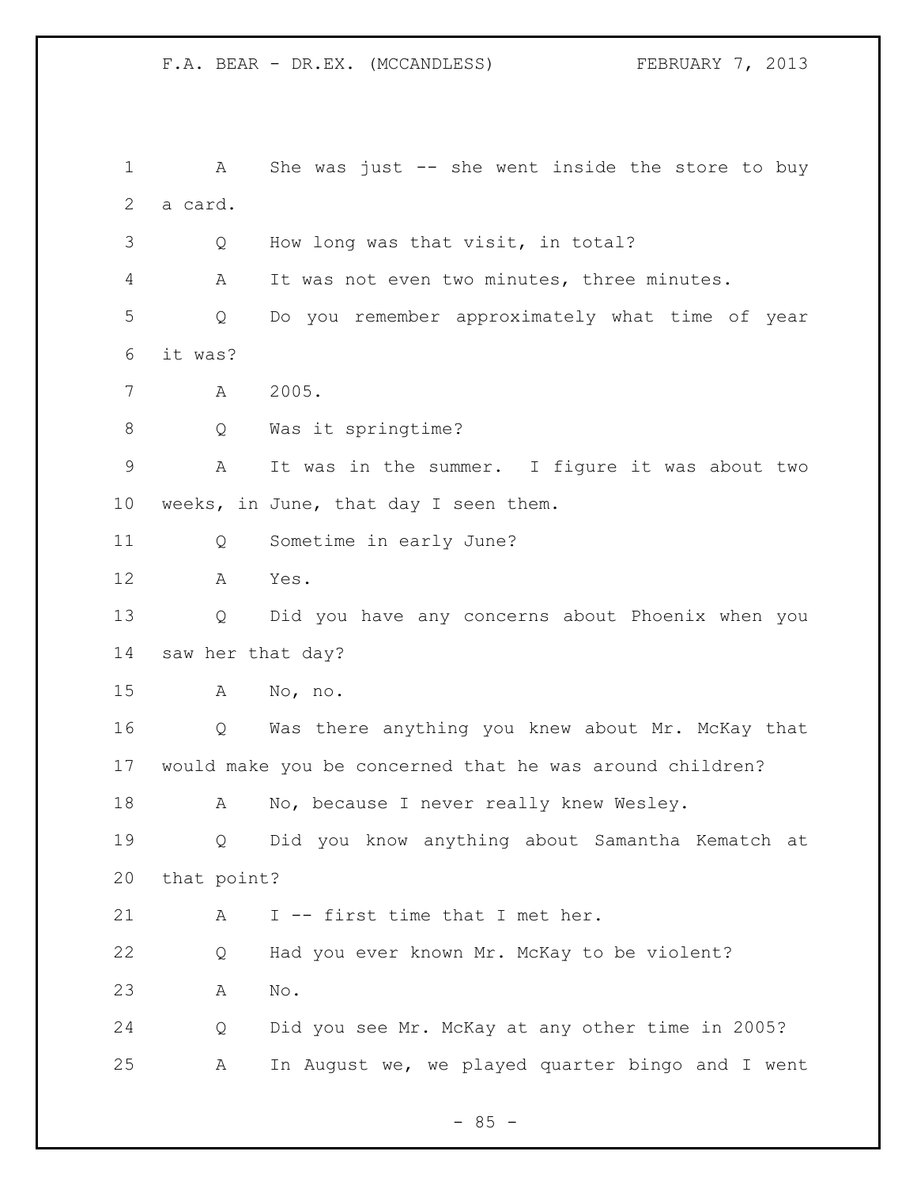1 A She was just -- she went inside the store to buy
2 a card.
3 Q How long was that visit, in total?
4 A It was not even two minutes, three minutes.
5 Q Do you remember approximately what time of year
6 it was?
7 A 2005.
8 Q Was it springtime?
9 A It was in the summer. I figure it was about two
10 weeks, in June, that day I seen them.
11 Q Sometime in early June?
12 A Yes.
13 Q Did you have any concerns about Phoenix when you
14 saw her that day?
15 A No, no.
16 Q Was there anything you knew about Mr. McKay that
17 would make you be concerned that he was around children?
18 A No, because I never really knew Wesley.
19 Q Did you know anything about Samantha Kematch at
20 that point?
21 A I -- first time that I met her.
22 Q Had you ever known Mr. McKay to be violent?
23 A No.
24 Q Did you see Mr. McKay at any other time in 2005?
25 A In August we, we played quarter bingo and I went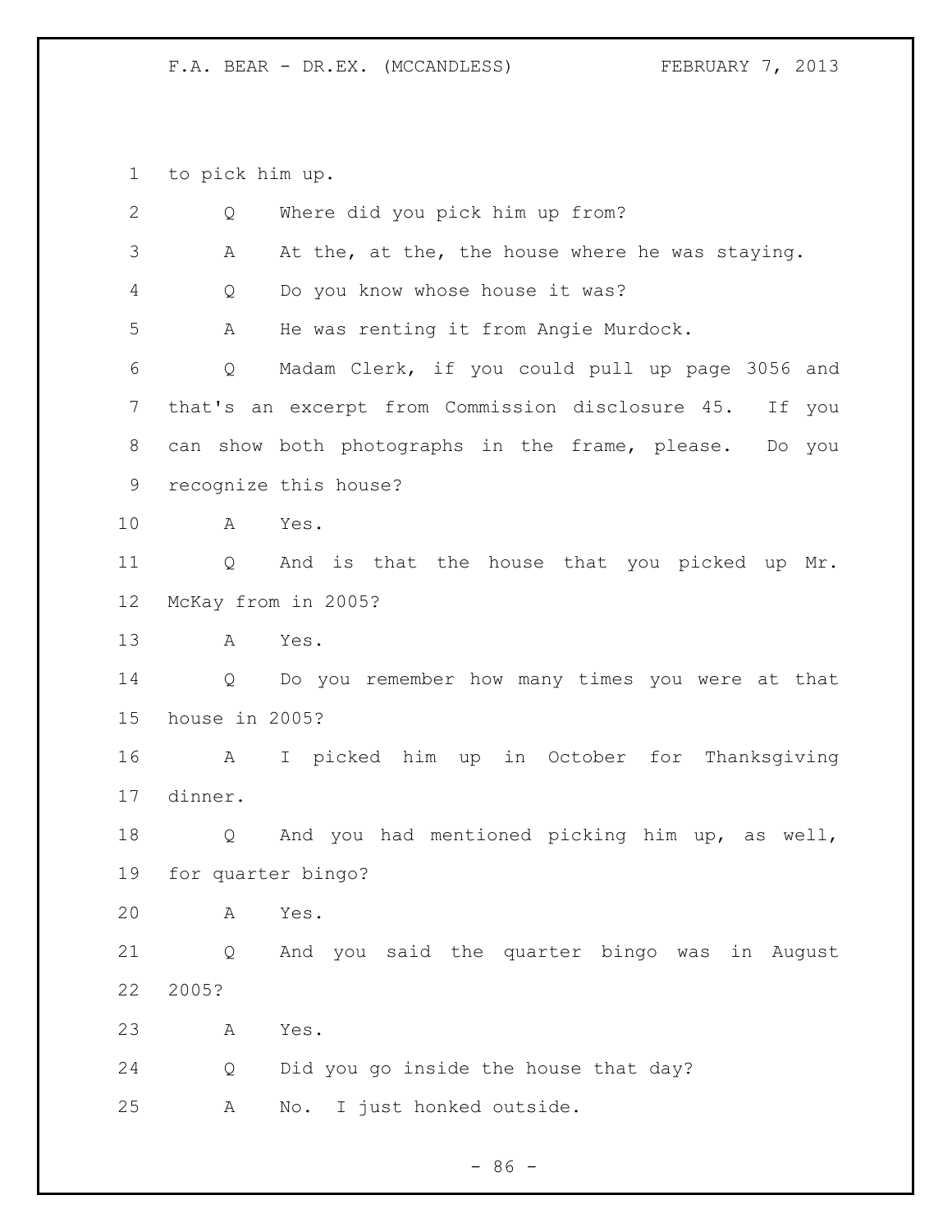to pick him up.

Q Where did you pick him up from?

A At the, at the, the house where he was staying.

Q Do you know whose house it was?

A He was renting it from Angie Murdock.

Q Madam Clerk, if you could pull up page 3056 and that's an excerpt from Commission disclosure 45. If you can show both photographs in the frame, please. Do you recognize this house?

A Yes.

Q And is that the house that you picked up Mr. McKay from in 2005?

A Yes.

Q Do you remember how many times you were at that house in 2005?

A I picked him up in October for Thanksgiving dinner.

Q And you had mentioned picking him up, as well, for quarter bingo?

A Yes.

Q And you said the quarter bingo was in August 2005?

A Yes.

Q Did you go inside the house that day?

A No. I just honked outside.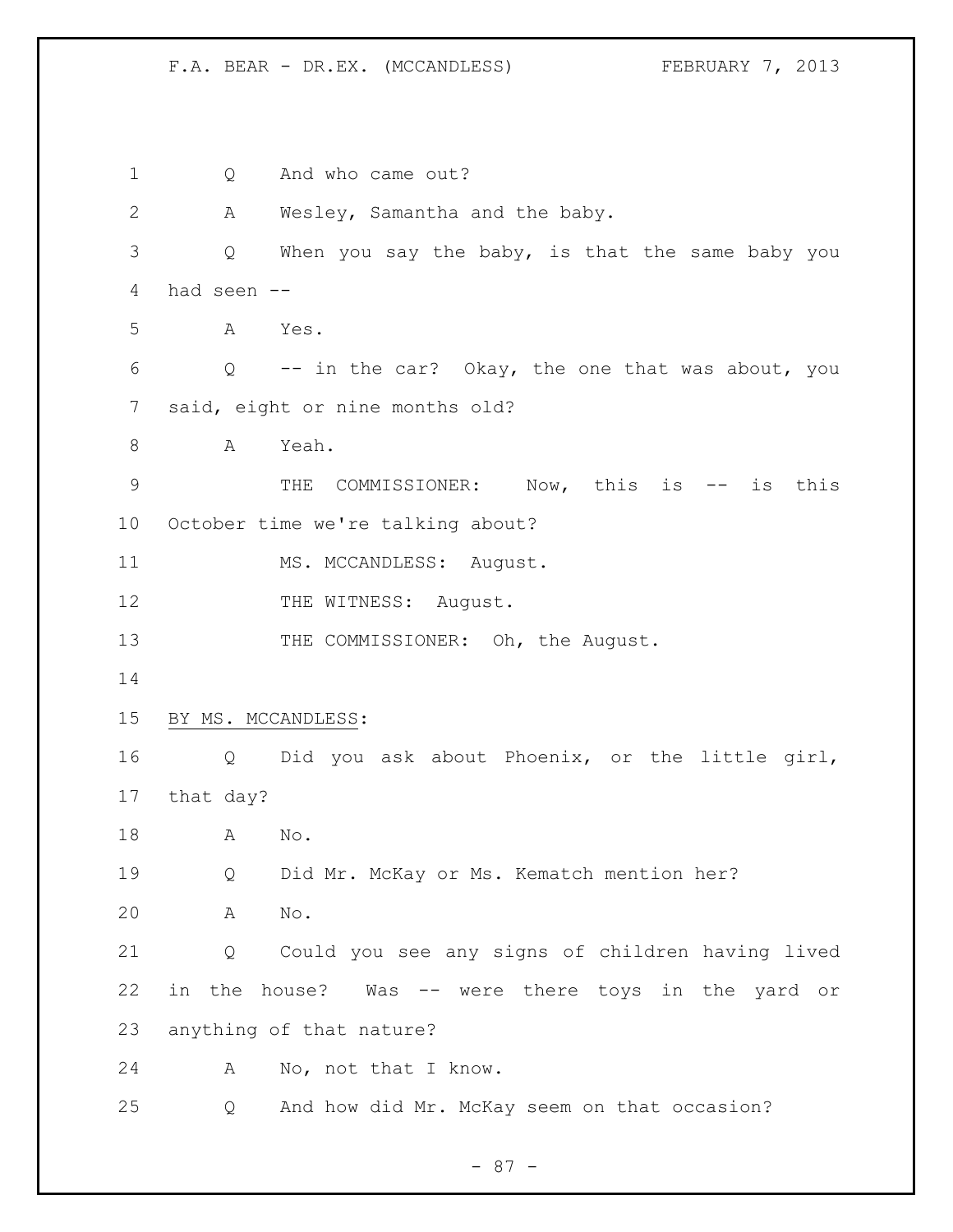Q And who came out?

A Wesley, Samantha and the baby.

Q When you say the baby, is that the same baby you had seen --

A Yes.

Q -- in the car? Okay, the one that was about, you said, eight or nine months old?

A Yeah.

THE COMMISSIONER: Now, this is -- is this October time we're talking about?

MS. MCCANDLESS: August.

THE WITNESS: August.

THE COMMISSIONER: Oh, the August.

BY MS. MCCANDLESS:

Q Did you ask about Phoenix, or the little girl, that day?

A No.

Q Did Mr. McKay or Ms. Kematch mention her?

A No.

Q Could you see any signs of children having lived in the house? Was -- were there toys in the yard or anything of that nature?

A No, not that I know.

Q And how did Mr. McKay seem on that occasion?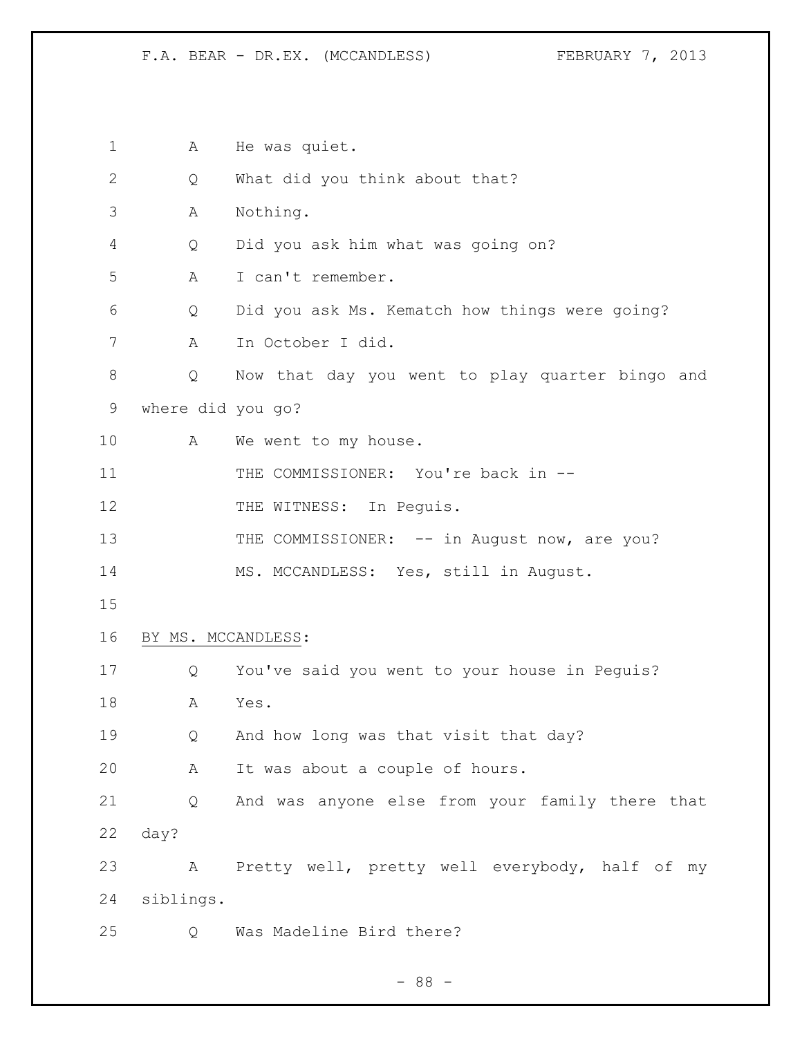A He was quiet.

Q What did you think about that?

A Nothing.

Q Did you ask him what was going on?

A I can't remember.

Q Did you ask Ms. Kematch how things were going?

A In October I did.

Q Now that day you went to play quarter bingo and where did you go?

A We went to my house.

THE COMMISSIONER: You're back in --

THE WITNESS: In Peguis.

THE COMMISSIONER: -- in August now, are you?

MS. MCCANDLESS: Yes, still in August.

BY MS. MCCANDLESS:

Q You've said you went to your house in Peguis?

A Yes.

Q And how long was that visit that day?

A It was about a couple of hours.

Q And was anyone else from your family there that day?

A Pretty well, pretty well everybody, half of my siblings.

Q Was Madeline Bird there?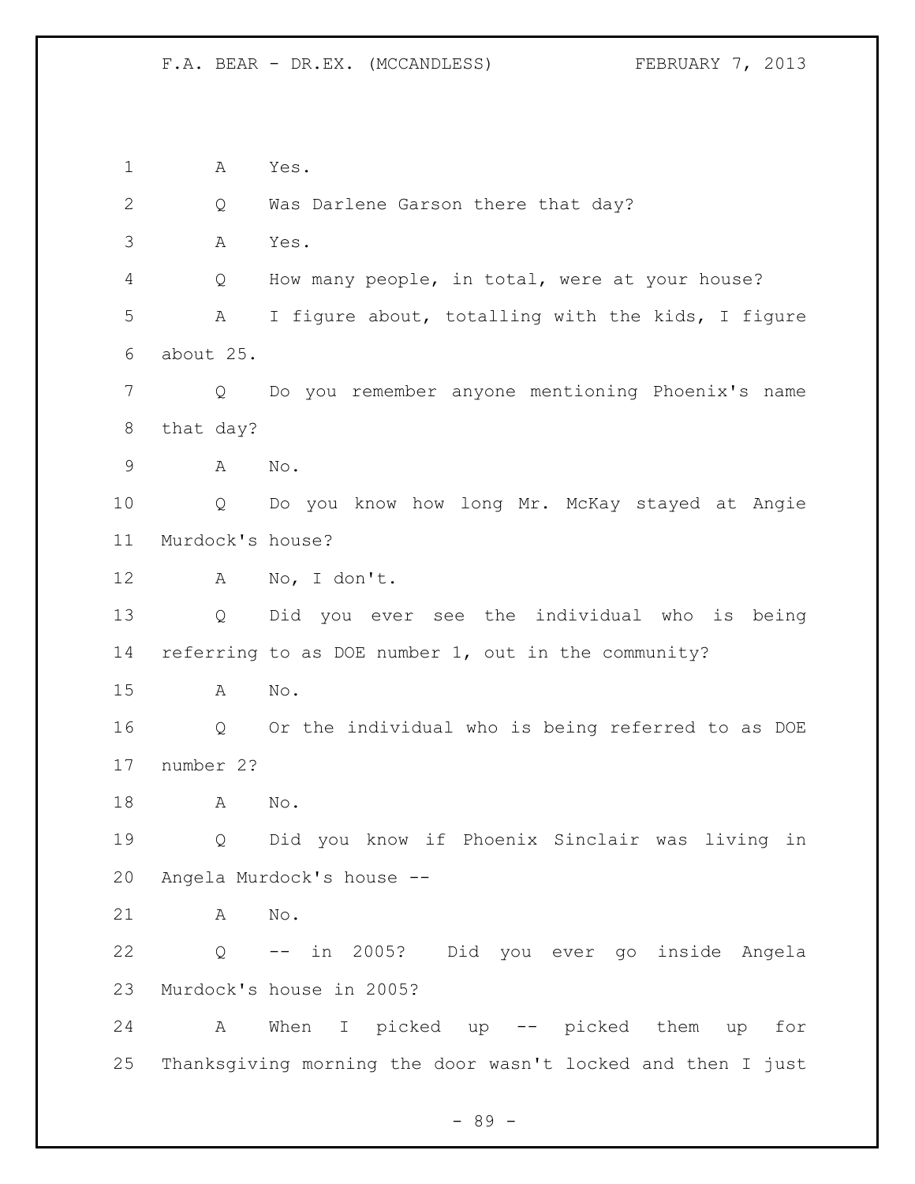1 A Yes.

2 Q Was Darlene Garson there that day?

3 A Yes.

4 Q How many people, in total, were at your house?

5 A I figure about, totalling with the kids, I figure

6 about 25.

7 Q Do you remember anyone mentioning Phoenix's name

8 that day?

9 A No.

10 Q Do you know how long Mr. McKay stayed at Angie

11 Murdock's house?

12 A No, I don't.

13 Q Did you ever see the individual who is being

14 referring to as DOE number 1, out in the community?

15 A No.

16 Q Or the individual who is being referred to as DOE

17 number 2?

18 A No.

19 Q Did you know if Phoenix Sinclair was living in

20 Angela Murdock's house --

21 A No.

22 Q -- in 2005? Did you ever go inside Angela

23 Murdock's house in 2005?

24 A When I picked up -- picked them up for

25 Thanksgiving morning the door wasn't locked and then I just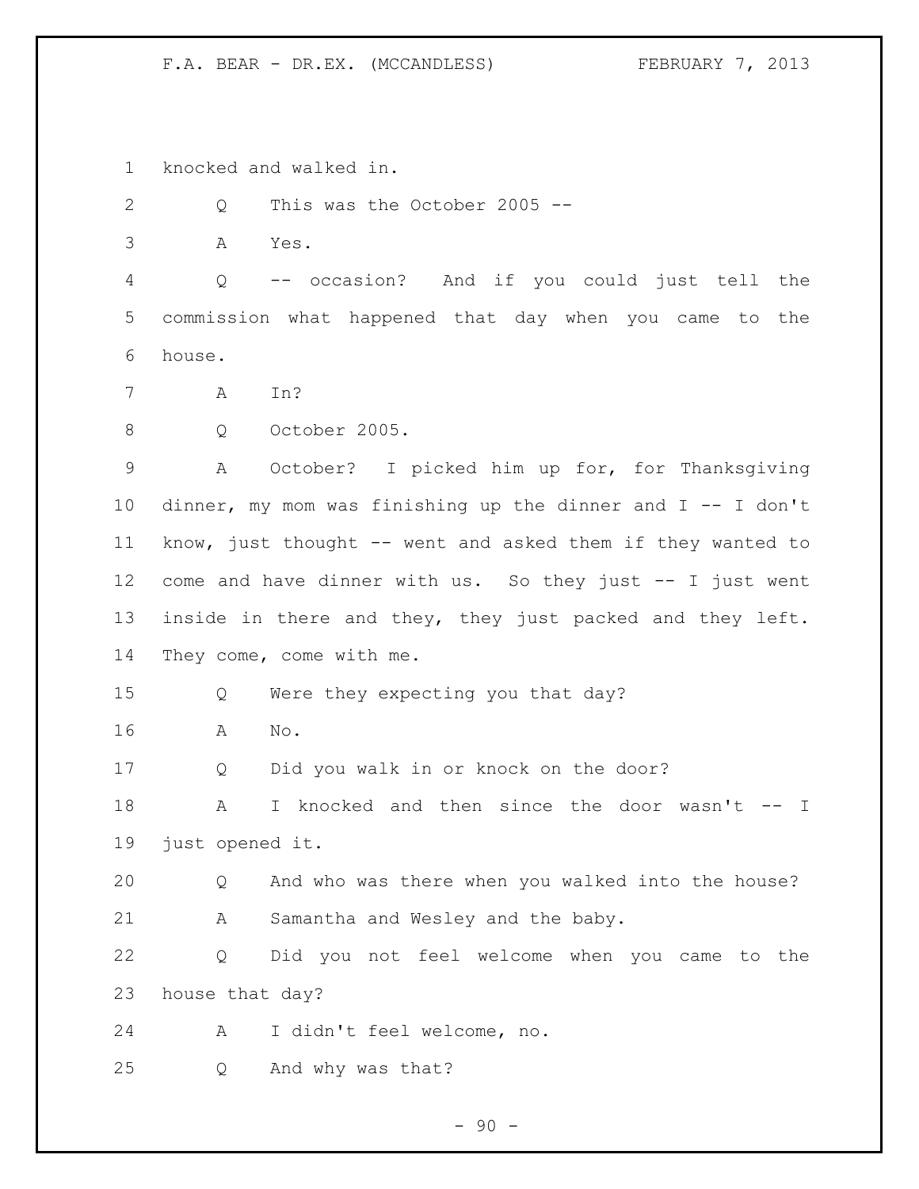knocked and walked in.

Q This was the October 2005 --

A Yes.

Q -- occasion? And if you could just tell the commission what happened that day when you came to the house.

A In?

Q October 2005.

A October? I picked him up for, for Thanksgiving dinner, my mom was finishing up the dinner and I -- I don't know, just thought -- went and asked them if they wanted to come and have dinner with us. So they just -- I just went inside in there and they, they just packed and they left. They come, come with me.

Q Were they expecting you that day?

A No.

Q Did you walk in or knock on the door?

A I knocked and then since the door wasn't -- I just opened it.

Q And who was there when you walked into the house?

A Samantha and Wesley and the baby.

Q Did you not feel welcome when you came to the house that day?

A I didn't feel welcome, no.

Q And why was that?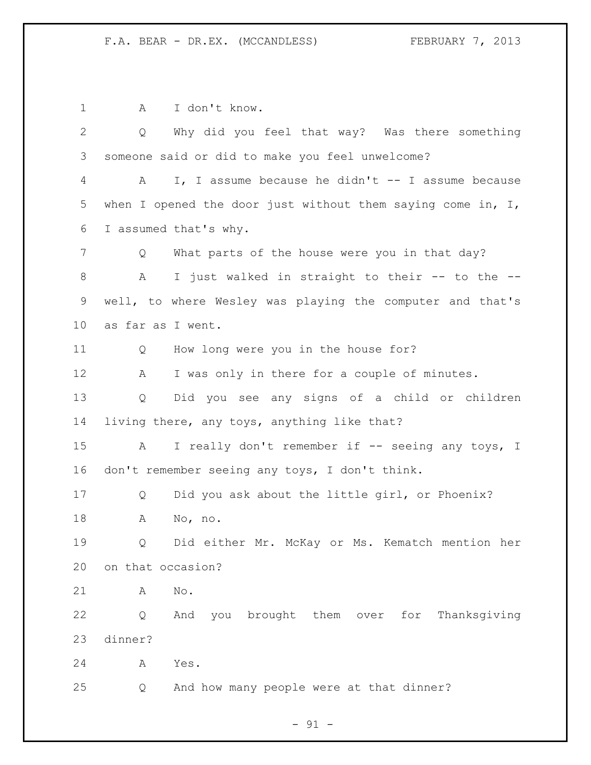1 A I don't know.

2 Q Why did you feel that way? Was there something

3 someone said or did to make you feel unwelcome?

4 A I, I assume because he didn't -- I assume because

5 when I opened the door just without them saying come in, I,

6 I assumed that's why.

7 Q What parts of the house were you in that day?

8 A I just walked in straight to their -- to the --

9 well, to where Wesley was playing the computer and that's

10 as far as I went.

11 Q How long were you in the house for?

12 A I was only in there for a couple of minutes.

13 Q Did you see any signs of a child or children

14 living there, any toys, anything like that?

15 A I really don't remember if -- seeing any toys, I

16 don't remember seeing any toys, I don't think.

17 Q Did you ask about the little girl, or Phoenix?

18 A No, no.

19 Q Did either Mr. McKay or Ms. Kematch mention her

20 on that occasion?

21 A No.

22 Q And you brought them over for Thanksgiving

23 dinner?

24 A Yes.

25 Q And how many people were at that dinner?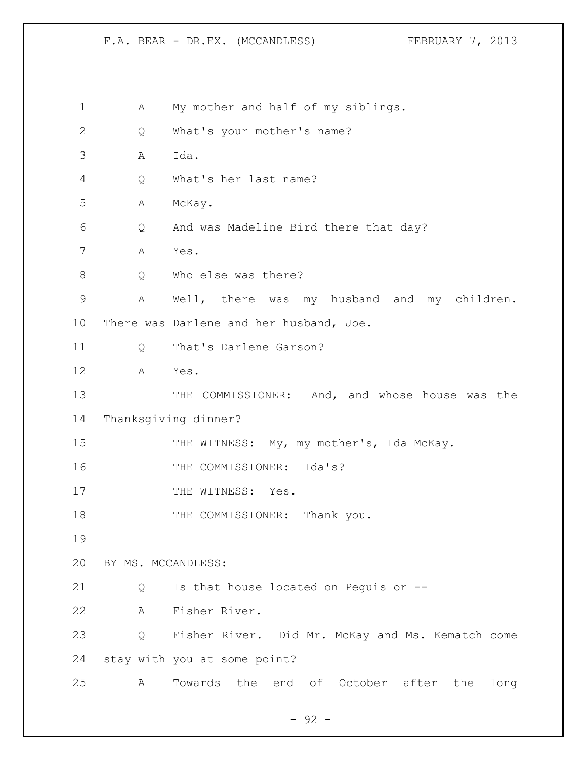A My mother and half of my siblings.

Q What's your mother's name?

A Ida.

Q What's her last name?

A McKay.

Q And was Madeline Bird there that day?

A Yes.

Q Who else was there?

A Well, there was my husband and my children. There was Darlene and her husband, Joe.

Q That's Darlene Garson?

A Yes.

THE COMMISSIONER: And, and whose house was the Thanksgiving dinner?

THE WITNESS: My, my mother's, Ida McKay.

THE COMMISSIONER: Ida's?

THE WITNESS: Yes.

THE COMMISSIONER: Thank you.

BY MS. MCCANDLESS:

Q Is that house located on Peguis or --

A Fisher River.

Q Fisher River. Did Mr. McKay and Ms. Kematch come stay with you at some point?

A Towards the end of October after the long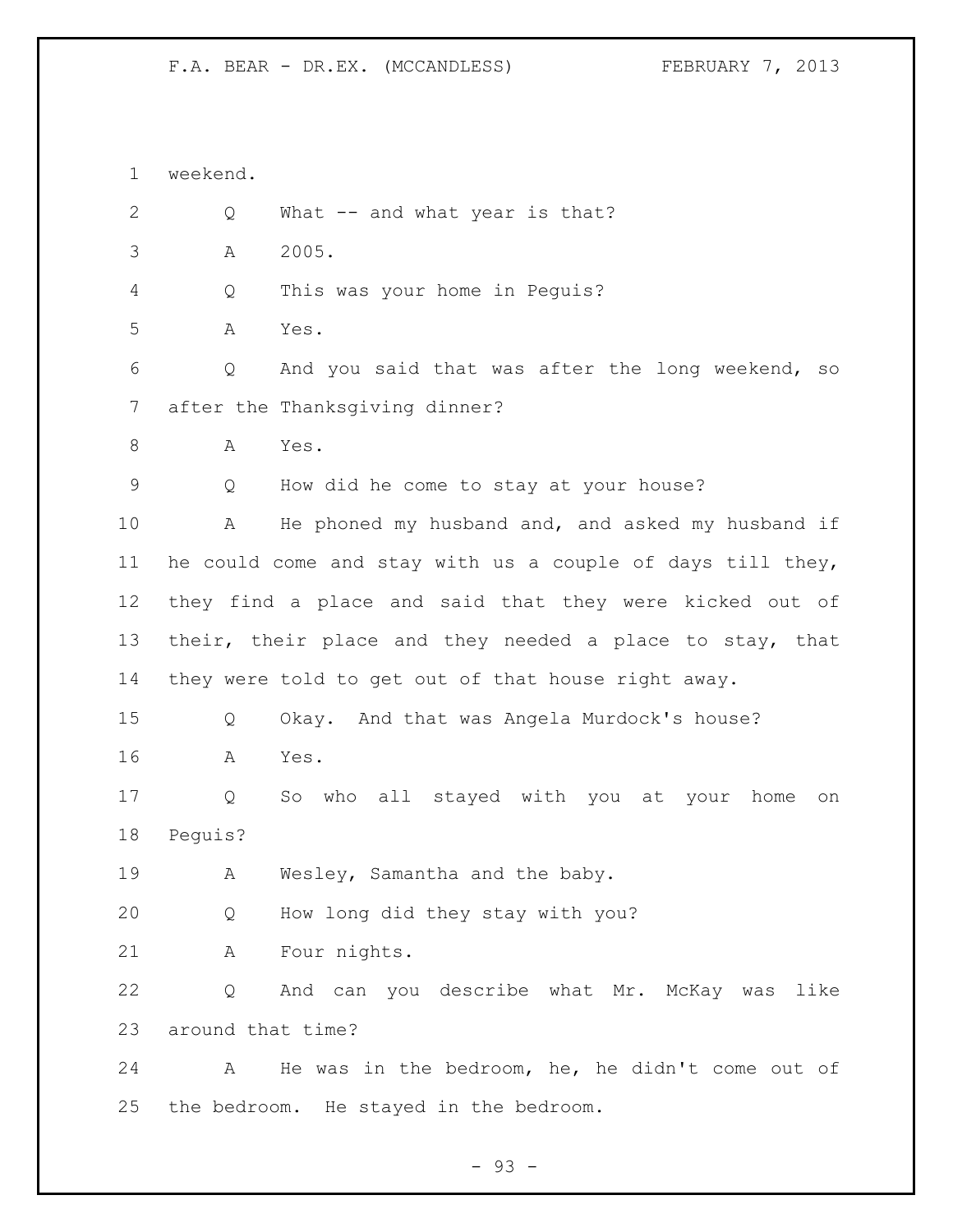weekend.

Q What -- and what year is that?

A 2005.

Q This was your home in Peguis?

A Yes.

Q And you said that was after the long weekend, so after the Thanksgiving dinner?

A Yes.

Q How did he come to stay at your house?

A He phoned my husband and, and asked my husband if he could come and stay with us a couple of days till they, they find a place and said that they were kicked out of their, their place and they needed a place to stay, that they were told to get out of that house right away.

Q Okay. And that was Angela Murdock's house?

A Yes.

Q So who all stayed with you at your home on Peguis?

A Wesley, Samantha and the baby.

Q How long did they stay with you?

A Four nights.

Q And can you describe what Mr. McKay was like around that time?

A He was in the bedroom, he, he didn't come out of the bedroom. He stayed in the bedroom.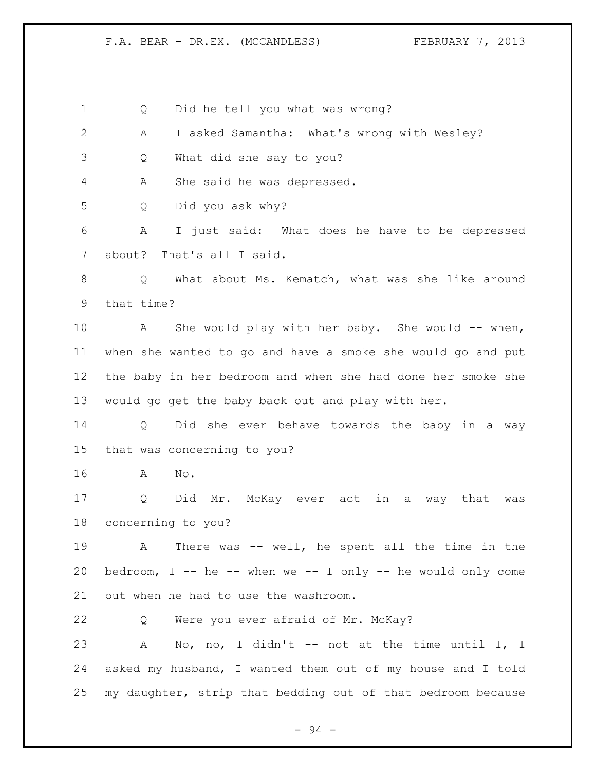1 Q Did he tell you what was wrong?

2 A I asked Samantha: What's wrong with Wesley?

3 Q What did she say to you?

4 A She said he was depressed.

5 Q Did you ask why?

6 A I just said: What does he have to be depressed

7 about? That's all I said.

8 Q What about Ms. Kematch, what was she like around

9 that time?

10 A She would play with her baby. She would -- when,

11 when she wanted to go and have a smoke she would go and put

12 the baby in her bedroom and when she had done her smoke she

13 would go get the baby back out and play with her.

14 Q Did she ever behave towards the baby in a way

15 that was concerning to you?

16 A No.

17 Q Did Mr. McKay ever act in a way that was

18 concerning to you?

19 A There was -- well, he spent all the time in the

20 bedroom, I -- he -- when we -- I only -- he would only come

21 out when he had to use the washroom.

22 Q Were you ever afraid of Mr. McKay?

23 A No, no, I didn't -- not at the time until I, I

24 asked my husband, I wanted them out of my house and I told

25 my daughter, strip that bedding out of that bedroom because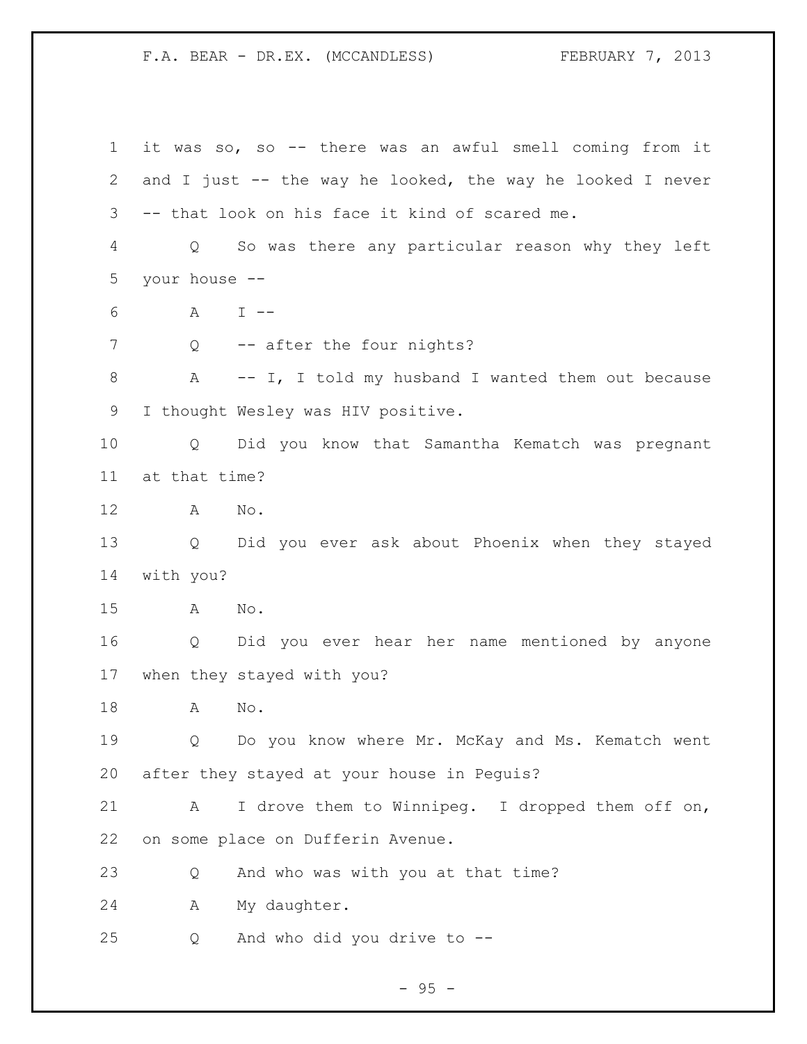it was so, so -- there was an awful smell coming from it and I just -- the way he looked, the way he looked I never -- that look on his face it kind of scared me.

Q So was there any particular reason why they left your house --

A I --

Q -- after the four nights?

A -- I, I told my husband I wanted them out because I thought Wesley was HIV positive.

Q Did you know that Samantha Kematch was pregnant at that time?

A No.

Q Did you ever ask about Phoenix when they stayed with you?

A No.

Q Did you ever hear her name mentioned by anyone when they stayed with you?

A No.

Q Do you know where Mr. McKay and Ms. Kematch went after they stayed at your house in Peguis?

A I drove them to Winnipeg. I dropped them off on, on some place on Dufferin Avenue.

Q And who was with you at that time?

A My daughter.

Q And who did you drive to --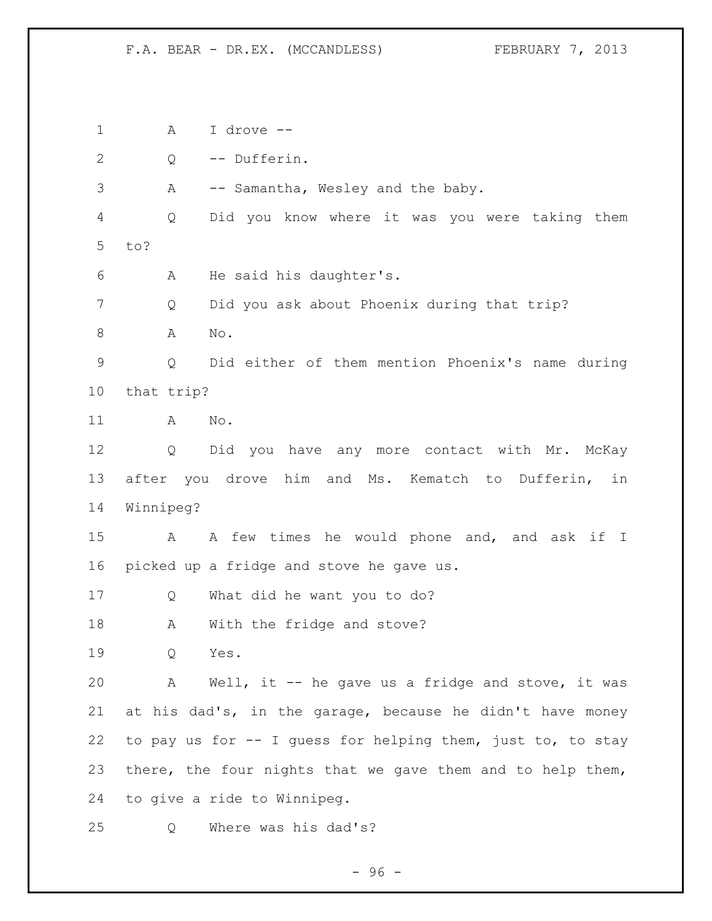A I drove --

Q -- Dufferin.

A -- Samantha, Wesley and the baby.

Q Did you know where it was you were taking them to?

A He said his daughter's.

Q Did you ask about Phoenix during that trip?

A No.

Q Did either of them mention Phoenix's name during that trip?

A No.

Q Did you have any more contact with Mr. McKay after you drove him and Ms. Kematch to Dufferin, in Winnipeg?

A A few times he would phone and, and ask if I picked up a fridge and stove he gave us.

Q What did he want you to do?

A With the fridge and stove?

Q Yes.

A Well, it -- he gave us a fridge and stove, it was at his dad's, in the garage, because he didn't have money to pay us for -- I guess for helping them, just to, to stay there, the four nights that we gave them and to help them, to give a ride to Winnipeg.

Q Where was his dad's?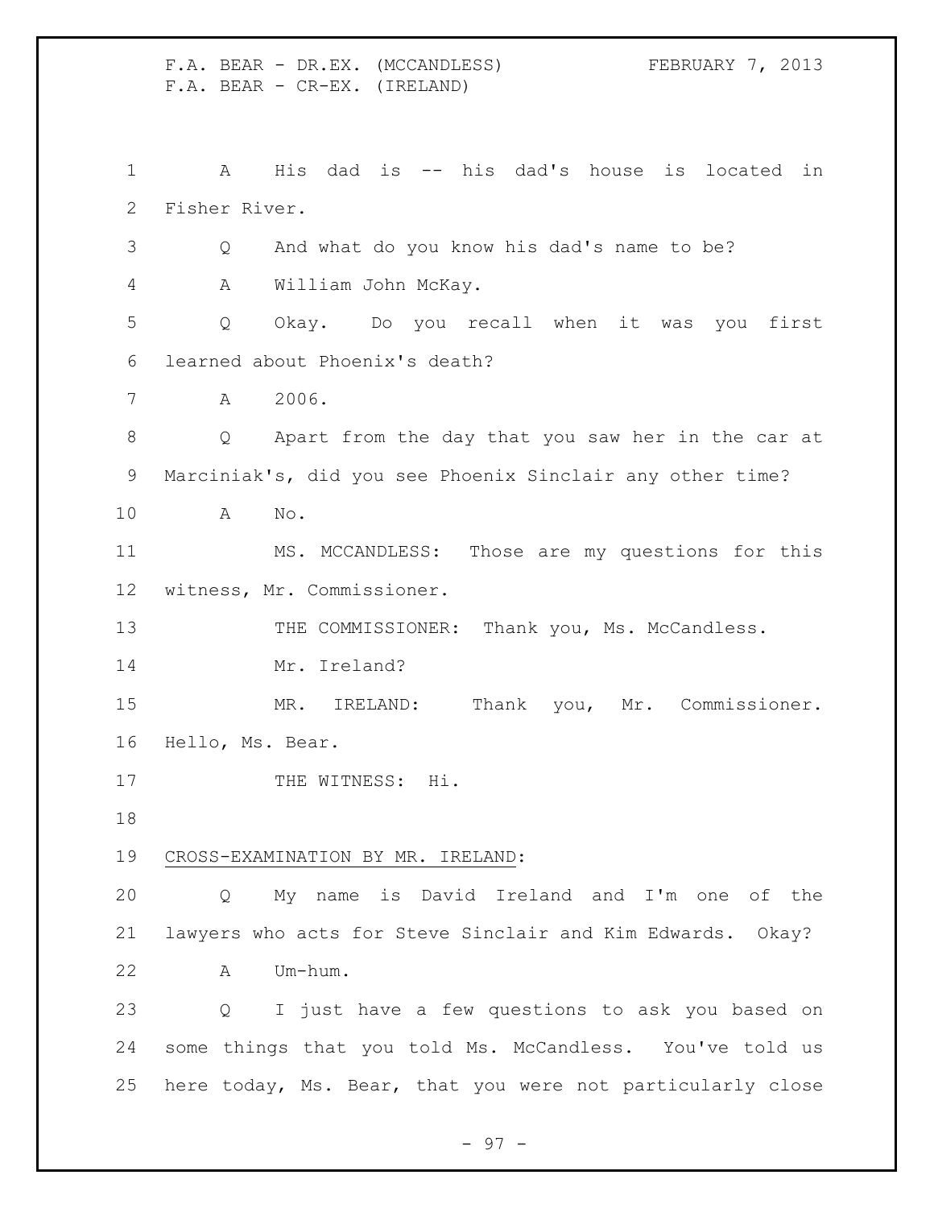A His dad is -- his dad's house is located in Fisher River.

Q And what do you know his dad's name to be?

A William John McKay.

Q Okay. Do you recall when it was you first learned about Phoenix's death?

A 2006.

Q Apart from the day that you saw her in the car at Marciniak's, did you see Phoenix Sinclair any other time?

A No.

MS. MCCANDLESS: Those are my questions for this witness, Mr. Commissioner.

THE COMMISSIONER: Thank you, Ms. McCandless.

Mr. Ireland?

MR. IRELAND: Thank you, Mr. Commissioner. Hello, Ms. Bear.

THE WITNESS: Hi.

CROSS-EXAMINATION BY MR. IRELAND:

Q My name is David Ireland and I'm one of the lawyers who acts for Steve Sinclair and Kim Edwards. Okay?

A Um-hum.

Q I just have a few questions to ask you based on some things that you told Ms. McCandless. You've told us here today, Ms. Bear, that you were not particularly close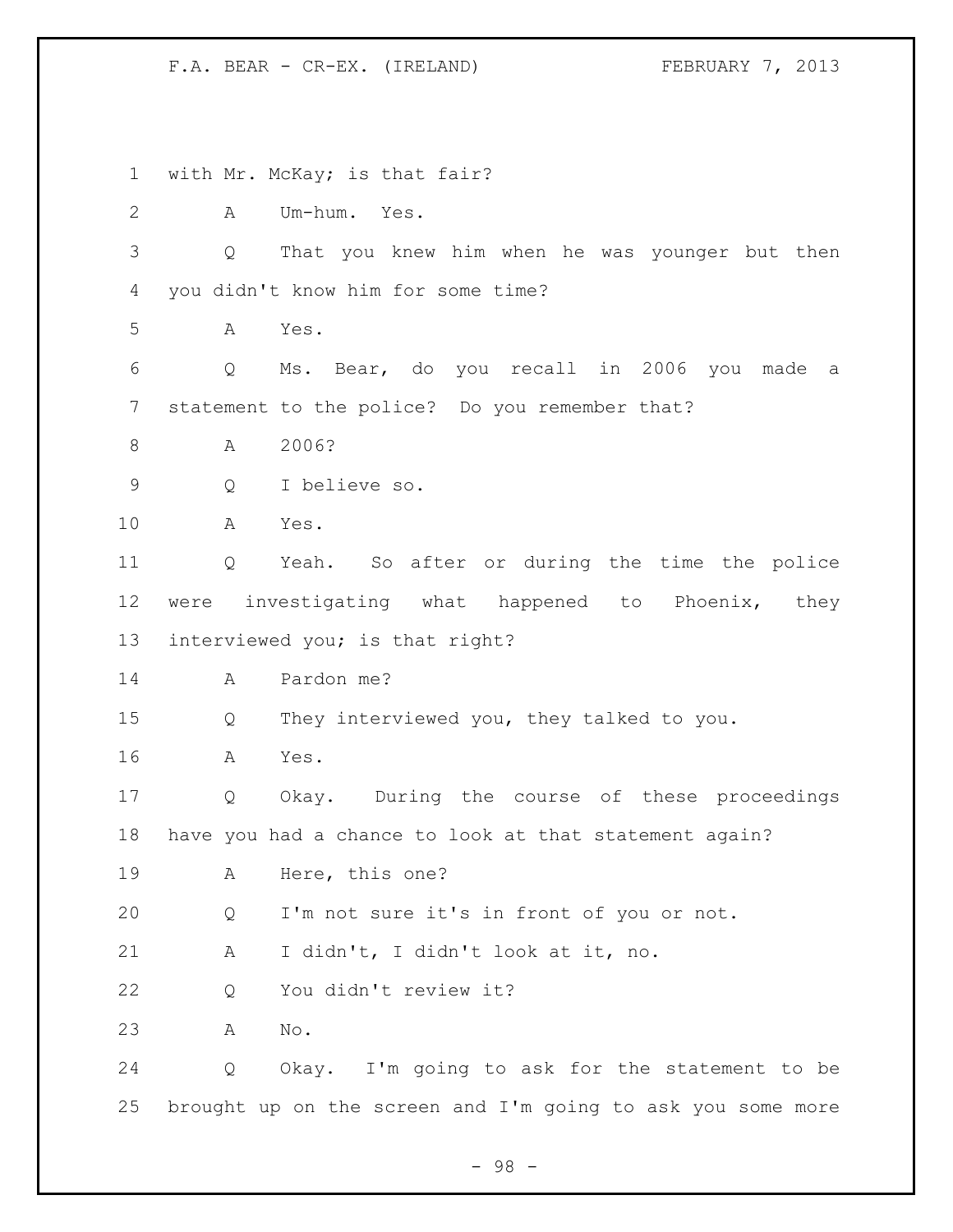1 with Mr. McKay; is that fair?

2 A Um-hum. Yes.

3 Q That you knew him when he was younger but then

4 you didn't know him for some time?

5 A Yes.

6 Q Ms. Bear, do you recall in 2006 you made a

7 statement to the police? Do you remember that?

8 A 2006?

9 Q I believe so.

10 A Yes.

11 Q Yeah. So after or during the time the police

12 were investigating what happened to Phoenix, they

13 interviewed you; is that right?

14 A Pardon me?

15 Q They interviewed you, they talked to you.

16 A Yes.

17 Q Okay. During the course of these proceedings

18 have you had a chance to look at that statement again?

19 A Here, this one?

20 Q I'm not sure it's in front of you or not.

21 A I didn't, I didn't look at it, no.

22 Q You didn't review it?

23 A No.

24 Q Okay. I'm going to ask for the statement to be

25 brought up on the screen and I'm going to ask you some more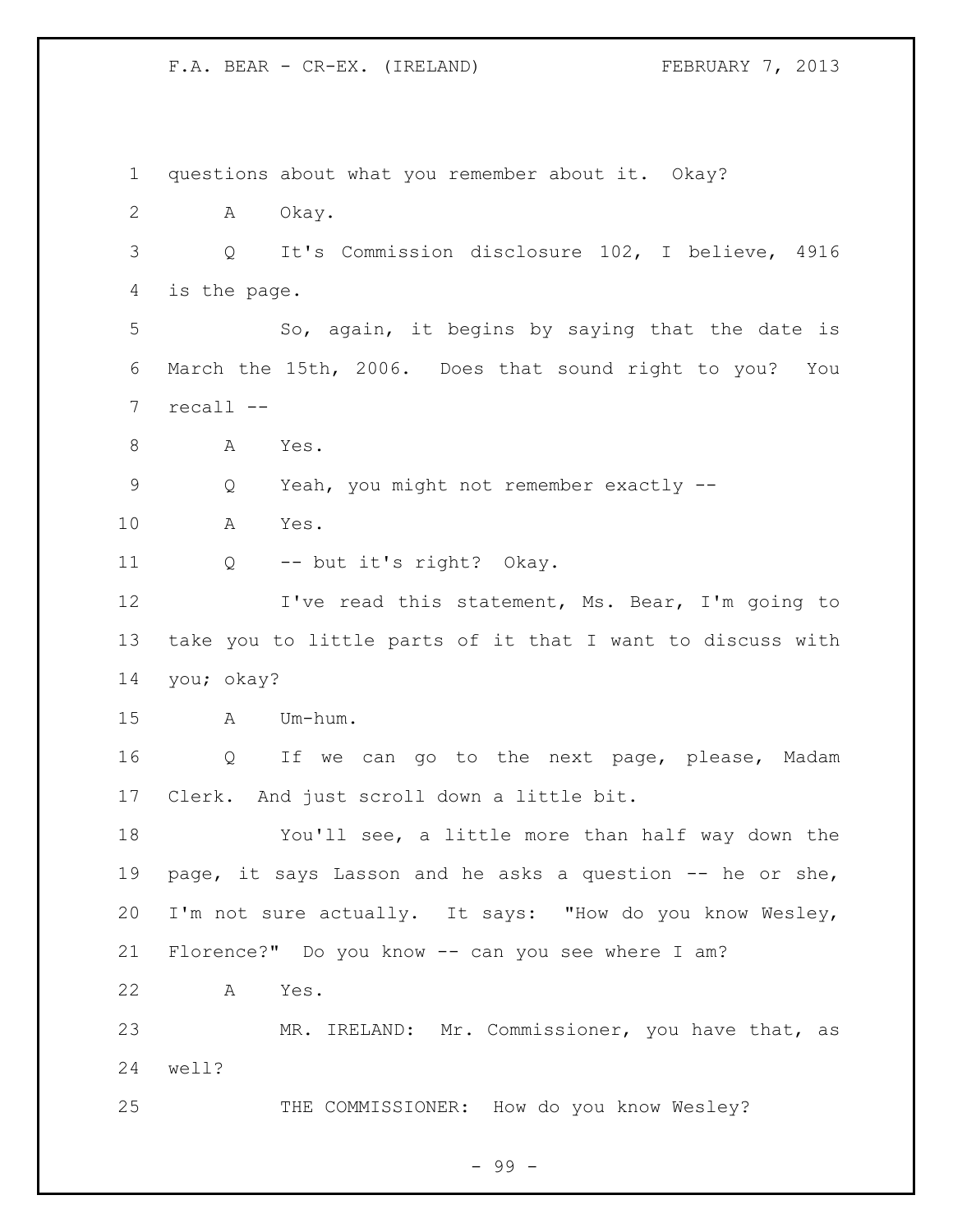questions about what you remember about it. Okay?

A Okay.

Q It's Commission disclosure 102, I believe, 4916 is the page.

So, again, it begins by saying that the date is March the 15th, 2006. Does that sound right to you? You recall --

A Yes.

Q Yeah, you might not remember exactly --

A Yes.

Q -- but it's right? Okay.

I've read this statement, Ms. Bear, I'm going to take you to little parts of it that I want to discuss with you; okay?

A Um-hum.

Q If we can go to the next page, please, Madam Clerk. And just scroll down a little bit.

You'll see, a little more than half way down the page, it says Lasson and he asks a question -- he or she, I'm not sure actually. It says: "How do you know Wesley, Florence?" Do you know -- can you see where I am?

A Yes.

MR. IRELAND: Mr. Commissioner, you have that, as well?

THE COMMISSIONER: How do you know Wesley?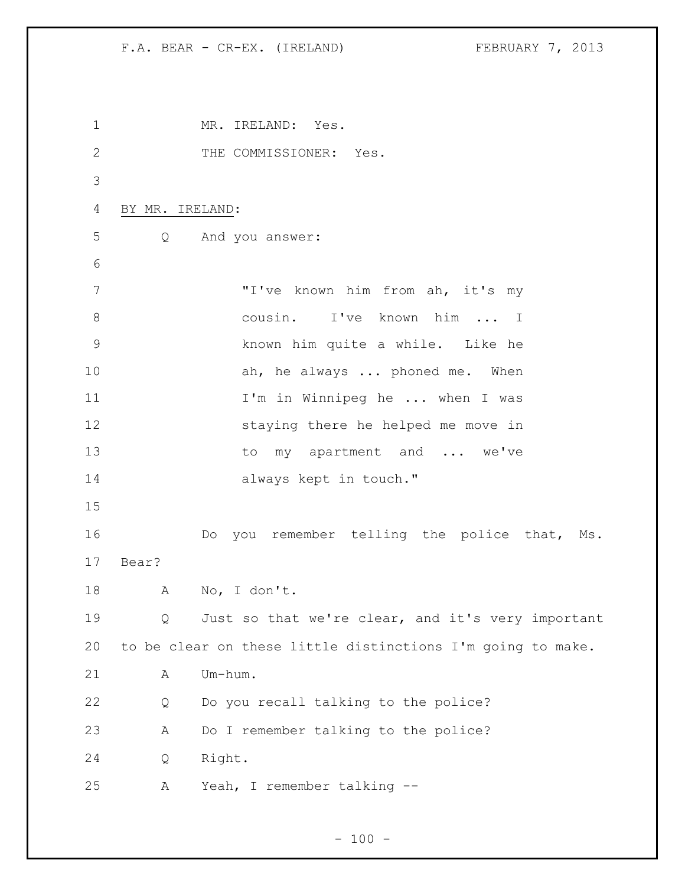MR. IRELAND: Yes.

THE COMMISSIONER: Yes.

BY MR. IRELAND:

Q And you answer:

> "I've known him from ah, it's my cousin. I've known him ... I known him quite a while. Like he ah, he always ... phoned me. When I'm in Winnipeg he ... when I was staying there he helped me move in to my apartment and ... we've always kept in touch."

Do you remember telling the police that, Ms. Bear?

A No, I don't.

Q Just so that we're clear, and it's very important to be clear on these little distinctions I'm going to make.

A Um-hum.

Q Do you recall talking to the police?

A Do I remember talking to the police?

Q Right.

A Yeah, I remember talking --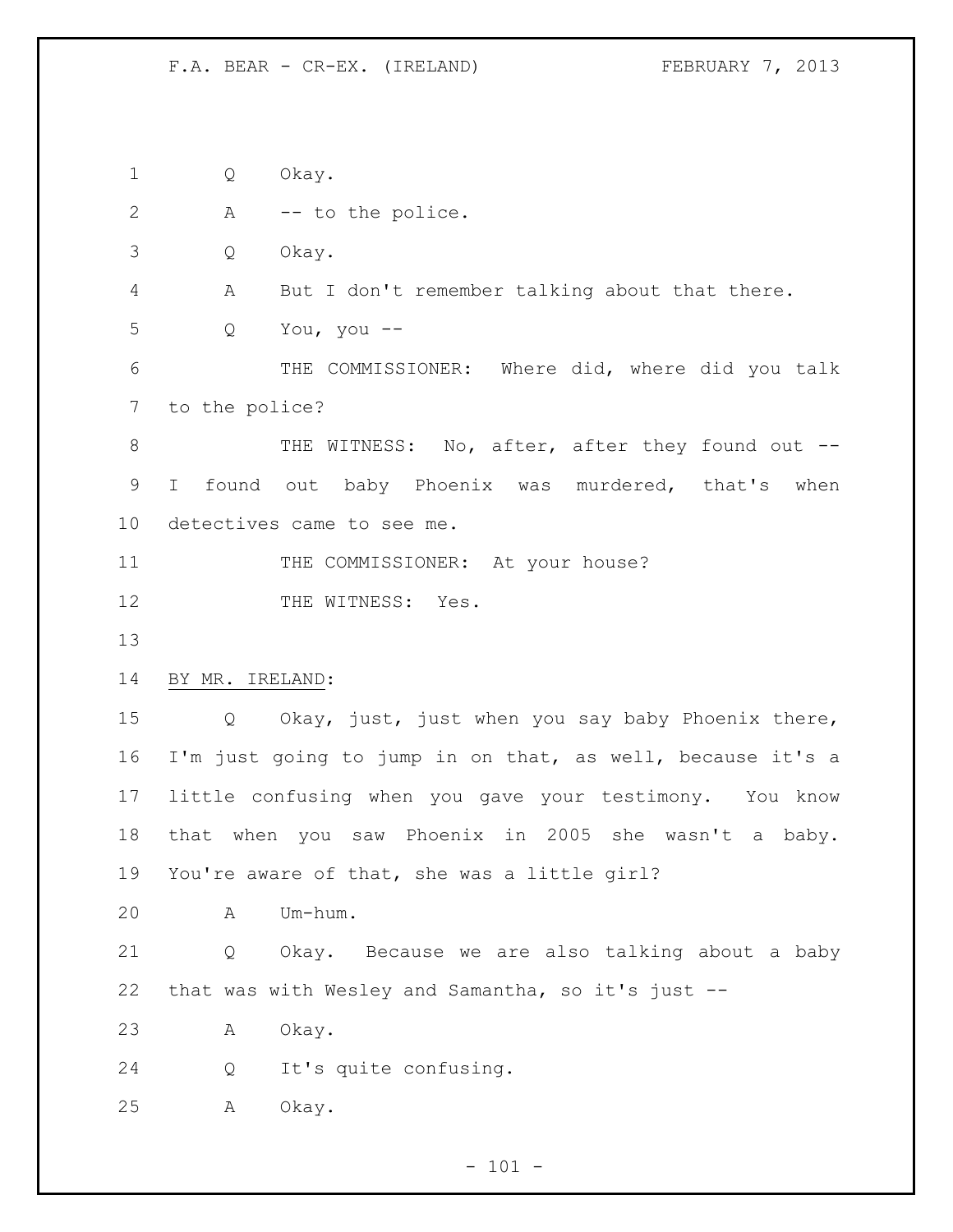Q Okay.

A -- to the police.

Q Okay.

A But I don't remember talking about that there.

Q You, you --

THE COMMISSIONER: Where did, where did you talk to the police?

THE WITNESS: No, after, after they found out -- I found out baby Phoenix was murdered, that's when detectives came to see me.

THE COMMISSIONER: At your house?

THE WITNESS: Yes.

BY MR. IRELAND:

Q Okay, just, just when you say baby Phoenix there, I'm just going to jump in on that, as well, because it's a little confusing when you gave your testimony. You know that when you saw Phoenix in 2005 she wasn't a baby. You're aware of that, she was a little girl?

A Um-hum.

Q Okay. Because we are also talking about a baby that was with Wesley and Samantha, so it's just --

A Okay.

Q It's quite confusing.

A Okay.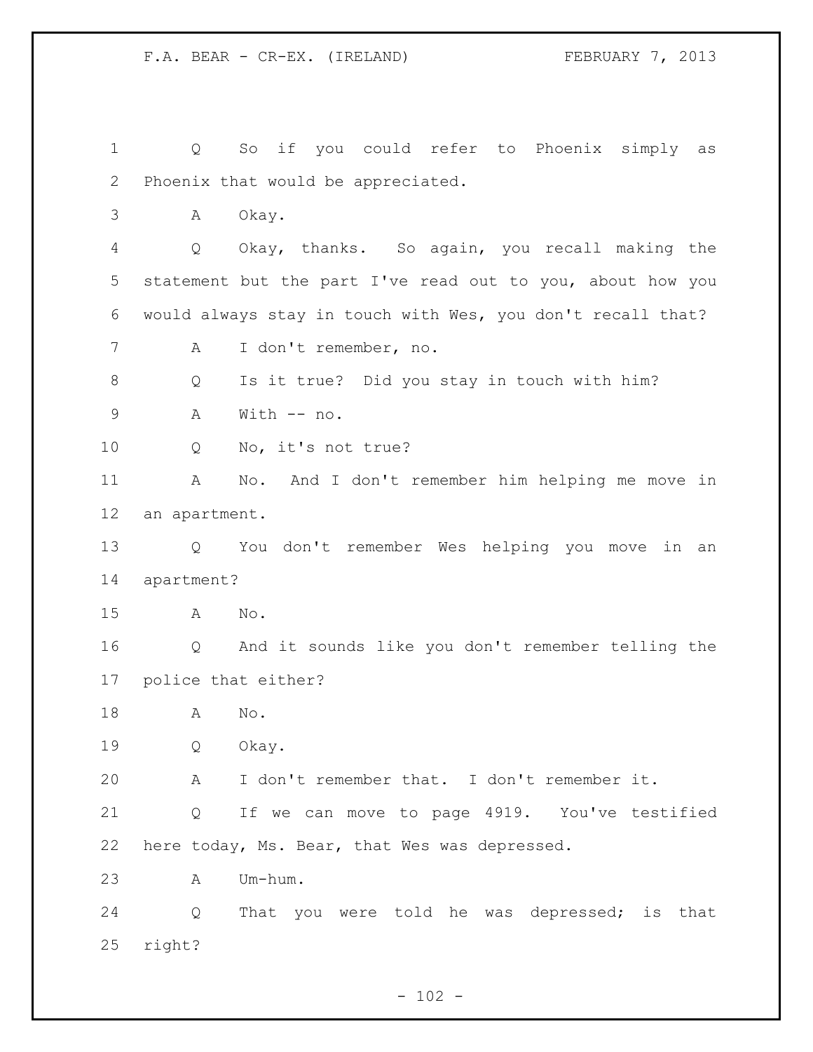Q So if you could refer to Phoenix simply as Phoenix that would be appreciated.

A Okay.

Q Okay, thanks. So again, you recall making the statement but the part I've read out to you, about how you would always stay in touch with Wes, you don't recall that?

A I don't remember, no.

Q Is it true? Did you stay in touch with him?

A With -- no.

Q No, it's not true?

A No. And I don't remember him helping me move in an apartment.

Q You don't remember Wes helping you move in an apartment?

A No.

Q And it sounds like you don't remember telling the police that either?

A No.

Q Okay.

A I don't remember that. I don't remember it.

Q If we can move to page 4919. You've testified here today, Ms. Bear, that Wes was depressed.

A Um-hum.

Q That you were told he was depressed; is that right?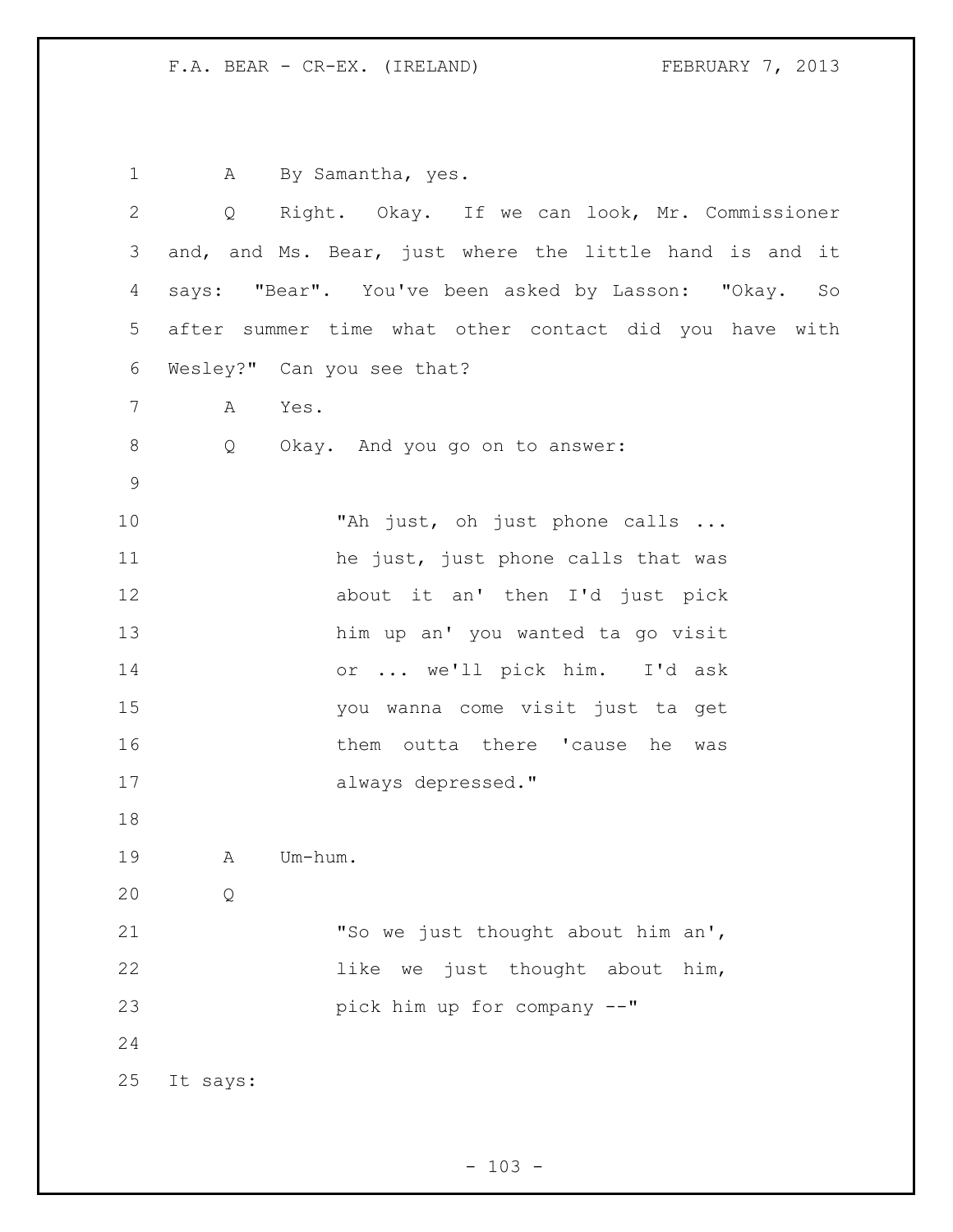A By Samantha, yes.

Q Right. Okay. If we can look, Mr. Commissioner and, and Ms. Bear, just where the little hand is and it says: "Bear". You've been asked by Lasson: "Okay. So after summer time what other contact did you have with Wesley?" Can you see that?

A Yes.

Q Okay. And you go on to answer:

> "Ah just, oh just phone calls ... he just, just phone calls that was about it an' then I'd just pick him up an' you wanted ta go visit or ... we'll pick him. I'd ask you wanna come visit just ta get them outta there 'cause he was always depressed."

A Um-hum.

Q

> "So we just thought about him an', like we just thought about him, pick him up for company --"

It says: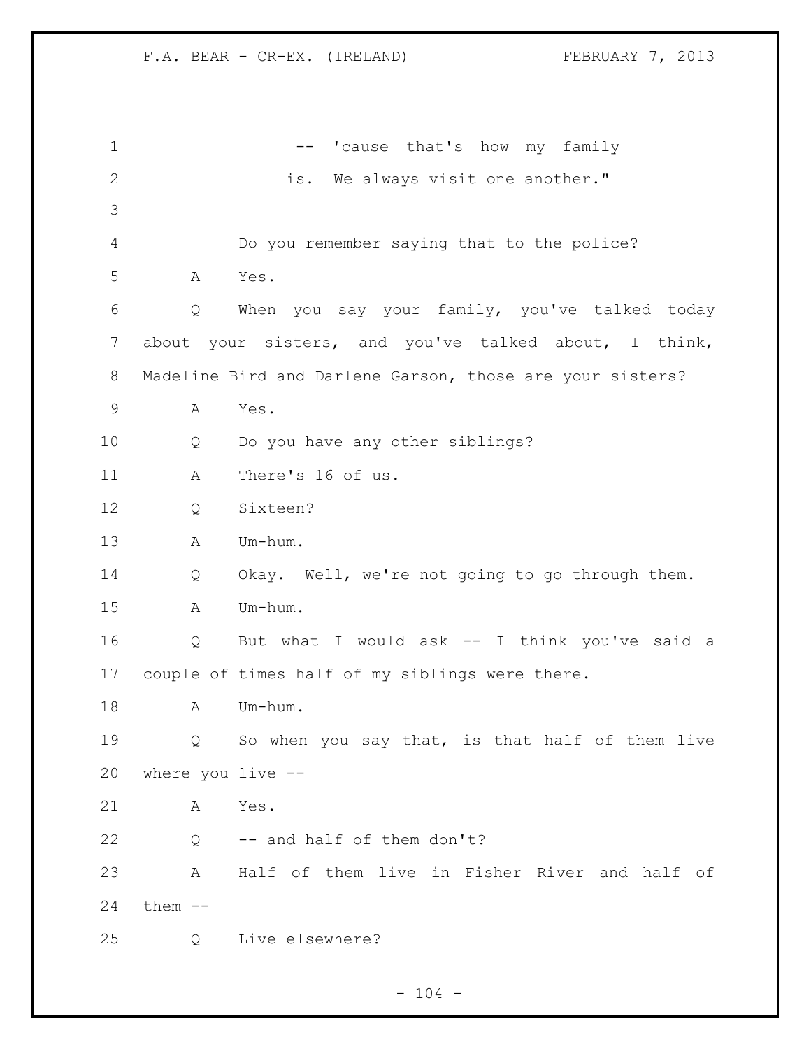-- 'cause that's how my family is. We always visit one another."

Do you remember saying that to the police?

A Yes.

Q When you say your family, you've talked today about your sisters, and you've talked about, I think, Madeline Bird and Darlene Garson, those are your sisters?

A Yes.

Q Do you have any other siblings?

A There's 16 of us.

Q Sixteen?

A Um-hum.

Q Okay. Well, we're not going to go through them.

A Um-hum.

Q But what I would ask -- I think you've said a couple of times half of my siblings were there.

A Um-hum.

Q So when you say that, is that half of them live where you live --

A Yes.

Q -- and half of them don't?

A Half of them live in Fisher River and half of them --

Q Live elsewhere?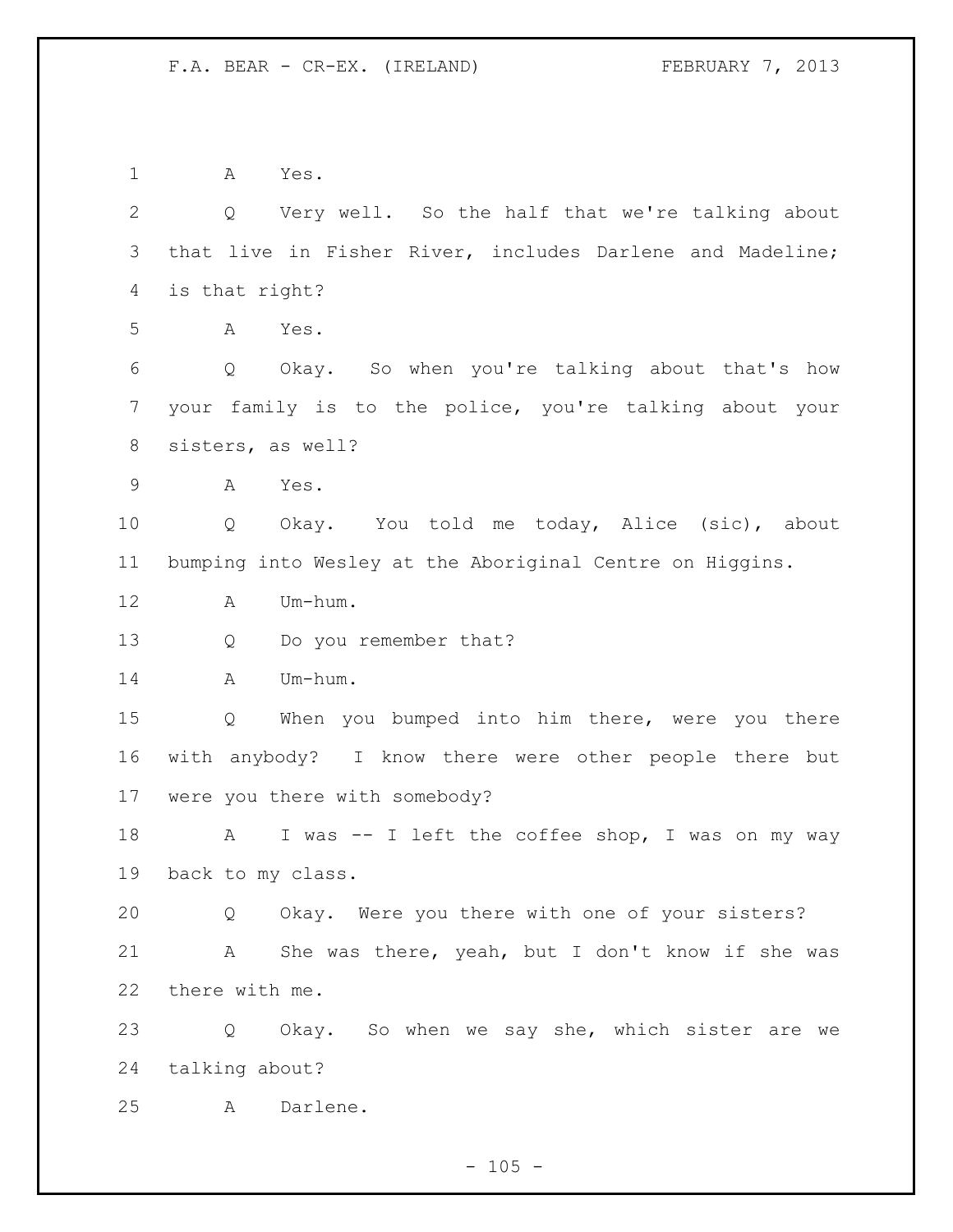1 A Yes.

2 Q Very well. So the half that we're talking about

3 that live in Fisher River, includes Darlene and Madeline;

4 is that right?

5 A Yes.

6 Q Okay. So when you're talking about that's how

7 your family is to the police, you're talking about your

8 sisters, as well?

9 A Yes.

10 Q Okay. You told me today, Alice (sic), about

11 bumping into Wesley at the Aboriginal Centre on Higgins.

12 A Um-hum.

13 Q Do you remember that?

14 A Um-hum.

15 Q When you bumped into him there, were you there

16 with anybody? I know there were other people there but

17 were you there with somebody?

18 A I was -- I left the coffee shop, I was on my way

19 back to my class.

20 Q Okay. Were you there with one of your sisters?

21 A She was there, yeah, but I don't know if she was

22 there with me.

23 Q Okay. So when we say she, which sister are we

24 talking about?

25 A Darlene.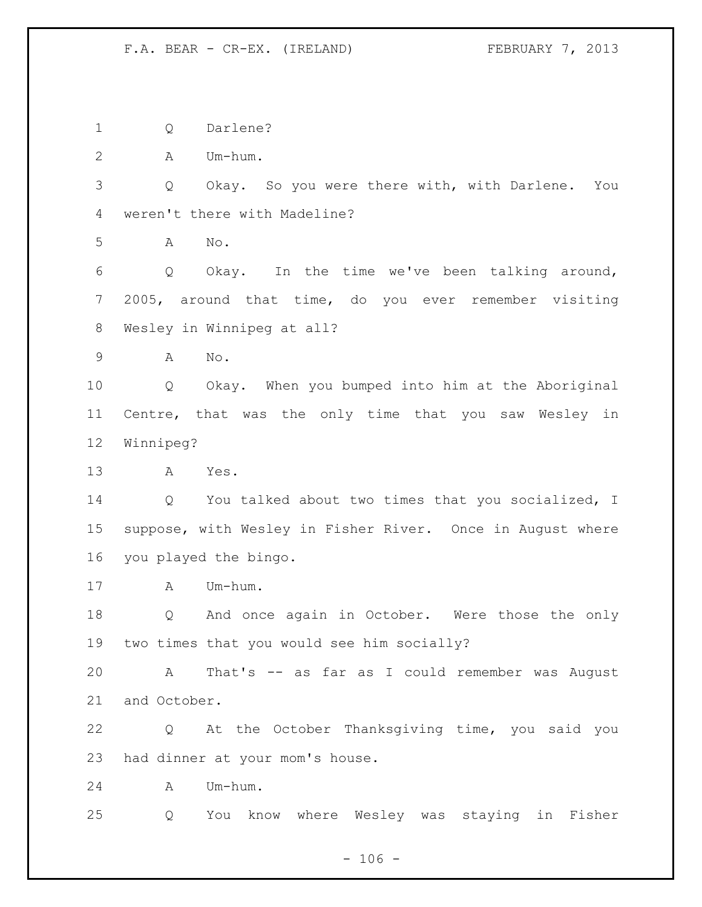1 Q Darlene?

2 A Um-hum.

3 Q Okay. So you were there with, with Darlene. You
4 weren't there with Madeline?

5 A No.

6 Q Okay. In the time we've been talking around,
7 2005, around that time, do you ever remember visiting
8 Wesley in Winnipeg at all?

9 A No.

10 Q Okay. When you bumped into him at the Aboriginal
11 Centre, that was the only time that you saw Wesley in
12 Winnipeg?

13 A Yes.

14 Q You talked about two times that you socialized, I
15 suppose, with Wesley in Fisher River. Once in August where
16 you played the bingo.

17 A Um-hum.

18 Q And once again in October. Were those the only
19 two times that you would see him socially?

20 A That's -- as far as I could remember was August
21 and October.

22 Q At the October Thanksgiving time, you said you
23 had dinner at your mom's house.

24 A Um-hum.

25 Q You know where Wesley was staying in Fisher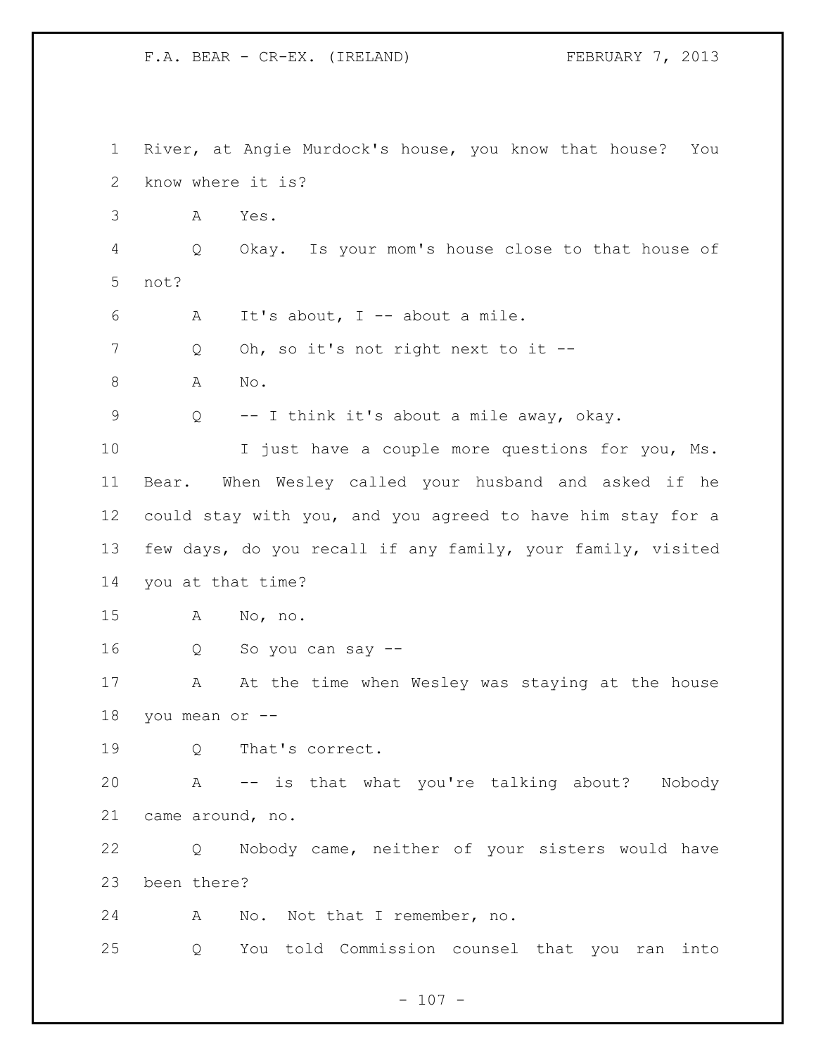River, at Angie Murdock's house, you know that house? You know where it is?

A Yes.

Q Okay. Is your mom's house close to that house of not?

A It's about, I -- about a mile.

Q Oh, so it's not right next to it --

A No.

Q -- I think it's about a mile away, okay.

I just have a couple more questions for you, Ms. Bear. When Wesley called your husband and asked if he could stay with you, and you agreed to have him stay for a few days, do you recall if any family, your family, visited you at that time?

A No, no.

Q So you can say --

A At the time when Wesley was staying at the house you mean or --

Q That's correct.

A -- is that what you're talking about? Nobody came around, no.

Q Nobody came, neither of your sisters would have been there?

A No. Not that I remember, no.

Q You told Commission counsel that you ran into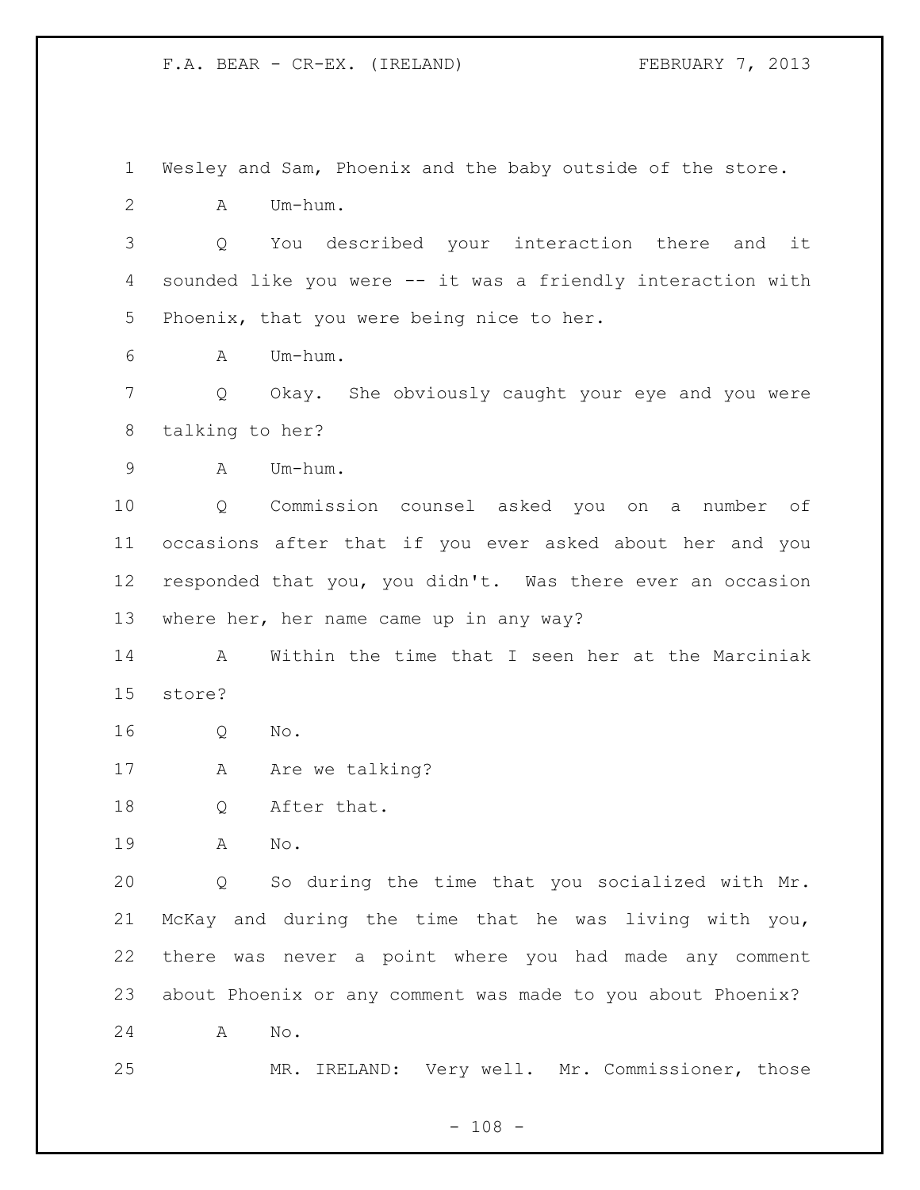Wesley and Sam, Phoenix and the baby outside of the store.

A Um-hum.

Q You described your interaction there and it sounded like you were -- it was a friendly interaction with Phoenix, that you were being nice to her.

A Um-hum.

Q Okay. She obviously caught your eye and you were talking to her?

A Um-hum.

Q Commission counsel asked you on a number of occasions after that if you ever asked about her and you responded that you, you didn't. Was there ever an occasion where her, her name came up in any way?

A Within the time that I seen her at the Marciniak store?

Q No.

A Are we talking?

Q After that.

A No.

Q So during the time that you socialized with Mr. McKay and during the time that he was living with you, there was never a point where you had made any comment about Phoenix or any comment was made to you about Phoenix?

A No.

MR. IRELAND: Very well. Mr. Commissioner, those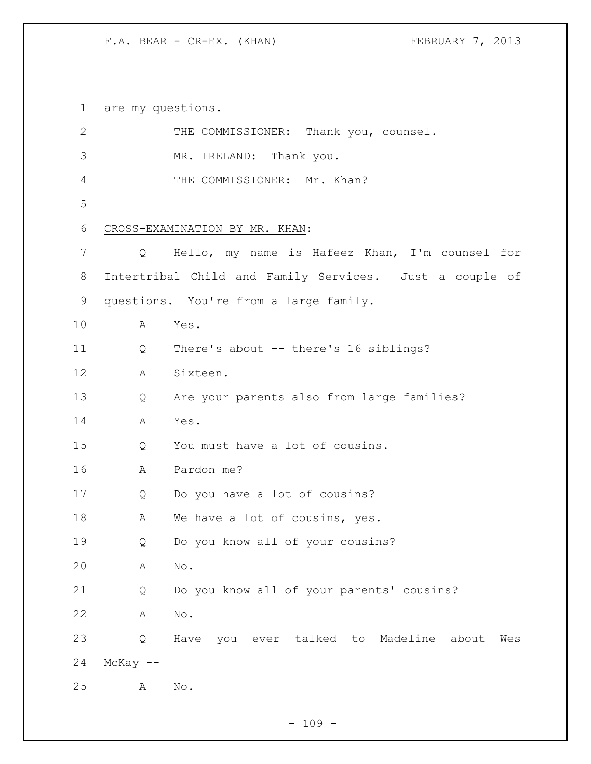are my questions.

THE COMMISSIONER: Thank you, counsel.

MR. IRELAND: Thank you.

THE COMMISSIONER: Mr. Khan?

CROSS-EXAMINATION BY MR. KHAN:

Q Hello, my name is Hafeez Khan, I'm counsel for Intertribal Child and Family Services. Just a couple of questions. You're from a large family.

A Yes.

Q There's about -- there's 16 siblings?

A Sixteen.

Q Are your parents also from large families?

A Yes.

Q You must have a lot of cousins.

A Pardon me?

Q Do you have a lot of cousins?

A We have a lot of cousins, yes.

Q Do you know all of your cousins?

A No.

Q Do you know all of your parents' cousins?

A No.

Q Have you ever talked to Madeline about Wes McKay --

A No.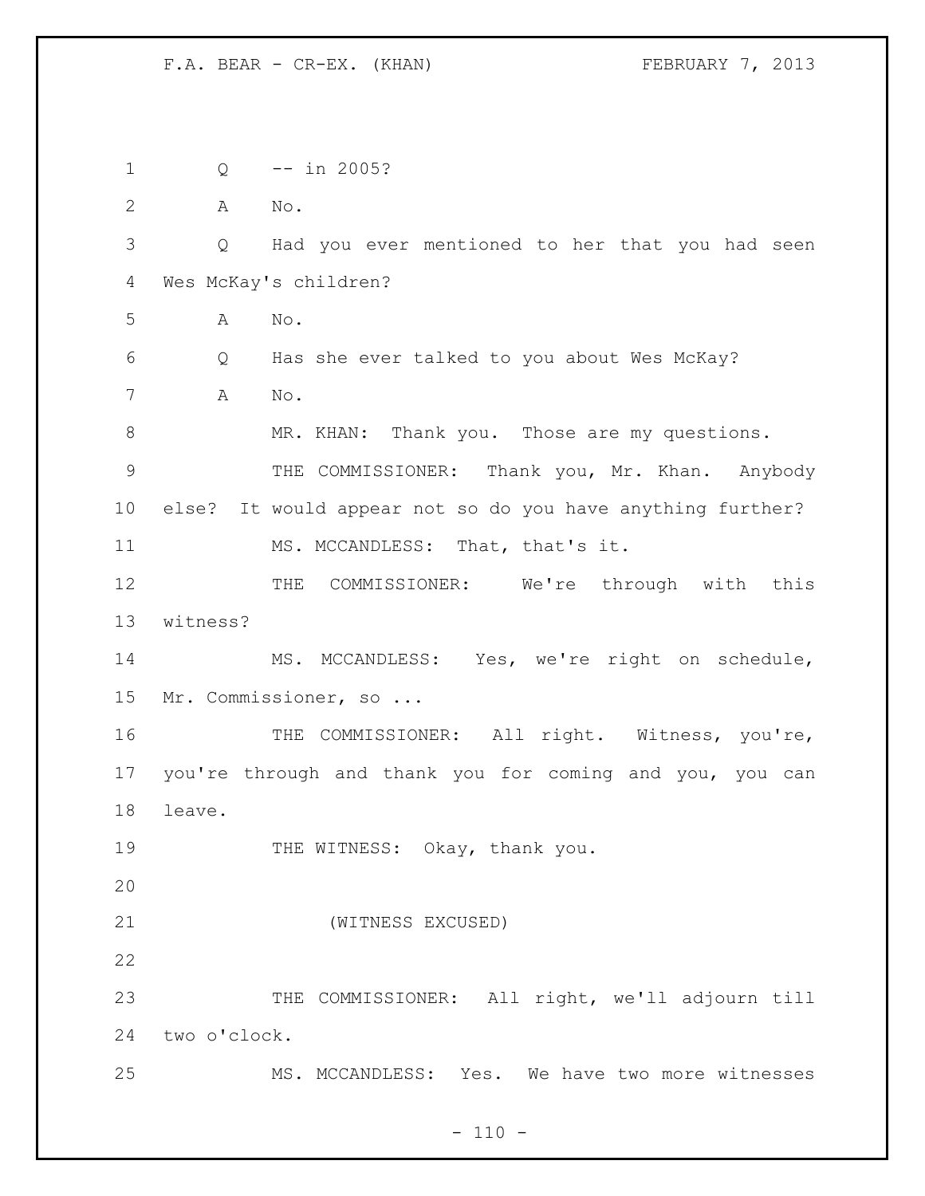Q -- in 2005?

A No.

Q Had you ever mentioned to her that you had seen Wes McKay's children?

A No.

Q Has she ever talked to you about Wes McKay?

A No.

MR. KHAN: Thank you. Those are my questions.

THE COMMISSIONER: Thank you, Mr. Khan. Anybody else? It would appear not so do you have anything further?

MS. MCCANDLESS: That, that's it.

THE COMMISSIONER: We're through with this witness?

MS. MCCANDLESS: Yes, we're right on schedule, Mr. Commissioner, so ...

THE COMMISSIONER: All right. Witness, you're, you're through and thank you for coming and you, you can leave.

THE WITNESS: Okay, thank you.

(WITNESS EXCUSED)

THE COMMISSIONER: All right, we'll adjourn till two o'clock.

MS. MCCANDLESS: Yes. We have two more witnesses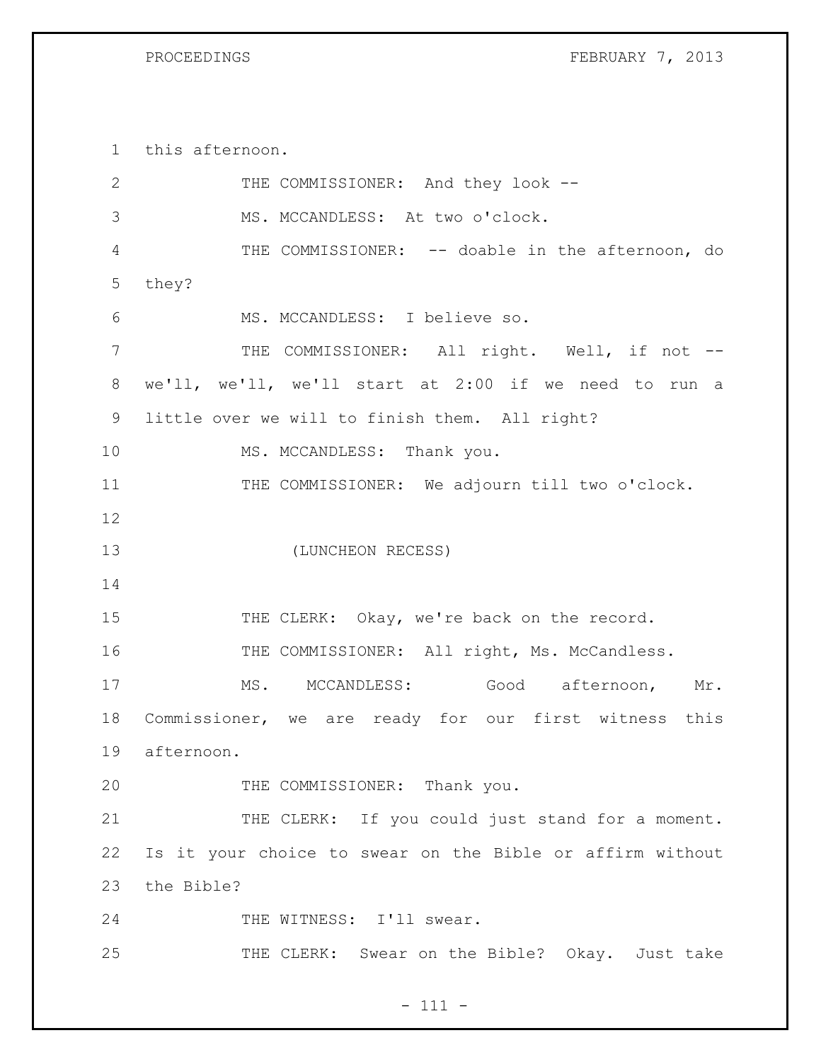this afternoon.

THE COMMISSIONER: And they look --

MS. MCCANDLESS: At two o'clock.

THE COMMISSIONER: -- doable in the afternoon, do they?

MS. MCCANDLESS: I believe so.

THE COMMISSIONER: All right. Well, if not -- we'll, we'll, we'll start at 2:00 if we need to run a little over we will to finish them. All right?

MS. MCCANDLESS: Thank you.

THE COMMISSIONER: We adjourn till two o'clock.

(LUNCHEON RECESS)

THE CLERK: Okay, we're back on the record.

THE COMMISSIONER: All right, Ms. McCandless.

MS. MCCANDLESS: Good afternoon, Mr. Commissioner, we are ready for our first witness this afternoon.

THE COMMISSIONER: Thank you.

THE CLERK: If you could just stand for a moment. Is it your choice to swear on the Bible or affirm without the Bible?

THE WITNESS: I'll swear.

THE CLERK: Swear on the Bible? Okay. Just take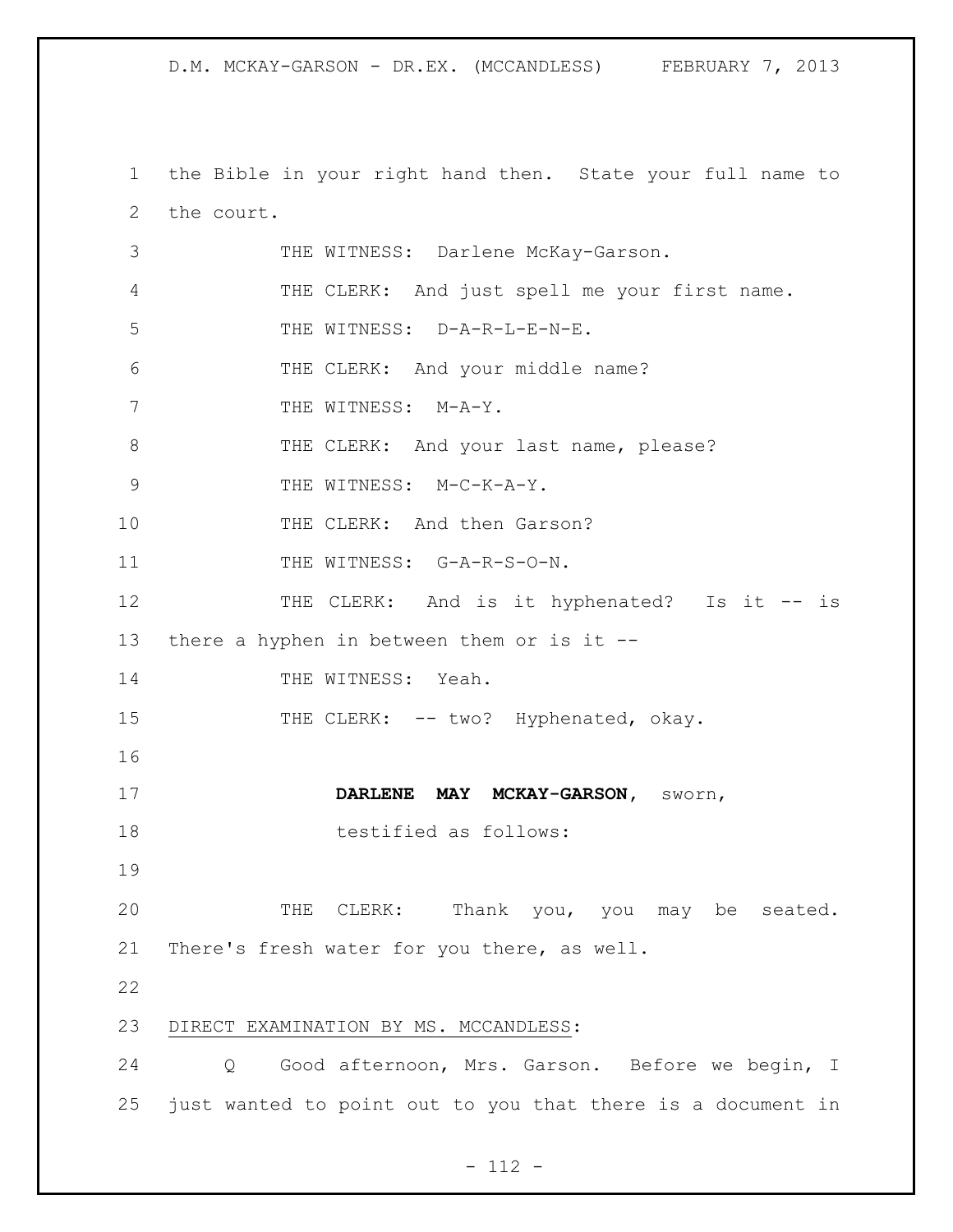the Bible in your right hand then. State your full name to the court.

THE WITNESS: Darlene McKay-Garson.

THE CLERK: And just spell me your first name.

THE WITNESS: D-A-R-L-E-N-E.

THE CLERK: And your middle name?

THE WITNESS: M-A-Y.

THE CLERK: And your last name, please?

THE WITNESS: M-C-K-A-Y.

THE CLERK: And then Garson?

THE WITNESS: G-A-R-S-O-N.

THE CLERK: And is it hyphenated? Is it -- is there a hyphen in between them or is it --

THE WITNESS: Yeah.

THE CLERK: -- two? Hyphenated, okay.

**DARLENE MAY MCKAY-GARSON**, sworn,
testified as follows:

THE CLERK: Thank you, you may be seated. There's fresh water for you there, as well.

DIRECT EXAMINATION BY MS. MCCANDLESS:

Q Good afternoon, Mrs. Garson. Before we begin, I just wanted to point out to you that there is a document in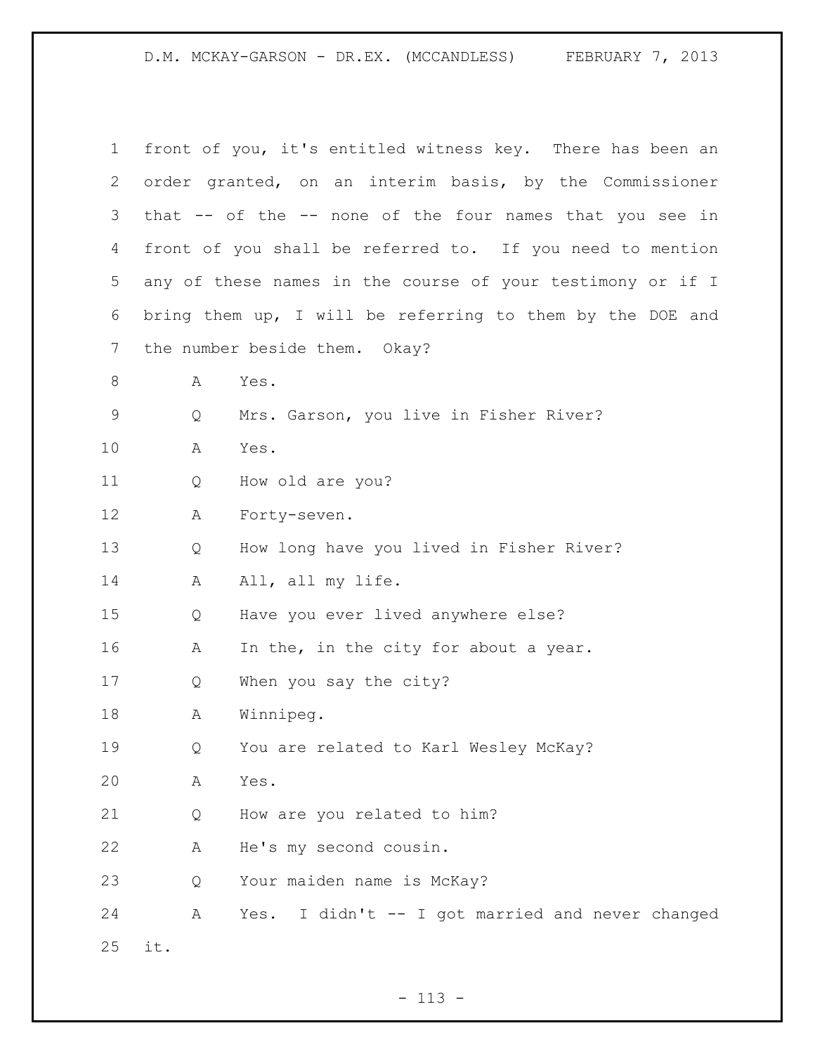front of you, it's entitled witness key. There has been an order granted, on an interim basis, by the Commissioner that -- of the -- none of the four names that you see in front of you shall be referred to. If you need to mention any of these names in the course of your testimony or if I bring them up, I will be referring to them by the DOE and the number beside them. Okay?

A Yes.

Q Mrs. Garson, you live in Fisher River?

A Yes.

Q How old are you?

A Forty-seven.

Q How long have you lived in Fisher River?

A All, all my life.

Q Have you ever lived anywhere else?

A In the, in the city for about a year.

Q When you say the city?

A Winnipeg.

Q You are related to Karl Wesley McKay?

A Yes.

Q How are you related to him?

A He's my second cousin.

Q Your maiden name is McKay?

A Yes. I didn't -- I got married and never changed it.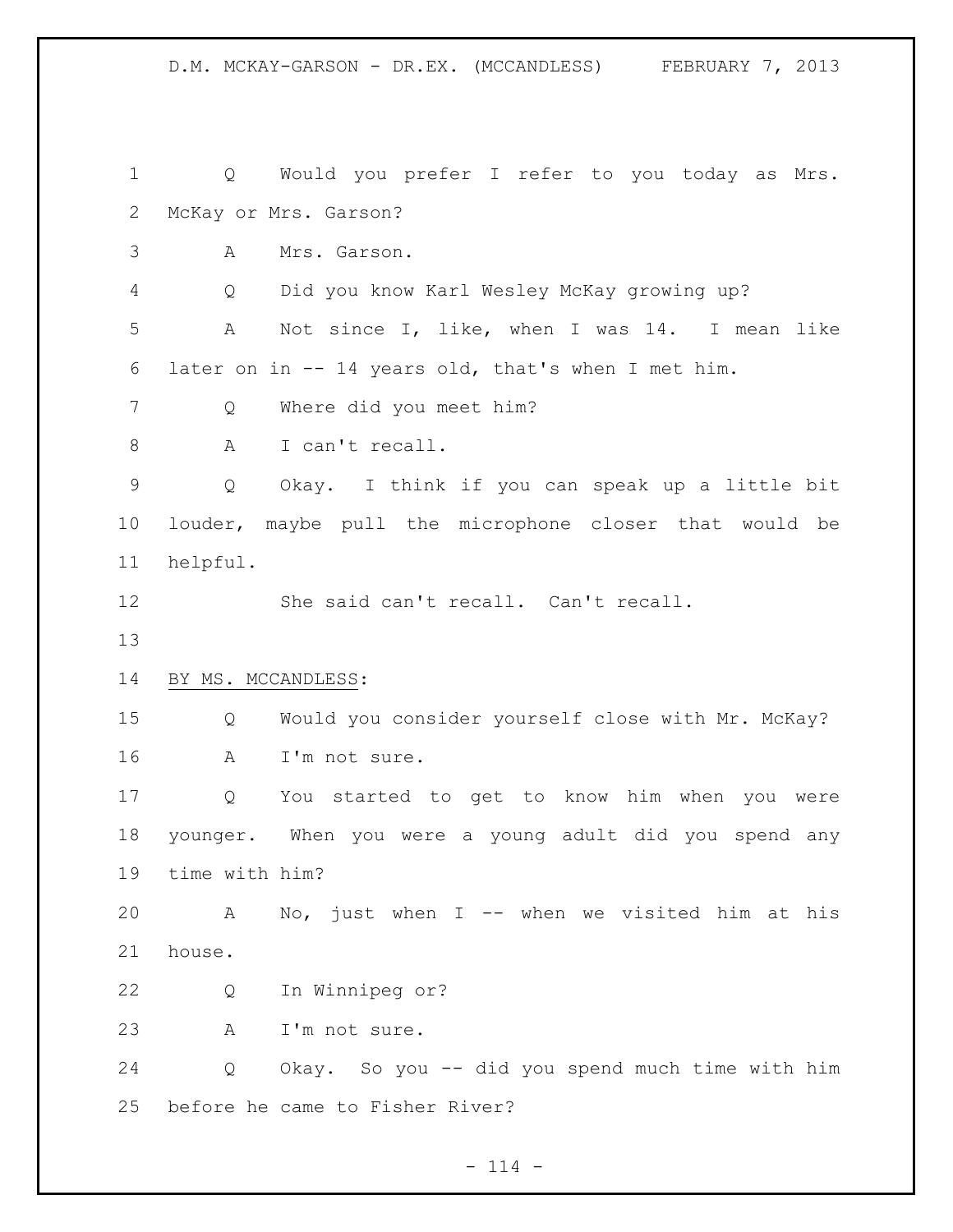Q Would you prefer I refer to you today as Mrs. McKay or Mrs. Garson?

A Mrs. Garson.

Q Did you know Karl Wesley McKay growing up?

A Not since I, like, when I was 14. I mean like later on in -- 14 years old, that's when I met him.

Q Where did you meet him?

A I can't recall.

Q Okay. I think if you can speak up a little bit louder, maybe pull the microphone closer that would be helpful.

She said can't recall. Can't recall.

BY MS. MCCANDLESS:

Q Would you consider yourself close with Mr. McKay?

A I'm not sure.

Q You started to get to know him when you were younger. When you were a young adult did you spend any time with him?

A No, just when I -- when we visited him at his house.

Q In Winnipeg or?

A I'm not sure.

Q Okay. So you -- did you spend much time with him before he came to Fisher River?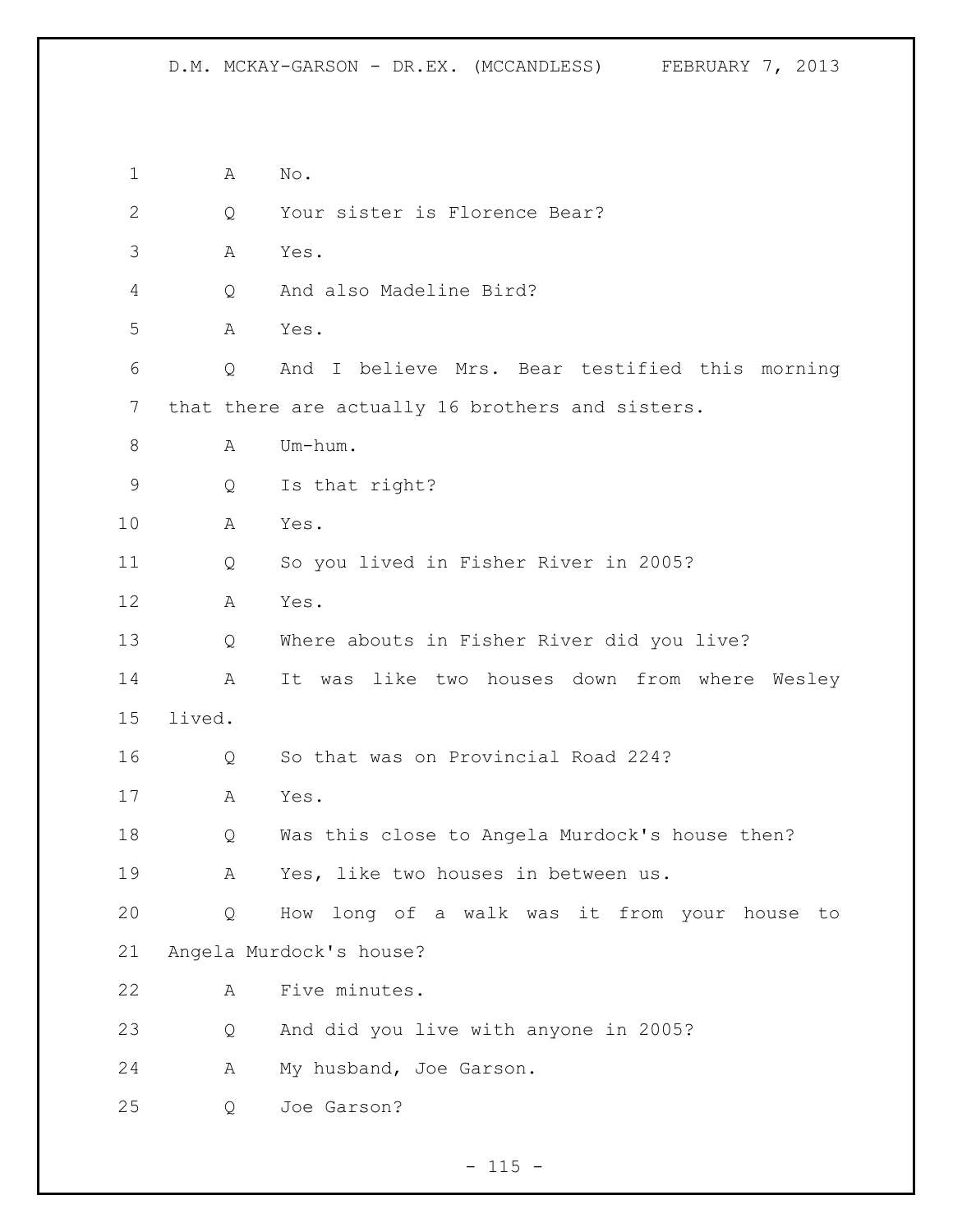1 A No.

2 Q Your sister is Florence Bear?

3 A Yes.

4 Q And also Madeline Bird?

5 A Yes.

6 Q And I believe Mrs. Bear testified this morning

7 that there are actually 16 brothers and sisters.

8 A Um-hum.

9 Q Is that right?

10 A Yes.

11 Q So you lived in Fisher River in 2005?

12 A Yes.

13 Q Where abouts in Fisher River did you live?

14 A It was like two houses down from where Wesley

15 lived.

16 Q So that was on Provincial Road 224?

17 A Yes.

18 Q Was this close to Angela Murdock's house then?

19 A Yes, like two houses in between us.

20 Q How long of a walk was it from your house to

21 Angela Murdock's house?

22 A Five minutes.

23 Q And did you live with anyone in 2005?

24 A My husband, Joe Garson.

25 Q Joe Garson?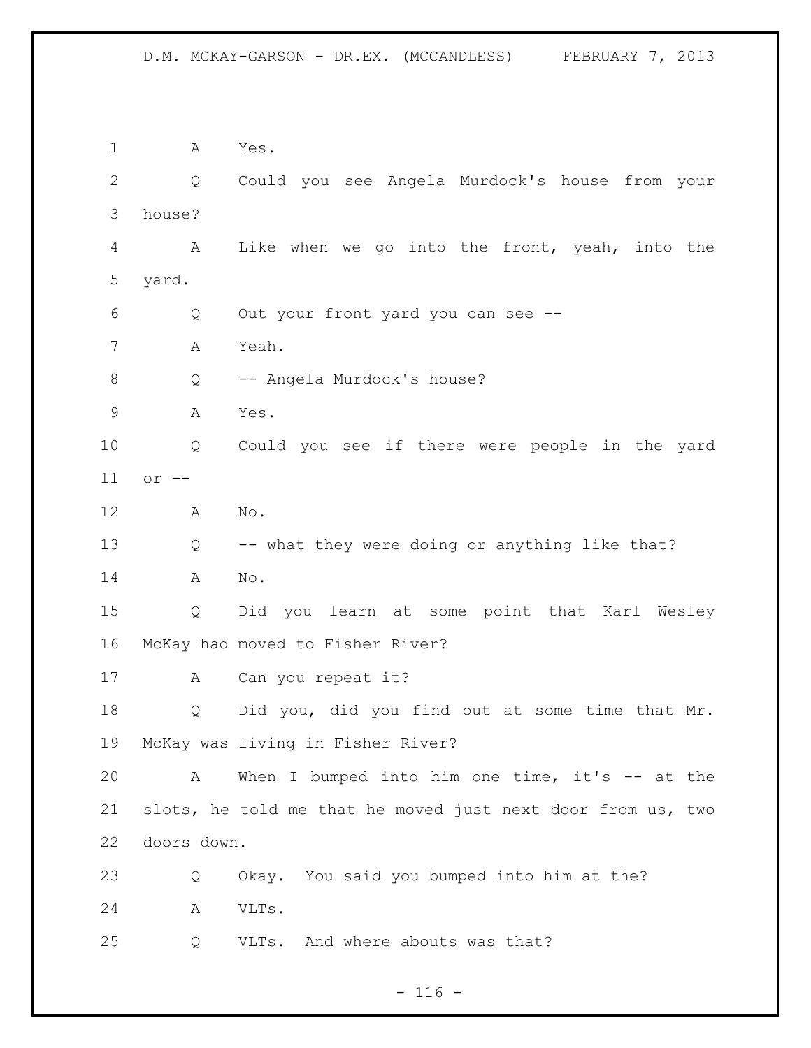A Yes.

Q Could you see Angela Murdock's house from your house?

A Like when we go into the front, yeah, into the yard.

Q Out your front yard you can see --

A Yeah.

Q -- Angela Murdock's house?

A Yes.

Q Could you see if there were people in the yard or --

A No.

Q -- what they were doing or anything like that?

A No.

Q Did you learn at some point that Karl Wesley McKay had moved to Fisher River?

A Can you repeat it?

Q Did you, did you find out at some time that Mr. McKay was living in Fisher River?

A When I bumped into him one time, it's -- at the slots, he told me that he moved just next door from us, two doors down.

Q Okay. You said you bumped into him at the?

A VLTs.

Q VLTs. And where abouts was that?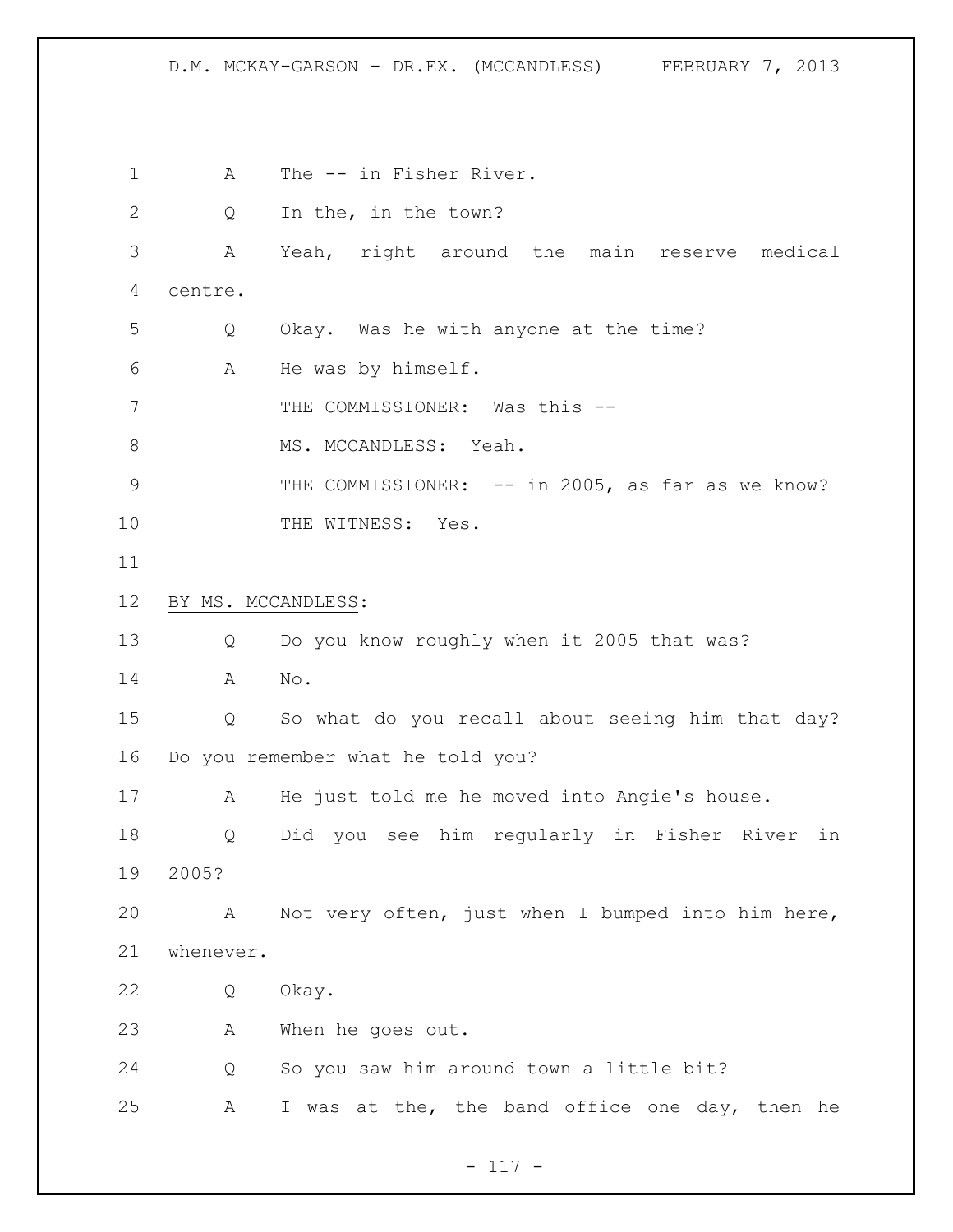A The -- in Fisher River.

Q In the, in the town?

A Yeah, right around the main reserve medical centre.

Q Okay. Was he with anyone at the time?

A He was by himself.

THE COMMISSIONER: Was this --

MS. MCCANDLESS: Yeah.

THE COMMISSIONER: -- in 2005, as far as we know?

THE WITNESS: Yes.

BY MS. MCCANDLESS:

Q Do you know roughly when it 2005 that was?

A No.

Q So what do you recall about seeing him that day? Do you remember what he told you?

A He just told me he moved into Angie's house.

Q Did you see him regularly in Fisher River in 2005?

A Not very often, just when I bumped into him here, whenever.

Q Okay.

A When he goes out.

Q So you saw him around town a little bit?

A I was at the, the band office one day, then he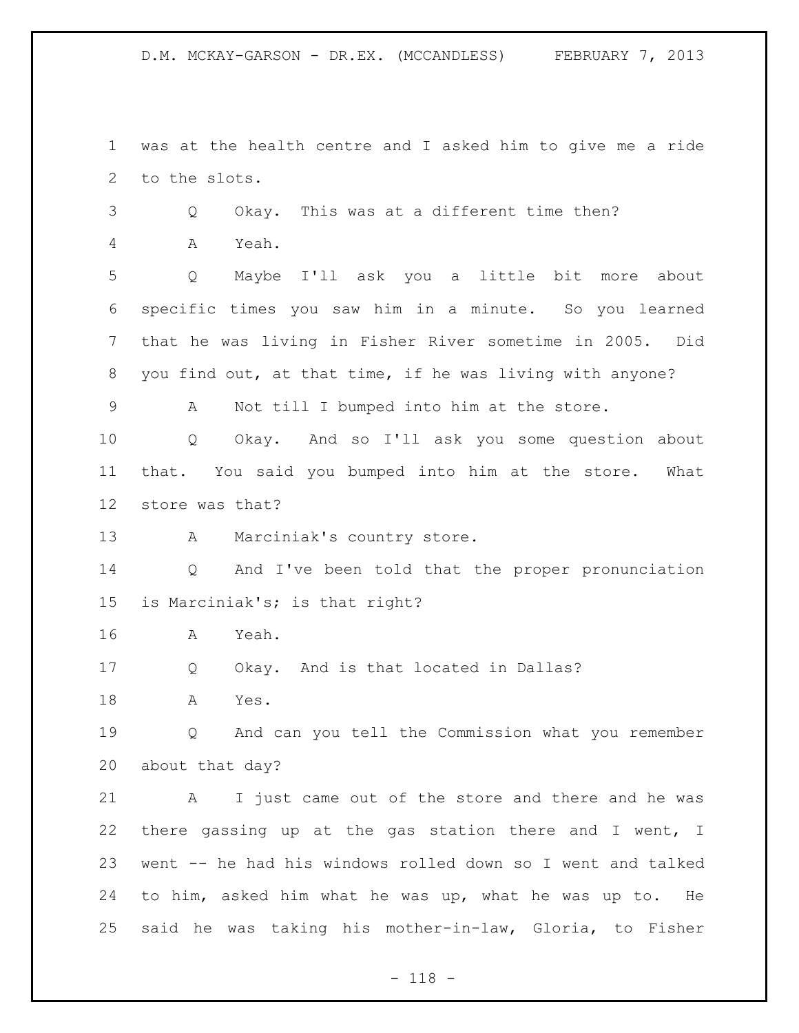was at the health centre and I asked him to give me a ride to the slots.

Q Okay. This was at a different time then?

A Yeah.

Q Maybe I'll ask you a little bit more about specific times you saw him in a minute. So you learned that he was living in Fisher River sometime in 2005. Did you find out, at that time, if he was living with anyone?

A Not till I bumped into him at the store.

Q Okay. And so I'll ask you some question about that. You said you bumped into him at the store. What store was that?

A Marciniak's country store.

Q And I've been told that the proper pronunciation is Marciniak's; is that right?

A Yeah.

Q Okay. And is that located in Dallas?

A Yes.

Q And can you tell the Commission what you remember about that day?

A I just came out of the store and there and he was there gassing up at the gas station there and I went, I went -- he had his windows rolled down so I went and talked to him, asked him what he was up, what he was up to. He said he was taking his mother-in-law, Gloria, to Fisher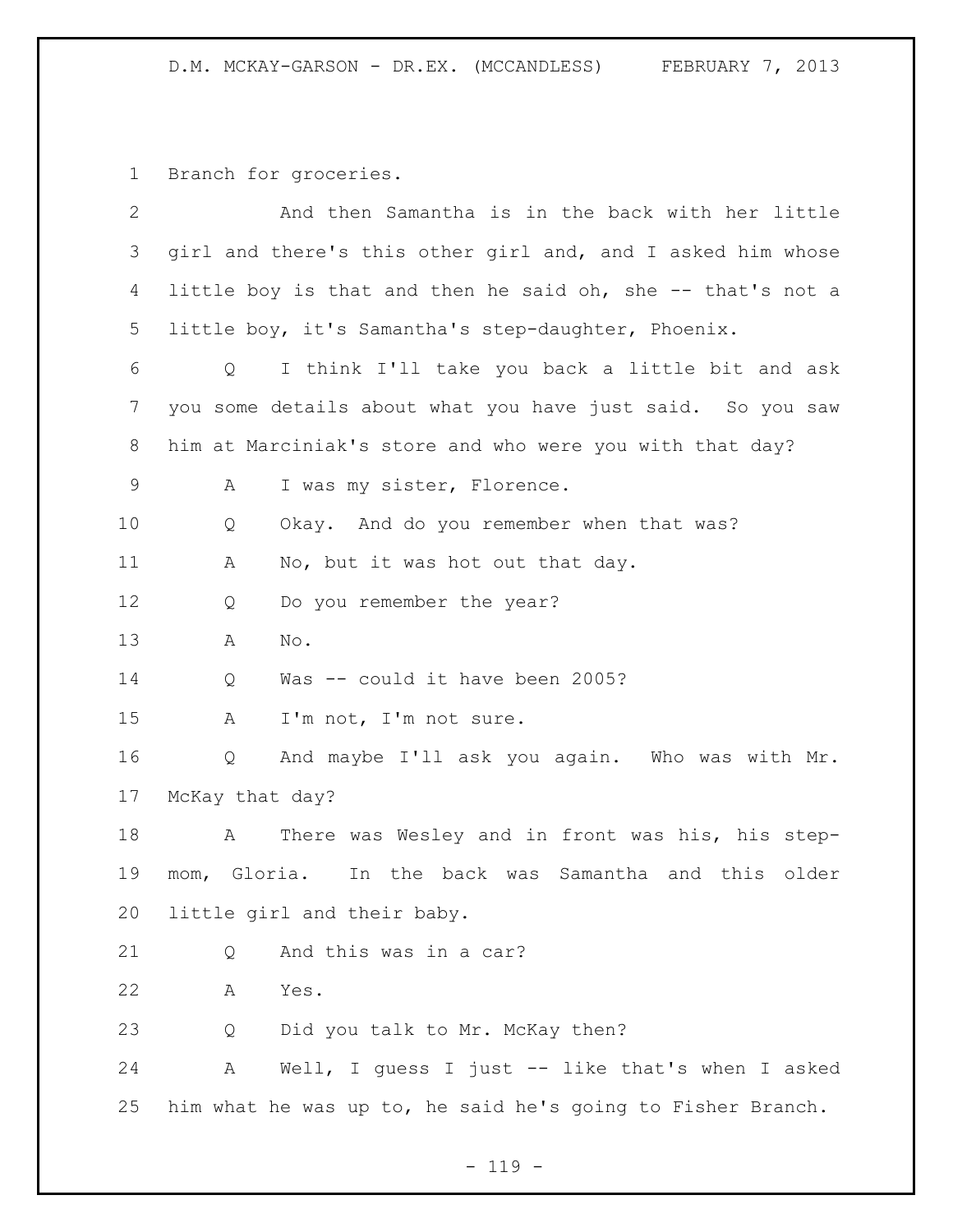1 Branch for groceries.

2 And then Samantha is in the back with her little
3 girl and there's this other girl and, and I asked him whose
4 little boy is that and then he said oh, she -- that's not a
5 little boy, it's Samantha's step-daughter, Phoenix.

6 Q I think I'll take you back a little bit and ask
7 you some details about what you have just said. So you saw
8 him at Marciniak's store and who were you with that day?

9 A I was my sister, Florence.

10 Q Okay. And do you remember when that was?

11 A No, but it was hot out that day.

12 Q Do you remember the year?

13 A No.

14 Q Was -- could it have been 2005?

15 A I'm not, I'm not sure.

16 Q And maybe I'll ask you again. Who was with Mr.
17 McKay that day?

18 A There was Wesley and in front was his, his step-
19 mom, Gloria. In the back was Samantha and this older
20 little girl and their baby.

21 Q And this was in a car?

22 A Yes.

23 Q Did you talk to Mr. McKay then?

24 A Well, I guess I just -- like that's when I asked
25 him what he was up to, he said he's going to Fisher Branch.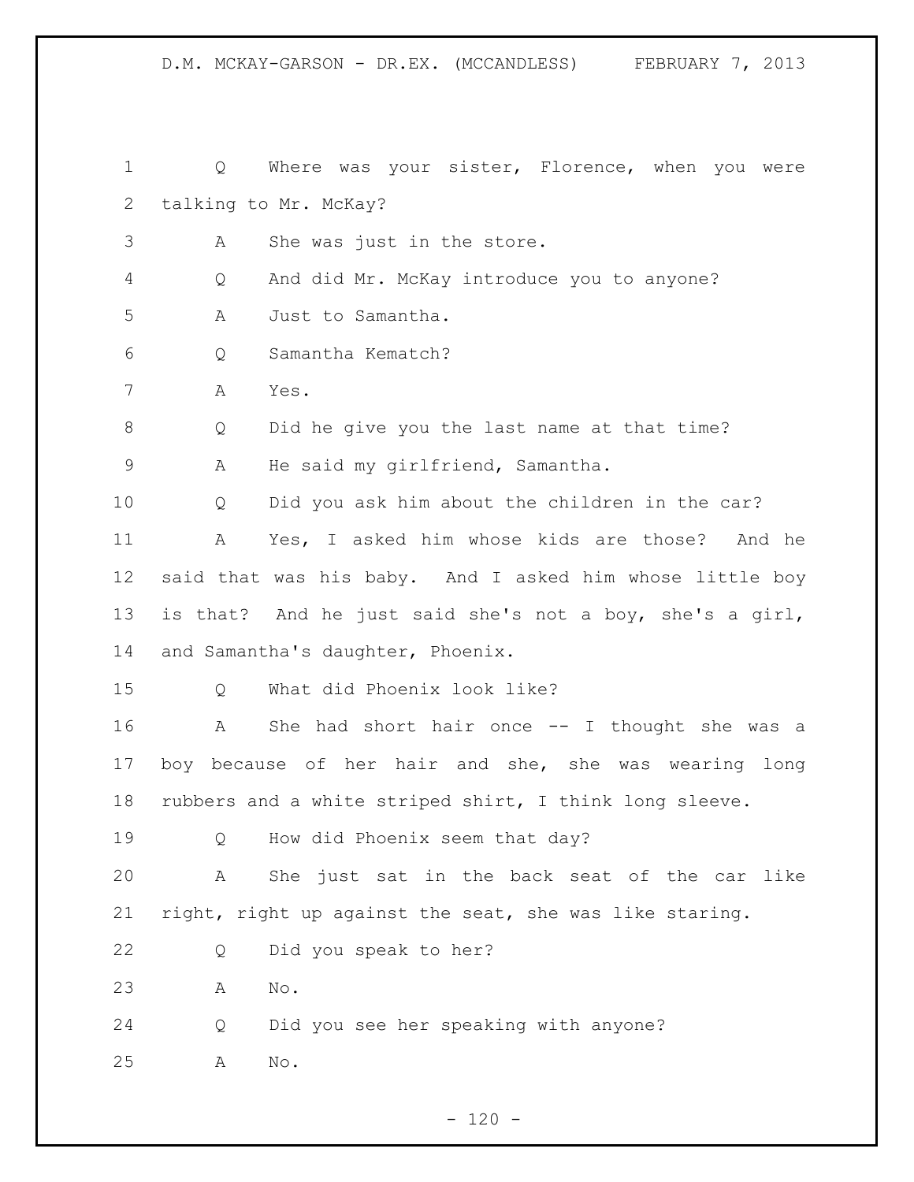1 Q Where was your sister, Florence, when you were
2 talking to Mr. McKay?
3 A She was just in the store.
4 Q And did Mr. McKay introduce you to anyone?
5 A Just to Samantha.
6 Q Samantha Kematch?
7 A Yes.
8 Q Did he give you the last name at that time?
9 A He said my girlfriend, Samantha.
10 Q Did you ask him about the children in the car?
11 A Yes, I asked him whose kids are those? And he
12 said that was his baby. And I asked him whose little boy
13 is that? And he just said she's not a boy, she's a girl,
14 and Samantha's daughter, Phoenix.
15 Q What did Phoenix look like?
16 A She had short hair once -- I thought she was a
17 boy because of her hair and she, she was wearing long
18 rubbers and a white striped shirt, I think long sleeve.
19 Q How did Phoenix seem that day?
20 A She just sat in the back seat of the car like
21 right, right up against the seat, she was like staring.
22 Q Did you speak to her?
23 A No.
24 Q Did you see her speaking with anyone?
25 A No.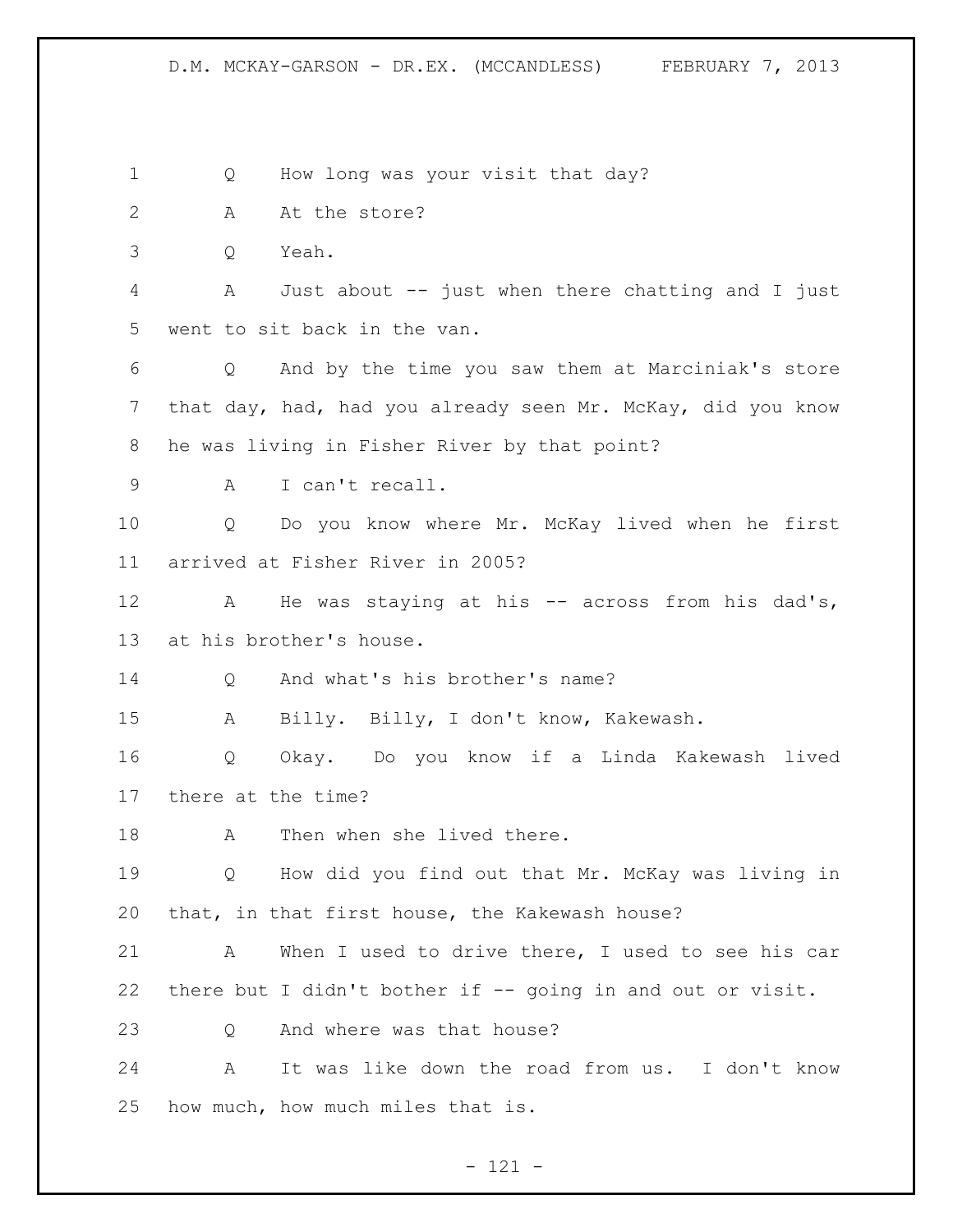Q How long was your visit that day?

A At the store?

Q Yeah.

A Just about -- just when there chatting and I just went to sit back in the van.

Q And by the time you saw them at Marciniak's store that day, had, had you already seen Mr. McKay, did you know he was living in Fisher River by that point?

A I can't recall.

Q Do you know where Mr. McKay lived when he first arrived at Fisher River in 2005?

A He was staying at his -- across from his dad's, at his brother's house.

Q And what's his brother's name?

A Billy. Billy, I don't know, Kakewash.

Q Okay. Do you know if a Linda Kakewash lived there at the time?

A Then when she lived there.

Q How did you find out that Mr. McKay was living in that, in that first house, the Kakewash house?

A When I used to drive there, I used to see his car there but I didn't bother if -- going in and out or visit.

Q And where was that house?

A It was like down the road from us. I don't know how much, how much miles that is.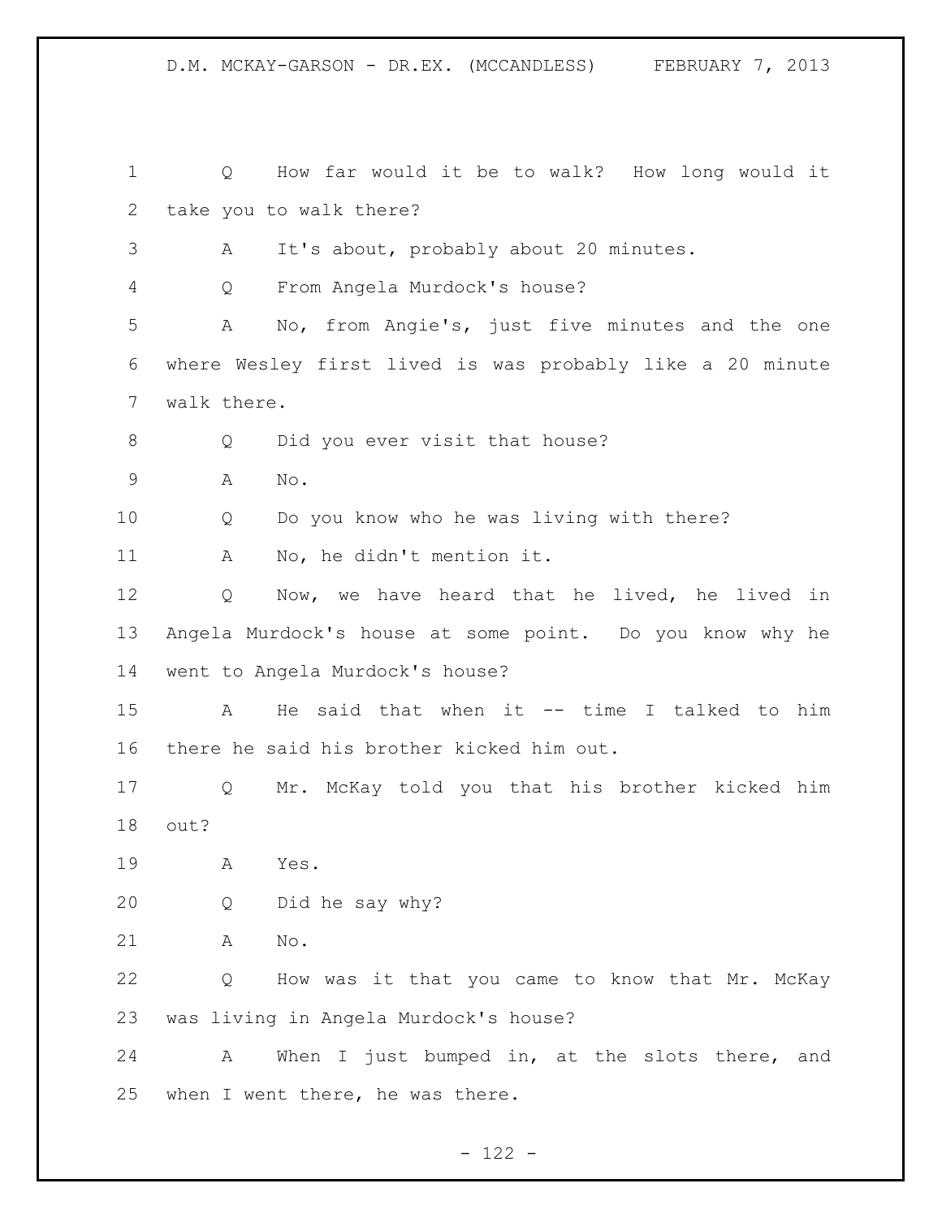Q How far would it be to walk? How long would it take you to walk there?

A It's about, probably about 20 minutes.

Q From Angela Murdock's house?

A No, from Angie's, just five minutes and the one where Wesley first lived is was probably like a 20 minute walk there.

Q Did you ever visit that house?

A No.

Q Do you know who he was living with there?

A No, he didn't mention it.

Q Now, we have heard that he lived, he lived in Angela Murdock's house at some point. Do you know why he went to Angela Murdock's house?

A He said that when it -- time I talked to him there he said his brother kicked him out.

Q Mr. McKay told you that his brother kicked him out?

A Yes.

Q Did he say why?

A No.

Q How was it that you came to know that Mr. McKay was living in Angela Murdock's house?

A When I just bumped in, at the slots there, and when I went there, he was there.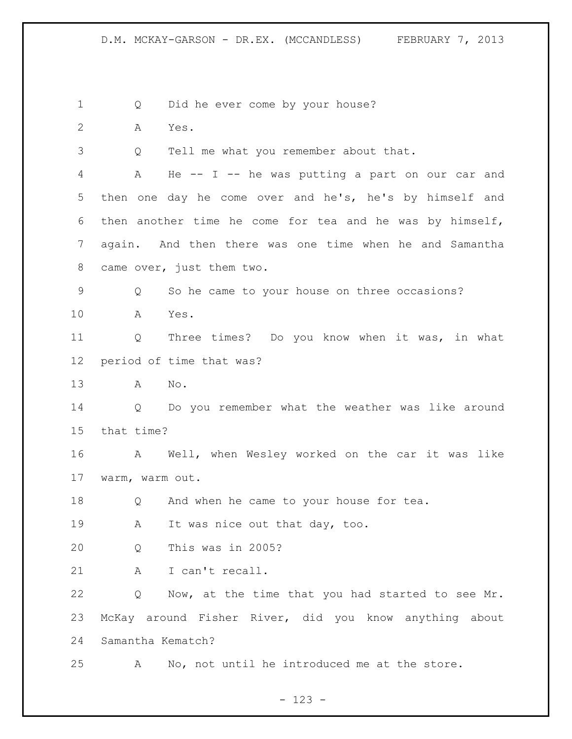Q Did he ever come by your house?

A Yes.

Q Tell me what you remember about that.

A He -- I -- he was putting a part on our car and then one day he come over and he's, he's by himself and then another time he come for tea and he was by himself, again. And then there was one time when he and Samantha came over, just them two.

Q So he came to your house on three occasions?

A Yes.

Q Three times? Do you know when it was, in what period of time that was?

A No.

Q Do you remember what the weather was like around that time?

A Well, when Wesley worked on the car it was like warm, warm out.

Q And when he came to your house for tea.

A It was nice out that day, too.

Q This was in 2005?

A I can't recall.

Q Now, at the time that you had started to see Mr. McKay around Fisher River, did you know anything about Samantha Kematch?

A No, not until he introduced me at the store.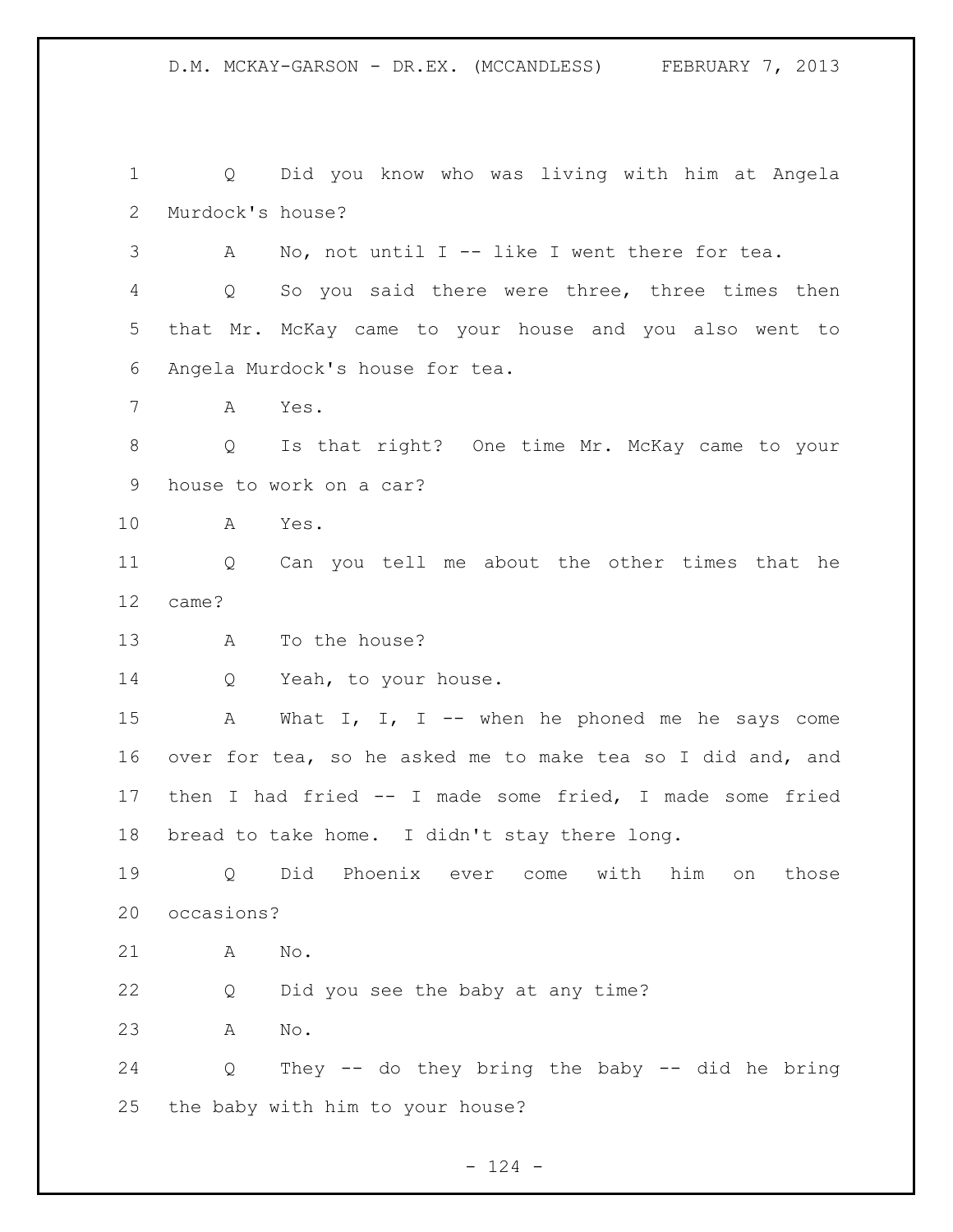Q Did you know who was living with him at Angela Murdock's house?

A No, not until I -- like I went there for tea.

Q So you said there were three, three times then that Mr. McKay came to your house and you also went to Angela Murdock's house for tea.

A Yes.

Q Is that right? One time Mr. McKay came to your house to work on a car?

A Yes.

Q Can you tell me about the other times that he came?

A To the house?

Q Yeah, to your house.

A What I, I, I -- when he phoned me he says come over for tea, so he asked me to make tea so I did and, and then I had fried -- I made some fried, I made some fried bread to take home. I didn't stay there long.

Q Did Phoenix ever come with him on those occasions?

A No.

Q Did you see the baby at any time?

A No.

Q They -- do they bring the baby -- did he bring the baby with him to your house?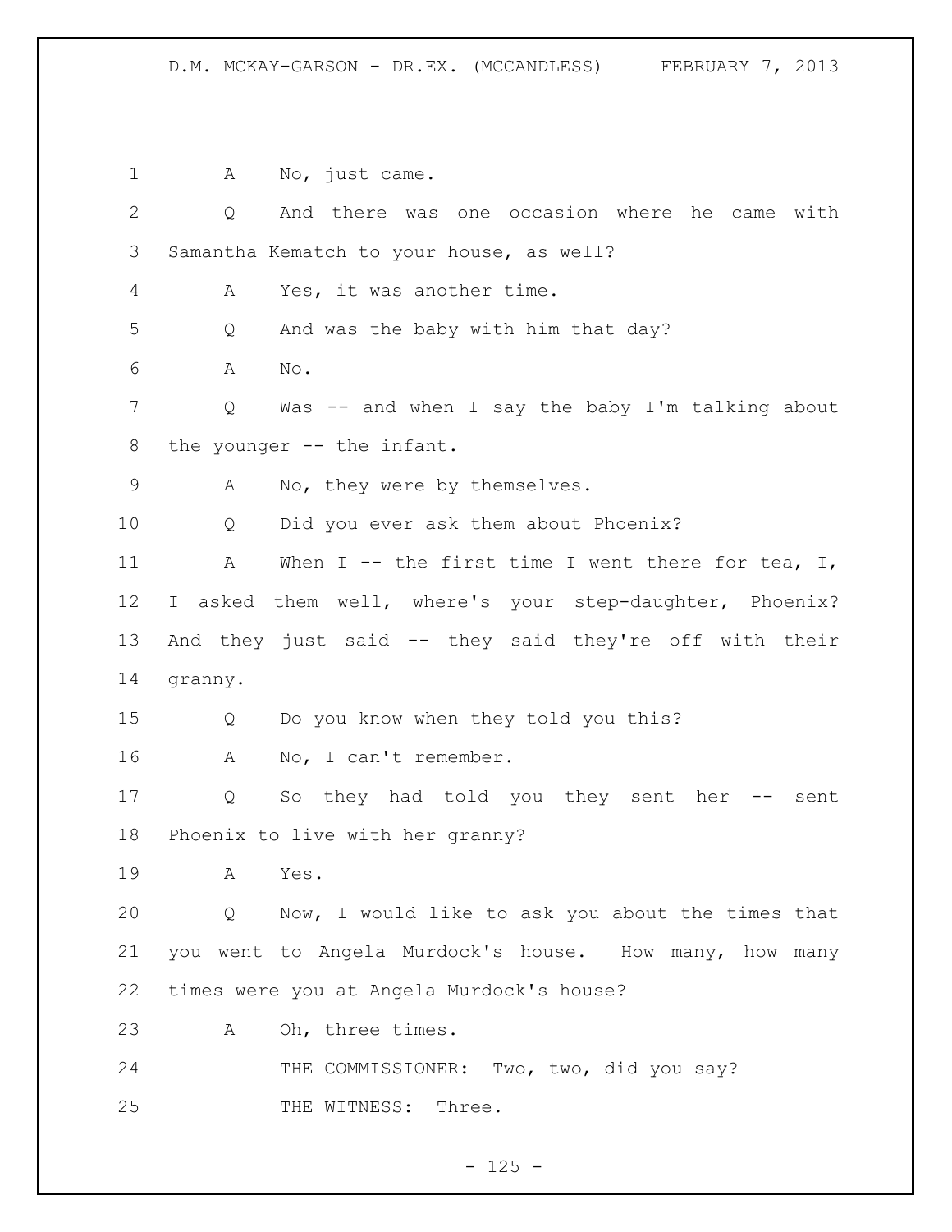A No, just came.

Q And there was one occasion where he came with Samantha Kematch to your house, as well?

A Yes, it was another time.

Q And was the baby with him that day?

A No.

Q Was -- and when I say the baby I'm talking about the younger -- the infant.

A No, they were by themselves.

Q Did you ever ask them about Phoenix?

A When I -- the first time I went there for tea, I, I asked them well, where's your step-daughter, Phoenix? And they just said -- they said they're off with their granny.

Q Do you know when they told you this?

A No, I can't remember.

Q So they had told you they sent her -- sent Phoenix to live with her granny?

A Yes.

Q Now, I would like to ask you about the times that you went to Angela Murdock's house. How many, how many times were you at Angela Murdock's house?

A Oh, three times.

THE COMMISSIONER: Two, two, did you say?

THE WITNESS: Three.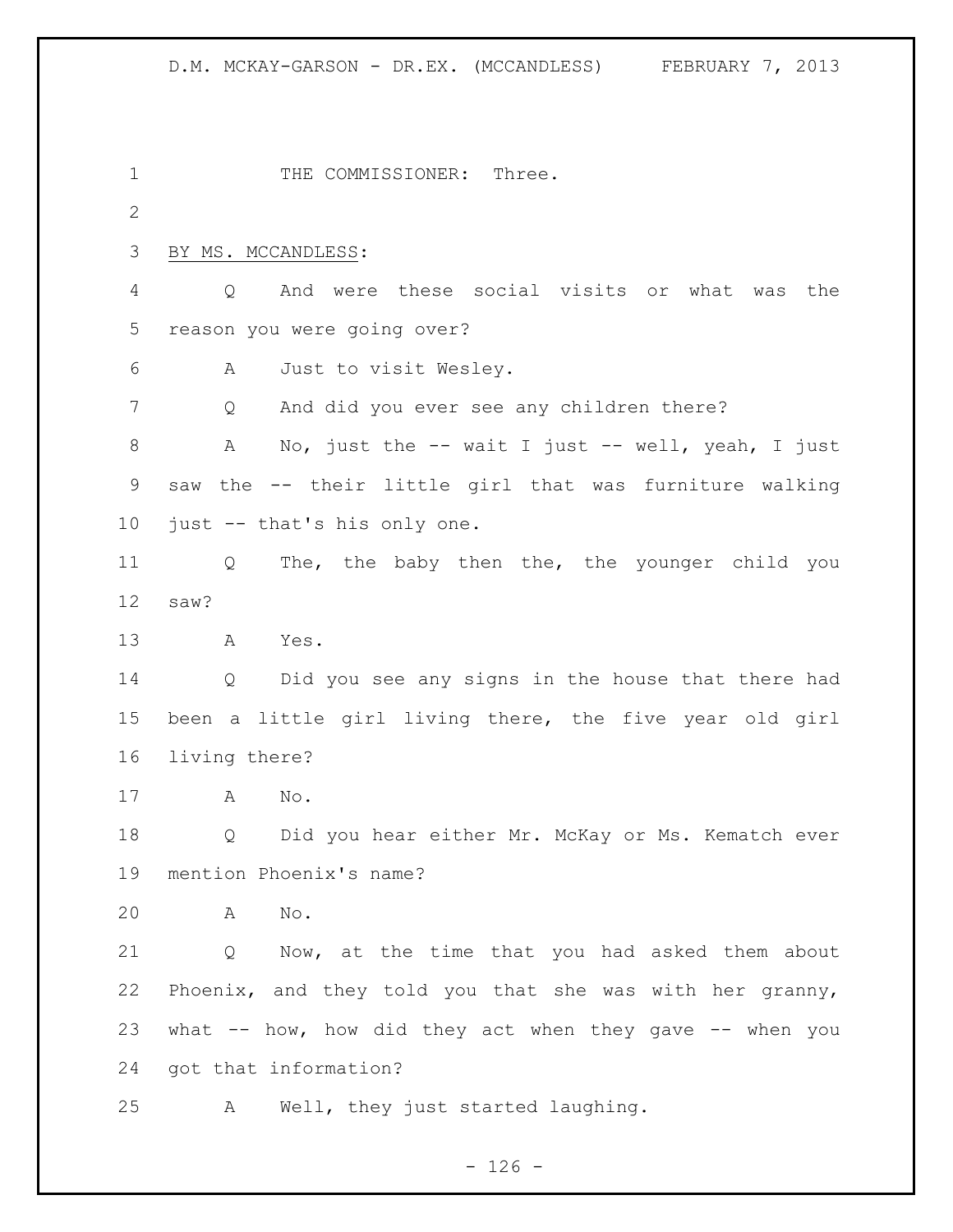THE COMMISSIONER: Three.

BY MS. MCCANDLESS:

Q And were these social visits or what was the reason you were going over?

A Just to visit Wesley.

Q And did you ever see any children there?

A No, just the -- wait I just -- well, yeah, I just saw the -- their little girl that was furniture walking just -- that's his only one.

Q The, the baby then the, the younger child you saw?

A Yes.

Q Did you see any signs in the house that there had been a little girl living there, the five year old girl living there?

A No.

Q Did you hear either Mr. McKay or Ms. Kematch ever mention Phoenix's name?

A No.

Q Now, at the time that you had asked them about Phoenix, and they told you that she was with her granny, what -- how, how did they act when they gave -- when you got that information?

A Well, they just started laughing.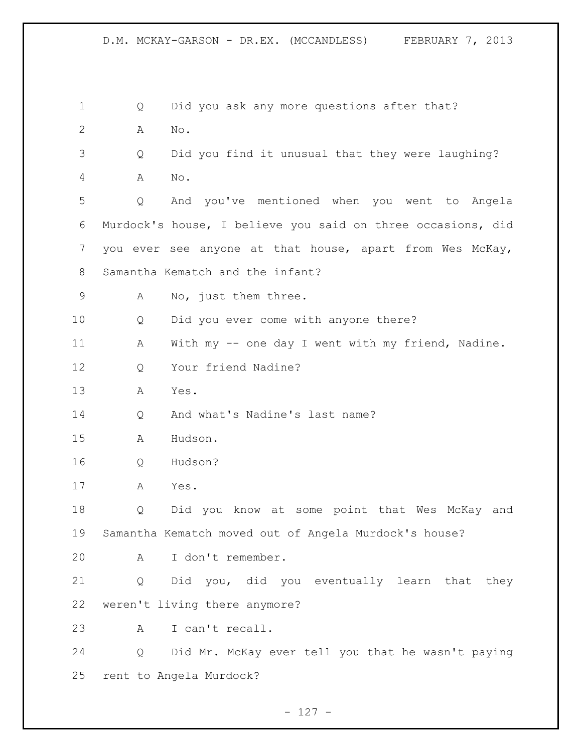Q Did you ask any more questions after that?

A No.

Q Did you find it unusual that they were laughing?

A No.

Q And you've mentioned when you went to Angela Murdock's house, I believe you said on three occasions, did you ever see anyone at that house, apart from Wes McKay, Samantha Kematch and the infant?

A No, just them three.

Q Did you ever come with anyone there?

A With my -- one day I went with my friend, Nadine.

Q Your friend Nadine?

A Yes.

Q And what's Nadine's last name?

A Hudson.

Q Hudson?

A Yes.

Q Did you know at some point that Wes McKay and Samantha Kematch moved out of Angela Murdock's house?

A I don't remember.

Q Did you, did you eventually learn that they weren't living there anymore?

A I can't recall.

Q Did Mr. McKay ever tell you that he wasn't paying rent to Angela Murdock?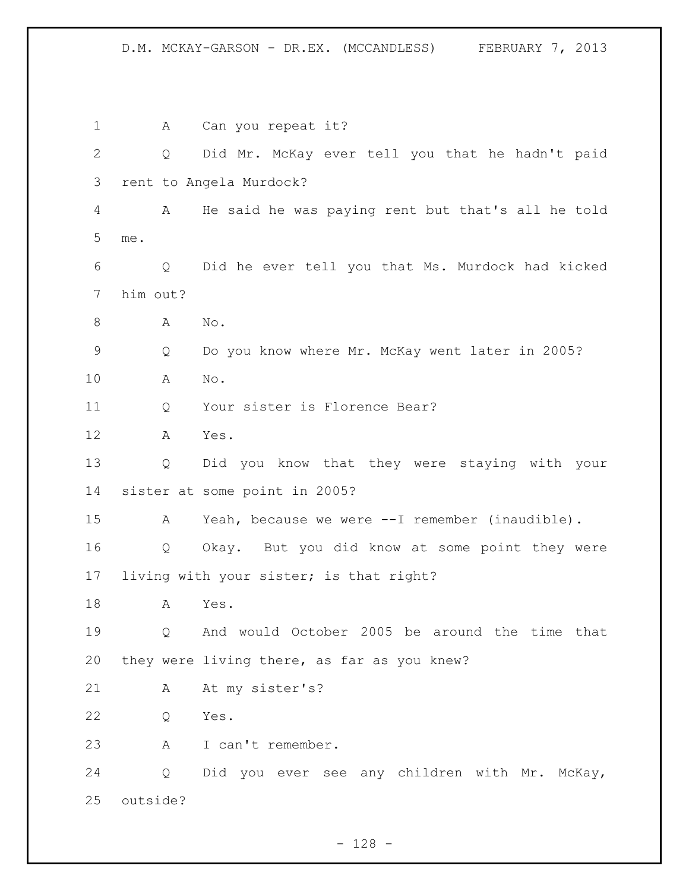1 A Can you repeat it?

2 Q Did Mr. McKay ever tell you that he hadn't paid

3 rent to Angela Murdock?

4 A He said he was paying rent but that's all he told

5 me.

6 Q Did he ever tell you that Ms. Murdock had kicked

7 him out?

8 A No.

9 Q Do you know where Mr. McKay went later in 2005?

10 A No.

11 Q Your sister is Florence Bear?

12 A Yes.

13 Q Did you know that they were staying with your

14 sister at some point in 2005?

15 A Yeah, because we were --I remember (inaudible).

16 Q Okay. But you did know at some point they were

17 living with your sister; is that right?

18 A Yes.

19 Q And would October 2005 be around the time that

20 they were living there, as far as you knew?

21 A At my sister's?

22 Q Yes.

23 A I can't remember.

24 Q Did you ever see any children with Mr. McKay,

25 outside?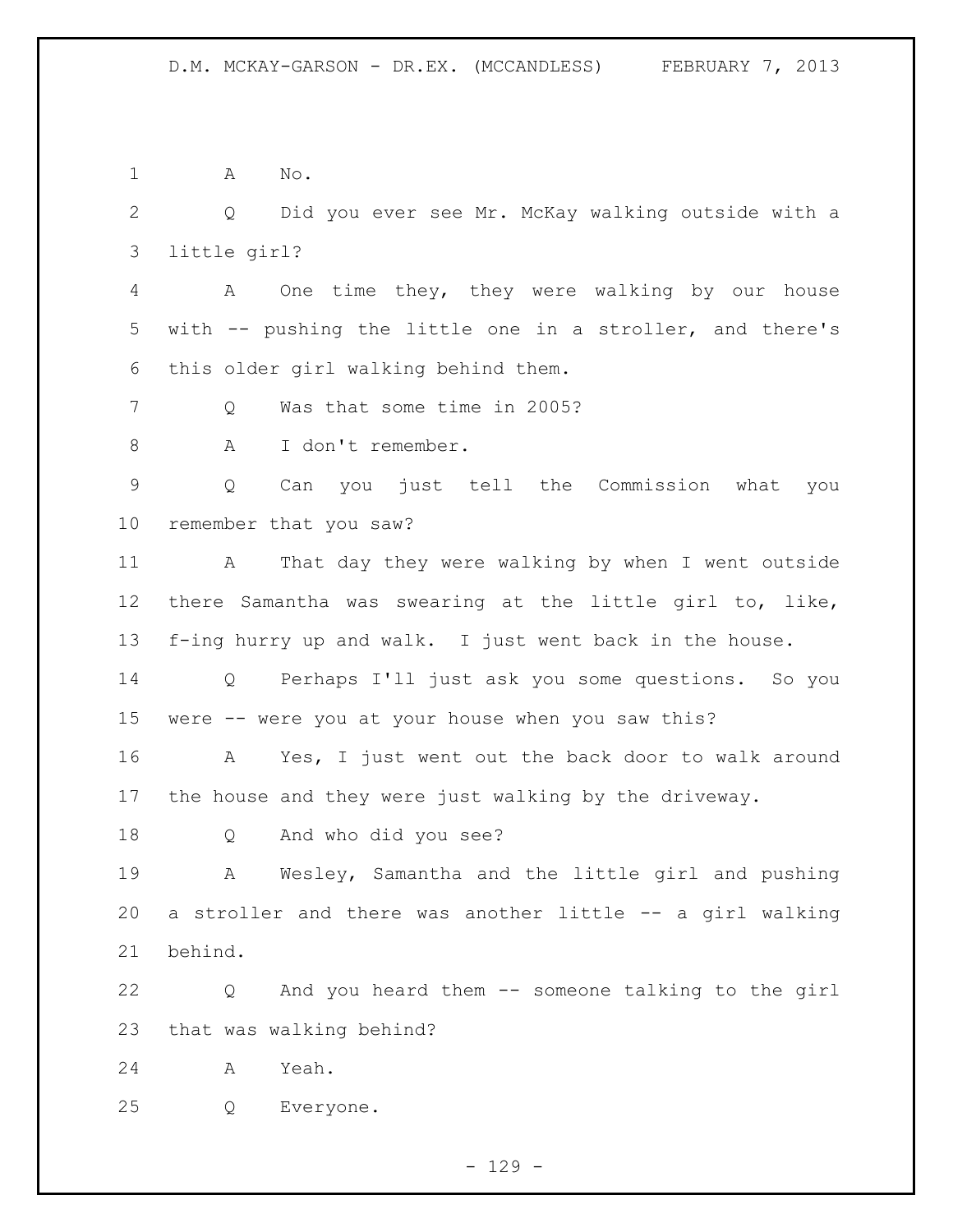1 A No.

2 Q Did you ever see Mr. McKay walking outside with a

3 little girl?

4 A One time they, they were walking by our house

5 with -- pushing the little one in a stroller, and there's

6 this older girl walking behind them.

7 Q Was that some time in 2005?

8 A I don't remember.

9 Q Can you just tell the Commission what you

10 remember that you saw?

11 A That day they were walking by when I went outside

12 there Samantha was swearing at the little girl to, like,

13 f-ing hurry up and walk. I just went back in the house.

14 Q Perhaps I'll just ask you some questions. So you

15 were -- were you at your house when you saw this?

16 A Yes, I just went out the back door to walk around

17 the house and they were just walking by the driveway.

18 Q And who did you see?

19 A Wesley, Samantha and the little girl and pushing

20 a stroller and there was another little -- a girl walking

21 behind.

22 Q And you heard them -- someone talking to the girl

23 that was walking behind?

24 A Yeah.

25 Q Everyone.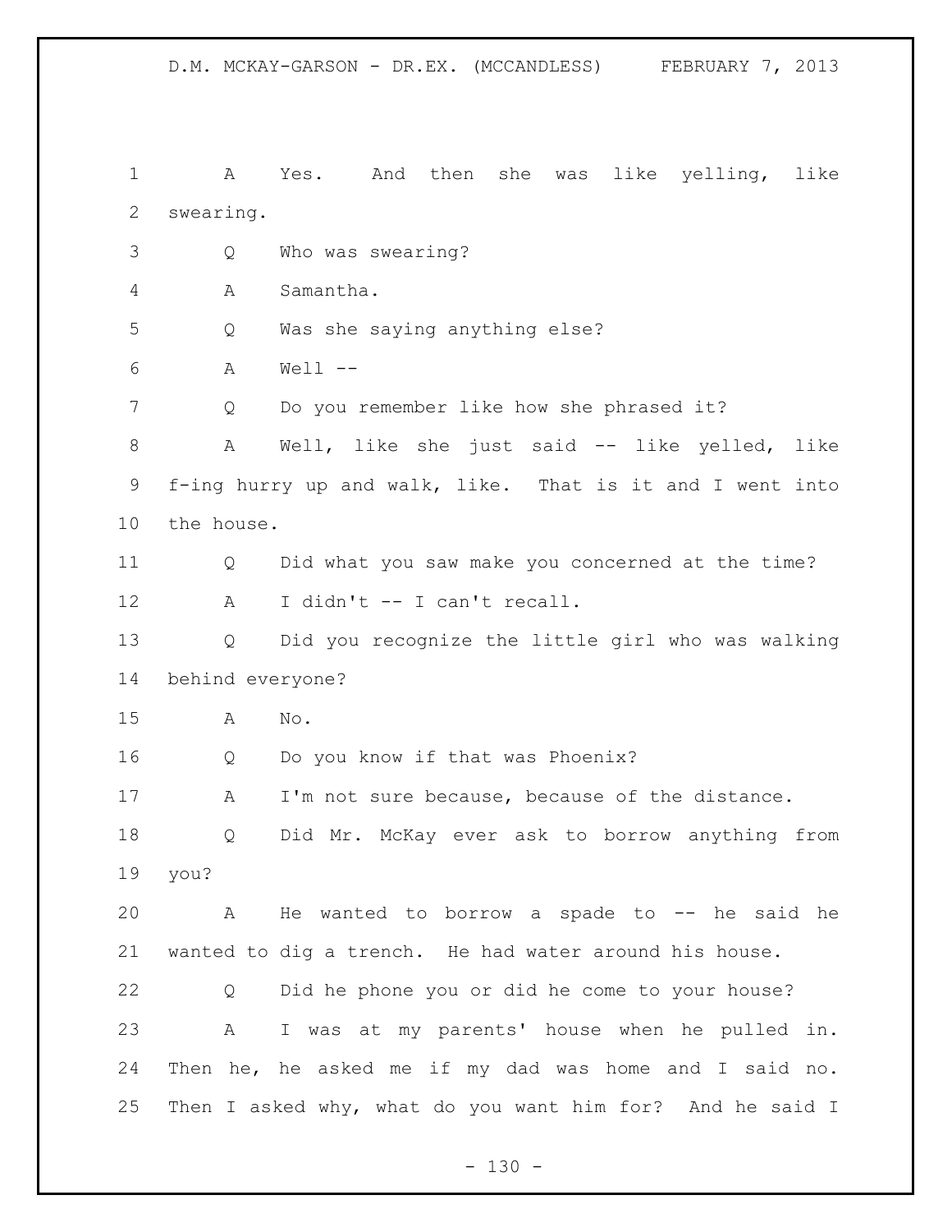A Yes. And then she was like yelling, like swearing.

Q Who was swearing?

A Samantha.

Q Was she saying anything else?

A Well --

Q Do you remember like how she phrased it?

A Well, like she just said -- like yelled, like f-ing hurry up and walk, like. That is it and I went into the house.

Q Did what you saw make you concerned at the time?

A I didn't -- I can't recall.

Q Did you recognize the little girl who was walking behind everyone?

A No.

Q Do you know if that was Phoenix?

A I'm not sure because, because of the distance.

Q Did Mr. McKay ever ask to borrow anything from you?

A He wanted to borrow a spade to -- he said he wanted to dig a trench. He had water around his house.

Q Did he phone you or did he come to your house?

A I was at my parents' house when he pulled in. Then he, he asked me if my dad was home and I said no. Then I asked why, what do you want him for? And he said I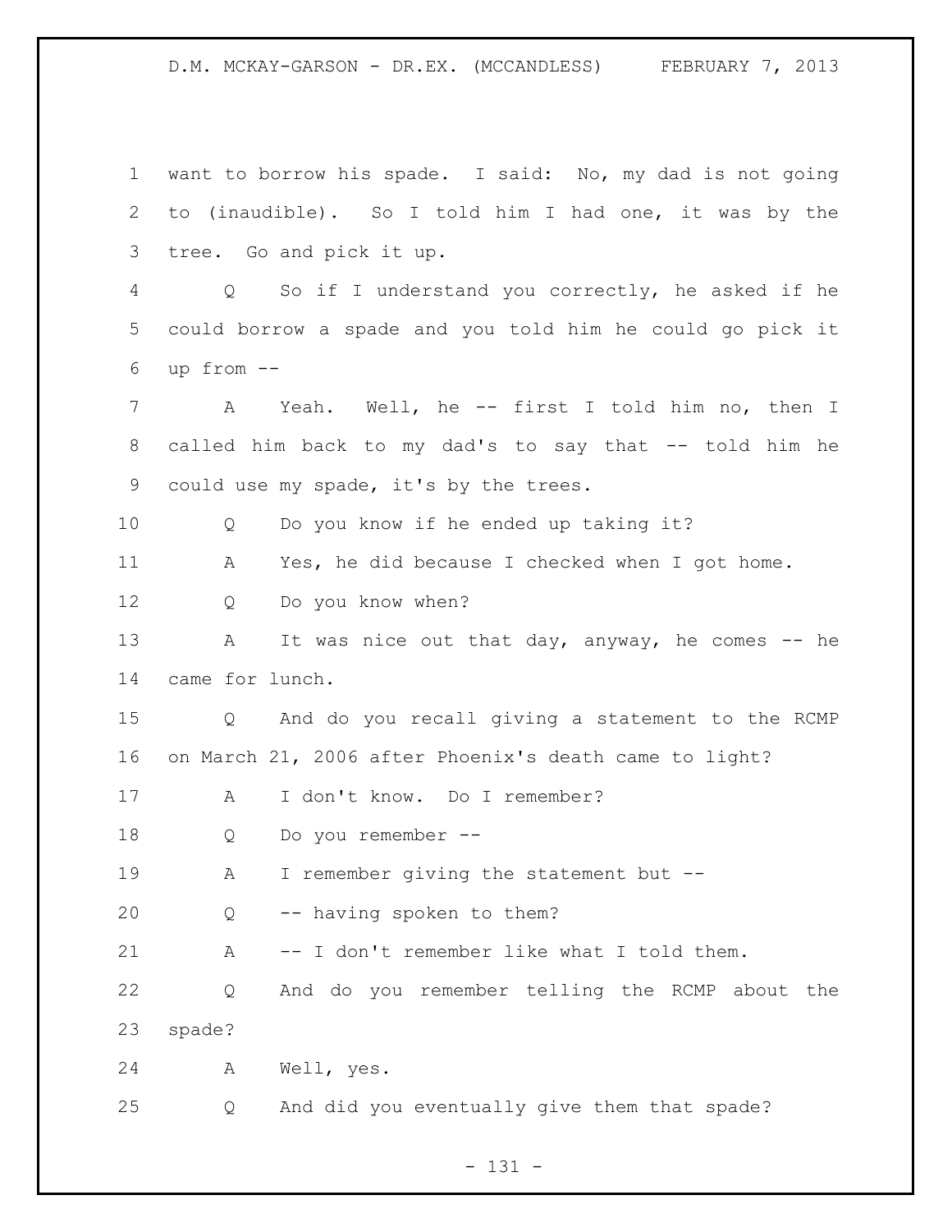want to borrow his spade. I said: No, my dad is not going to (inaudible). So I told him I had one, it was by the tree. Go and pick it up.

Q So if I understand you correctly, he asked if he could borrow a spade and you told him he could go pick it up from --

A Yeah. Well, he -- first I told him no, then I called him back to my dad's to say that -- told him he could use my spade, it's by the trees.

Q Do you know if he ended up taking it?

A Yes, he did because I checked when I got home.

Q Do you know when?

A It was nice out that day, anyway, he comes -- he came for lunch.

Q And do you recall giving a statement to the RCMP on March 21, 2006 after Phoenix's death came to light?

A I don't know. Do I remember?

Q Do you remember --

A I remember giving the statement but --

Q -- having spoken to them?

A -- I don't remember like what I told them.

Q And do you remember telling the RCMP about the spade?

A Well, yes.

Q And did you eventually give them that spade?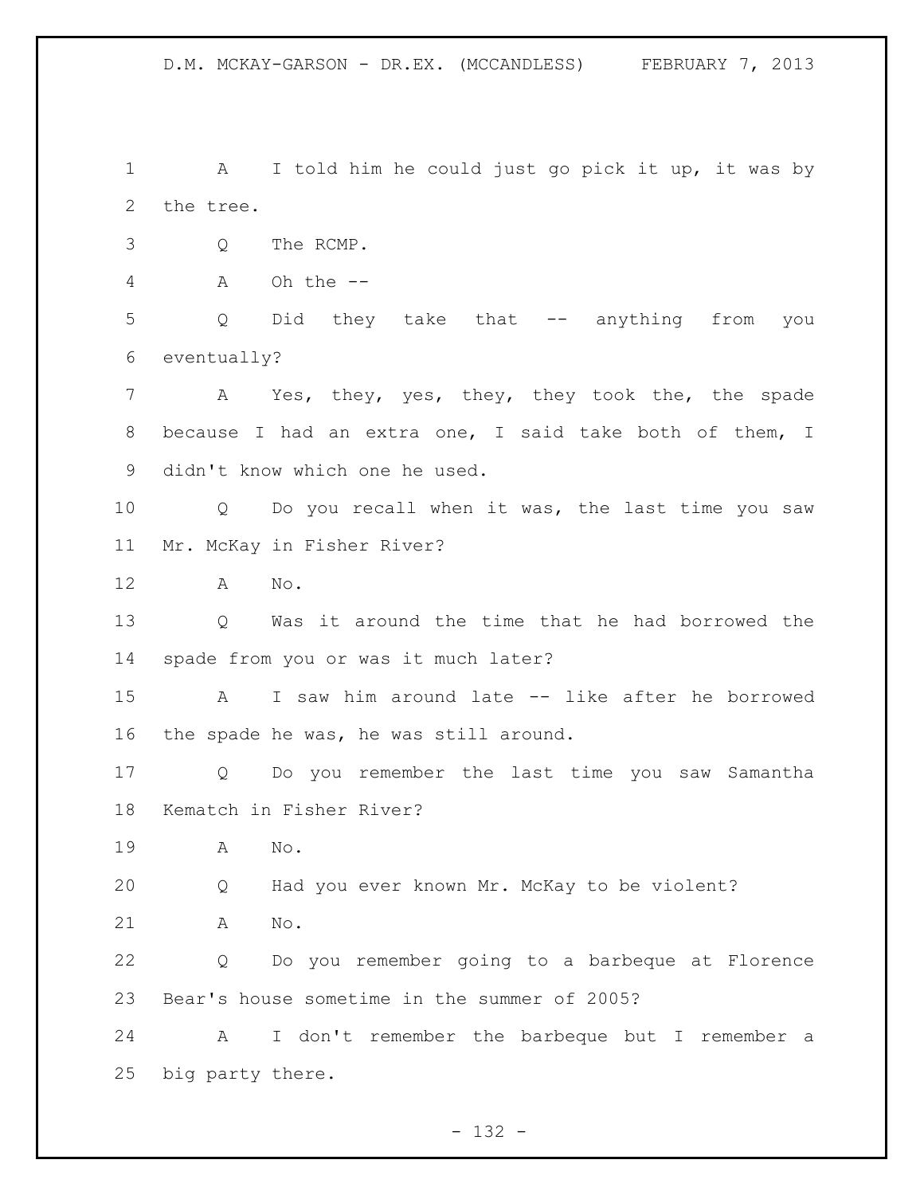1 A I told him he could just go pick it up, it was by
2 the tree.

3 Q The RCMP.

4 A Oh the --

5 Q Did they take that -- anything from you
6 eventually?

7 A Yes, they, yes, they, they took the, the spade
8 because I had an extra one, I said take both of them, I
9 didn't know which one he used.

10 Q Do you recall when it was, the last time you saw
11 Mr. McKay in Fisher River?

12 A No.

13 Q Was it around the time that he had borrowed the
14 spade from you or was it much later?

15 A I saw him around late -- like after he borrowed
16 the spade he was, he was still around.

17 Q Do you remember the last time you saw Samantha
18 Kematch in Fisher River?

19 A No.

20 Q Had you ever known Mr. McKay to be violent?

21 A No.

22 Q Do you remember going to a barbeque at Florence
23 Bear's house sometime in the summer of 2005?

24 A I don't remember the barbeque but I remember a
25 big party there.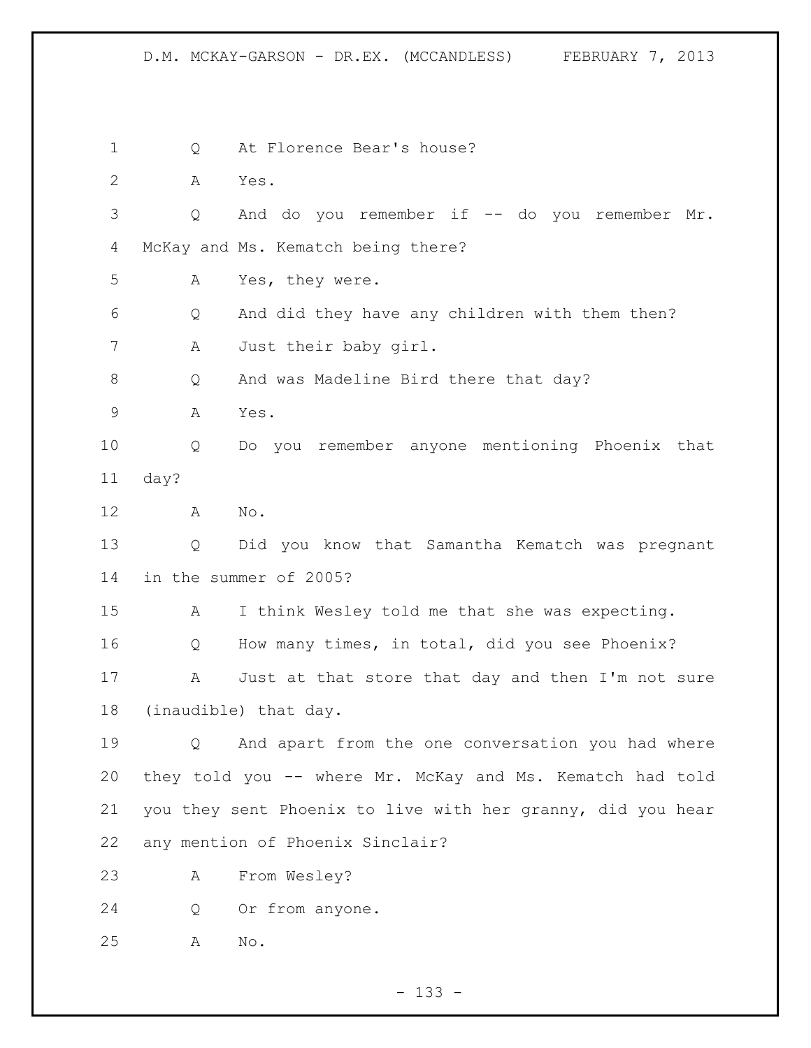Q At Florence Bear's house?

A Yes.

Q And do you remember if -- do you remember Mr. McKay and Ms. Kematch being there?

A Yes, they were.

Q And did they have any children with them then?

A Just their baby girl.

Q And was Madeline Bird there that day?

A Yes.

Q Do you remember anyone mentioning Phoenix that day?

A No.

Q Did you know that Samantha Kematch was pregnant in the summer of 2005?

A I think Wesley told me that she was expecting.

Q How many times, in total, did you see Phoenix?

A Just at that store that day and then I'm not sure (inaudible) that day.

Q And apart from the one conversation you had where they told you -- where Mr. McKay and Ms. Kematch had told you they sent Phoenix to live with her granny, did you hear any mention of Phoenix Sinclair?

A From Wesley?

Q Or from anyone.

A No.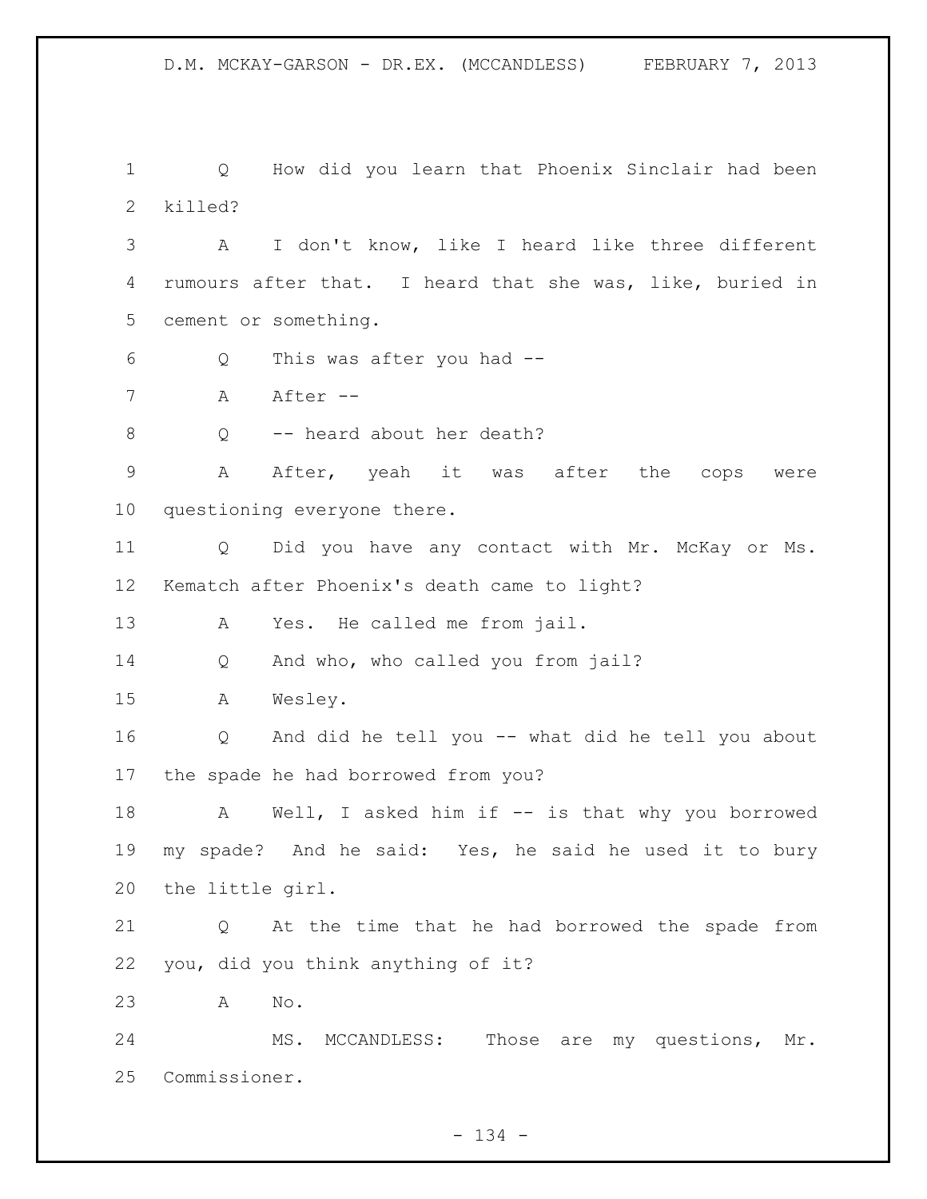Q How did you learn that Phoenix Sinclair had been killed?

A I don't know, like I heard like three different rumours after that. I heard that she was, like, buried in cement or something.

Q This was after you had --

A After --

Q -- heard about her death?

A After, yeah it was after the cops were questioning everyone there.

Q Did you have any contact with Mr. McKay or Ms. Kematch after Phoenix's death came to light?

A Yes. He called me from jail.

Q And who, who called you from jail?

A Wesley.

Q And did he tell you -- what did he tell you about the spade he had borrowed from you?

A Well, I asked him if -- is that why you borrowed my spade? And he said: Yes, he said he used it to bury the little girl.

Q At the time that he had borrowed the spade from you, did you think anything of it?

A No.

MS. MCCANDLESS: Those are my questions, Mr. Commissioner.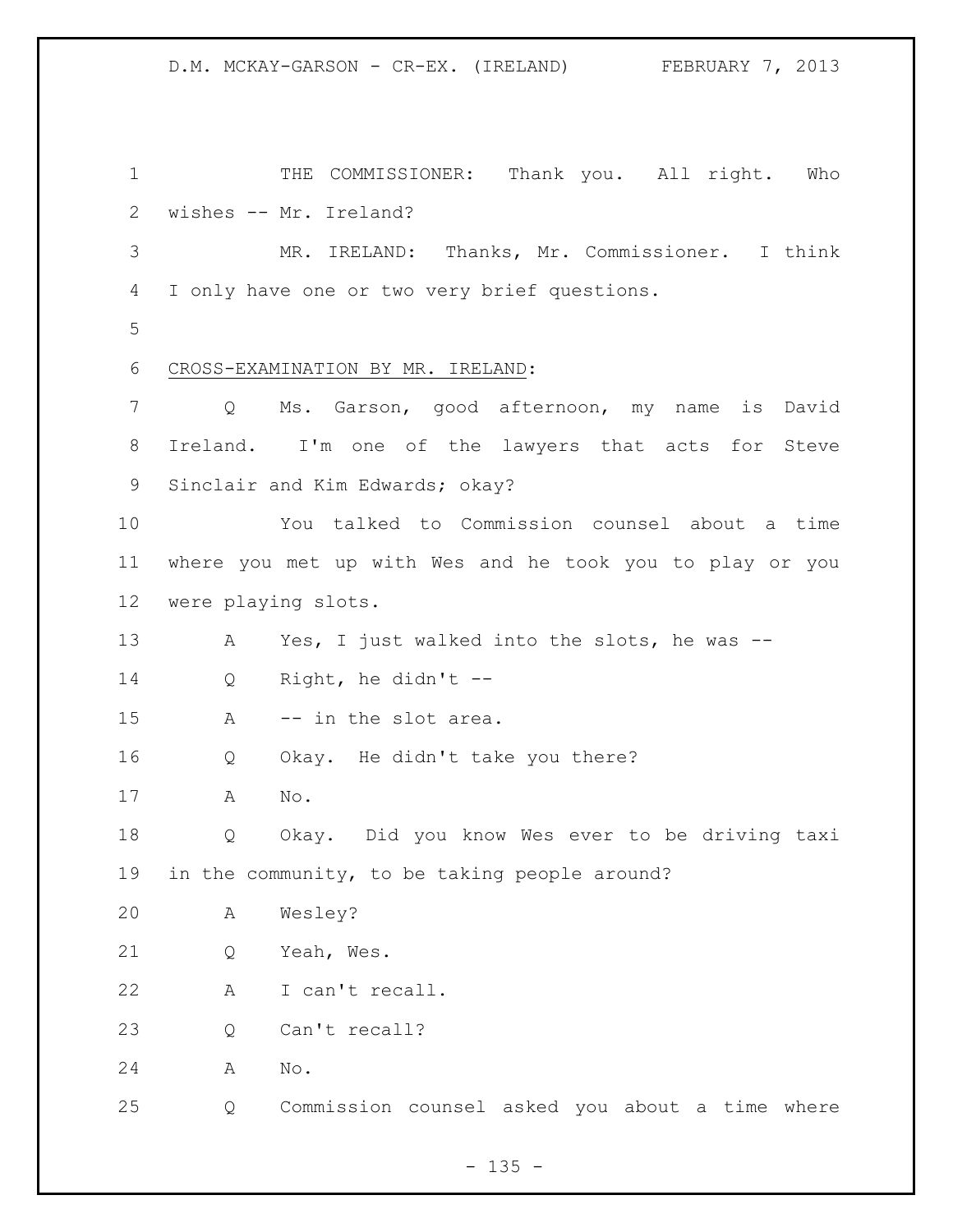THE COMMISSIONER: Thank you. All right. Who wishes -- Mr. Ireland?

MR. IRELAND: Thanks, Mr. Commissioner. I think I only have one or two very brief questions.

CROSS-EXAMINATION BY MR. IRELAND:

Q Ms. Garson, good afternoon, my name is David Ireland. I'm one of the lawyers that acts for Steve Sinclair and Kim Edwards; okay?

You talked to Commission counsel about a time where you met up with Wes and he took you to play or you were playing slots.

A Yes, I just walked into the slots, he was --

Q Right, he didn't --

A -- in the slot area.

Q Okay. He didn't take you there?

A No.

Q Okay. Did you know Wes ever to be driving taxi in the community, to be taking people around?

A Wesley?

Q Yeah, Wes.

A I can't recall.

Q Can't recall?

A No.

Q Commission counsel asked you about a time where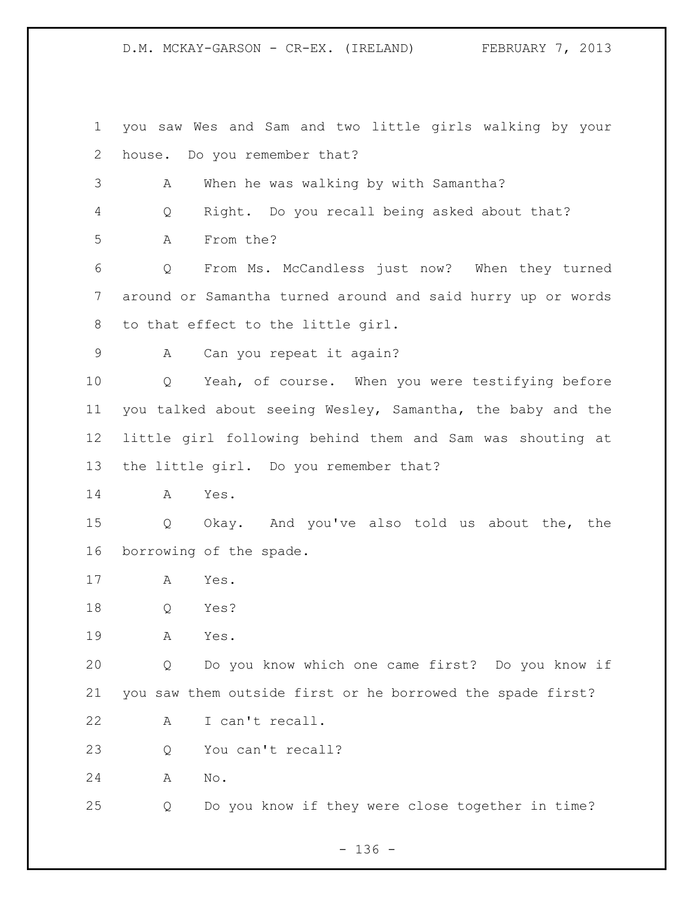1 you saw Wes and Sam and two little girls walking by your
2 house. Do you remember that?

3 A When he was walking by with Samantha?

4 Q Right. Do you recall being asked about that?

5 A From the?

6 Q From Ms. McCandless just now? When they turned
7 around or Samantha turned around and said hurry up or words
8 to that effect to the little girl.

9 A Can you repeat it again?

10 Q Yeah, of course. When you were testifying before
11 you talked about seeing Wesley, Samantha, the baby and the
12 little girl following behind them and Sam was shouting at
13 the little girl. Do you remember that?

14 A Yes.

15 Q Okay. And you've also told us about the, the
16 borrowing of the spade.

17 A Yes.

18 Q Yes?

19 A Yes.

20 Q Do you know which one came first? Do you know if
21 you saw them outside first or he borrowed the spade first?

22 A I can't recall.

23 Q You can't recall?

24 A No.

25 Q Do you know if they were close together in time?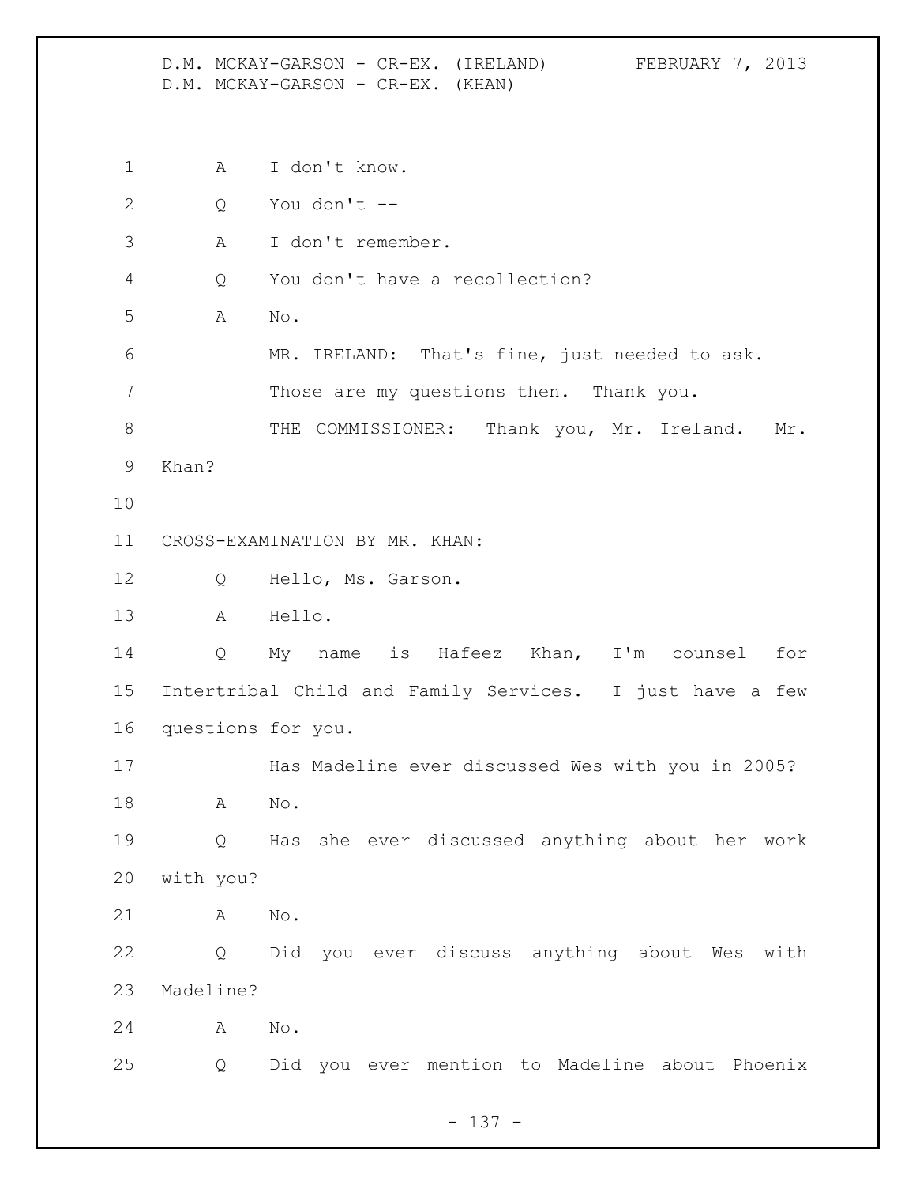A I don't know.

Q You don't --

A I don't remember.

Q You don't have a recollection?

A No.

MR. IRELAND: That's fine, just needed to ask. Those are my questions then. Thank you.

THE COMMISSIONER: Thank you, Mr. Ireland. Mr. Khan?

CROSS-EXAMINATION BY MR. KHAN:

Q Hello, Ms. Garson.

A Hello.

Q My name is Hafeez Khan, I'm counsel for Intertribal Child and Family Services. I just have a few questions for you.

Has Madeline ever discussed Wes with you in 2005?

A No.

Q Has she ever discussed anything about her work with you?

A No.

Q Did you ever discuss anything about Wes with Madeline?

A No.

Q Did you ever mention to Madeline about Phoenix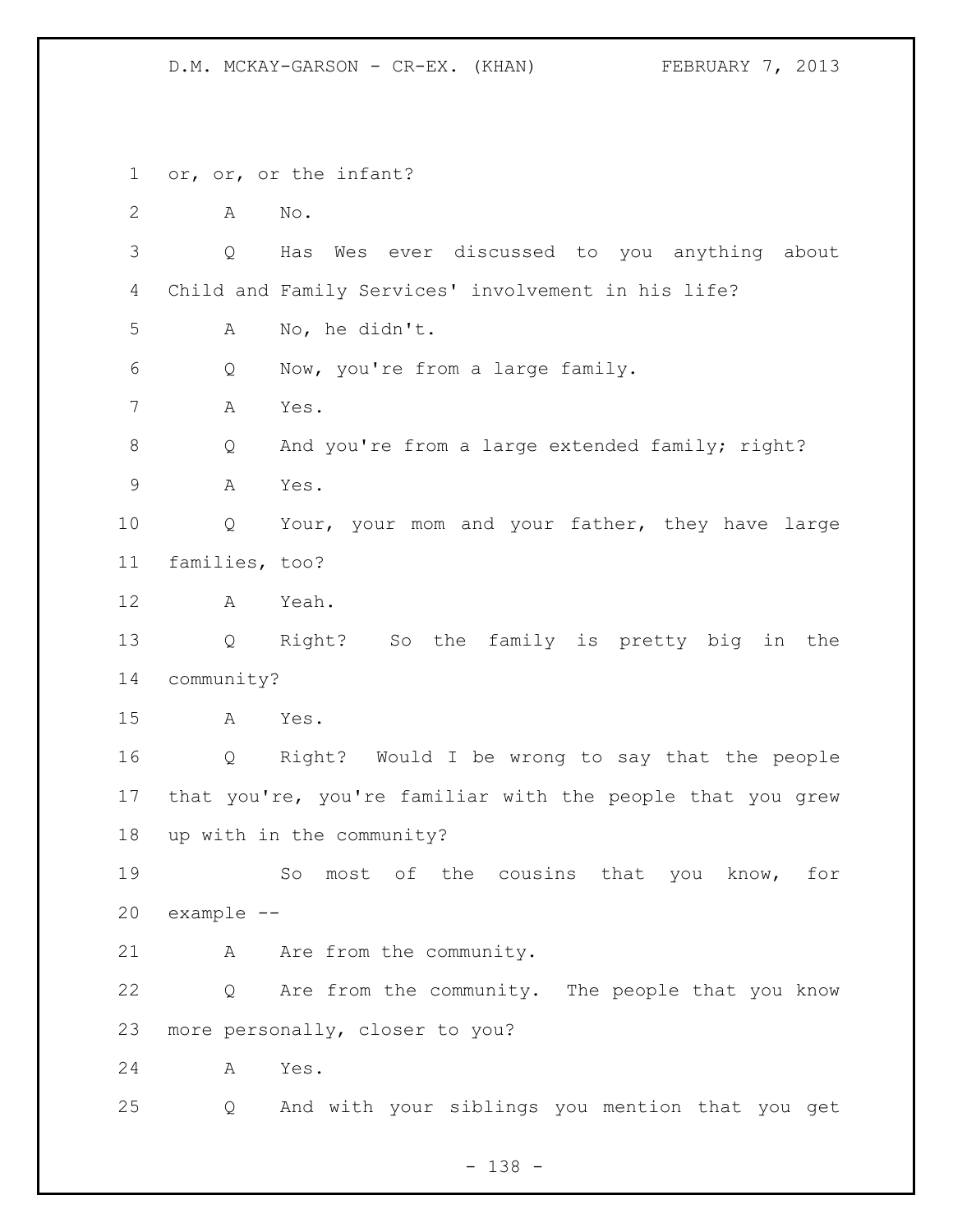1 or, or, or the infant?

2 A No.

3 Q Has Wes ever discussed to you anything about

4 Child and Family Services' involvement in his life?

5 A No, he didn't.

6 Q Now, you're from a large family.

7 A Yes.

8 Q And you're from a large extended family; right?

9 A Yes.

10 Q Your, your mom and your father, they have large

11 families, too?

12 A Yeah.

13 Q Right? So the family is pretty big in the

14 community?

15 A Yes.

16 Q Right? Would I be wrong to say that the people

17 that you're, you're familiar with the people that you grew

18 up with in the community?

19 So most of the cousins that you know, for

20 example --

21 A Are from the community.

22 Q Are from the community. The people that you know

23 more personally, closer to you?

24 A Yes.

25 Q And with your siblings you mention that you get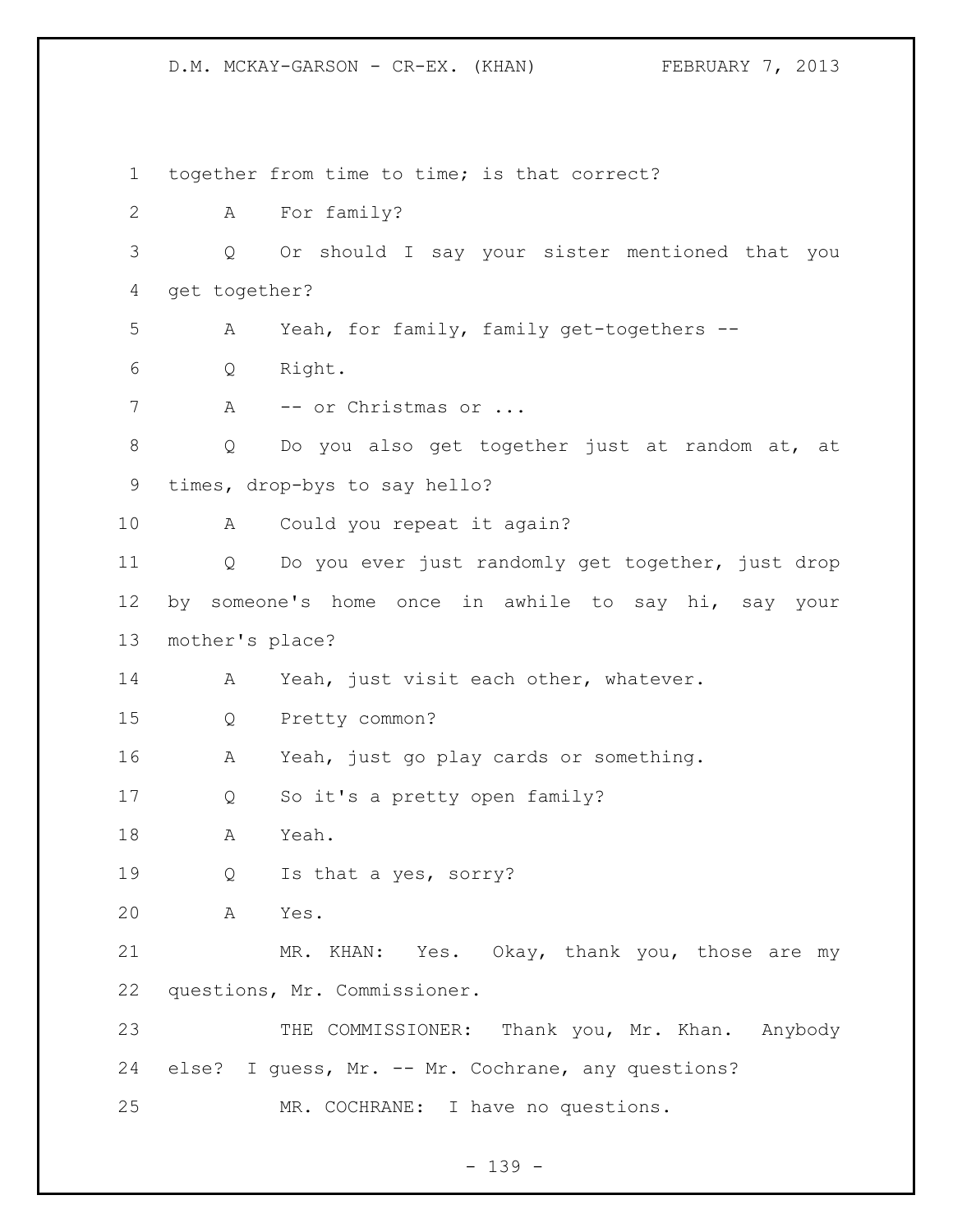together from time to time; is that correct?

A For family?

Q Or should I say your sister mentioned that you get together?

A Yeah, for family, family get-togethers --

Q Right.

A -- or Christmas or ...

Q Do you also get together just at random at, at times, drop-bys to say hello?

A Could you repeat it again?

Q Do you ever just randomly get together, just drop by someone's home once in awhile to say hi, say your mother's place?

A Yeah, just visit each other, whatever.

Q Pretty common?

A Yeah, just go play cards or something.

Q So it's a pretty open family?

A Yeah.

Q Is that a yes, sorry?

A Yes.

MR. KHAN: Yes. Okay, thank you, those are my questions, Mr. Commissioner.

THE COMMISSIONER: Thank you, Mr. Khan. Anybody else? I guess, Mr. -- Mr. Cochrane, any questions?

MR. COCHRANE: I have no questions.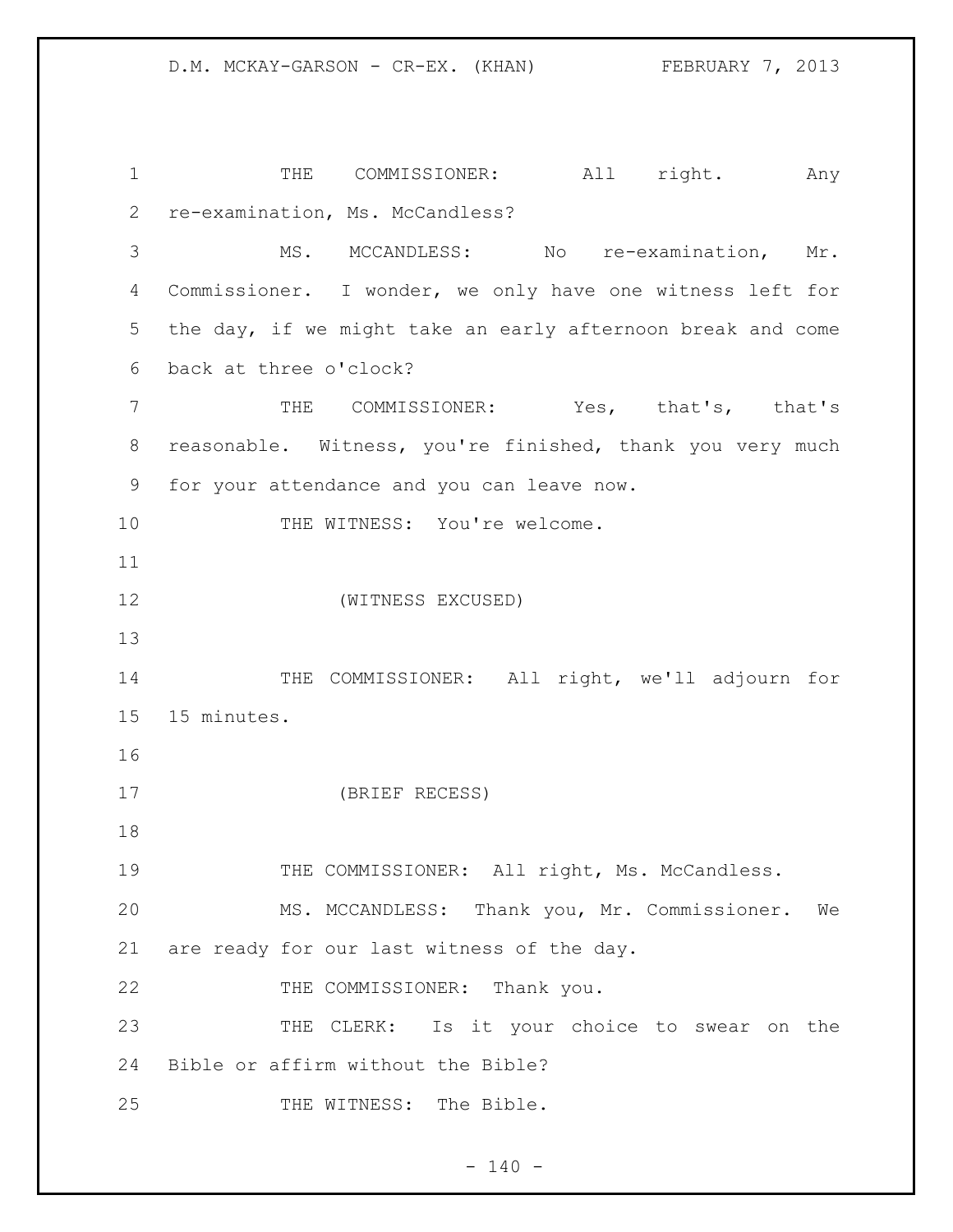1 THE COMMISSIONER: All right. Any
2 re-examination, Ms. McCandless?
3 MS. MCCANDLESS: No re-examination, Mr.
4 Commissioner. I wonder, we only have one witness left for
5 the day, if we might take an early afternoon break and come
6 back at three o'clock?
7 THE COMMISSIONER: Yes, that's, that's
8 reasonable. Witness, you're finished, thank you very much
9 for your attendance and you can leave now.
10 THE WITNESS: You're welcome.
11
12 (WITNESS EXCUSED)
13
14 THE COMMISSIONER: All right, we'll adjourn for
15 15 minutes.
16
17 (BRIEF RECESS)
18
19 THE COMMISSIONER: All right, Ms. McCandless.
20 MS. MCCANDLESS: Thank you, Mr. Commissioner. We
21 are ready for our last witness of the day.
22 THE COMMISSIONER: Thank you.
23 THE CLERK: Is it your choice to swear on the
24 Bible or affirm without the Bible?
25 THE WITNESS: The Bible.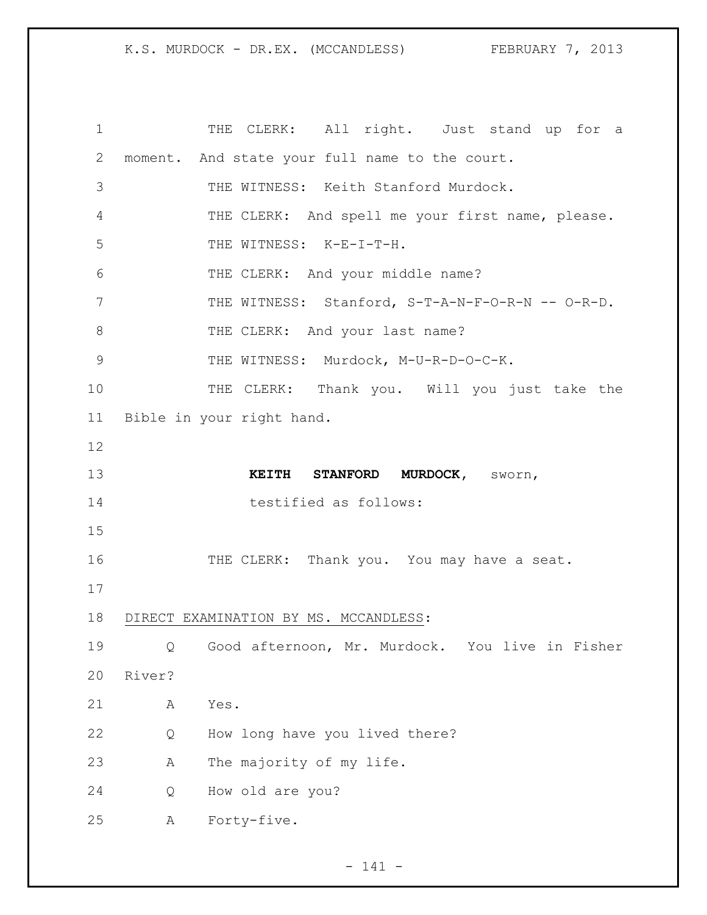1 THE CLERK: All right. Just stand up for a
2 moment. And state your full name to the court.
3 THE WITNESS: Keith Stanford Murdock.
4 THE CLERK: And spell me your first name, please.
5 THE WITNESS: K-E-I-T-H.
6 THE CLERK: And your middle name?
7 THE WITNESS: Stanford, S-T-A-N-F-O-R-N -- O-R-D.
8 THE CLERK: And your last name?
9 THE WITNESS: Murdock, M-U-R-D-O-C-K.
10 THE CLERK: Thank you. Will you just take the
11 Bible in your right hand.
12
13 **KEITH STANFORD MURDOCK**, sworn,
14 testified as follows:
15
16 THE CLERK: Thank you. You may have a seat.
17
18 DIRECT EXAMINATION BY MS. MCCANDLESS:
19 Q Good afternoon, Mr. Murdock. You live in Fisher
20 River?
21 A Yes.
22 Q How long have you lived there?
23 A The majority of my life.
24 Q How old are you?
25 A Forty-five.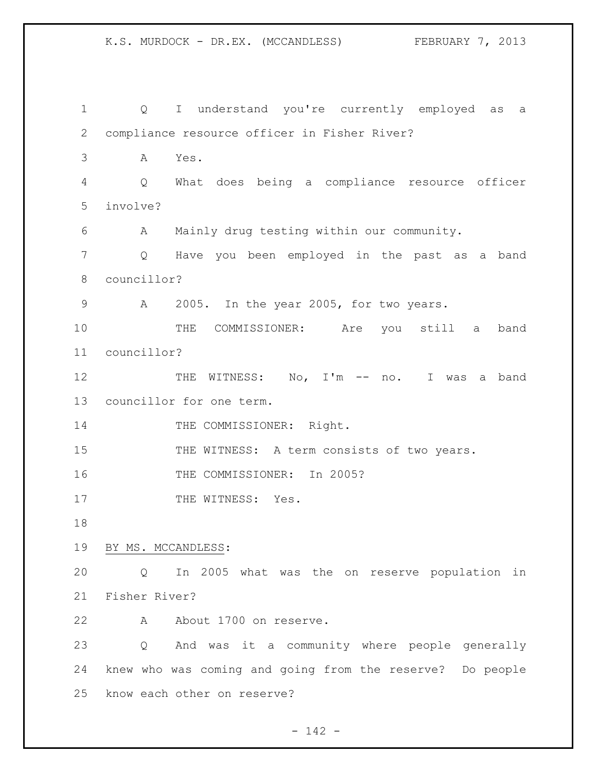Q I understand you're currently employed as a compliance resource officer in Fisher River?

A Yes.

Q What does being a compliance resource officer involve?

A Mainly drug testing within our community.

Q Have you been employed in the past as a band councillor?

A 2005. In the year 2005, for two years.

THE COMMISSIONER: Are you still a band councillor?

THE WITNESS: No, I'm -- no. I was a band councillor for one term.

THE COMMISSIONER: Right.

THE WITNESS: A term consists of two years.

THE COMMISSIONER: In 2005?

THE WITNESS: Yes.

BY MS. MCCANDLESS:

Q In 2005 what was the on reserve population in Fisher River?

A About 1700 on reserve.

Q And was it a community where people generally knew who was coming and going from the reserve? Do people know each other on reserve?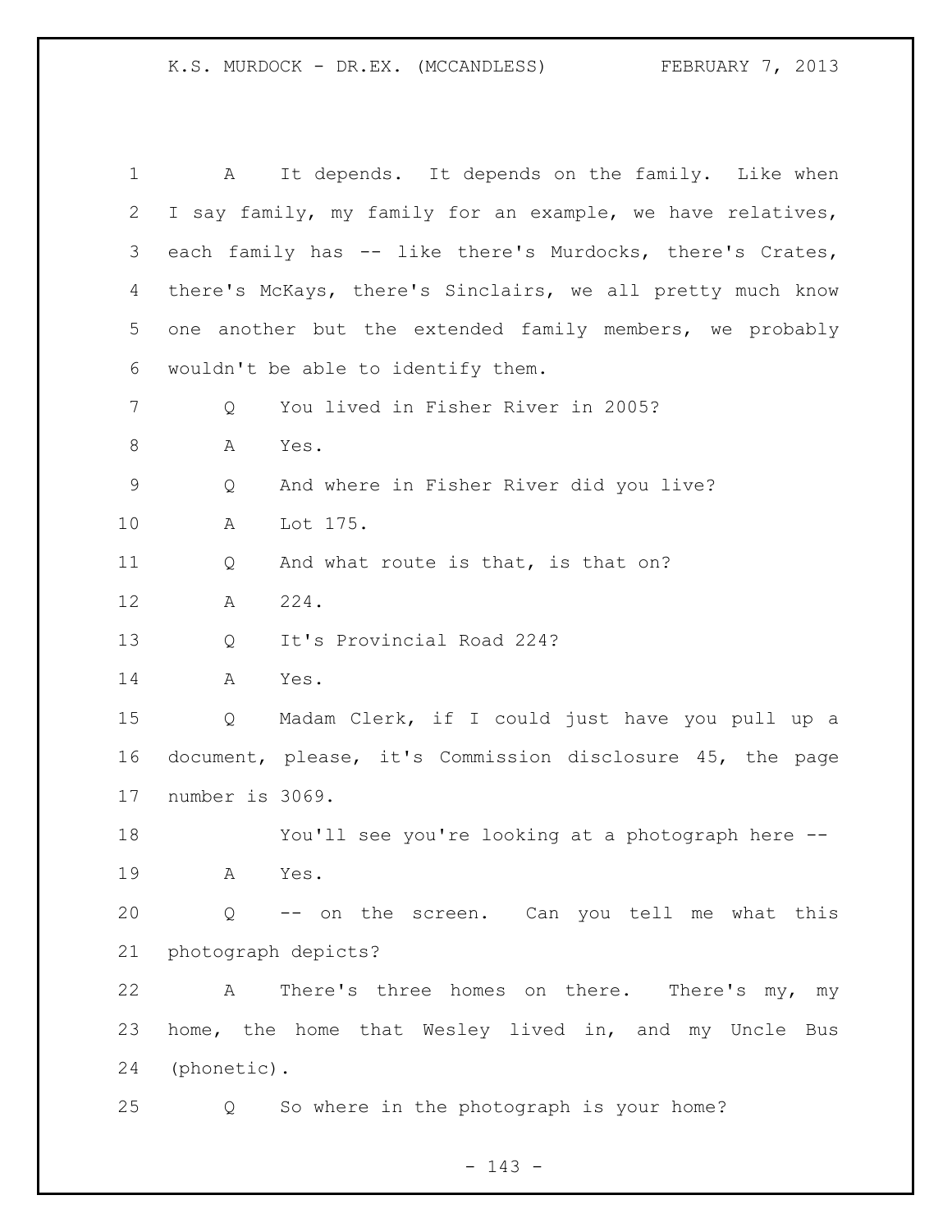A It depends. It depends on the family. Like when I say family, my family for an example, we have relatives, each family has -- like there's Murdocks, there's Crates, there's McKays, there's Sinclairs, we all pretty much know one another but the extended family members, we probably wouldn't be able to identify them.

Q You lived in Fisher River in 2005?

A Yes.

Q And where in Fisher River did you live?

A Lot 175.

Q And what route is that, is that on?

A 224.

Q It's Provincial Road 224?

A Yes.

Q Madam Clerk, if I could just have you pull up a document, please, it's Commission disclosure 45, the page number is 3069.

You'll see you're looking at a photograph here --

A Yes.

Q -- on the screen. Can you tell me what this photograph depicts?

A There's three homes on there. There's my, my home, the home that Wesley lived in, and my Uncle Bus (phonetic).

Q So where in the photograph is your home?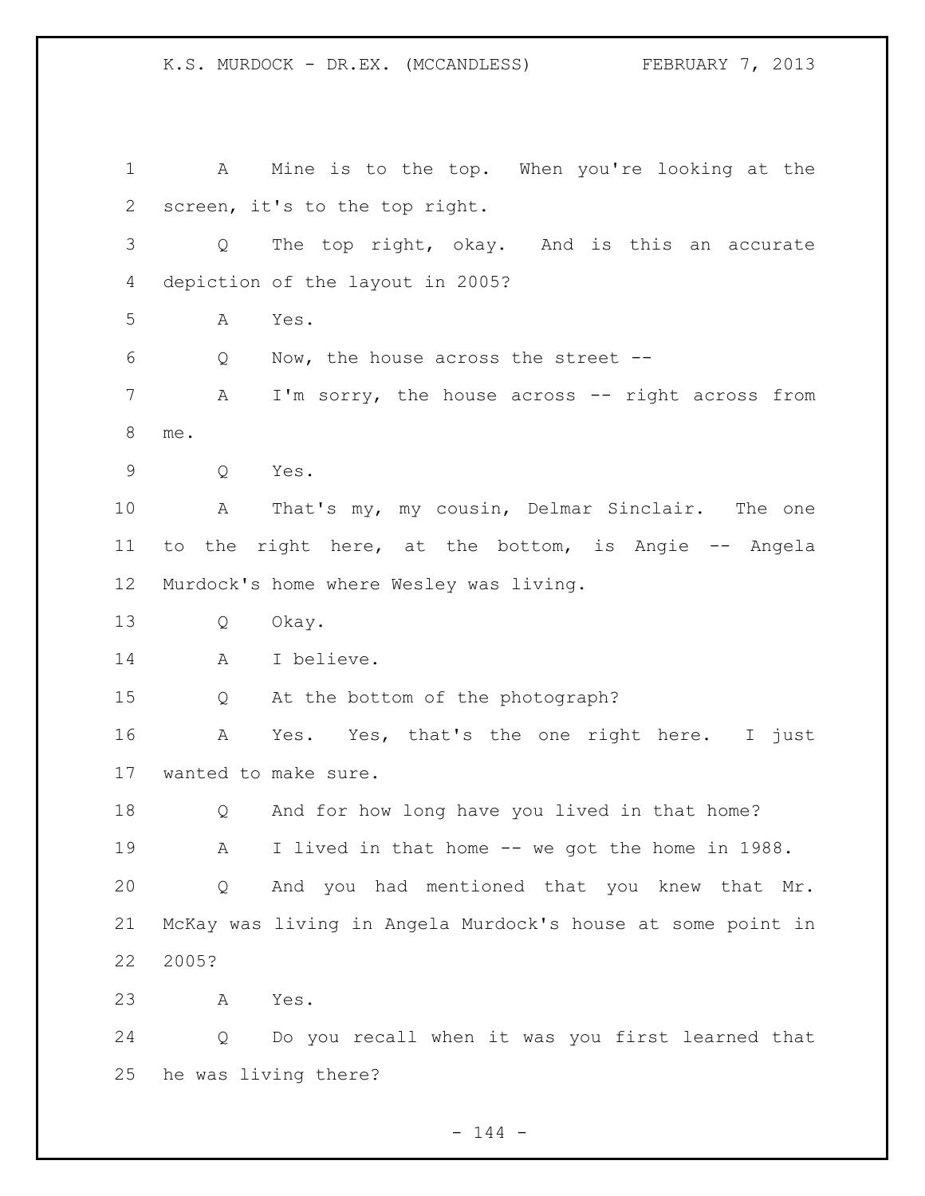A Mine is to the top. When you're looking at the screen, it's to the top right.

Q The top right, okay. And is this an accurate depiction of the layout in 2005?

A Yes.

Q Now, the house across the street --

A I'm sorry, the house across -- right across from me.

Q Yes.

A That's my, my cousin, Delmar Sinclair. The one to the right here, at the bottom, is Angie -- Angela Murdock's home where Wesley was living.

Q Okay.

A I believe.

Q At the bottom of the photograph?

A Yes. Yes, that's the one right here. I just wanted to make sure.

Q And for how long have you lived in that home?

A I lived in that home -- we got the home in 1988.

Q And you had mentioned that you knew that Mr. McKay was living in Angela Murdock's house at some point in 2005?

A Yes.

Q Do you recall when it was you first learned that he was living there?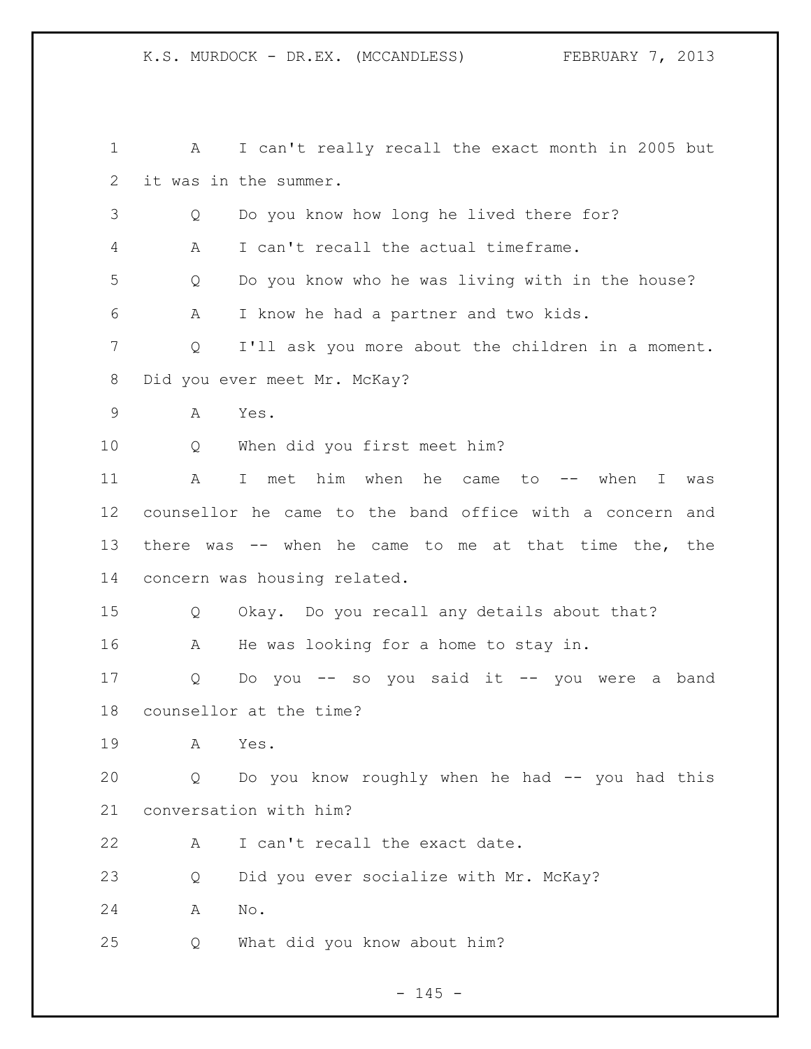1 A I can't really recall the exact month in 2005 but
2 it was in the summer.
3 Q Do you know how long he lived there for?
4 A I can't recall the actual timeframe.
5 Q Do you know who he was living with in the house?
6 A I know he had a partner and two kids.
7 Q I'll ask you more about the children in a moment.
8 Did you ever meet Mr. McKay?
9 A Yes.
10 Q When did you first meet him?
11 A I met him when he came to -- when I was
12 counsellor he came to the band office with a concern and
13 there was -- when he came to me at that time the, the
14 concern was housing related.
15 Q Okay. Do you recall any details about that?
16 A He was looking for a home to stay in.
17 Q Do you -- so you said it -- you were a band
18 counsellor at the time?
19 A Yes.
20 Q Do you know roughly when he had -- you had this
21 conversation with him?
22 A I can't recall the exact date.
23 Q Did you ever socialize with Mr. McKay?
24 A No.
25 Q What did you know about him?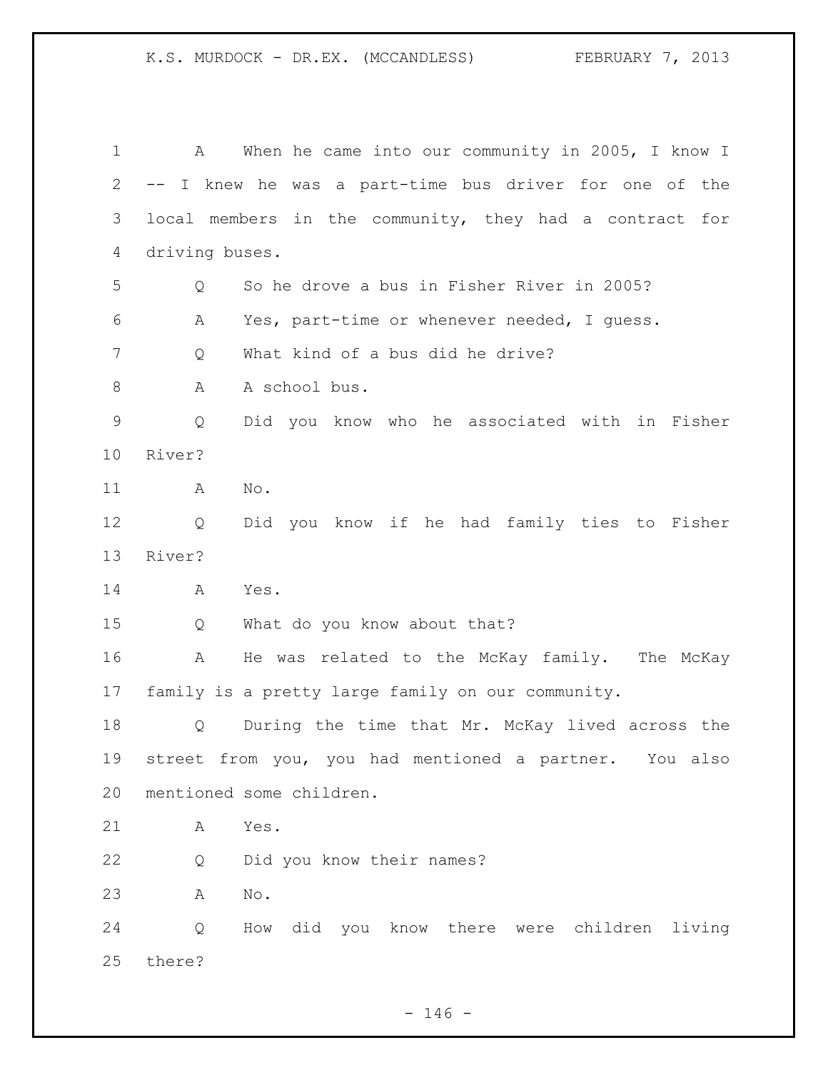A When he came into our community in 2005, I know I -- I knew he was a part-time bus driver for one of the local members in the community, they had a contract for driving buses.

Q So he drove a bus in Fisher River in 2005?

A Yes, part-time or whenever needed, I guess.

Q What kind of a bus did he drive?

A A school bus.

Q Did you know who he associated with in Fisher River?

A No.

Q Did you know if he had family ties to Fisher River?

A Yes.

Q What do you know about that?

A He was related to the McKay family. The McKay family is a pretty large family on our community.

Q During the time that Mr. McKay lived across the street from you, you had mentioned a partner. You also mentioned some children.

A Yes.

Q Did you know their names?

A No.

Q How did you know there were children living there?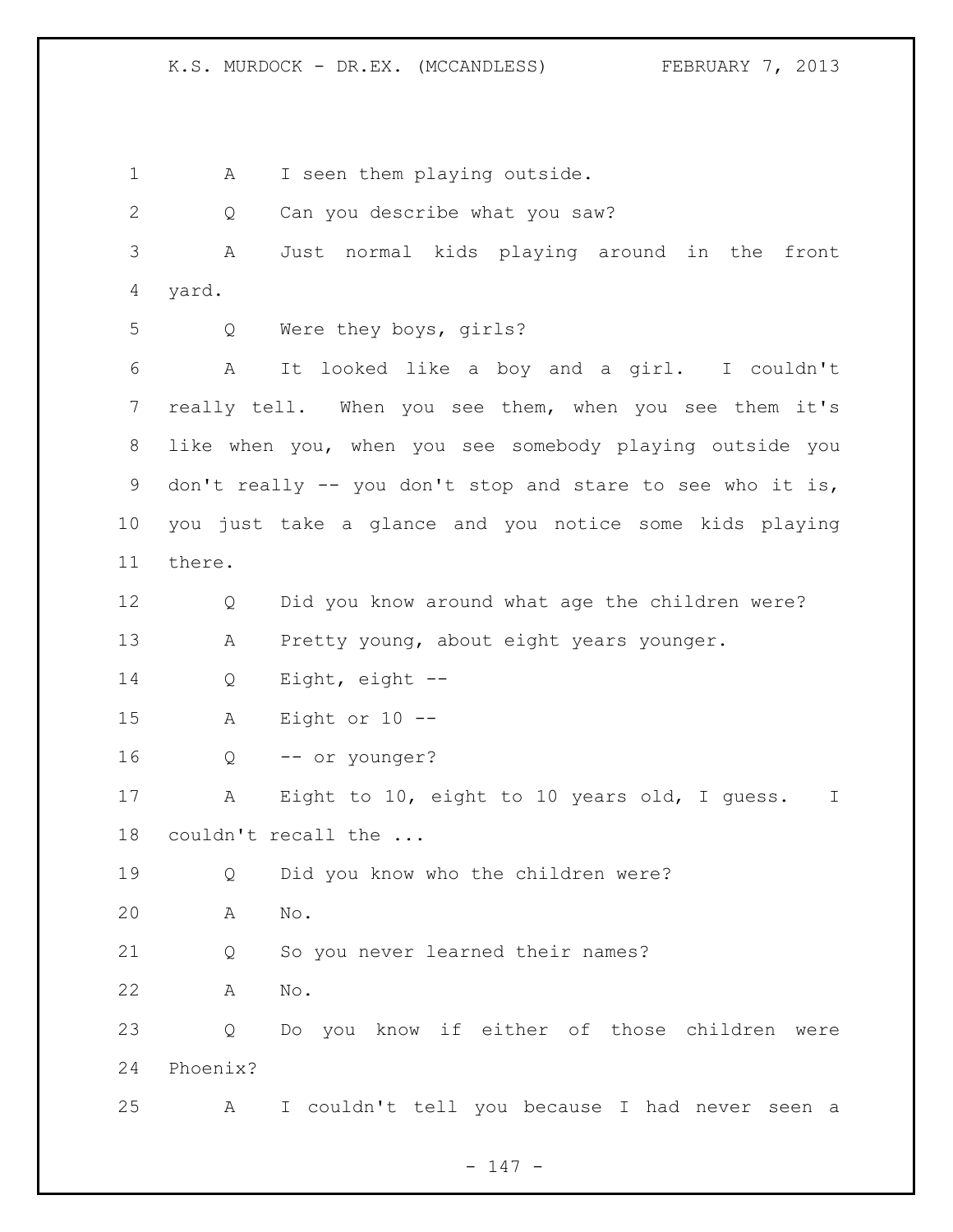A I seen them playing outside.

Q Can you describe what you saw?

A Just normal kids playing around in the front yard.

Q Were they boys, girls?

A It looked like a boy and a girl. I couldn't really tell. When you see them, when you see them it's like when you, when you see somebody playing outside you don't really -- you don't stop and stare to see who it is, you just take a glance and you notice some kids playing there.

Q Did you know around what age the children were?

A Pretty young, about eight years younger.

Q Eight, eight --

A Eight or 10 --

Q -- or younger?

A Eight to 10, eight to 10 years old, I guess. I couldn't recall the ...

Q Did you know who the children were?

A No.

Q So you never learned their names?

A No.

Q Do you know if either of those children were Phoenix?

A I couldn't tell you because I had never seen a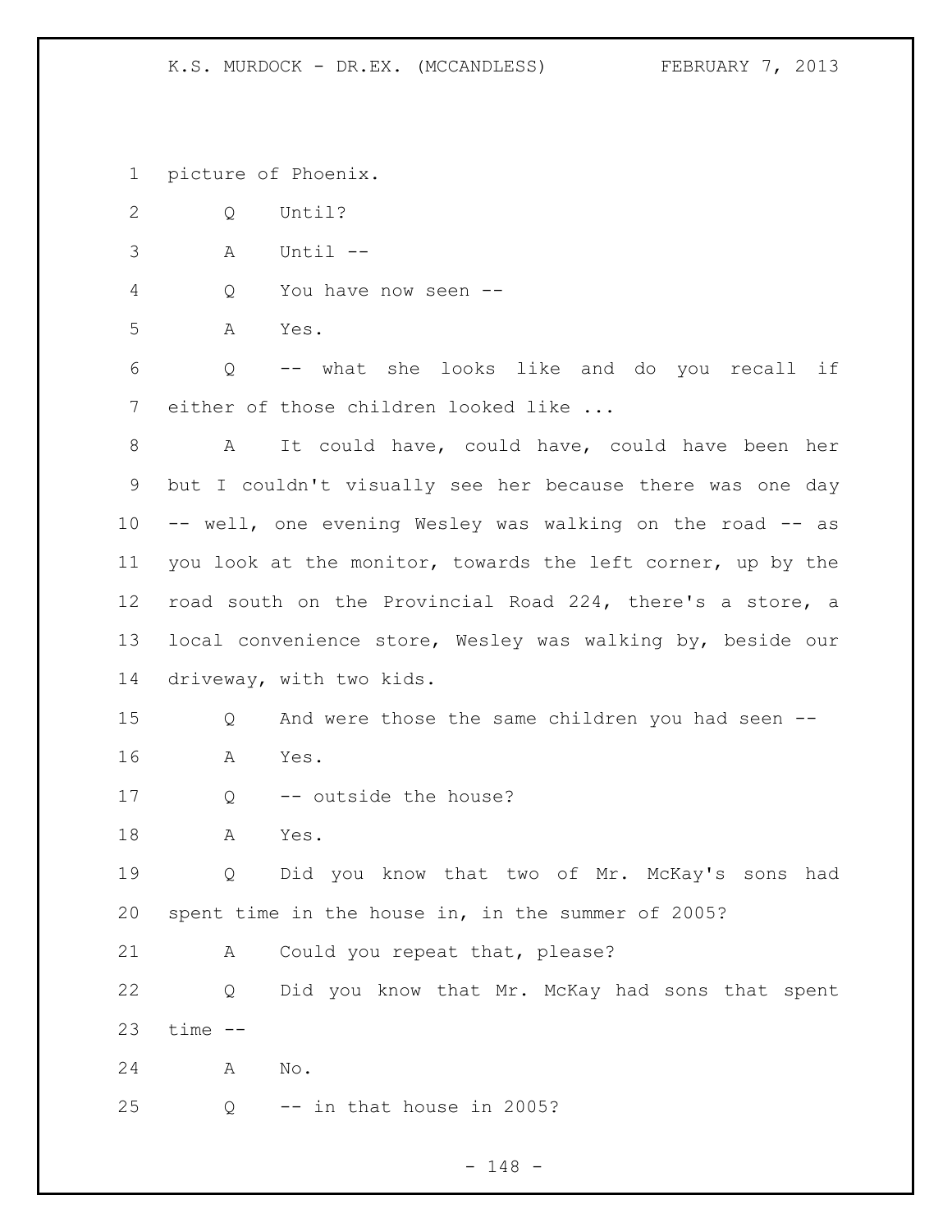picture of Phoenix.

Q Until?

A Until --

Q You have now seen --

A Yes.

Q -- what she looks like and do you recall if either of those children looked like ...

A It could have, could have, could have been her but I couldn't visually see her because there was one day -- well, one evening Wesley was walking on the road -- as you look at the monitor, towards the left corner, up by the road south on the Provincial Road 224, there's a store, a local convenience store, Wesley was walking by, beside our driveway, with two kids.

Q And were those the same children you had seen --

A Yes.

Q -- outside the house?

A Yes.

Q Did you know that two of Mr. McKay's sons had spent time in the house in, in the summer of 2005?

A Could you repeat that, please?

Q Did you know that Mr. McKay had sons that spent time --

A No.

Q -- in that house in 2005?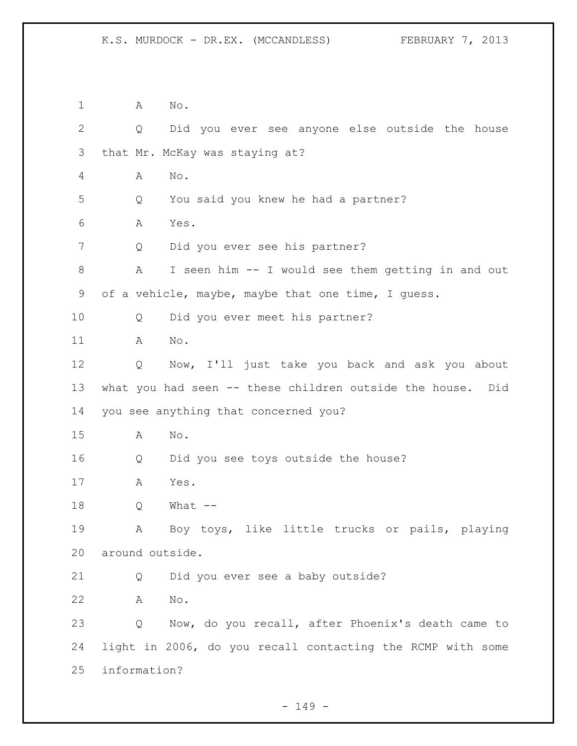1 A No.

2 Q Did you ever see anyone else outside the house

3 that Mr. McKay was staying at?

4 A No.

5 Q You said you knew he had a partner?

6 A Yes.

7 Q Did you ever see his partner?

8 A I seen him -- I would see them getting in and out

9 of a vehicle, maybe, maybe that one time, I guess.

10 Q Did you ever meet his partner?

11 A No.

12 Q Now, I'll just take you back and ask you about

13 what you had seen -- these children outside the house. Did

14 you see anything that concerned you?

15 A No.

16 Q Did you see toys outside the house?

17 A Yes.

18 Q What --

19 A Boy toys, like little trucks or pails, playing

20 around outside.

21 Q Did you ever see a baby outside?

22 A No.

23 Q Now, do you recall, after Phoenix's death came to

24 light in 2006, do you recall contacting the RCMP with some

25 information?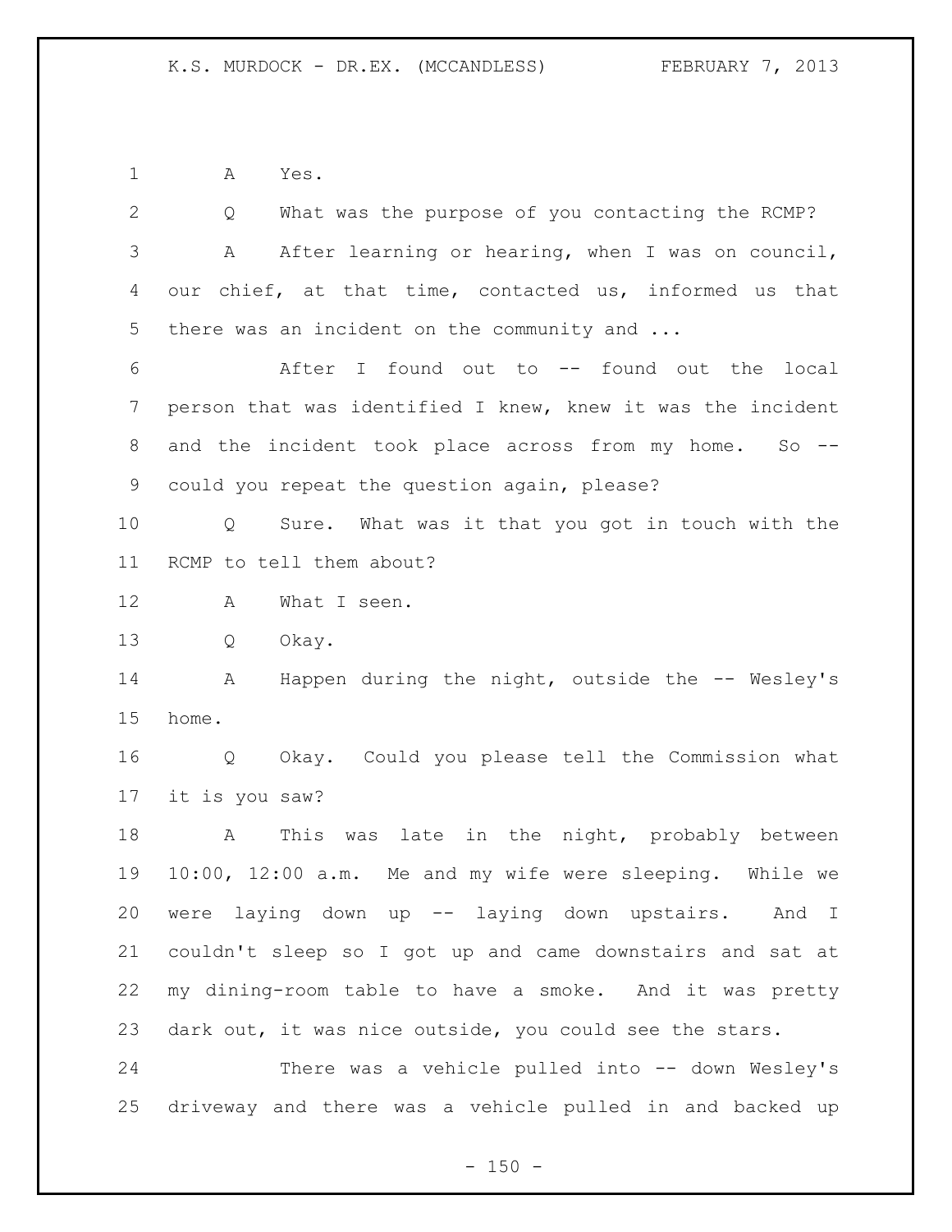A Yes.

Q What was the purpose of you contacting the RCMP?

A After learning or hearing, when I was on council, our chief, at that time, contacted us, informed us that there was an incident on the community and ...

After I found out to -- found out the local person that was identified I knew, knew it was the incident and the incident took place across from my home. So -- could you repeat the question again, please?

Q Sure. What was it that you got in touch with the RCMP to tell them about?

A What I seen.

Q Okay.

A Happen during the night, outside the -- Wesley's home.

Q Okay. Could you please tell the Commission what it is you saw?

A This was late in the night, probably between 10:00, 12:00 a.m. Me and my wife were sleeping. While we were laying down up -- laying down upstairs. And I couldn't sleep so I got up and came downstairs and sat at my dining-room table to have a smoke. And it was pretty dark out, it was nice outside, you could see the stars.

There was a vehicle pulled into -- down Wesley's driveway and there was a vehicle pulled in and backed up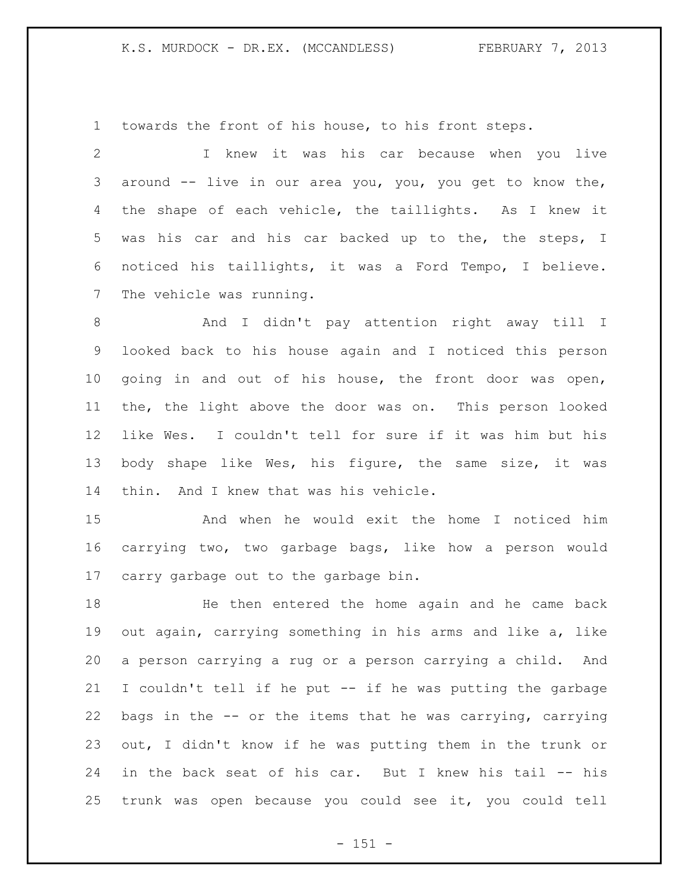towards the front of his house, to his front steps.

I knew it was his car because when you live around -- live in our area you, you, you get to know the, the shape of each vehicle, the taillights. As I knew it was his car and his car backed up to the, the steps, I noticed his taillights, it was a Ford Tempo, I believe. The vehicle was running.

And I didn't pay attention right away till I looked back to his house again and I noticed this person going in and out of his house, the front door was open, the, the light above the door was on. This person looked like Wes. I couldn't tell for sure if it was him but his body shape like Wes, his figure, the same size, it was thin. And I knew that was his vehicle.

And when he would exit the home I noticed him carrying two, two garbage bags, like how a person would carry garbage out to the garbage bin.

He then entered the home again and he came back out again, carrying something in his arms and like a, like a person carrying a rug or a person carrying a child. And I couldn't tell if he put -- if he was putting the garbage bags in the -- or the items that he was carrying, carrying out, I didn't know if he was putting them in the trunk or in the back seat of his car. But I knew his tail -- his trunk was open because you could see it, you could tell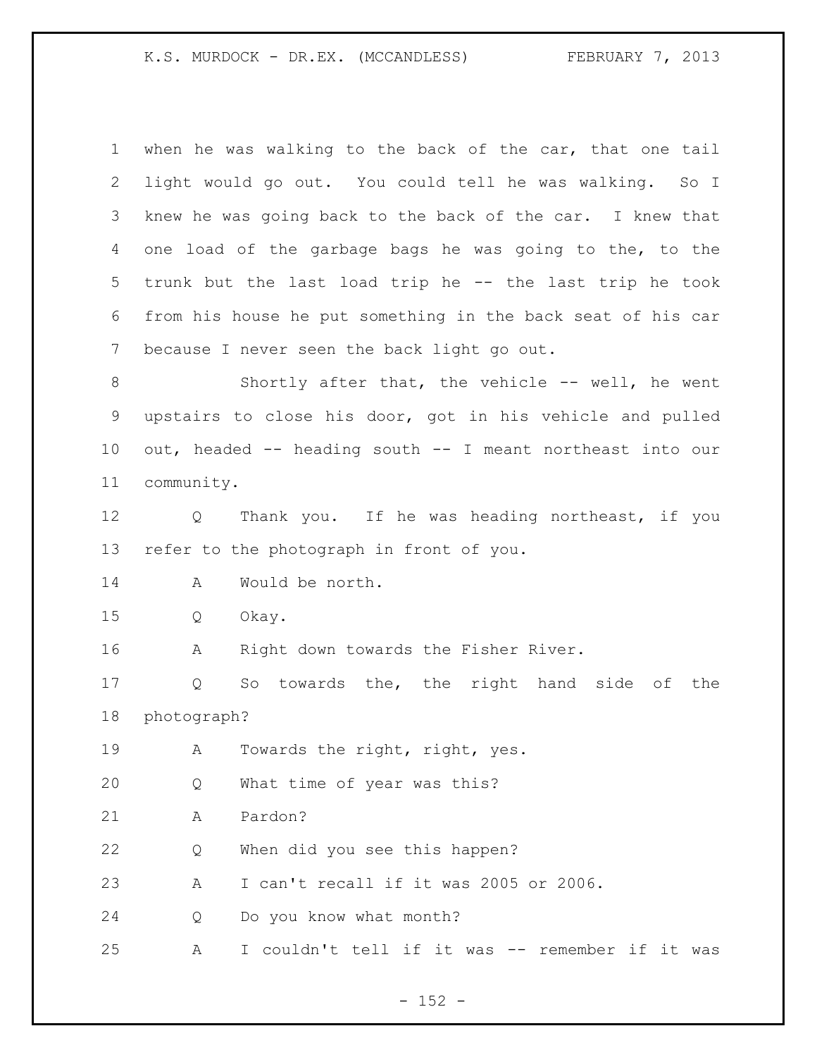when he was walking to the back of the car, that one tail light would go out. You could tell he was walking. So I knew he was going back to the back of the car. I knew that one load of the garbage bags he was going to the, to the trunk but the last load trip he -- the last trip he took from his house he put something in the back seat of his car because I never seen the back light go out.

Shortly after that, the vehicle -- well, he went upstairs to close his door, got in his vehicle and pulled out, headed -- heading south -- I meant northeast into our community.

Q Thank you. If he was heading northeast, if you refer to the photograph in front of you.

A Would be north.

Q Okay.

A Right down towards the Fisher River.

Q So towards the, the right hand side of the photograph?

A Towards the right, right, yes.

Q What time of year was this?

A Pardon?

Q When did you see this happen?

A I can't recall if it was 2005 or 2006.

Q Do you know what month?

A I couldn't tell if it was -- remember if it was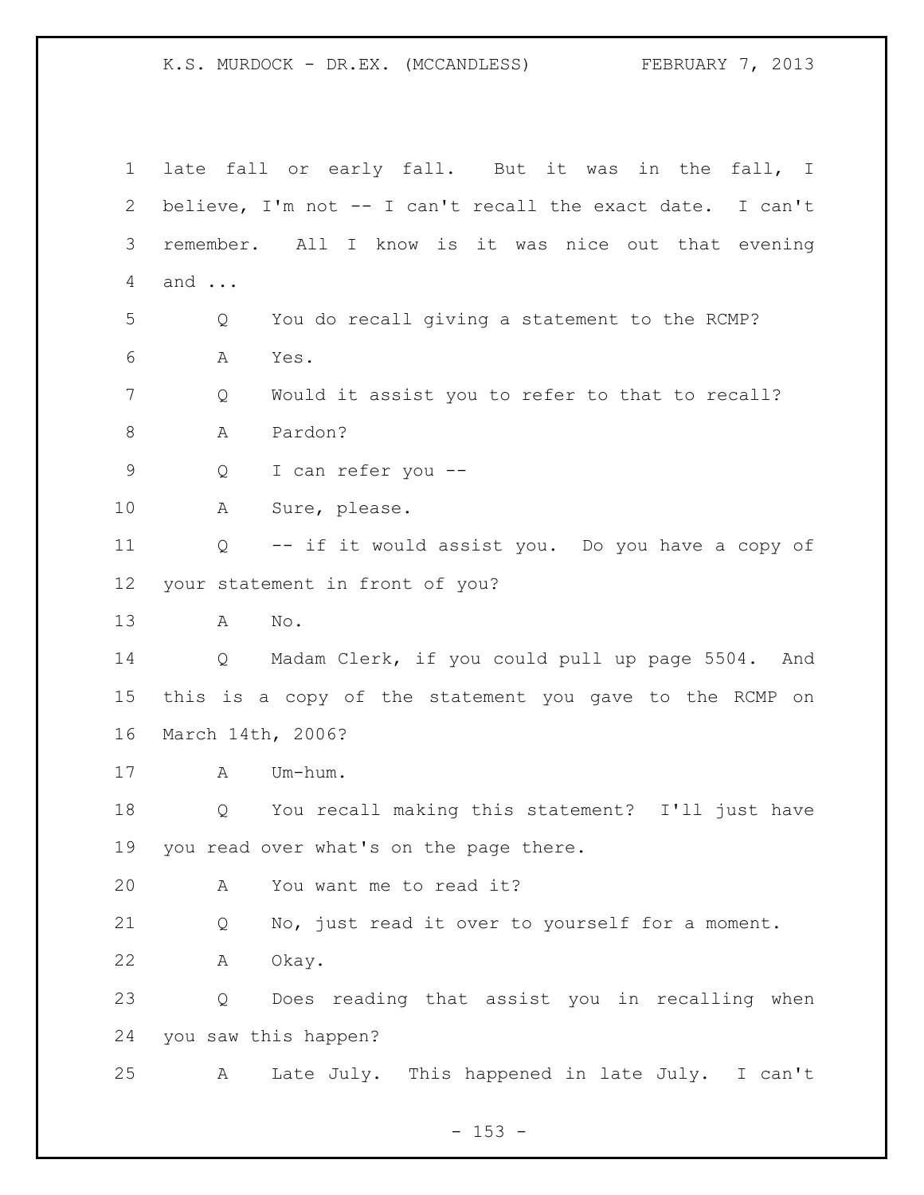1 late fall or early fall. But it was in the fall, I
2 believe, I'm not -- I can't recall the exact date. I can't
3 remember. All I know is it was nice out that evening
4 and ...

5 Q You do recall giving a statement to the RCMP?

6 A Yes.

7 Q Would it assist you to refer to that to recall?

8 A Pardon?

9 Q I can refer you --

10 A Sure, please.

11 Q -- if it would assist you. Do you have a copy of
12 your statement in front of you?

13 A No.

14 Q Madam Clerk, if you could pull up page 5504. And
15 this is a copy of the statement you gave to the RCMP on
16 March 14th, 2006?

17 A Um-hum.

18 Q You recall making this statement? I'll just have
19 you read over what's on the page there.

20 A You want me to read it?

21 Q No, just read it over to yourself for a moment.

22 A Okay.

23 Q Does reading that assist you in recalling when
24 you saw this happen?

25 A Late July. This happened in late July. I can't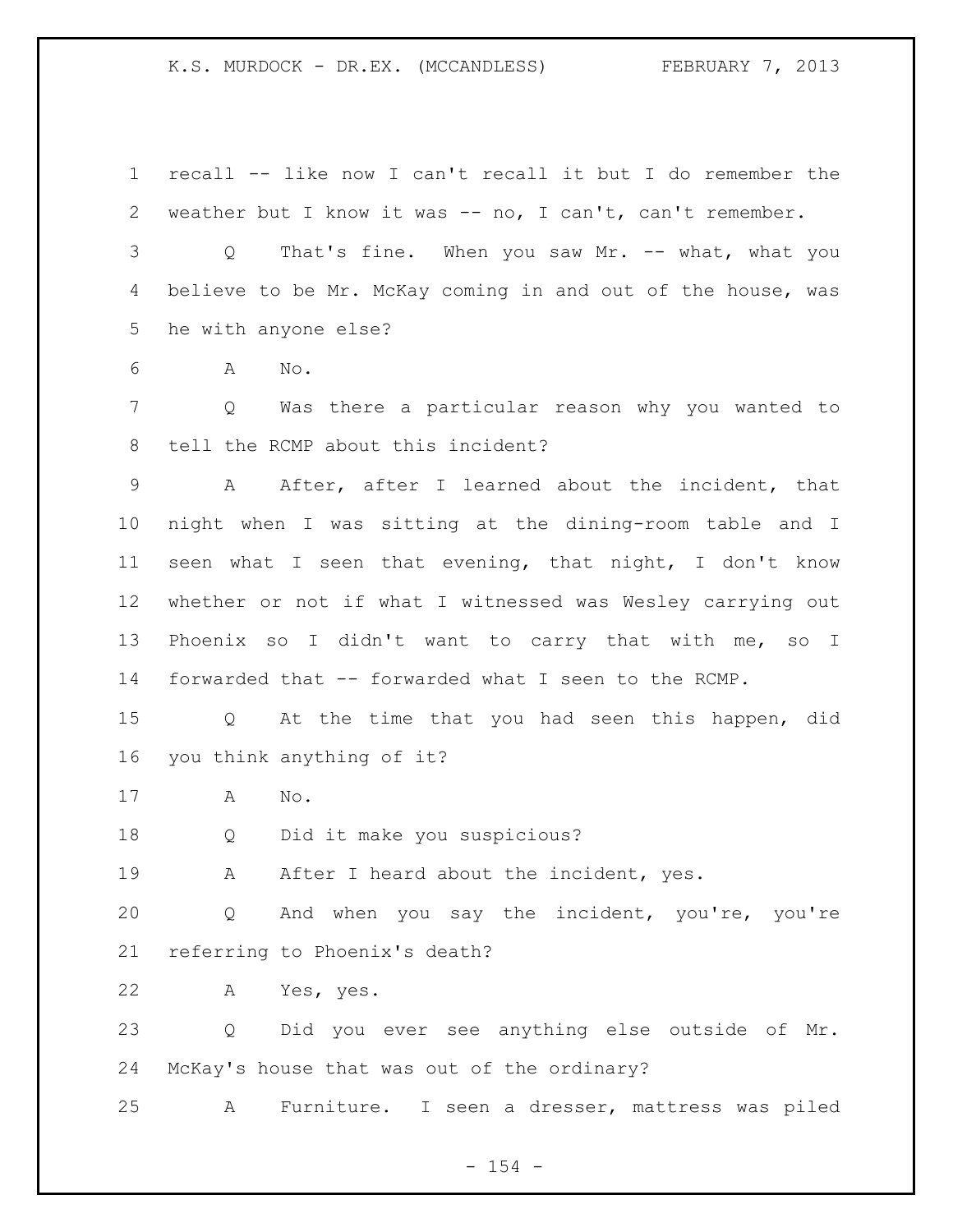recall -- like now I can't recall it but I do remember the weather but I know it was -- no, I can't, can't remember.

Q That's fine. When you saw Mr. -- what, what you believe to be Mr. McKay coming in and out of the house, was he with anyone else?

A No.

Q Was there a particular reason why you wanted to tell the RCMP about this incident?

A After, after I learned about the incident, that night when I was sitting at the dining-room table and I seen what I seen that evening, that night, I don't know whether or not if what I witnessed was Wesley carrying out Phoenix so I didn't want to carry that with me, so I forwarded that -- forwarded what I seen to the RCMP.

Q At the time that you had seen this happen, did you think anything of it?

A No.

Q Did it make you suspicious?

A After I heard about the incident, yes.

Q And when you say the incident, you're, you're referring to Phoenix's death?

A Yes, yes.

Q Did you ever see anything else outside of Mr. McKay's house that was out of the ordinary?

A Furniture. I seen a dresser, mattress was piled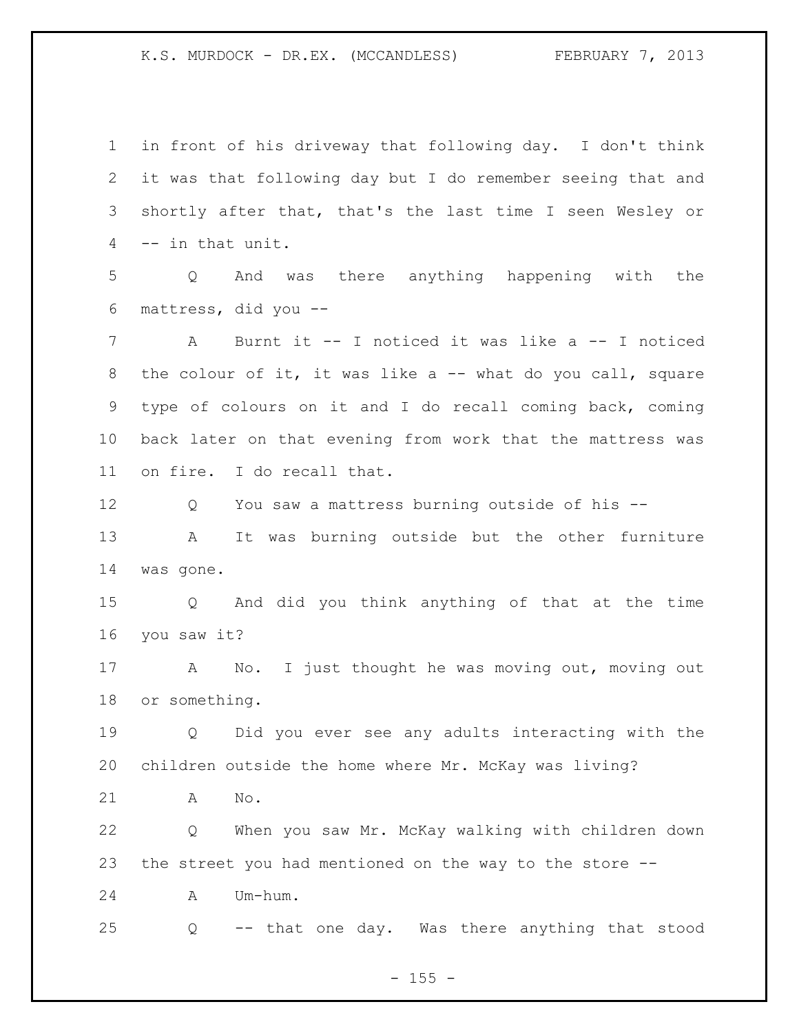in front of his driveway that following day. I don't think it was that following day but I do remember seeing that and shortly after that, that's the last time I seen Wesley or -- in that unit.

Q And was there anything happening with the mattress, did you --

A Burnt it -- I noticed it was like a -- I noticed the colour of it, it was like a -- what do you call, square type of colours on it and I do recall coming back, coming back later on that evening from work that the mattress was on fire. I do recall that.

Q You saw a mattress burning outside of his --

A It was burning outside but the other furniture was gone.

Q And did you think anything of that at the time you saw it?

A No. I just thought he was moving out, moving out or something.

Q Did you ever see any adults interacting with the children outside the home where Mr. McKay was living?

A No.

Q When you saw Mr. McKay walking with children down the street you had mentioned on the way to the store --

A Um-hum.

Q -- that one day. Was there anything that stood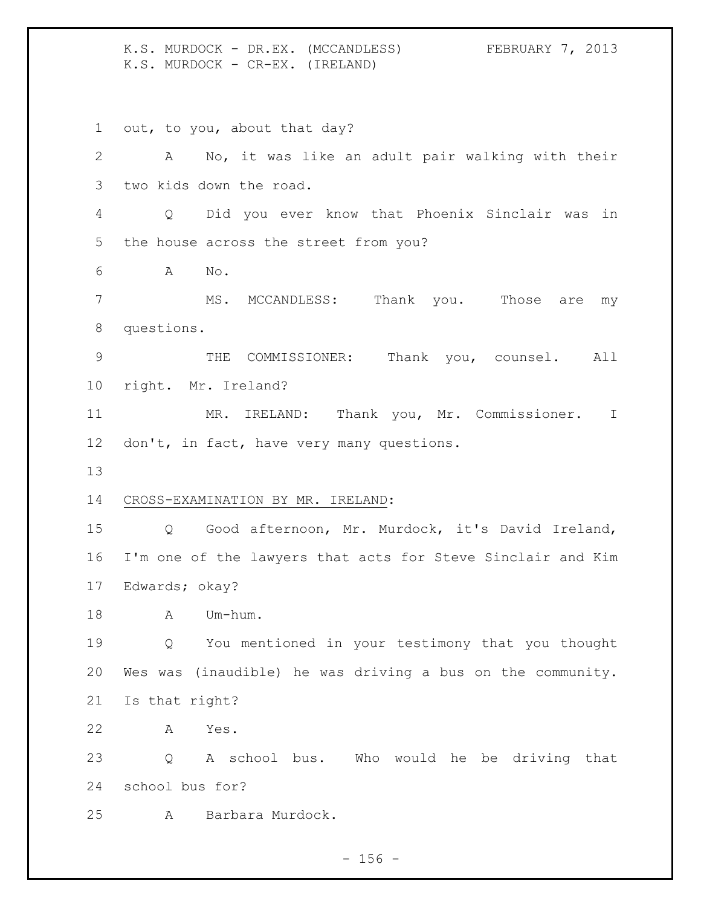out, to you, about that day?

A No, it was like an adult pair walking with their two kids down the road.

Q Did you ever know that Phoenix Sinclair was in the house across the street from you?

A No.

MS. MCCANDLESS: Thank you. Those are my questions.

THE COMMISSIONER: Thank you, counsel. All right. Mr. Ireland?

MR. IRELAND: Thank you, Mr. Commissioner. I don't, in fact, have very many questions.

CROSS-EXAMINATION BY MR. IRELAND:

Q Good afternoon, Mr. Murdock, it's David Ireland, I'm one of the lawyers that acts for Steve Sinclair and Kim Edwards; okay?

A Um-hum.

Q You mentioned in your testimony that you thought Wes was (inaudible) he was driving a bus on the community. Is that right?

A Yes.

Q A school bus. Who would he be driving that school bus for?

A Barbara Murdock.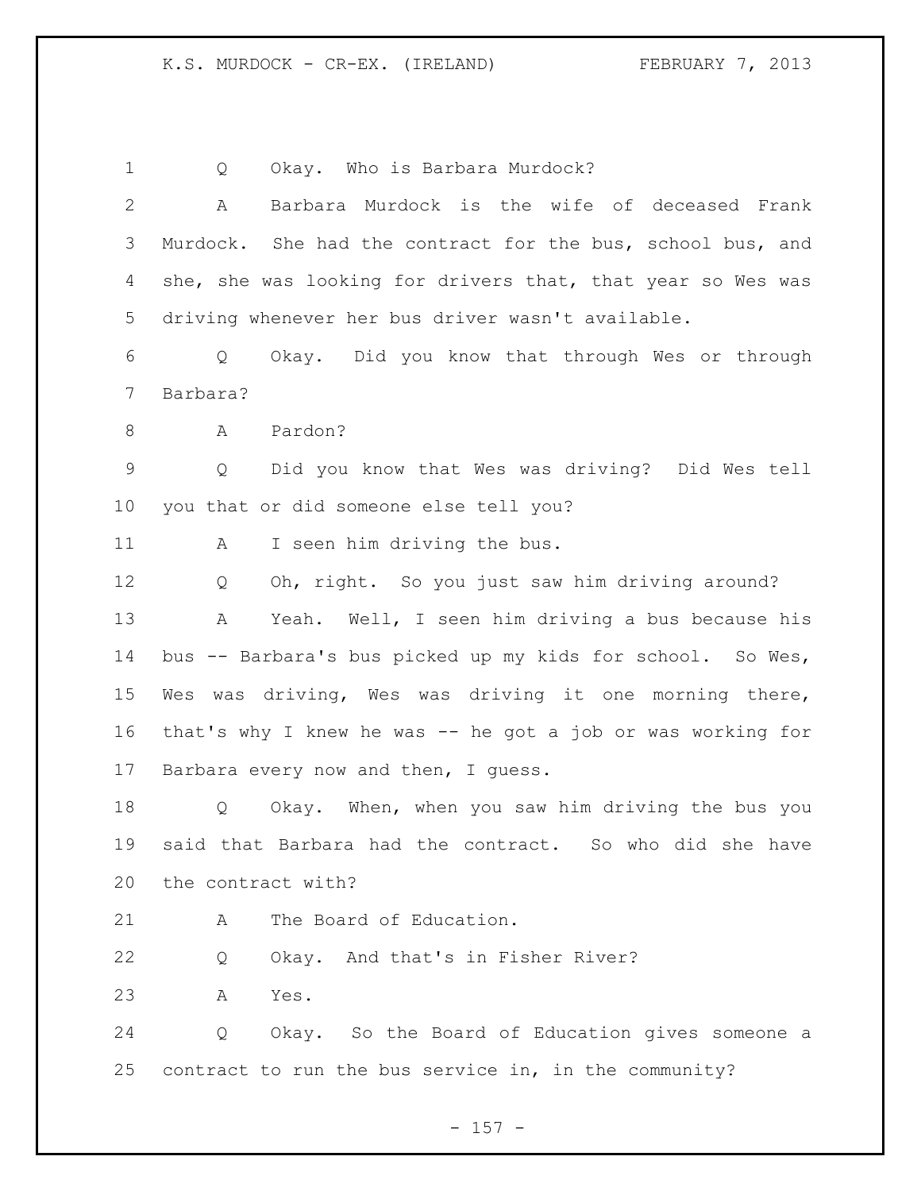Q Okay. Who is Barbara Murdock?

A Barbara Murdock is the wife of deceased Frank Murdock. She had the contract for the bus, school bus, and she, she was looking for drivers that, that year so Wes was driving whenever her bus driver wasn't available.

Q Okay. Did you know that through Wes or through Barbara?

A Pardon?

Q Did you know that Wes was driving? Did Wes tell you that or did someone else tell you?

A I seen him driving the bus.

Q Oh, right. So you just saw him driving around?

A Yeah. Well, I seen him driving a bus because his bus -- Barbara's bus picked up my kids for school. So Wes, Wes was driving, Wes was driving it one morning there, that's why I knew he was -- he got a job or was working for Barbara every now and then, I guess.

Q Okay. When, when you saw him driving the bus you said that Barbara had the contract. So who did she have the contract with?

A The Board of Education.

Q Okay. And that's in Fisher River?

A Yes.

Q Okay. So the Board of Education gives someone a contract to run the bus service in, in the community?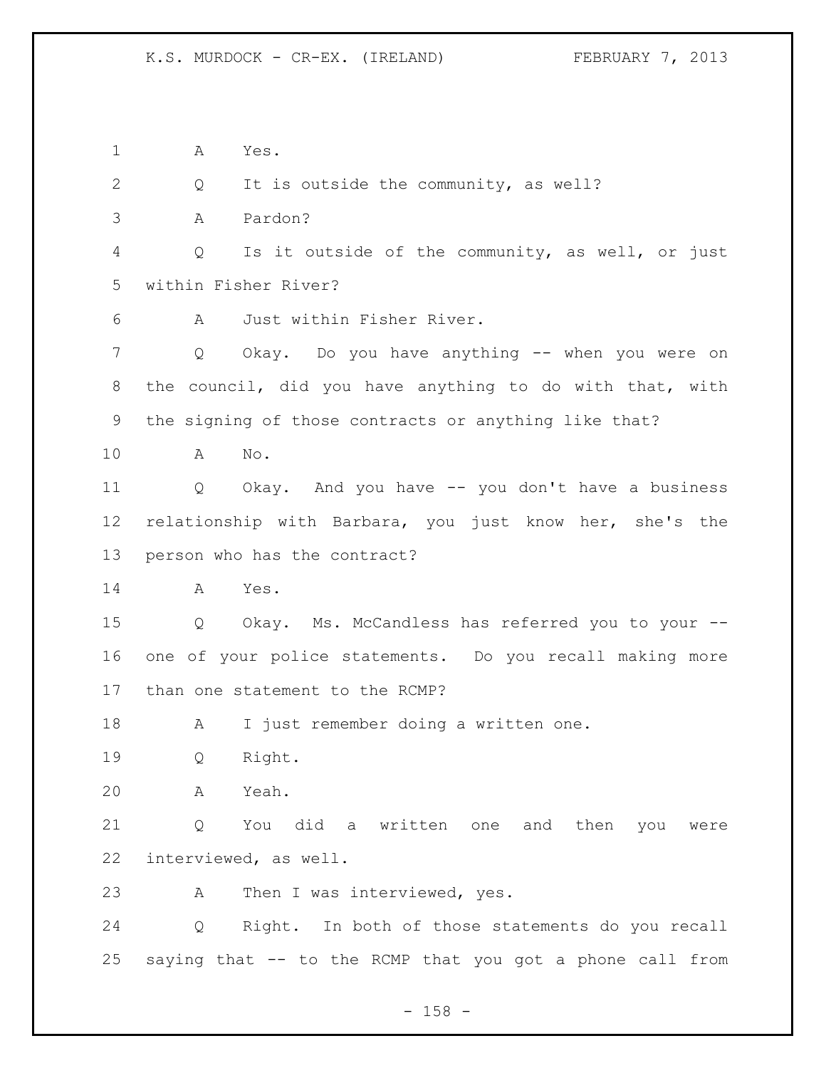1 A Yes.

2 Q It is outside the community, as well?

3 A Pardon?

4 Q Is it outside of the community, as well, or just

5 within Fisher River?

6 A Just within Fisher River.

7 Q Okay. Do you have anything -- when you were on

8 the council, did you have anything to do with that, with

9 the signing of those contracts or anything like that?

10 A No.

11 Q Okay. And you have -- you don't have a business

12 relationship with Barbara, you just know her, she's the

13 person who has the contract?

14 A Yes.

15 Q Okay. Ms. McCandless has referred you to your --

16 one of your police statements. Do you recall making more

17 than one statement to the RCMP?

18 A I just remember doing a written one.

19 Q Right.

20 A Yeah.

21 Q You did a written one and then you were

22 interviewed, as well.

23 A Then I was interviewed, yes.

24 Q Right. In both of those statements do you recall

25 saying that -- to the RCMP that you got a phone call from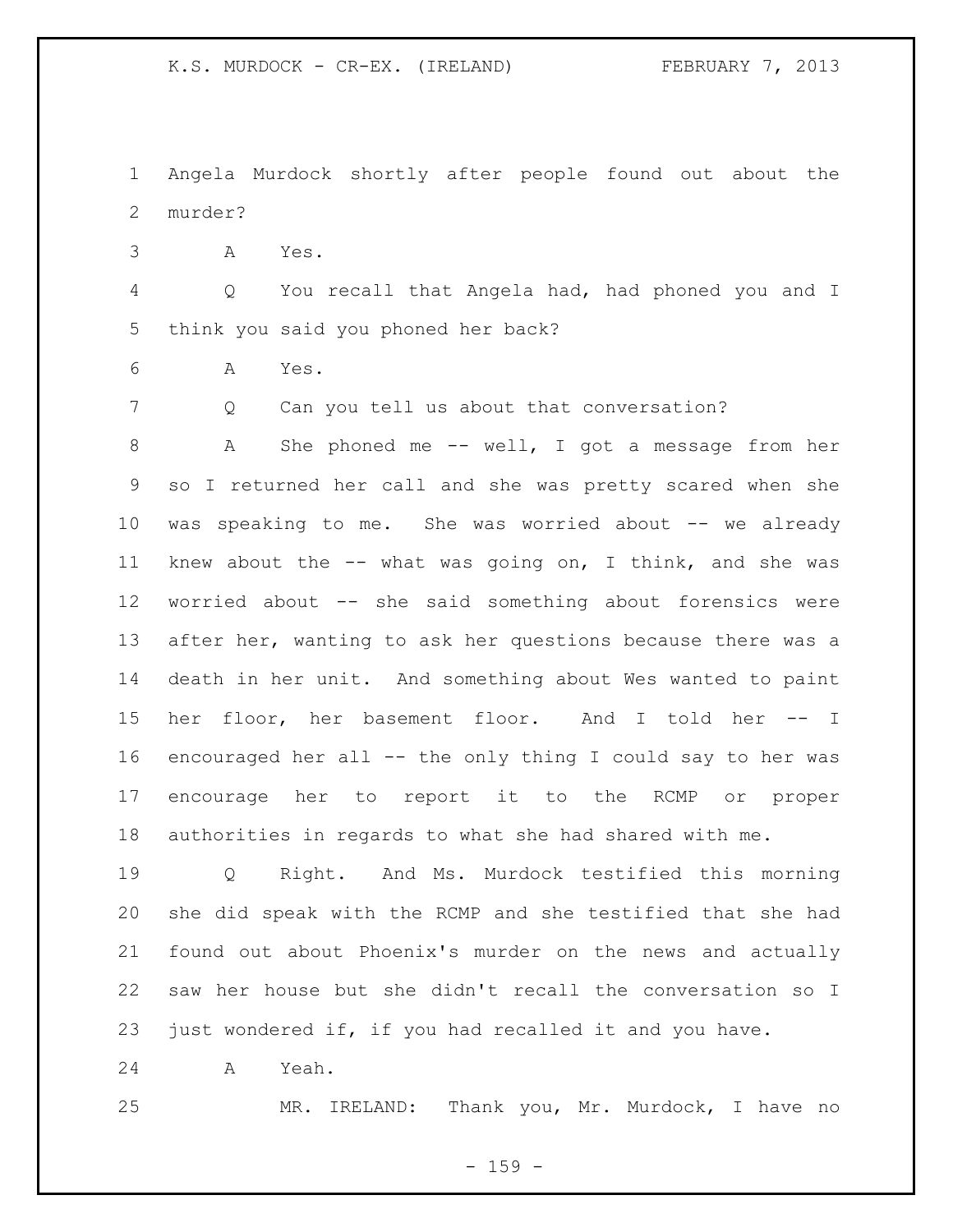Angela Murdock shortly after people found out about the murder?

A Yes.

Q You recall that Angela had, had phoned you and I think you said you phoned her back?

A Yes.

Q Can you tell us about that conversation?

A She phoned me -- well, I got a message from her so I returned her call and she was pretty scared when she was speaking to me. She was worried about -- we already knew about the -- what was going on, I think, and she was worried about -- she said something about forensics were after her, wanting to ask her questions because there was a death in her unit. And something about Wes wanted to paint her floor, her basement floor. And I told her -- I encouraged her all -- the only thing I could say to her was encourage her to report it to the RCMP or proper authorities in regards to what she had shared with me.

Q Right. And Ms. Murdock testified this morning she did speak with the RCMP and she testified that she had found out about Phoenix's murder on the news and actually saw her house but she didn't recall the conversation so I just wondered if, if you had recalled it and you have.

A Yeah.

MR. IRELAND: Thank you, Mr. Murdock, I have no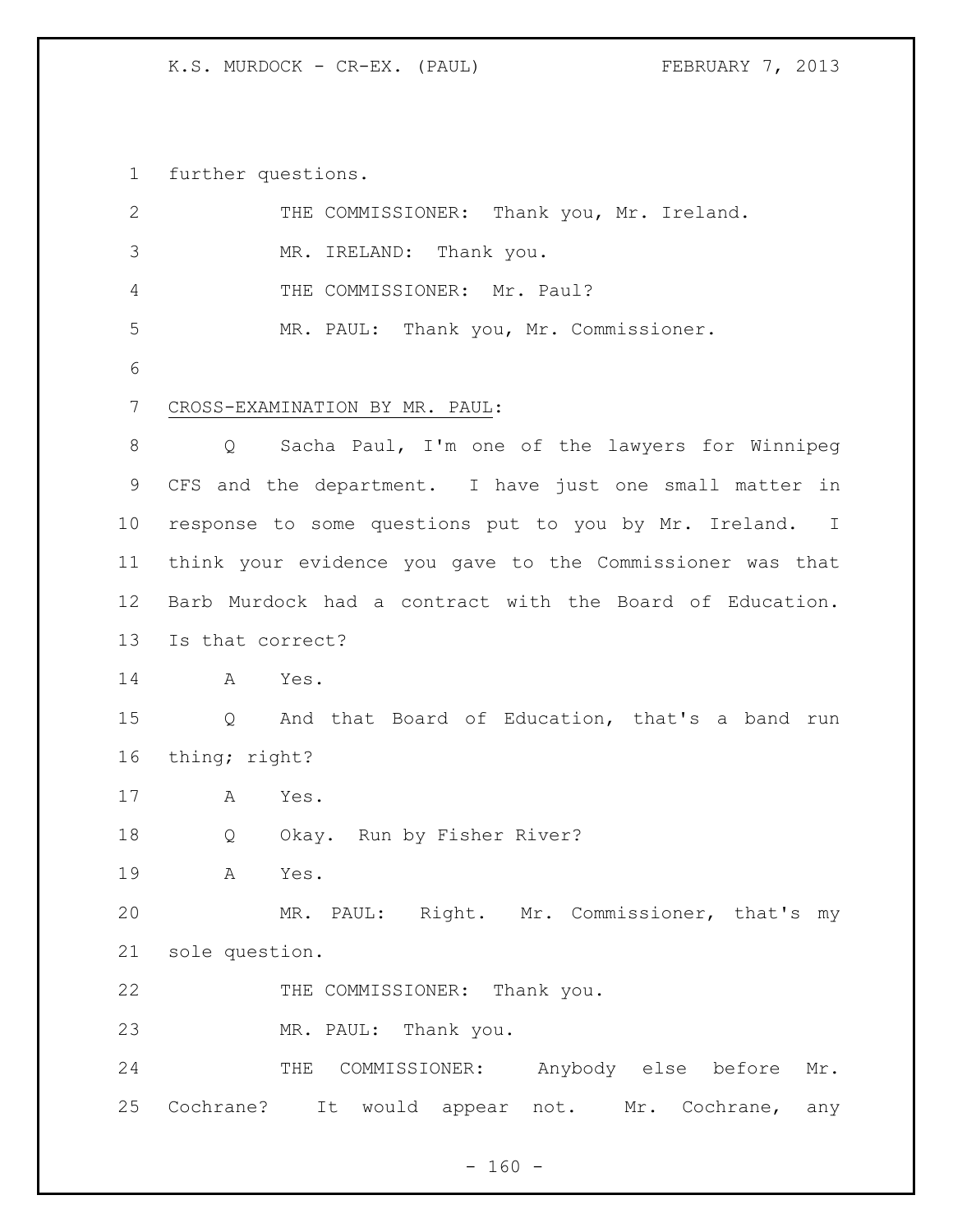further questions.

THE COMMISSIONER: Thank you, Mr. Ireland.

MR. IRELAND: Thank you.

THE COMMISSIONER: Mr. Paul?

MR. PAUL: Thank you, Mr. Commissioner.

CROSS-EXAMINATION BY MR. PAUL:

Q Sacha Paul, I'm one of the lawyers for Winnipeg CFS and the department. I have just one small matter in response to some questions put to you by Mr. Ireland. I think your evidence you gave to the Commissioner was that Barb Murdock had a contract with the Board of Education. Is that correct?

A Yes.

Q And that Board of Education, that's a band run thing; right?

A Yes.

Q Okay. Run by Fisher River?

A Yes.

MR. PAUL: Right. Mr. Commissioner, that's my sole question.

THE COMMISSIONER: Thank you.

MR. PAUL: Thank you.

THE COMMISSIONER: Anybody else before Mr. Cochrane? It would appear not. Mr. Cochrane, any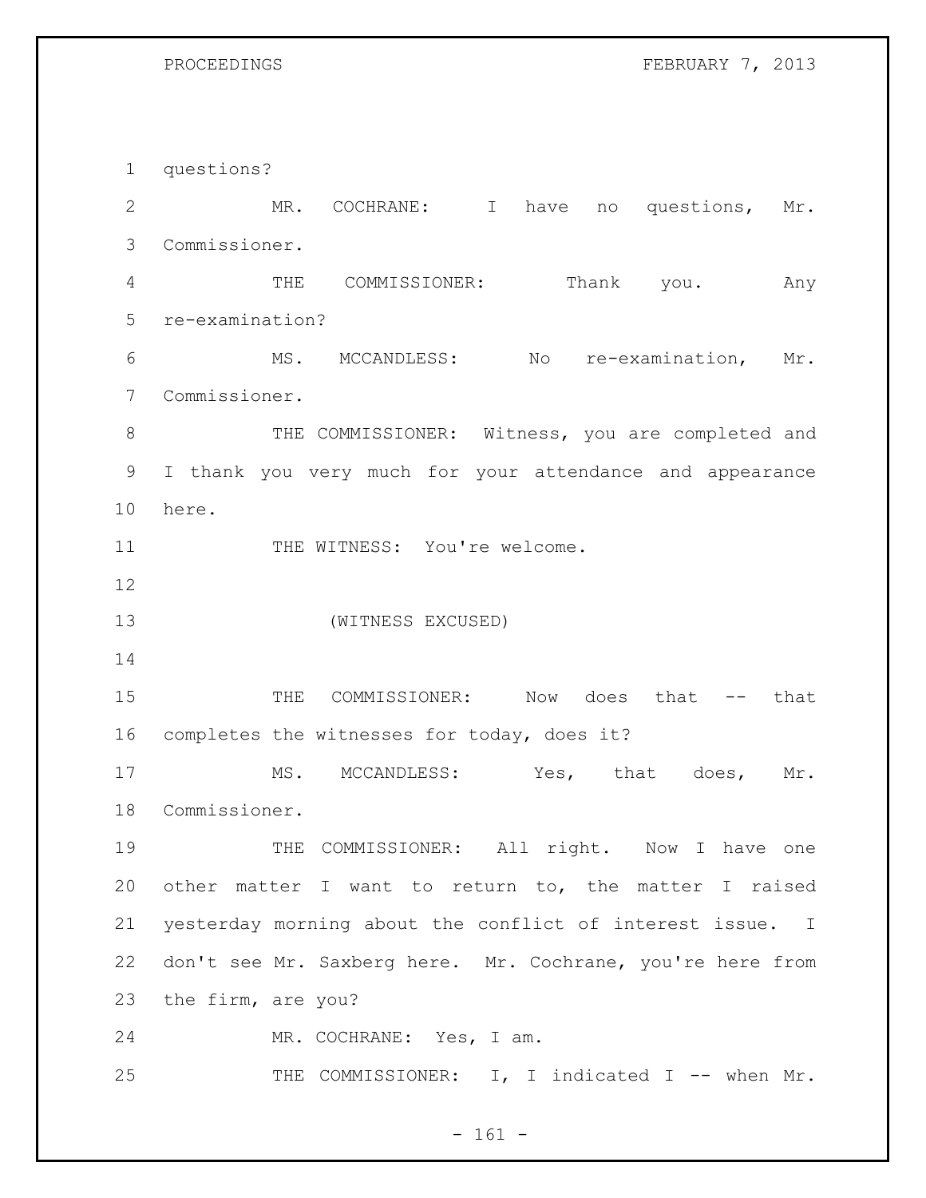questions?

MR. COCHRANE: I have no questions, Mr. Commissioner.

THE COMMISSIONER: Thank you. Any re-examination?

MS. MCCANDLESS: No re-examination, Mr. Commissioner.

THE COMMISSIONER: Witness, you are completed and I thank you very much for your attendance and appearance here.

THE WITNESS: You're welcome.

(WITNESS EXCUSED)

THE COMMISSIONER: Now does that -- that completes the witnesses for today, does it?

MS. MCCANDLESS: Yes, that does, Mr. Commissioner.

THE COMMISSIONER: All right. Now I have one other matter I want to return to, the matter I raised yesterday morning about the conflict of interest issue. I don't see Mr. Saxberg here. Mr. Cochrane, you're here from the firm, are you?

MR. COCHRANE: Yes, I am.

THE COMMISSIONER: I, I indicated I -- when Mr.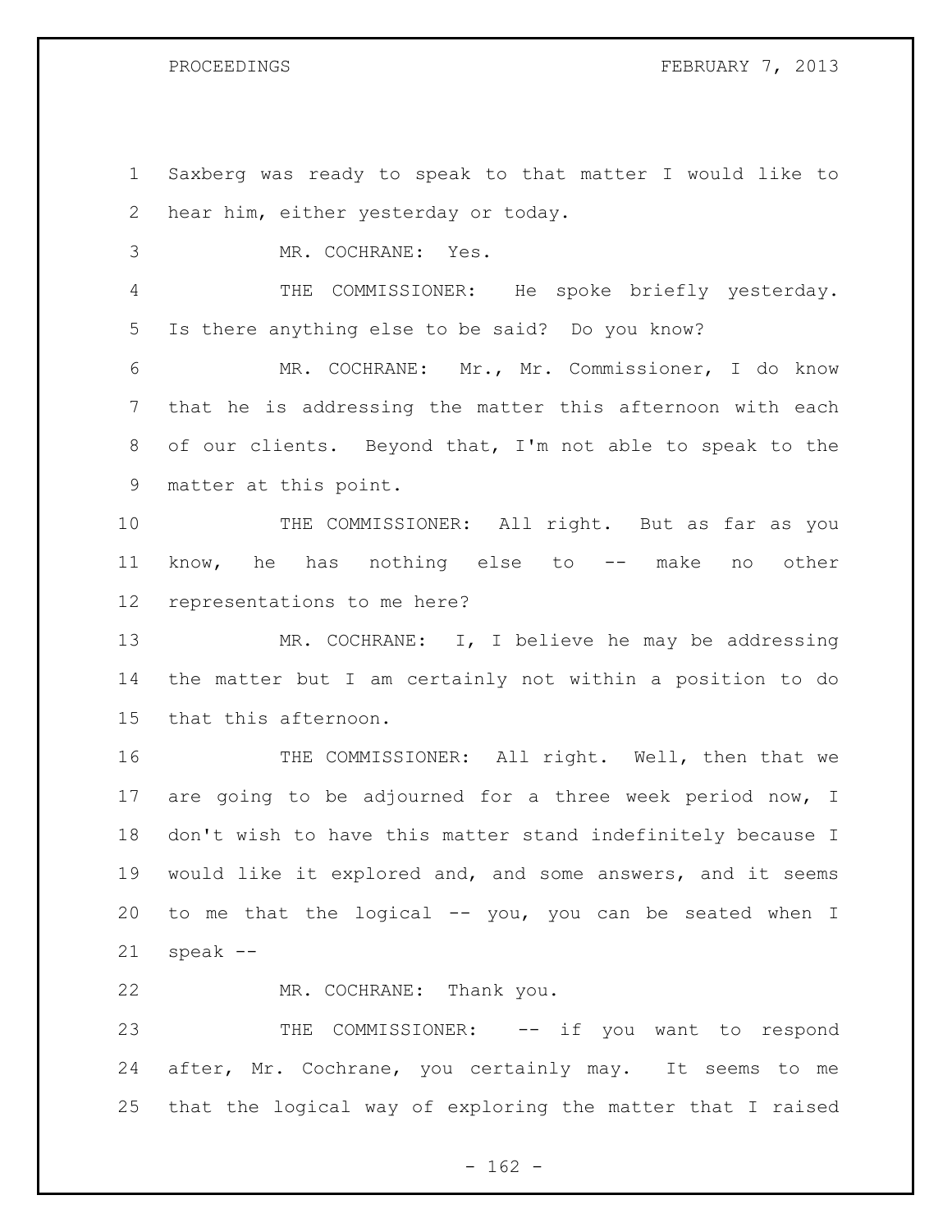Saxberg was ready to speak to that matter I would like to hear him, either yesterday or today.

MR. COCHRANE: Yes.

THE COMMISSIONER: He spoke briefly yesterday. Is there anything else to be said? Do you know?

MR. COCHRANE: Mr., Mr. Commissioner, I do know that he is addressing the matter this afternoon with each of our clients. Beyond that, I'm not able to speak to the matter at this point.

THE COMMISSIONER: All right. But as far as you know, he has nothing else to -- make no other representations to me here?

MR. COCHRANE: I, I believe he may be addressing the matter but I am certainly not within a position to do that this afternoon.

THE COMMISSIONER: All right. Well, then that we are going to be adjourned for a three week period now, I don't wish to have this matter stand indefinitely because I would like it explored and, and some answers, and it seems to me that the logical -- you, you can be seated when I speak --

MR. COCHRANE: Thank you.

THE COMMISSIONER: -- if you want to respond after, Mr. Cochrane, you certainly may. It seems to me that the logical way of exploring the matter that I raised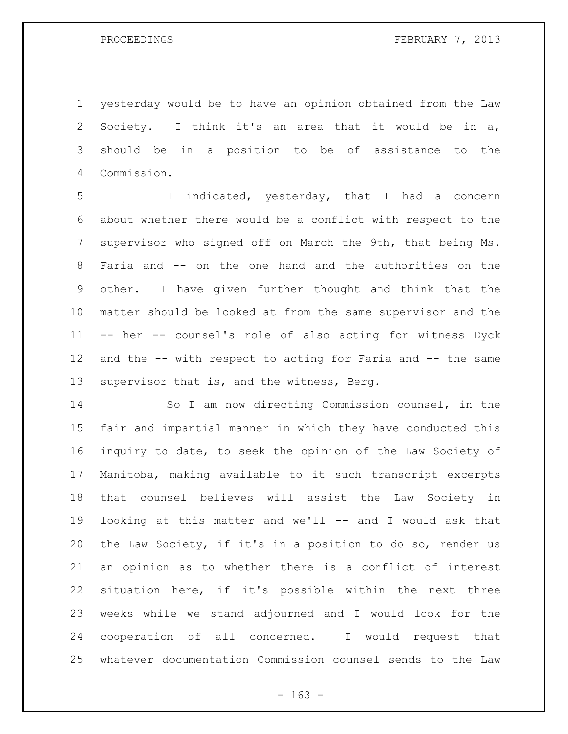yesterday would be to have an opinion obtained from the Law Society. I think it's an area that it would be in a, should be in a position to be of assistance to the Commission.

I indicated, yesterday, that I had a concern about whether there would be a conflict with respect to the supervisor who signed off on March the 9th, that being Ms. Faria and -- on the one hand and the authorities on the other. I have given further thought and think that the matter should be looked at from the same supervisor and the -- her -- counsel's role of also acting for witness Dyck and the -- with respect to acting for Faria and -- the same supervisor that is, and the witness, Berg.

So I am now directing Commission counsel, in the fair and impartial manner in which they have conducted this inquiry to date, to seek the opinion of the Law Society of Manitoba, making available to it such transcript excerpts that counsel believes will assist the Law Society in looking at this matter and we'll -- and I would ask that the Law Society, if it's in a position to do so, render us an opinion as to whether there is a conflict of interest situation here, if it's possible within the next three weeks while we stand adjourned and I would look for the cooperation of all concerned. I would request that whatever documentation Commission counsel sends to the Law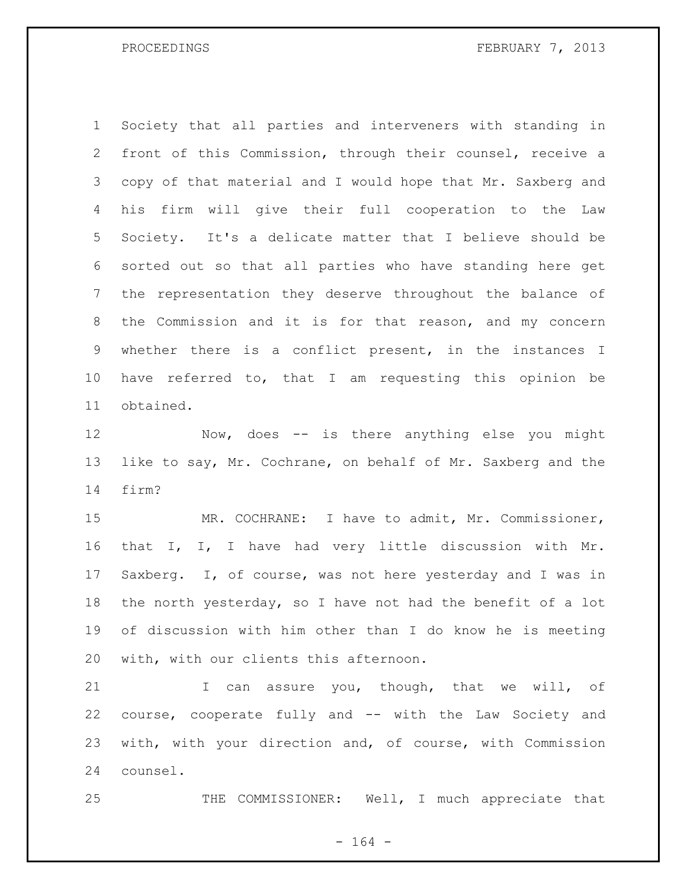Society that all parties and interveners with standing in front of this Commission, through their counsel, receive a copy of that material and I would hope that Mr. Saxberg and his firm will give their full cooperation to the Law Society. It's a delicate matter that I believe should be sorted out so that all parties who have standing here get the representation they deserve throughout the balance of the Commission and it is for that reason, and my concern whether there is a conflict present, in the instances I have referred to, that I am requesting this opinion be obtained.

Now, does -- is there anything else you might like to say, Mr. Cochrane, on behalf of Mr. Saxberg and the firm?

MR. COCHRANE: I have to admit, Mr. Commissioner, that I, I, I have had very little discussion with Mr. Saxberg. I, of course, was not here yesterday and I was in the north yesterday, so I have not had the benefit of a lot of discussion with him other than I do know he is meeting with, with our clients this afternoon.

I can assure you, though, that we will, of course, cooperate fully and -- with the Law Society and with, with your direction and, of course, with Commission counsel.

THE COMMISSIONER: Well, I much appreciate that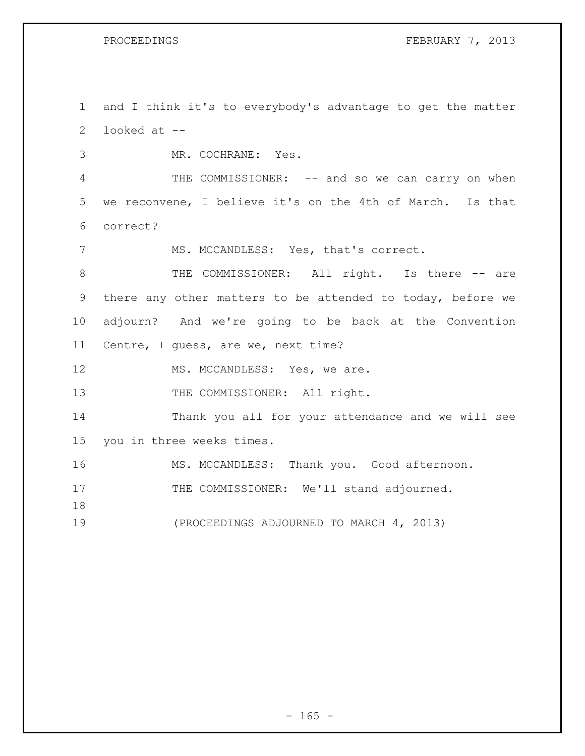and I think it's to everybody's advantage to get the matter looked at --

MR. COCHRANE: Yes.

THE COMMISSIONER: -- and so we can carry on when we reconvene, I believe it's on the 4th of March. Is that correct?

MS. MCCANDLESS: Yes, that's correct.

THE COMMISSIONER: All right. Is there -- are there any other matters to be attended to today, before we adjourn? And we're going to be back at the Convention Centre, I guess, are we, next time?

MS. MCCANDLESS: Yes, we are.

THE COMMISSIONER: All right.

Thank you all for your attendance and we will see you in three weeks times.

MS. MCCANDLESS: Thank you. Good afternoon.

THE COMMISSIONER: We'll stand adjourned.

(PROCEEDINGS ADJOURNED TO MARCH 4, 2013)